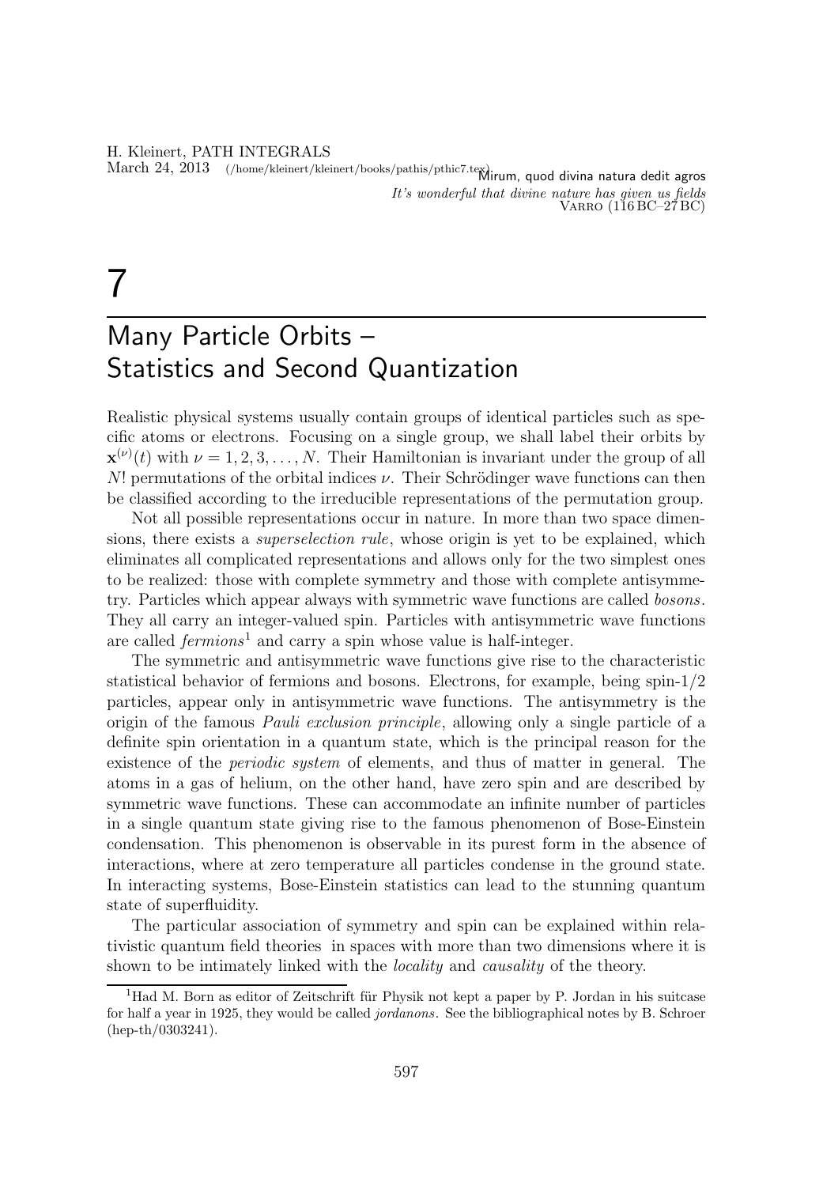Mirum, quod divina natura dedit agros
*It's wonderful that divine nature has given us fields*
VARRO (116 BC–27 BC)

# 7

# Many Particle Orbits – Statistics and Second Quantization

Realistic physical systems usually contain groups of identical particles such as specific atoms or electrons. Focusing on a single group, we shall label their orbits by $\mathbf{x}^{(\nu)}(t)$ with $\nu = 1, 2, 3, \ldots, N$. Their Hamiltonian is invariant under the group of all $N!$ permutations of the orbital indices $\nu$. Their Schrödinger wave functions can then be classified according to the irreducible representations of the permutation group.

Not all possible representations occur in nature. In more than two space dimensions, there exists a *superselection rule*, whose origin is yet to be explained, which eliminates all complicated representations and allows only for the two simplest ones to be realized: those with complete symmetry and those with complete antisymmetry. Particles which appear always with symmetric wave functions are called *bosons*. They all carry an integer-valued spin. Particles with antisymmetric wave functions are called *fermions*[1] and carry a spin whose value is half-integer.

The symmetric and antisymmetric wave functions give rise to the characteristic statistical behavior of fermions and bosons. Electrons, for example, being spin-1/2 particles, appear only in antisymmetric wave functions. The antisymmetry is the origin of the famous *Pauli exclusion principle*, allowing only a single particle of a definite spin orientation in a quantum state, which is the principal reason for the existence of the *periodic system* of elements, and thus of matter in general. The atoms in a gas of helium, on the other hand, have zero spin and are described by symmetric wave functions. These can accommodate an infinite number of particles in a single quantum state giving rise to the famous phenomenon of Bose-Einstein condensation. This phenomenon is observable in its purest form in the absence of interactions, where at zero temperature all particles condense in the ground state. In interacting systems, Bose-Einstein statistics can lead to the stunning quantum state of superfluidity.

The particular association of symmetry and spin can be explained within relativistic quantum field theories in spaces with more than two dimensions where it is shown to be intimately linked with the *locality* and *causality* of the theory.

---

[1] Had M. Born as editor of Zeitschrift für Physik not kept a paper by P. Jordan in his suitcase for half a year in 1925, they would be called *jordanons*. See the bibliographical notes by B. Schroer (hep-th/0303241).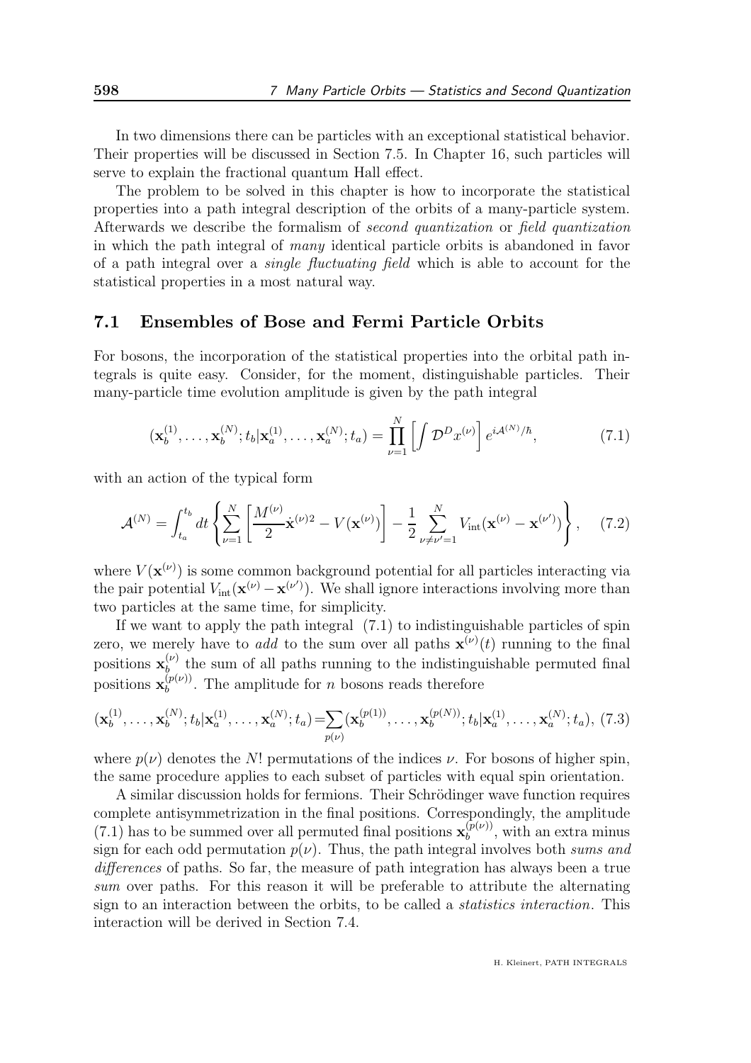In two dimensions there can be particles with an exceptional statistical behavior. Their properties will be discussed in Section 7.5. In Chapter 16, such particles will serve to explain the fractional quantum Hall effect.

The problem to be solved in this chapter is how to incorporate the statistical properties into a path integral description of the orbits of a many-particle system. Afterwards we describe the formalism of *second quantization* or *field quantization* in which the path integral of *many* identical particle orbits is abandoned in favor of a path integral over a *single fluctuating field* which is able to account for the statistical properties in a most natural way.

## 7.1 Ensembles of Bose and Fermi Particle Orbits

For bosons, the incorporation of the statistical properties into the orbital path integrals is quite easy. Consider, for the moment, distinguishable particles. Their many-particle time evolution amplitude is given by the path integral

$$(\mathbf{x}_b^{(1)},\ldots,\mathbf{x}_b^{(N)};t_b|\mathbf{x}_a^{(1)},\ldots,\mathbf{x}_a^{(N)};t_a)=\prod_{\nu=1}^{N}\left[\int\mathcal{D}^D x^{(\nu)}\right]e^{i\mathcal{A}^{(N)}/\hbar},\tag{7.1}$$

with an action of the typical form

$$\mathcal{A}^{(N)}=\int_{t_a}^{t_b}dt\left\{\sum_{\nu=1}^{N}\left[\frac{M^{(\nu)}}{2}\dot{\mathbf{x}}^{(\nu)2}-V(\mathbf{x}^{(\nu)})\right]-\frac{1}{2}\sum_{\nu\neq\nu'=1}^{N}V_{\rm int}(\mathbf{x}^{(\nu)}-\mathbf{x}^{(\nu')})\right\},\tag{7.2}$$

where $V(\mathbf{x}^{(\nu)})$ is some common background potential for all particles interacting via the pair potential $V_{\rm int}(\mathbf{x}^{(\nu)}-\mathbf{x}^{(\nu')})$. We shall ignore interactions involving more than two particles at the same time, for simplicity.

If we want to apply the path integral (7.1) to indistinguishable particles of spin zero, we merely have to *add* to the sum over all paths $\mathbf{x}^{(\nu)}(t)$ running to the final positions $\mathbf{x}_b^{(\nu)}$ the sum of all paths running to the indistinguishable permuted final positions $\mathbf{x}_b^{(p(\nu))}$. The amplitude for $n$ bosons reads therefore

$$(\mathbf{x}_b^{(1)},\ldots,\mathbf{x}_b^{(N)};t_b|\mathbf{x}_a^{(1)},\ldots,\mathbf{x}_a^{(N)};t_a)=\sum_{p(\nu)}(\mathbf{x}_b^{(p(1))},\ldots,\mathbf{x}_b^{(p(N))};t_b|\mathbf{x}_a^{(1)},\ldots,\mathbf{x}_a^{(N)};t_a),\tag{7.3}$$

where $p(\nu)$ denotes the $N!$ permutations of the indices $\nu$. For bosons of higher spin, the same procedure applies to each subset of particles with equal spin orientation.

A similar discussion holds for fermions. Their Schrödinger wave function requires complete antisymmetrization in the final positions. Correspondingly, the amplitude (7.1) has to be summed over all permuted final positions $\mathbf{x}_b^{(p(\nu))}$, with an extra minus sign for each odd permutation $p(\nu)$. Thus, the path integral involves both *sums and differences* of paths. So far, the measure of path integration has always been a true *sum* over paths. For this reason it will be preferable to attribute the alternating sign to an interaction between the orbits, to be called a *statistics interaction*. This interaction will be derived in Section 7.4.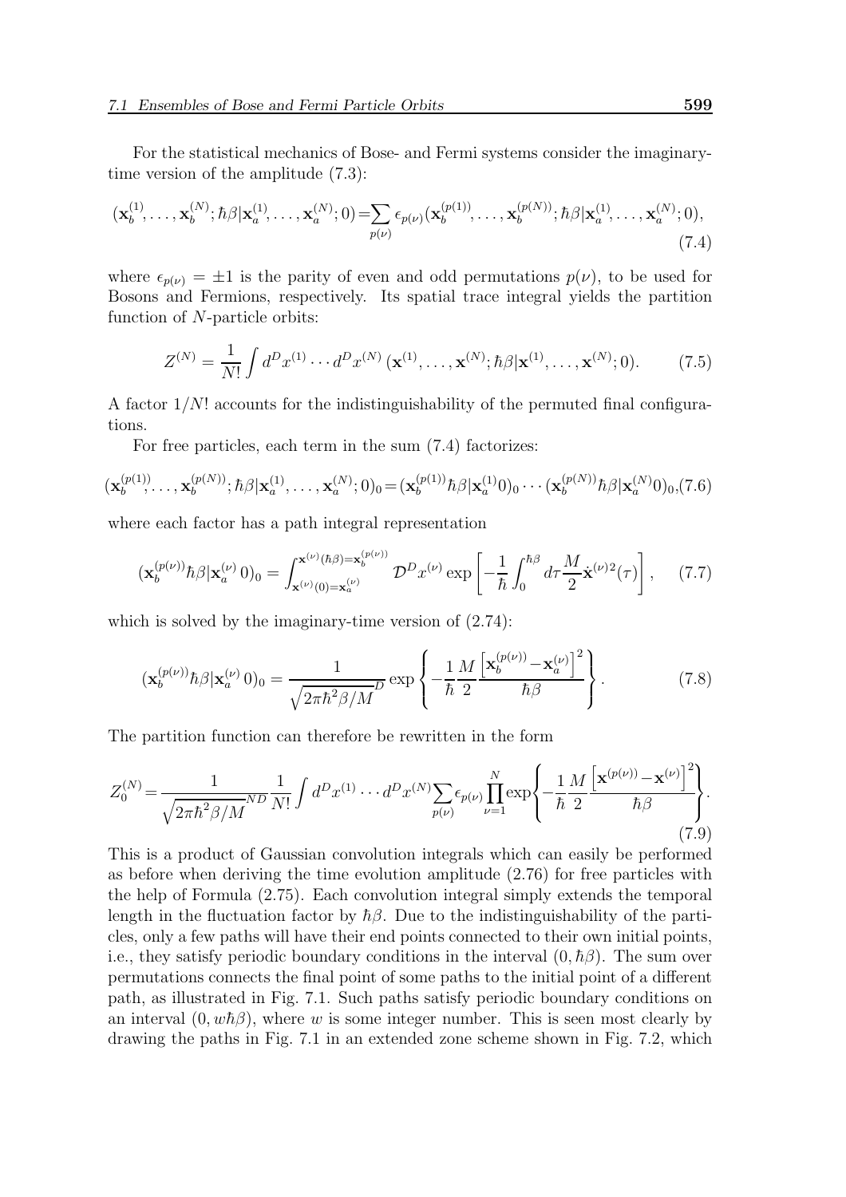For the statistical mechanics of Bose- and Fermi systems consider the imaginary-time version of the amplitude (7.3):

$$(\mathbf{x}_b^{(1)},\ldots,\mathbf{x}_b^{(N)};\hbar\beta|\mathbf{x}_a^{(1)},\ldots,\mathbf{x}_a^{(N)};0)=\sum_{p(\nu)}\epsilon_{p(\nu)}(\mathbf{x}_b^{(p(1))},\ldots,\mathbf{x}_b^{(p(N))};\hbar\beta|\mathbf{x}_a^{(1)},\ldots,\mathbf{x}_a^{(N)};0), \tag{7.4}$$

where $\epsilon_{p(\nu)} = \pm 1$ is the parity of even and odd permutations $p(\nu)$, to be used for Bosons and Fermions, respectively. Its spatial trace integral yields the partition function of $N$-particle orbits:

$$Z^{(N)} = \frac{1}{N!}\int d^Dx^{(1)}\cdots d^Dx^{(N)}\,(\mathbf{x}^{(1)},\ldots,\mathbf{x}^{(N)};\hbar\beta|\mathbf{x}^{(1)},\ldots,\mathbf{x}^{(N)};0). \tag{7.5}$$

A factor $1/N!$ accounts for the indistinguishability of the permuted final configurations.

For free particles, each term in the sum (7.4) factorizes:

$$(\mathbf{x}_b^{(p(1))},\ldots,\mathbf{x}_b^{(p(N))};\hbar\beta|\mathbf{x}_a^{(1)},\ldots,\mathbf{x}_a^{(N)};0)_0=(\mathbf{x}_b^{(p(1))}\hbar\beta|\mathbf{x}_a^{(1)}0)_0\cdots(\mathbf{x}_b^{(p(N))}\hbar\beta|\mathbf{x}_a^{(N)}0)_0, \tag{7.6}$$

where each factor has a path integral representation

$$(\mathbf{x}_b^{(p(\nu))}\hbar\beta|\mathbf{x}_a^{(\nu)}\,0)_0 = \int_{\mathbf{x}^{(\nu)}(0)=\mathbf{x}_a^{(\nu)}}^{\mathbf{x}^{(\nu)}(\hbar\beta)=\mathbf{x}_b^{(p(\nu))}} \mathcal{D}^D x^{(\nu)} \exp\left[-\frac{1}{\hbar}\int_0^{\hbar\beta} d\tau \frac{M}{2}\dot{\mathbf{x}}^{(\nu)2}(\tau)\right], \tag{7.7}$$

which is solved by the imaginary-time version of (2.74):

$$(\mathbf{x}_b^{(p(\nu))}\hbar\beta|\mathbf{x}_a^{(\nu)}\,0)_0 = \frac{1}{\sqrt{2\pi\hbar^2\beta/M}^D}\exp\left\{-\frac{1}{\hbar}\frac{M}{2}\frac{\left[\mathbf{x}_b^{(p(\nu))}-\mathbf{x}_a^{(\nu)}\right]^2}{\hbar\beta}\right\}. \tag{7.8}$$

The partition function can therefore be rewritten in the form

$$Z_0^{(N)}=\frac{1}{\sqrt{2\pi\hbar^2\beta/M}^{ND}}\frac{1}{N!}\int d^Dx^{(1)}\cdots d^Dx^{(N)}\sum_{p(\nu)}\epsilon_{p(\nu)}\prod_{\nu=1}^{N}\exp\left\{-\frac{1}{\hbar}\frac{M}{2}\frac{\left[\mathbf{x}^{(p(\nu))}-\mathbf{x}^{(\nu)}\right]^2}{\hbar\beta}\right\}. \tag{7.9}$$

This is a product of Gaussian convolution integrals which can easily be performed as before when deriving the time evolution amplitude (2.76) for free particles with the help of Formula (2.75). Each convolution integral simply extends the temporal length in the fluctuation factor by $\hbar\beta$. Due to the indistinguishability of the particles, only a few paths will have their end points connected to their own initial points, i.e., they satisfy periodic boundary conditions in the interval $(0,\hbar\beta)$. The sum over permutations connects the final point of some paths to the initial point of a different path, as illustrated in Fig. 7.1. Such paths satisfy periodic boundary conditions on an interval $(0, w\hbar\beta)$, where $w$ is some integer number. This is seen most clearly by drawing the paths in Fig. 7.1 in an extended zone scheme shown in Fig. 7.2, which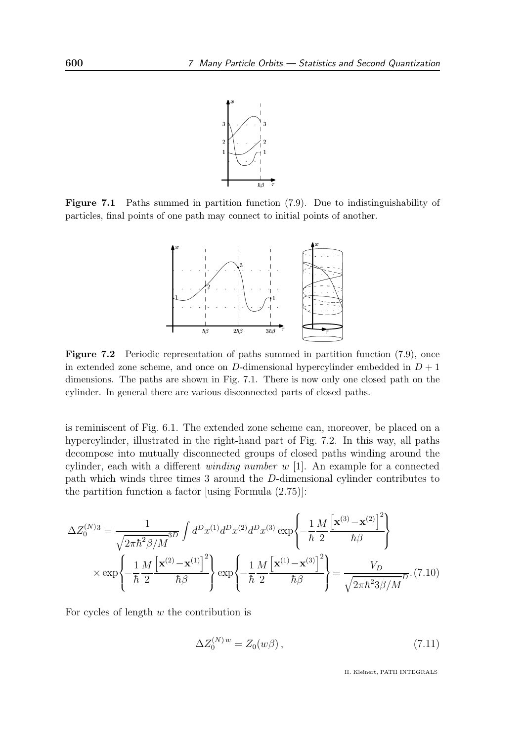**Figure 7.1** Paths summed in partition function (7.9). Due to indistinguishability of particles, final points of one path may connect to initial points of another.

**Figure 7.2** Periodic representation of paths summed in partition function (7.9), once in extended zone scheme, and once on $D$-dimensional hypercylinder embedded in $D+1$ dimensions. The paths are shown in Fig. 7.1. There is now only one closed path on the cylinder. In general there are various disconnected parts of closed paths.

is reminiscent of Fig. 6.1. The extended zone scheme can, moreover, be placed on a hypercylinder, illustrated in the right-hand part of Fig. 7.2. In this way, all paths decompose into mutually disconnected groups of closed paths winding around the cylinder, each with a different *winding number* $w$ [1]. An example for a connected path which winds three times 3 around the $D$-dimensional cylinder contributes to the partition function a factor [using Formula (2.75)]:

$$\Delta Z_0^{(N)3} = \frac{1}{\sqrt{2\pi\hbar^2\beta/M}^{3D}} \int d^D x^{(1)} d^D x^{(2)} d^D x^{(3)} \exp\left\{-\frac{1}{\hbar}\frac{M}{2}\frac{\left[\mathbf{x}^{(3)} - \mathbf{x}^{(2)}\right]^2}{\hbar\beta}\right\}$$
$$\times \exp\left\{-\frac{1}{\hbar}\frac{M}{2}\frac{\left[\mathbf{x}^{(2)} - \mathbf{x}^{(1)}\right]^2}{\hbar\beta}\right\} \exp\left\{-\frac{1}{\hbar}\frac{M}{2}\frac{\left[\mathbf{x}^{(1)} - \mathbf{x}^{(3)}\right]^2}{\hbar\beta}\right\} = \frac{V_D}{\sqrt{2\pi\hbar^2 3\beta/M}^D}. \tag{7.10}$$

For cycles of length $w$ the contribution is

$$\Delta Z_0^{(N)\,w} = Z_0(w\beta)\,, \tag{7.11}$$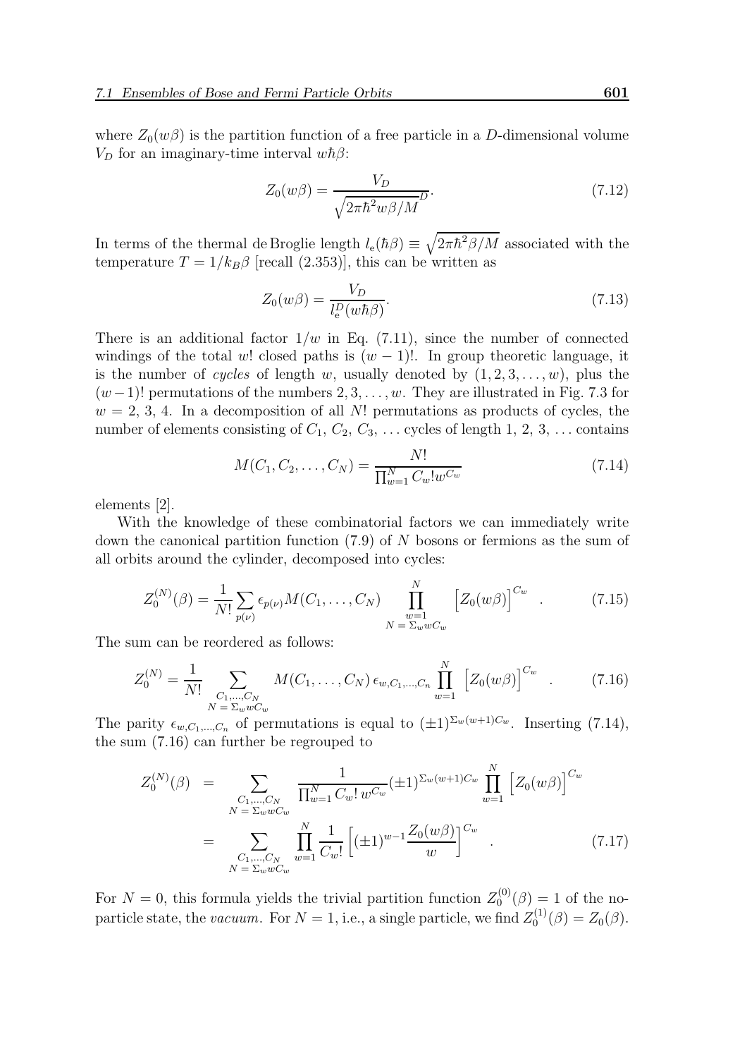where $Z_0(w\beta)$ is the partition function of a free particle in a $D$-dimensional volume $V_D$ for an imaginary-time interval $w\hbar\beta$:

$$Z_0(w\beta) = \frac{V_D}{\sqrt{2\pi\hbar^2 w\beta/M}^D}. \tag{7.12}$$

In terms of the thermal de Broglie length $l_{\rm e}(\hbar\beta) \equiv \sqrt{2\pi\hbar^2\beta/M}$ associated with the temperature $T = 1/k_B\beta$ [recall (2.353)], this can be written as

$$Z_0(w\beta) = \frac{V_D}{l_{\rm e}^D(w\hbar\beta)}. \tag{7.13}$$

There is an additional factor $1/w$ in Eq. (7.11), since the number of connected windings of the total $w!$ closed paths is $(w-1)!$. In group theoretic language, it is the number of *cycles* of length $w$, usually denoted by $(1, 2, 3, \dots, w)$, plus the $(w-1)!$ permutations of the numbers $2, 3, \dots, w$. They are illustrated in Fig. 7.3 for $w = 2, 3, 4$. In a decomposition of all $N!$ permutations as products of cycles, the number of elements consisting of $C_1$, $C_2$, $C_3$, ... cycles of length 1, 2, 3, ... contains

$$M(C_1, C_2, \dots, C_N) = \frac{N!}{\prod_{w=1}^N C_w! w^{C_w}} \tag{7.14}$$

elements [2].

With the knowledge of these combinatorial factors we can immediately write down the canonical partition function (7.9) of $N$ bosons or fermions as the sum of all orbits around the cylinder, decomposed into cycles:

$$Z_0^{(N)}(\beta) = \frac{1}{N!} \sum_{p(\nu)} \epsilon_{p(\nu)} M(C_1, \dots, C_N) \prod_{\substack{w=1 \\ N\,=\,\Sigma_w w C_w}}^{N} \Big[ Z_0(w\beta) \Big]^{C_w} \ . \tag{7.15}$$

The sum can be reordered as follows:

$$Z_0^{(N)} = \frac{1}{N!} \sum_{\substack{C_1,\dots,C_N \\ N\,=\,\Sigma_w w C_w}} M(C_1, \dots, C_N)\, \epsilon_{w, C_1, \dots, C_n} \prod_{w=1}^{N} \Big[ Z_0(w\beta) \Big]^{C_w} \ . \tag{7.16}$$

The parity $\epsilon_{w, C_1, \dots, C_n}$ of permutations is equal to $(\pm 1)^{\Sigma_w (w+1) C_w}$. Inserting (7.14), the sum (7.16) can further be regrouped to

$$\begin{aligned} Z_0^{(N)}(\beta) &= \sum_{\substack{C_1,\dots,C_N \\ N\,=\,\Sigma_w w C_w}} \frac{1}{\prod_{w=1}^N C_w!\, w^{C_w}} (\pm 1)^{\Sigma_w (w+1) C_w} \prod_{w=1}^{N} \Big[ Z_0(w\beta) \Big]^{C_w} \\ &= \sum_{\substack{C_1,\dots,C_N \\ N\,=\,\Sigma_w w C_w}} \prod_{w=1}^{N} \frac{1}{C_w!} \left[ (\pm 1)^{w-1} \frac{Z_0(w\beta)}{w} \right]^{C_w} \ . \end{aligned} \tag{7.17}$$

For $N = 0$, this formula yields the trivial partition function $Z_0^{(0)}(\beta) = 1$ of the no-particle state, the *vacuum*. For $N = 1$, i.e., a single particle, we find $Z_0^{(1)}(\beta) = Z_0(\beta)$.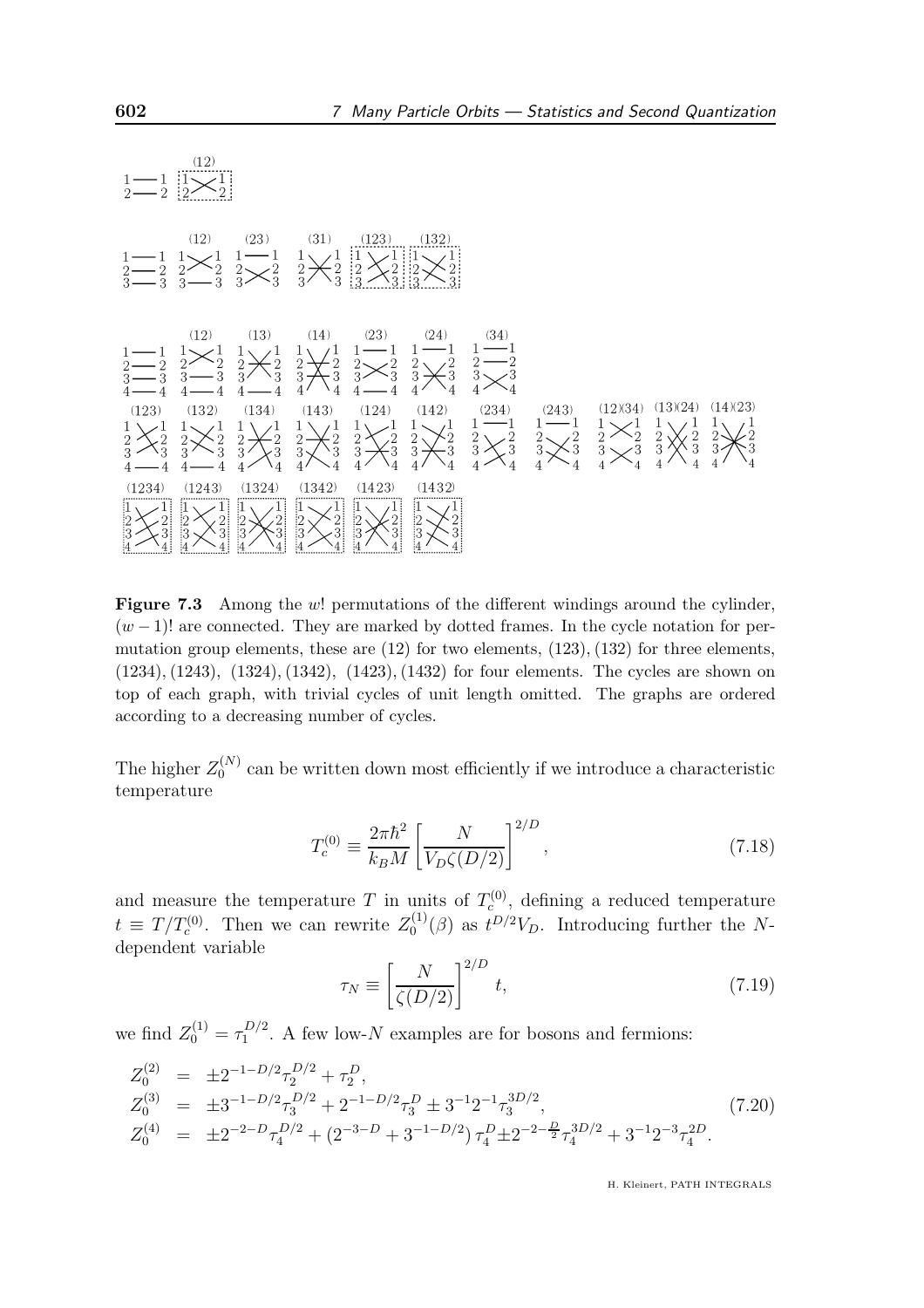**Figure 7.3** Among the $w!$ permutations of the different windings around the cylinder, $(w-1)!$ are connected. They are marked by dotted frames. In the cycle notation for permutation group elements, these are (12) for two elements, (123), (132) for three elements, (1234), (1243), (1324), (1342), (1423), (1432) for four elements. The cycles are shown on top of each graph, with trivial cycles of unit length omitted. The graphs are ordered according to a decreasing number of cycles.

The higher $Z_0^{(N)}$ can be written down most efficiently if we introduce a characteristic temperature

$$T_c^{(0)} \equiv \frac{2\pi\hbar^2}{k_B M}\left[\frac{N}{V_D \zeta(D/2)}\right]^{2/D}, \tag{7.18}$$

and measure the temperature $T$ in units of $T_c^{(0)}$, defining a reduced temperature $t \equiv T/T_c^{(0)}$. Then we can rewrite $Z_0^{(1)}(\beta)$ as $t^{D/2}V_D$. Introducing further the $N$-dependent variable

$$\tau_N \equiv \left[\frac{N}{\zeta(D/2)}\right]^{2/D} t, \tag{7.19}$$

we find $Z_0^{(1)} = \tau_1^{D/2}$. A few low-$N$ examples are for bosons and fermions:

$$\begin{aligned}
Z_0^{(2)} &= \pm 2^{-1-D/2}\tau_2^{D/2} + \tau_2^D, \\
Z_0^{(3)} &= \pm 3^{-1-D/2}\tau_3^{D/2} + 2^{-1-D/2}\tau_3^D \pm 3^{-1}2^{-1}\tau_3^{3D/2}, \\
Z_0^{(4)} &= \pm 2^{-2-D}\tau_4^{D/2} + (2^{-3-D} + 3^{-1-D/2})\,\tau_4^D \pm 2^{-2-\frac{D}{2}}\tau_4^{3D/2} + 3^{-1}2^{-3}\tau_4^{2D}.
\end{aligned} \tag{7.20}$$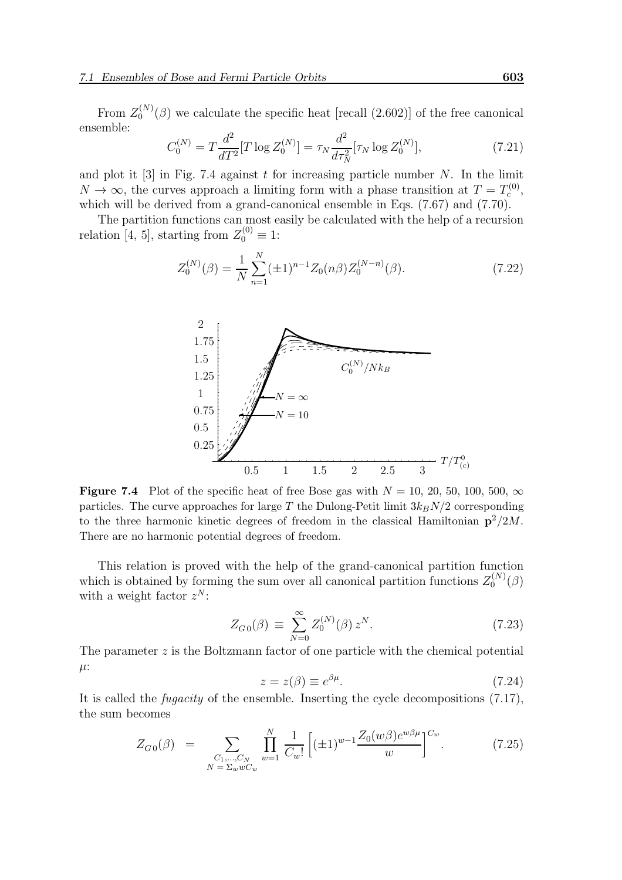From $Z_0^{(N)}(\beta)$ we calculate the specific heat [recall (2.602)] of the free canonical ensemble:

$$C_0^{(N)} = T\frac{d^2}{dT^2}[T\log Z_0^{(N)}] = \tau_N \frac{d^2}{d\tau_N^2}[\tau_N \log Z_0^{(N)}], \tag{7.21}$$

and plot it [3] in Fig. 7.4 against $t$ for increasing particle number $N$. In the limit $N \to \infty$, the curves approach a limiting form with a phase transition at $T = T_c^{(0)}$, which will be derived from a grand-canonical ensemble in Eqs. (7.67) and (7.70).

The partition functions can most easily be calculated with the help of a recursion relation [4, 5], starting from $Z_0^{(0)} \equiv 1$:

$$Z_0^{(N)}(\beta) = \frac{1}{N}\sum_{n=1}^{N}(\pm 1)^{n-1} Z_0(n\beta) Z_0^{(N-n)}(\beta). \tag{7.22}$$

**Figure 7.4** Plot of the specific heat of free Bose gas with $N = 10,\, 20,\, 50,\, 100,\, 500,\, \infty$ particles. The curve approaches for large $T$ the Dulong-Petit limit $3k_BN/2$ corresponding to the three harmonic kinetic degrees of freedom in the classical Hamiltonian $\mathbf{p}^2/2M$. There are no harmonic potential degrees of freedom.

This relation is proved with the help of the grand-canonical partition function which is obtained by forming the sum over all canonical partition functions $Z_0^{(N)}(\beta)$ with a weight factor $z^N$:

$$Z_{G\,0}(\beta) \equiv \sum_{N=0}^{\infty} Z_0^{(N)}(\beta)\, z^N. \tag{7.23}$$

The parameter $z$ is the Boltzmann factor of one particle with the chemical potential $\mu$:

$$z = z(\beta) \equiv e^{\beta\mu}. \tag{7.24}$$

It is called the *fugacity* of the ensemble. Inserting the cycle decompositions (7.17), the sum becomes

$$Z_{G\,0}(\beta) = \sum_{\substack{C_1,\dots,C_N \\ N = \Sigma_w w C_w}} \prod_{w=1}^{N} \frac{1}{C_w!}\left[(\pm 1)^{w-1}\frac{Z_0(w\beta)e^{w\beta\mu}}{w}\right]^{C_w}. \tag{7.25}$$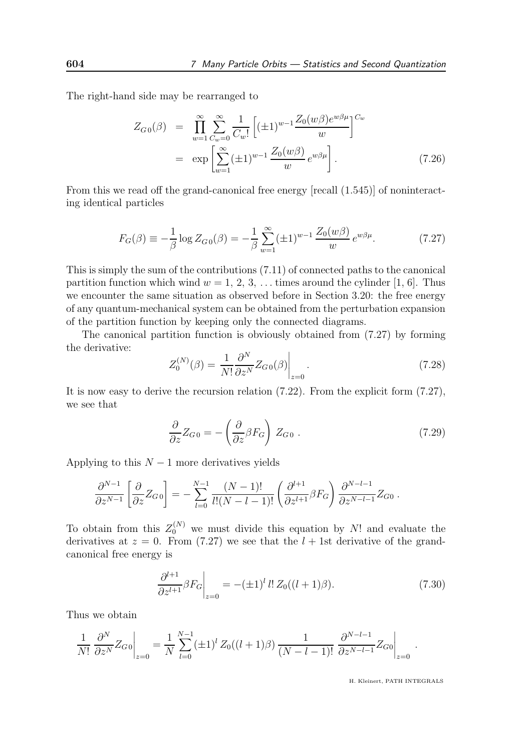The right-hand side may be rearranged to

$$
\begin{aligned}
Z_{G\,0}(\beta) &= \prod_{w=1}^{\infty} \sum_{C_w=0}^{\infty} \frac{1}{C_w!} \left[ (\pm 1)^{w-1} \frac{Z_0(w\beta) e^{w\beta\mu}}{w} \right]^{C_w} \\
&= \exp\left[ \sum_{w=1}^{\infty} (\pm 1)^{w-1} \frac{Z_0(w\beta)}{w} e^{w\beta\mu} \right]. \qquad (7.26)
\end{aligned}
$$

From this we read off the grand-canonical free energy [recall (1.545)] of noninteracting identical particles

$$
F_G(\beta) \equiv -\frac{1}{\beta} \log Z_{G\,0}(\beta) = -\frac{1}{\beta} \sum_{w=1}^{\infty} (\pm 1)^{w-1} \frac{Z_0(w\beta)}{w} e^{w\beta\mu}. \qquad (7.27)
$$

This is simply the sum of the contributions (7.11) of connected paths to the canonical partition function which wind $w = 1, 2, 3, \ldots$ times around the cylinder [1, 6]. Thus we encounter the same situation as observed before in Section 3.20: the free energy of any quantum-mechanical system can be obtained from the perturbation expansion of the partition function by keeping only the connected diagrams.

The canonical partition function is obviously obtained from (7.27) by forming the derivative:

$$
Z_0^{(N)}(\beta) = \frac{1}{N!} \frac{\partial^N}{\partial z^N} Z_{G\,0}(\beta) \bigg|_{z=0}. \qquad (7.28)
$$

It is now easy to derive the recursion relation (7.22). From the explicit form (7.27), we see that

$$
\frac{\partial}{\partial z} Z_{G\,0} = -\left( \frac{\partial}{\partial z} \beta F_G \right) Z_{G\,0}\,. \qquad (7.29)
$$

Applying to this $N-1$ more derivatives yields

$$
\frac{\partial^{N-1}}{\partial z^{N-1}} \left[ \frac{\partial}{\partial z} Z_{G\,0} \right] = -\sum_{l=0}^{N-1} \frac{(N-1)!}{l!(N-l-1)!} \left( \frac{\partial^{l+1}}{\partial z^{l+1}} \beta F_G \right) \frac{\partial^{N-l-1}}{\partial z^{N-l-1}} Z_{G\,0}\,.
$$

To obtain from this $Z_0^{(N)}$ we must divide this equation by $N!$ and evaluate the derivatives at $z = 0$. From (7.27) we see that the $l+1$st derivative of the grand-canonical free energy is

$$
\frac{\partial^{l+1}}{\partial z^{l+1}} \beta F_G \bigg|_{z=0} = -(\pm 1)^l \, l! \, Z_0((l+1)\beta). \qquad (7.30)
$$

Thus we obtain

$$
\frac{1}{N!} \frac{\partial^N}{\partial z^N} Z_{G0} \bigg|_{z=0} = \frac{1}{N} \sum_{l=0}^{N-1} (\pm 1)^l \, Z_0((l+1)\beta) \, \frac{1}{(N-l-1)!} \, \frac{\partial^{N-l-1}}{\partial z^{N-l-1}} Z_{G0} \bigg|_{z=0}.
$$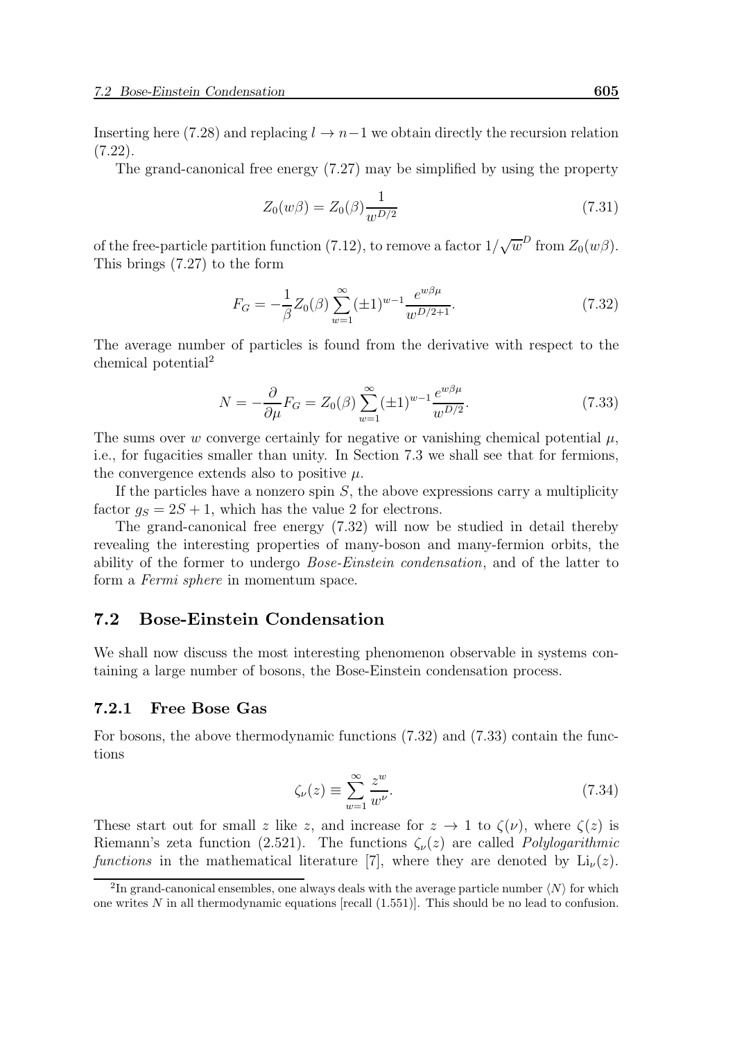Inserting here (7.28) and replacing $l \to n-1$ we obtain directly the recursion relation (7.22).

The grand-canonical free energy (7.27) may be simplified by using the property

$$Z_0(w\beta) = Z_0(\beta)\frac{1}{w^{D/2}} \tag{7.31}$$

of the free-particle partition function (7.12), to remove a factor $1/\sqrt{w}^D$ from $Z_0(w\beta)$. This brings (7.27) to the form

$$F_G = -\frac{1}{\beta}Z_0(\beta)\sum_{w=1}^{\infty}(\pm 1)^{w-1}\frac{e^{w\beta\mu}}{w^{D/2+1}}. \tag{7.32}$$

The average number of particles is found from the derivative with respect to the chemical potential[2]

$$N = -\frac{\partial}{\partial \mu}F_G = Z_0(\beta)\sum_{w=1}^{\infty}(\pm 1)^{w-1}\frac{e^{w\beta\mu}}{w^{D/2}}. \tag{7.33}$$

The sums over $w$ converge certainly for negative or vanishing chemical potential $\mu$, i.e., for fugacities smaller than unity. In Section 7.3 we shall see that for fermions, the convergence extends also to positive $\mu$.

If the particles have a nonzero spin $S$, the above expressions carry a multiplicity factor $g_S = 2S+1$, which has the value 2 for electrons.

The grand-canonical free energy (7.32) will now be studied in detail thereby revealing the interesting properties of many-boson and many-fermion orbits, the ability of the former to undergo *Bose-Einstein condensation*, and of the latter to form a *Fermi sphere* in momentum space.

## 7.2 Bose-Einstein Condensation

We shall now discuss the most interesting phenomenon observable in systems containing a large number of bosons, the Bose-Einstein condensation process.

### 7.2.1 Free Bose Gas

For bosons, the above thermodynamic functions (7.32) and (7.33) contain the functions

$$\zeta_\nu(z) \equiv \sum_{w=1}^{\infty}\frac{z^w}{w^\nu}. \tag{7.34}$$

These start out for small $z$ like $z$, and increase for $z \to 1$ to $\zeta(\nu)$, where $\zeta(z)$ is Riemann's zeta function (2.521). The functions $\zeta_\nu(z)$ are called *Polylogarithmic functions* in the mathematical literature [7], where they are denoted by $\mathrm{Li}_\nu(z)$.

---

[2] In grand-canonical ensembles, one always deals with the average particle number $\langle N\rangle$ for which one writes $N$ in all thermodynamic equations [recall (1.551)]. This should be no lead to confusion.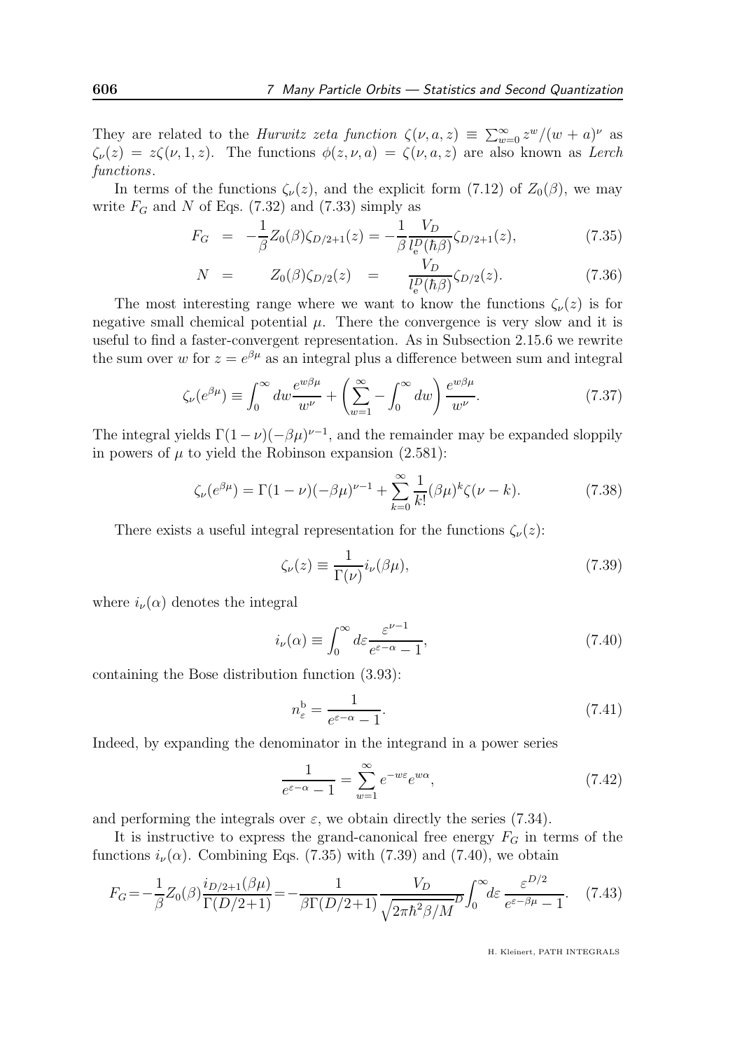They are related to the *Hurwitz zeta function* $\zeta(\nu, a, z) \equiv \sum_{w=0}^{\infty} z^w/(w+a)^\nu$ as $\zeta_\nu(z) = z\zeta(\nu, 1, z)$. The functions $\phi(z, \nu, a) = \zeta(\nu, a, z)$ are also known as *Lerch functions*.

In terms of the functions $\zeta_\nu(z)$, and the explicit form (7.12) of $Z_0(\beta)$, we may write $F_G$ and $N$ of Eqs. (7.32) and (7.33) simply as

$$F_G = -\frac{1}{\beta} Z_0(\beta)\zeta_{D/2+1}(z) = -\frac{1}{\beta}\frac{V_D}{l_{\rm e}^D(\hbar\beta)}\zeta_{D/2+1}(z), \tag{7.35}$$

$$N = Z_0(\beta)\zeta_{D/2}(z) = \frac{V_D}{l_{\rm e}^D(\hbar\beta)}\zeta_{D/2}(z). \tag{7.36}$$

The most interesting range where we want to know the functions $\zeta_\nu(z)$ is for negative small chemical potential $\mu$. There the convergence is very slow and it is useful to find a faster-convergent representation. As in Subsection 2.15.6 we rewrite the sum over $w$ for $z = e^{\beta\mu}$ as an integral plus a difference between sum and integral

$$\zeta_\nu(e^{\beta\mu}) \equiv \int_0^\infty dw \frac{e^{w\beta\mu}}{w^\nu} + \left(\sum_{w=1}^{\infty} - \int_0^\infty dw\right)\frac{e^{w\beta\mu}}{w^\nu}. \tag{7.37}$$

The integral yields $\Gamma(1-\nu)(-\beta\mu)^{\nu-1}$, and the remainder may be expanded sloppily in powers of $\mu$ to yield the Robinson expansion (2.581):

$$\zeta_\nu(e^{\beta\mu}) = \Gamma(1-\nu)(-\beta\mu)^{\nu-1} + \sum_{k=0}^{\infty}\frac{1}{k!}(\beta\mu)^k\zeta(\nu-k). \tag{7.38}$$

There exists a useful integral representation for the functions $\zeta_\nu(z)$:

$$\zeta_\nu(z) \equiv \frac{1}{\Gamma(\nu)} i_\nu(\beta\mu), \tag{7.39}$$

where $i_\nu(\alpha)$ denotes the integral

$$i_\nu(\alpha) \equiv \int_0^\infty d\varepsilon \frac{\varepsilon^{\nu-1}}{e^{\varepsilon-\alpha}-1}, \tag{7.40}$$

containing the Bose distribution function (3.93):

$$n_\varepsilon^{\rm b} = \frac{1}{e^{\varepsilon-\alpha}-1}. \tag{7.41}$$

Indeed, by expanding the denominator in the integrand in a power series

$$\frac{1}{e^{\varepsilon-\alpha}-1} = \sum_{w=1}^{\infty} e^{-w\varepsilon}e^{w\alpha}, \tag{7.42}$$

and performing the integrals over $\varepsilon$, we obtain directly the series (7.34).

It is instructive to express the grand-canonical free energy $F_G$ in terms of the functions $i_\nu(\alpha)$. Combining Eqs. (7.35) with (7.39) and (7.40), we obtain

$$F_G = -\frac{1}{\beta} Z_0(\beta)\frac{i_{D/2+1}(\beta\mu)}{\Gamma(D/2+1)} = -\frac{1}{\beta\Gamma(D/2+1)}\frac{V_D}{\sqrt{2\pi\hbar^2\beta/M}^D}\int_0^\infty d\varepsilon\, \frac{\varepsilon^{D/2}}{e^{\varepsilon-\beta\mu}-1}. \tag{7.43}$$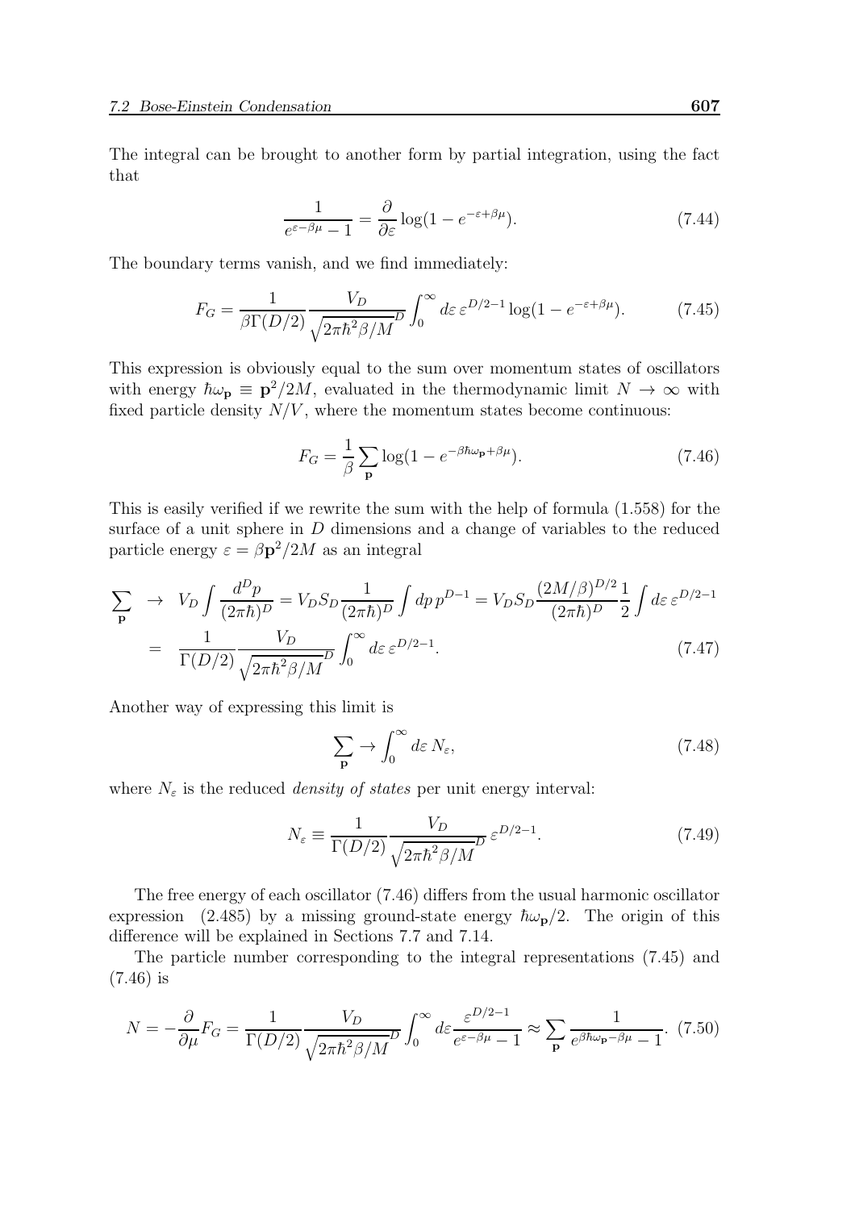The integral can be brought to another form by partial integration, using the fact that

$$\frac{1}{e^{\varepsilon-\beta\mu}-1} = \frac{\partial}{\partial\varepsilon}\log(1-e^{-\varepsilon+\beta\mu}). \tag{7.44}$$

The boundary terms vanish, and we find immediately:

$$F_G = \frac{1}{\beta\Gamma(D/2)}\frac{V_D}{\sqrt{2\pi\hbar^2\beta/M}^D}\int_0^\infty d\varepsilon\,\varepsilon^{D/2-1}\log(1-e^{-\varepsilon+\beta\mu}). \tag{7.45}$$

This expression is obviously equal to the sum over momentum states of oscillators with energy $\hbar\omega_{\mathbf{p}} \equiv \mathbf{p}^2/2M$, evaluated in the thermodynamic limit $N \to \infty$ with fixed particle density $N/V$, where the momentum states become continuous:

$$F_G = \frac{1}{\beta}\sum_{\mathbf{p}}\log(1-e^{-\beta\hbar\omega_{\mathbf{p}}+\beta\mu}). \tag{7.46}$$

This is easily verified if we rewrite the sum with the help of formula (1.558) for the surface of a unit sphere in $D$ dimensions and a change of variables to the reduced particle energy $\varepsilon = \beta\mathbf{p}^2/2M$ as an integral

$$\begin{aligned}
\sum_{\mathbf{p}} &\to V_D\int\frac{d^Dp}{(2\pi\hbar)^D} = V_D S_D\frac{1}{(2\pi\hbar)^D}\int dp\,p^{D-1} = V_D S_D\frac{(2M/\beta)^{D/2}}{(2\pi\hbar)^D}\frac{1}{2}\int d\varepsilon\,\varepsilon^{D/2-1} \\
&= \frac{1}{\Gamma(D/2)}\frac{V_D}{\sqrt{2\pi\hbar^2\beta/M}^D}\int_0^\infty d\varepsilon\,\varepsilon^{D/2-1}.
\end{aligned} \tag{7.47}$$

Another way of expressing this limit is

$$\sum_{\mathbf{p}} \to \int_0^\infty d\varepsilon\,N_\varepsilon, \tag{7.48}$$

where $N_\varepsilon$ is the reduced *density of states* per unit energy interval:

$$N_\varepsilon \equiv \frac{1}{\Gamma(D/2)}\frac{V_D}{\sqrt{2\pi\hbar^2\beta/M}^D}\varepsilon^{D/2-1}. \tag{7.49}$$

The free energy of each oscillator (7.46) differs from the usual harmonic oscillator expression (2.485) by a missing ground-state energy $\hbar\omega_{\mathbf{p}}/2$. The origin of this difference will be explained in Sections 7.7 and 7.14.

The particle number corresponding to the integral representations (7.45) and (7.46) is

$$N = -\frac{\partial}{\partial\mu}F_G = \frac{1}{\Gamma(D/2)}\frac{V_D}{\sqrt{2\pi\hbar^2\beta/M}^D}\int_0^\infty d\varepsilon\frac{\varepsilon^{D/2-1}}{e^{\varepsilon-\beta\mu}-1} \approx \sum_{\mathbf{p}}\frac{1}{e^{\beta\hbar\omega_{\mathbf{p}}-\beta\mu}-1}. \tag{7.50}$$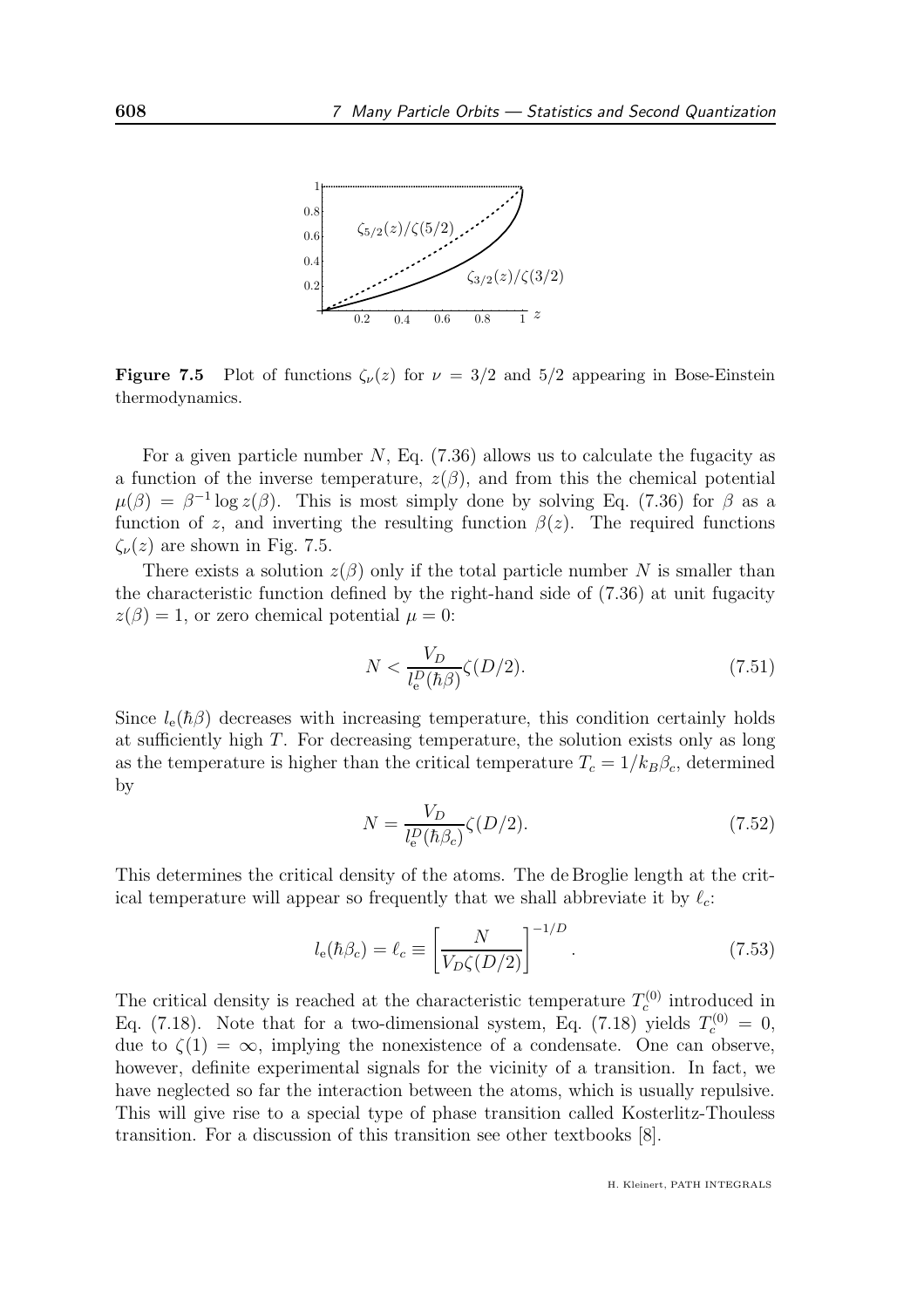**Figure 7.5** Plot of functions $\zeta_\nu(z)$ for $\nu = 3/2$ and $5/2$ appearing in Bose-Einstein thermodynamics.

For a given particle number $N$, Eq. (7.36) allows us to calculate the fugacity as a function of the inverse temperature, $z(\beta)$, and from this the chemical potential $\mu(\beta) = \beta^{-1} \log z(\beta)$. This is most simply done by solving Eq. (7.36) for $\beta$ as a function of $z$, and inverting the resulting function $\beta(z)$. The required functions $\zeta_\nu(z)$ are shown in Fig. 7.5.

There exists a solution $z(\beta)$ only if the total particle number $N$ is smaller than the characteristic function defined by the right-hand side of (7.36) at unit fugacity $z(\beta) = 1$, or zero chemical potential $\mu = 0$:

$$N < \frac{V_D}{l_{\rm e}^D(\hbar\beta)} \zeta(D/2). \tag{7.51}$$

Since $l_{\rm e}(\hbar\beta)$ decreases with increasing temperature, this condition certainly holds at sufficiently high $T$. For decreasing temperature, the solution exists only as long as the temperature is higher than the critical temperature $T_c = 1/k_B\beta_c$, determined by

$$N = \frac{V_D}{l_{\rm e}^D(\hbar\beta_c)} \zeta(D/2). \tag{7.52}$$

This determines the critical density of the atoms. The de Broglie length at the critical temperature will appear so frequently that we shall abbreviate it by $\ell_c$:

$$l_{\rm e}(\hbar\beta_c) = \ell_c \equiv \left[\frac{N}{V_D \zeta(D/2)}\right]^{-1/D}. \tag{7.53}$$

The critical density is reached at the characteristic temperature $T_c^{(0)}$ introduced in Eq. (7.18). Note that for a two-dimensional system, Eq. (7.18) yields $T_c^{(0)} = 0$, due to $\zeta(1) = \infty$, implying the nonexistence of a condensate. One can observe, however, definite experimental signals for the vicinity of a transition. In fact, we have neglected so far the interaction between the atoms, which is usually repulsive. This will give rise to a special type of phase transition called Kosterlitz-Thouless transition. For a discussion of this transition see other textbooks [8].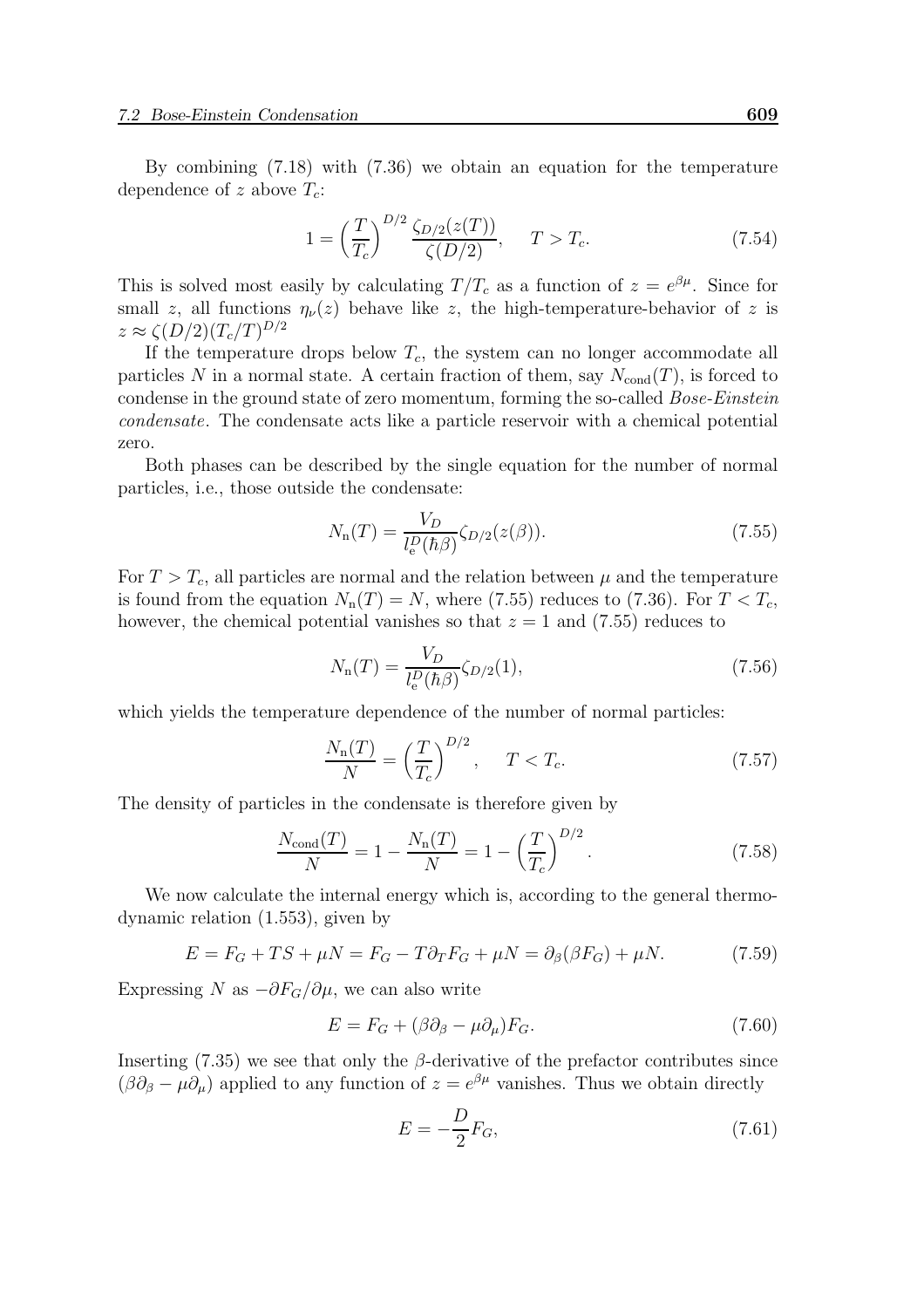By combining (7.18) with (7.36) we obtain an equation for the temperature dependence of $z$ above $T_c$:

$$1 = \left(\frac{T}{T_c}\right)^{D/2} \frac{\zeta_{D/2}(z(T))}{\zeta(D/2)}, \quad T > T_c. \tag{7.54}$$

This is solved most easily by calculating $T/T_c$ as a function of $z = e^{\beta\mu}$. Since for small $z$, all functions $\eta_\nu(z)$ behave like $z$, the high-temperature-behavior of $z$ is $z \approx \zeta(D/2)(T_c/T)^{D/2}$

If the temperature drops below $T_c$, the system can no longer accommodate all particles $N$ in a normal state. A certain fraction of them, say $N_{\rm cond}(T)$, is forced to condense in the ground state of zero momentum, forming the so-called *Bose-Einstein condensate*. The condensate acts like a particle reservoir with a chemical potential zero.

Both phases can be described by the single equation for the number of normal particles, i.e., those outside the condensate:

$$N_{\rm n}(T) = \frac{V_D}{l_{\rm e}^D(\hbar\beta)} \zeta_{D/2}(z(\beta)). \tag{7.55}$$

For $T > T_c$, all particles are normal and the relation between $\mu$ and the temperature is found from the equation $N_{\rm n}(T) = N$, where (7.55) reduces to (7.36). For $T < T_c$, however, the chemical potential vanishes so that $z = 1$ and (7.55) reduces to

$$N_{\rm n}(T) = \frac{V_D}{l_{\rm e}^D(\hbar\beta)} \zeta_{D/2}(1), \tag{7.56}$$

which yields the temperature dependence of the number of normal particles:

$$\frac{N_{\rm n}(T)}{N} = \left(\frac{T}{T_c}\right)^{D/2}, \quad T < T_c. \tag{7.57}$$

The density of particles in the condensate is therefore given by

$$\frac{N_{\rm cond}(T)}{N} = 1 - \frac{N_{\rm n}(T)}{N} = 1 - \left(\frac{T}{T_c}\right)^{D/2}. \tag{7.58}$$

We now calculate the internal energy which is, according to the general thermodynamic relation (1.553), given by

$$E = F_G + TS + \mu N = F_G - T\partial_T F_G + \mu N = \partial_\beta(\beta F_G) + \mu N. \tag{7.59}$$

Expressing $N$ as $-\partial F_G/\partial\mu$, we can also write

$$E = F_G + (\beta\partial_\beta - \mu\partial_\mu)F_G. \tag{7.60}$$

Inserting (7.35) we see that only the $\beta$-derivative of the prefactor contributes since $(\beta\partial_\beta - \mu\partial_\mu)$ applied to any function of $z = e^{\beta\mu}$ vanishes. Thus we obtain directly

$$E = -\frac{D}{2} F_G, \tag{7.61}$$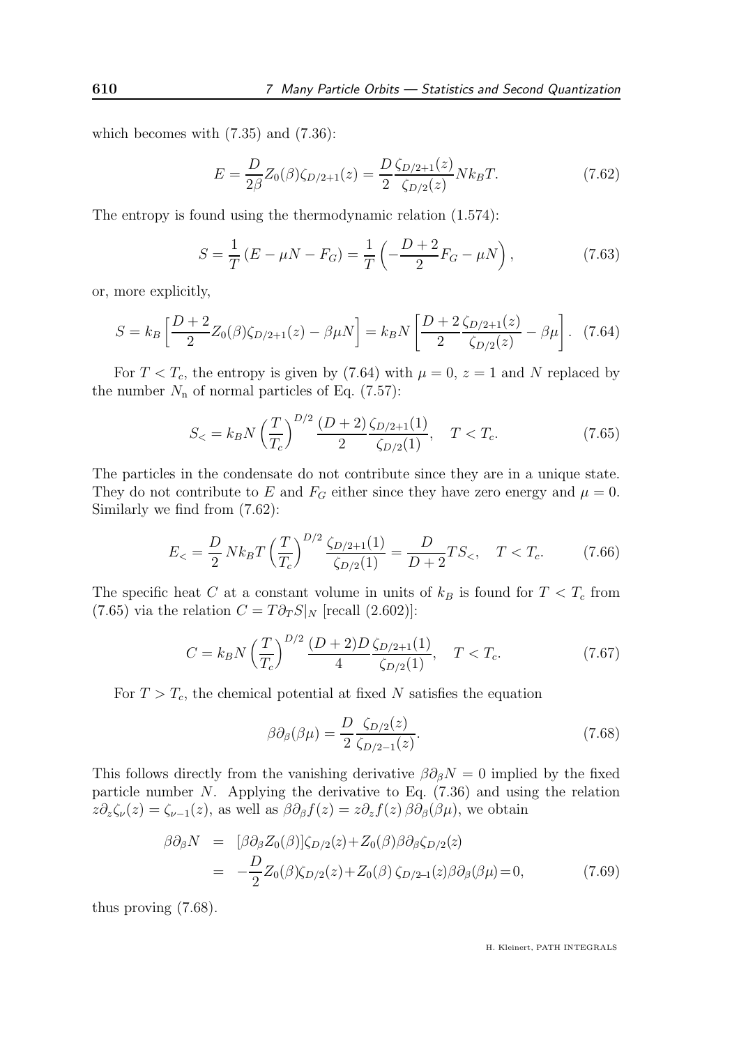which becomes with (7.35) and (7.36):

$$E = \frac{D}{2\beta} Z_0(\beta) \zeta_{D/2+1}(z) = \frac{D}{2} \frac{\zeta_{D/2+1}(z)}{\zeta_{D/2}(z)} N k_B T. \tag{7.62}$$

The entropy is found using the thermodynamic relation (1.574):

$$S = \frac{1}{T} \left( E - \mu N - F_G \right) = \frac{1}{T} \left( -\frac{D+2}{2} F_G - \mu N \right), \tag{7.63}$$

or, more explicitly,

$$S = k_B \left[ \frac{D+2}{2} Z_0(\beta) \zeta_{D/2+1}(z) - \beta \mu N \right] = k_B N \left[ \frac{D+2}{2} \frac{\zeta_{D/2+1}(z)}{\zeta_{D/2}(z)} - \beta \mu \right]. \tag{7.64}$$

For $T < T_c$, the entropy is given by (7.64) with $\mu = 0$, $z = 1$ and $N$ replaced by the number $N_{\rm n}$ of normal particles of Eq. (7.57):

$$S_< = k_B N \left( \frac{T}{T_c} \right)^{D/2} \frac{(D+2)}{2} \frac{\zeta_{D/2+1}(1)}{\zeta_{D/2}(1)}, \quad T < T_c. \tag{7.65}$$

The particles in the condensate do not contribute since they are in a unique state. They do not contribute to $E$ and $F_G$ either since they have zero energy and $\mu = 0$. Similarly we find from (7.62):

$$E_< = \frac{D}{2} N k_B T \left( \frac{T}{T_c} \right)^{D/2} \frac{\zeta_{D/2+1}(1)}{\zeta_{D/2}(1)} = \frac{D}{D+2} T S_<, \quad T < T_c. \tag{7.66}$$

The specific heat $C$ at a constant volume in units of $k_B$ is found for $T < T_c$ from (7.65) via the relation $C = T \partial_T S|_N$ [recall (2.602)]:

$$C = k_B N \left( \frac{T}{T_c} \right)^{D/2} \frac{(D+2)D}{4} \frac{\zeta_{D/2+1}(1)}{\zeta_{D/2}(1)}, \quad T < T_c. \tag{7.67}$$

For $T > T_c$, the chemical potential at fixed $N$ satisfies the equation

$$\beta \partial_\beta (\beta \mu) = \frac{D}{2} \frac{\zeta_{D/2}(z)}{\zeta_{D/2-1}(z)}. \tag{7.68}$$

This follows directly from the vanishing derivative $\beta \partial_\beta N = 0$ implied by the fixed particle number $N$. Applying the derivative to Eq. (7.36) and using the relation $z \partial_z \zeta_\nu(z) = \zeta_{\nu-1}(z)$, as well as $\beta \partial_\beta f(z) = z \partial_z f(z)\, \beta \partial_\beta (\beta \mu)$, we obtain

$$\begin{aligned} \beta \partial_\beta N &= [\beta \partial_\beta Z_0(\beta)] \zeta_{D/2}(z) + Z_0(\beta) \beta \partial_\beta \zeta_{D/2}(z) \\ &= -\frac{D}{2} Z_0(\beta) \zeta_{D/2}(z) + Z_0(\beta)\, \zeta_{D/2-1}(z) \beta \partial_\beta (\beta \mu) = 0, \end{aligned} \tag{7.69}$$

thus proving (7.68).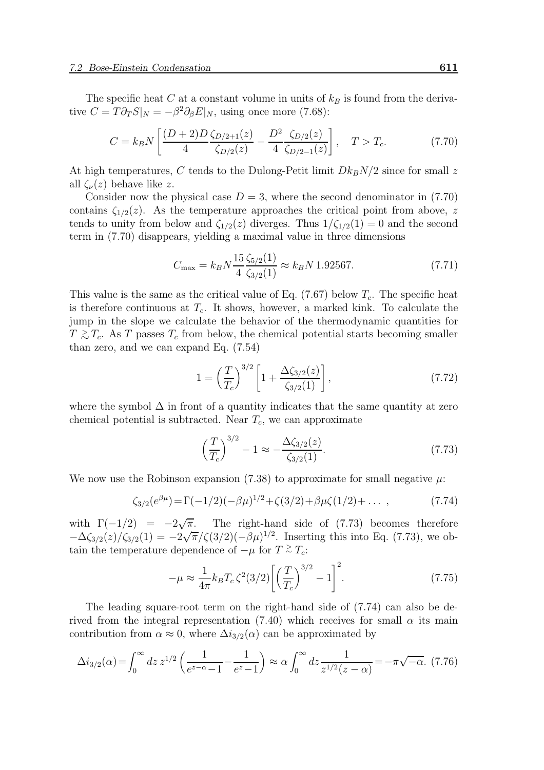The specific heat $C$ at a constant volume in units of $k_B$ is found from the derivative $C = T\partial_T S|_N = -\beta^2\partial_\beta E|_N$, using once more (7.68):

$$C = k_B N\left[\frac{(D+2)D}{4}\frac{\zeta_{D/2+1}(z)}{\zeta_{D/2}(z)} - \frac{D^2}{4}\frac{\zeta_{D/2}(z)}{\zeta_{D/2-1}(z)}\right], \quad T > T_c. \tag{7.70}$$

At high temperatures, $C$ tends to the Dulong-Petit limit $Dk_B N/2$ since for small $z$ all $\zeta_\nu(z)$ behave like $z$.

Consider now the physical case $D = 3$, where the second denominator in (7.70) contains $\zeta_{1/2}(z)$. As the temperature approaches the critical point from above, $z$ tends to unity from below and $\zeta_{1/2}(z)$ diverges. Thus $1/\zeta_{1/2}(1) = 0$ and the second term in (7.70) disappears, yielding a maximal value in three dimensions

$$C_{\max} = k_B N \frac{15}{4}\frac{\zeta_{5/2}(1)}{\zeta_{3/2}(1)} \approx k_B N\, 1.92567. \tag{7.71}$$

This value is the same as the critical value of Eq. (7.67) below $T_c$. The specific heat is therefore continuous at $T_c$. It shows, however, a marked kink. To calculate the jump in the slope we calculate the behavior of the thermodynamic quantities for $T \gtrsim T_c$. As $T$ passes $T_c$ from below, the chemical potential starts becoming smaller than zero, and we can expand Eq. (7.54)

$$1 = \left(\frac{T}{T_c}\right)^{3/2}\left[1 + \frac{\Delta\zeta_{3/2}(z)}{\zeta_{3/2}(1)}\right], \tag{7.72}$$

where the symbol $\Delta$ in front of a quantity indicates that the same quantity at zero chemical potential is subtracted. Near $T_c$, we can approximate

$$\left(\frac{T}{T_c}\right)^{3/2} - 1 \approx -\frac{\Delta\zeta_{3/2}(z)}{\zeta_{3/2}(1)}. \tag{7.73}$$

We now use the Robinson expansion (7.38) to approximate for small negative $\mu$:

$$\zeta_{3/2}(e^{\beta\mu}) = \Gamma(-1/2)(-\beta\mu)^{1/2} + \zeta(3/2) + \beta\mu\zeta(1/2) + \ldots\ , \tag{7.74}$$

with $\Gamma(-1/2) = -2\sqrt{\pi}$. The right-hand side of (7.73) becomes therefore $-\Delta\zeta_{3/2}(z)/\zeta_{3/2}(1) = -2\sqrt{\pi}/\zeta(3/2)(-\beta\mu)^{1/2}$. Inserting this into Eq. (7.73), we obtain the temperature dependence of $-\mu$ for $T \gtrsim T_c$:

$$-\mu \approx \frac{1}{4\pi}k_B T_c\, \zeta^2(3/2)\left[\left(\frac{T}{T_c}\right)^{3/2} - 1\right]^2. \tag{7.75}$$

The leading square-root term on the right-hand side of (7.74) can also be derived from the integral representation (7.40) which receives for small $\alpha$ its main contribution from $\alpha \approx 0$, where $\Delta i_{3/2}(\alpha)$ can be approximated by

$$\Delta i_{3/2}(\alpha) = \int_0^\infty dz\, z^{1/2}\left(\frac{1}{e^{z-\alpha}-1} - \frac{1}{e^z - 1}\right) \approx \alpha\int_0^\infty dz \frac{1}{z^{1/2}(z-\alpha)} = -\pi\sqrt{-\alpha}. \tag{7.76}$$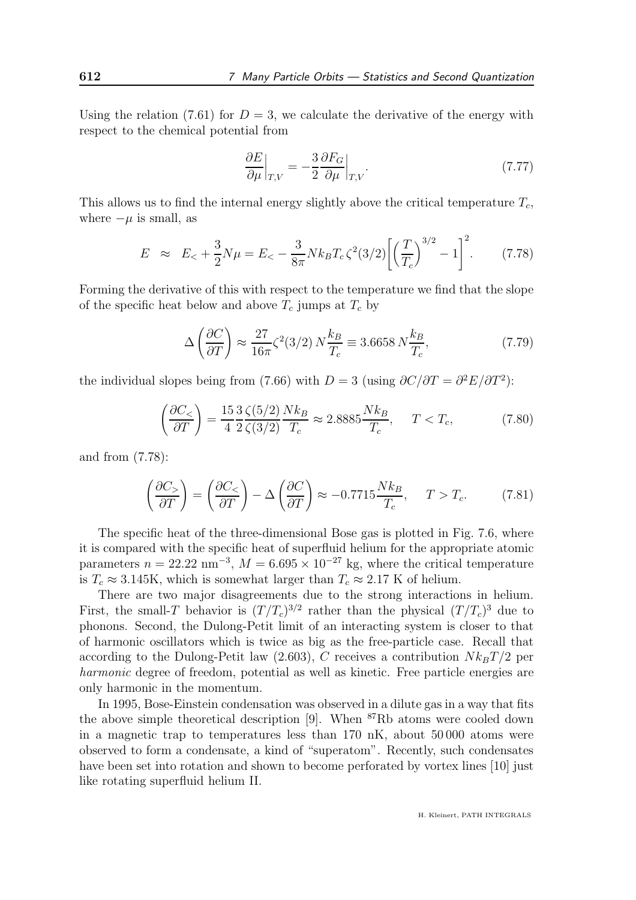Using the relation (7.61) for $D = 3$, we calculate the derivative of the energy with respect to the chemical potential from

$$\left.\frac{\partial E}{\partial \mu}\right|_{T,V} = -\frac{3}{2}\left.\frac{\partial F_G}{\partial \mu}\right|_{T,V}. \tag{7.77}$$

This allows us to find the internal energy slightly above the critical temperature $T_c$, where $-\mu$ is small, as

$$E \;\approx\; E_< + \frac{3}{2}N\mu = E_< - \frac{3}{8\pi}Nk_BT_c\,\zeta^2(3/2)\left[\left(\frac{T}{T_c}\right)^{3/2} - 1\right]^2. \tag{7.78}$$

Forming the derivative of this with respect to the temperature we find that the slope of the specific heat below and above $T_c$ jumps at $T_c$ by

$$\Delta\left(\frac{\partial C}{\partial T}\right) \approx \frac{27}{16\pi}\zeta^2(3/2)\,N\frac{k_B}{T_c} \equiv 3.6658\,N\frac{k_B}{T_c}, \tag{7.79}$$

the individual slopes being from (7.66) with $D = 3$ (using $\partial C/\partial T = \partial^2 E/\partial T^2$):

$$\left(\frac{\partial C_<}{\partial T}\right) = \frac{15}{4}\frac{3}{2}\frac{\zeta(5/2)}{\zeta(3/2)}\frac{Nk_B}{T_c} \approx 2.8885\frac{Nk_B}{T_c}, \qquad T < T_c, \tag{7.80}$$

and from (7.78):

$$\left(\frac{\partial C_>}{\partial T}\right) = \left(\frac{\partial C_<}{\partial T}\right) - \Delta\left(\frac{\partial C}{\partial T}\right) \approx -0.7715\frac{Nk_B}{T_c}, \qquad T > T_c. \tag{7.81}$$

The specific heat of the three-dimensional Bose gas is plotted in Fig. 7.6, where it is compared with the specific heat of superfluid helium for the appropriate atomic parameters $n = 22.22$ nm$^{-3}$, $M = 6.695 \times 10^{-27}$ kg, where the critical temperature is $T_c \approx 3.145$K, which is somewhat larger than $T_c \approx 2.17$ K of helium.

There are two major disagreements due to the strong interactions in helium. First, the small-$T$ behavior is $(T/T_c)^{3/2}$ rather than the physical $(T/T_c)^3$ due to phonons. Second, the Dulong-Petit limit of an interacting system is closer to that of harmonic oscillators which is twice as big as the free-particle case. Recall that according to the Dulong-Petit law (2.603), $C$ receives a contribution $Nk_BT/2$ per *harmonic* degree of freedom, potential as well as kinetic. Free particle energies are only harmonic in the momentum.

In 1995, Bose-Einstein condensation was observed in a dilute gas in a way that fits the above simple theoretical description [9]. When $^{87}$Rb atoms were cooled down in a magnetic trap to temperatures less than 170 nK, about 50 000 atoms were observed to form a condensate, a kind of "superatom". Recently, such condensates have been set into rotation and shown to become perforated by vortex lines [10] just like rotating superfluid helium II.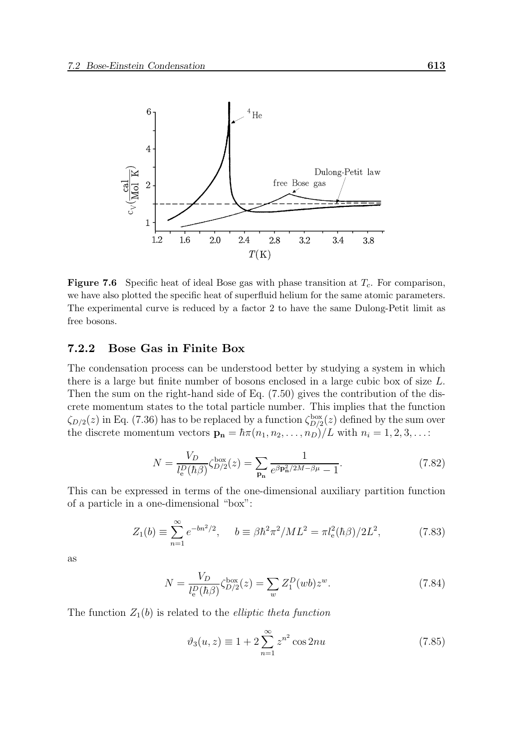**Figure 7.6** Specific heat of ideal Bose gas with phase transition at $T_c$. For comparison, we have also plotted the specific heat of superfluid helium for the same atomic parameters. The experimental curve is reduced by a factor 2 to have the same Dulong-Petit limit as free bosons.

### 7.2.2 Bose Gas in Finite Box

The condensation process can be understood better by studying a system in which there is a large but finite number of bosons enclosed in a large cubic box of size $L$. Then the sum on the right-hand side of Eq. (7.50) gives the contribution of the discrete momentum states to the total particle number. This implies that the function $\zeta_{D/2}(z)$ in Eq. (7.36) has to be replaced by a function $\zeta^{\rm box}_{D/2}(z)$ defined by the sum over the discrete momentum vectors $\mathbf{p_n} = \hbar\pi(n_1, n_2, \ldots, n_D)/L$ with $n_i = 1, 2, 3, \ldots$:

$$N = \frac{V_D}{l_{\rm e}^D(\hbar\beta)}\zeta^{\rm box}_{D/2}(z) = \sum_{\mathbf{p_n}} \frac{1}{e^{\beta \mathbf{p}^2_{\mathbf{n}}/2M - \beta\mu} - 1}. \tag{7.82}$$

This can be expressed in terms of the one-dimensional auxiliary partition function of a particle in a one-dimensional "box":

$$Z_1(b) \equiv \sum_{n=1}^{\infty} e^{-bn^2/2}, \quad b \equiv \beta\hbar^2\pi^2/ML^2 = \pi l_{\rm e}^2(\hbar\beta)/2L^2, \tag{7.83}$$

as

$$N = \frac{V_D}{l_{\rm e}^D(\hbar\beta)}\zeta^{\rm box}_{D/2}(z) = \sum_w Z_1^D(wb) z^w. \tag{7.84}$$

The function $Z_1(b)$ is related to the *elliptic theta function*

$$\vartheta_3(u, z) \equiv 1 + 2\sum_{n=1}^{\infty} z^{n^2} \cos 2nu \tag{7.85}$$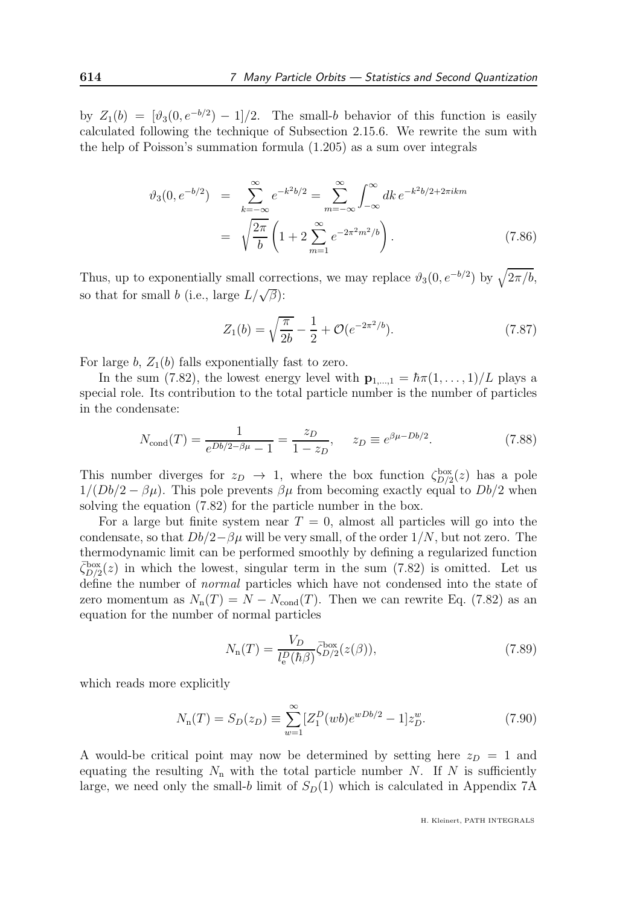by $Z_1(b) = [\vartheta_3(0, e^{-b/2}) - 1]/2$. The small-$b$ behavior of this function is easily calculated following the technique of Subsection 2.15.6. We rewrite the sum with the help of Poisson's summation formula (1.205) as a sum over integrals

$$\vartheta_3(0, e^{-b/2}) = \sum_{k=-\infty}^{\infty} e^{-k^2 b/2} = \sum_{m=-\infty}^{\infty} \int_{-\infty}^{\infty} dk\, e^{-k^2 b/2 + 2\pi i k m}$$
$$= \sqrt{\frac{2\pi}{b}} \left( 1 + 2 \sum_{m=1}^{\infty} e^{-2\pi^2 m^2/b} \right). \tag{7.86}$$

Thus, up to exponentially small corrections, we may replace $\vartheta_3(0, e^{-b/2})$ by $\sqrt{2\pi/b}$, so that for small $b$ (i.e., large $L/\sqrt{\beta}$):

$$Z_1(b) = \sqrt{\frac{\pi}{2b}} - \frac{1}{2} + \mathcal{O}(e^{-2\pi^2/b}). \tag{7.87}$$

For large $b$, $Z_1(b)$ falls exponentially fast to zero.

In the sum (7.82), the lowest energy level with $\mathbf{p}_{1,\ldots,1} = \hbar\pi(1, \ldots, 1)/L$ plays a special role. Its contribution to the total particle number is the number of particles in the condensate:

$$N_{\rm cond}(T) = \frac{1}{e^{Db/2 - \beta\mu} - 1} = \frac{z_D}{1 - z_D}, \qquad z_D \equiv e^{\beta\mu - Db/2}. \tag{7.88}$$

This number diverges for $z_D \to 1$, where the box function $\zeta^{\rm box}_{D/2}(z)$ has a pole $1/(Db/2 - \beta\mu)$. This pole prevents $\beta\mu$ from becoming exactly equal to $Db/2$ when solving the equation (7.82) for the particle number in the box.

For a large but finite system near $T = 0$, almost all particles will go into the condensate, so that $Db/2 - \beta\mu$ will be very small, of the order $1/N$, but not zero. The thermodynamic limit can be performed smoothly by defining a regularized function $\bar{\zeta}^{\rm box}_{D/2}(z)$ in which the lowest, singular term in the sum (7.82) is omitted. Let us define the number of *normal* particles which have not condensed into the state of zero momentum as $N_{\rm n}(T) = N - N_{\rm cond}(T)$. Then we can rewrite Eq. (7.82) as an equation for the number of normal particles

$$N_{\rm n}(T) = \frac{V_D}{l_{\rm e}^D(\hbar\beta)} \bar{\zeta}^{\rm box}_{D/2}(z(\beta)), \tag{7.89}$$

which reads more explicitly

$$N_{\rm n}(T) = S_D(z_D) \equiv \sum_{w=1}^{\infty} [Z_1^D(wb) e^{wDb/2} - 1] z_D^w. \tag{7.90}$$

A would-be critical point may now be determined by setting here $z_D = 1$ and equating the resulting $N_{\rm n}$ with the total particle number $N$. If $N$ is sufficiently large, we need only the small-$b$ limit of $S_D(1)$ which is calculated in Appendix 7A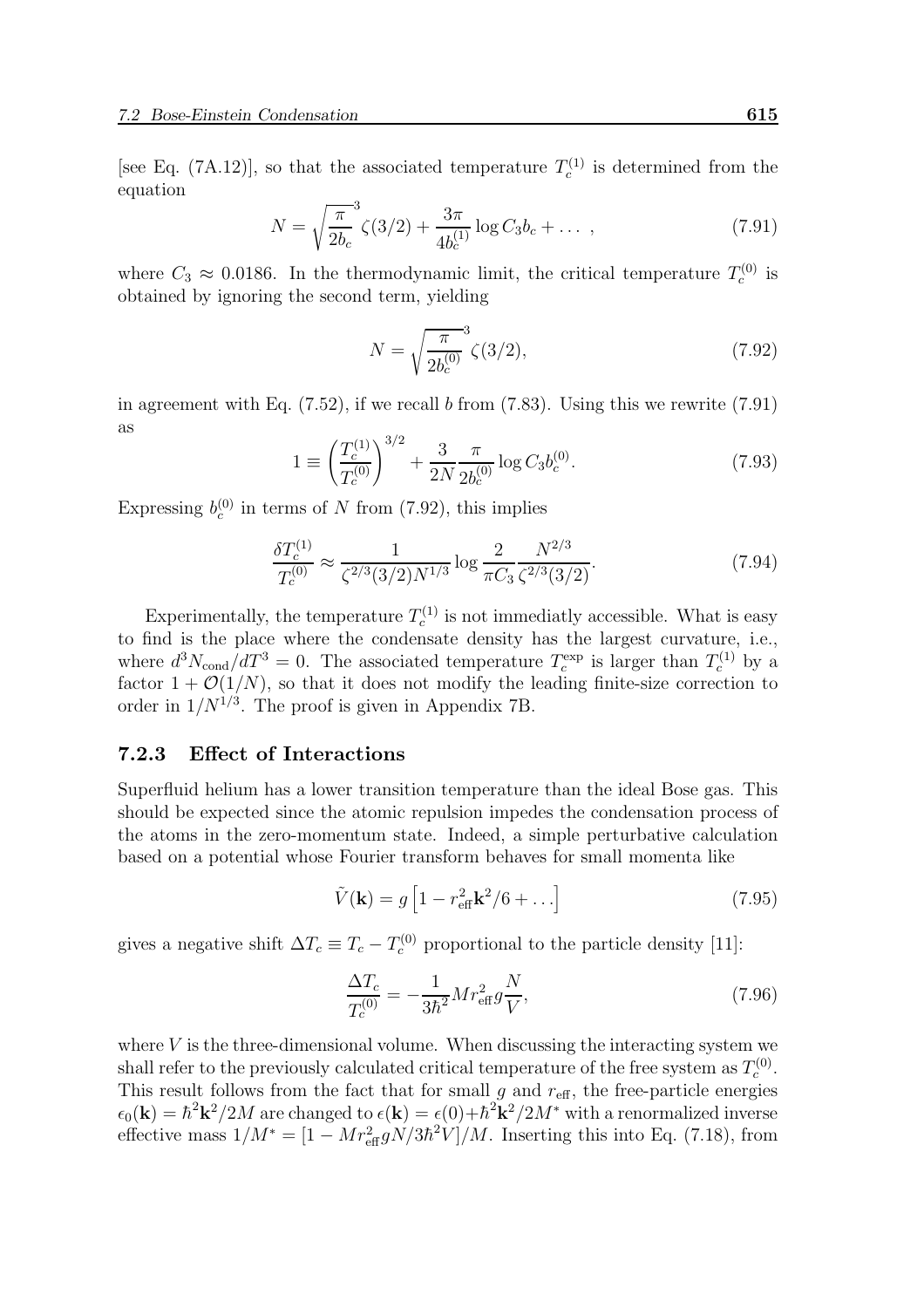[see Eq. (7A.12)], so that the associated temperature $T_c^{(1)}$ is determined from the equation

$$N = \sqrt{\frac{\pi}{2b_c}}^3 \zeta(3/2) + \frac{3\pi}{4b_c^{(1)}} \log C_3 b_c + \dots\ , \tag{7.91}$$

where $C_3 \approx 0.0186$. In the thermodynamic limit, the critical temperature $T_c^{(0)}$ is obtained by ignoring the second term, yielding

$$N = \sqrt{\frac{\pi}{2b_c^{(0)}}}^3 \zeta(3/2), \tag{7.92}$$

in agreement with Eq. (7.52), if we recall $b$ from (7.83). Using this we rewrite (7.91) as

$$1 \equiv \left(\frac{T_c^{(1)}}{T_c^{(0)}}\right)^{3/2} + \frac{3}{2N}\frac{\pi}{2b_c^{(0)}} \log C_3 b_c^{(0)}. \tag{7.93}$$

Expressing $b_c^{(0)}$ in terms of $N$ from (7.92), this implies

$$\frac{\delta T_c^{(1)}}{T_c^{(0)}} \approx \frac{1}{\zeta^{2/3}(3/2) N^{1/3}} \log \frac{2}{\pi C_3} \frac{N^{2/3}}{\zeta^{2/3}(3/2)}. \tag{7.94}$$

Experimentally, the temperature $T_c^{(1)}$ is not immediatly accessible. What is easy to find is the place where the condensate density has the largest curvature, i.e., where $d^3 N_{\rm cond}/dT^3 = 0$. The associated temperature $T_c^{\rm exp}$ is larger than $T_c^{(1)}$ by a factor $1 + \mathcal{O}(1/N)$, so that it does not modify the leading finite-size correction to order in $1/N^{1/3}$. The proof is given in Appendix 7B.

### 7.2.3 Effect of Interactions

Superfluid helium has a lower transition temperature than the ideal Bose gas. This should be expected since the atomic repulsion impedes the condensation process of the atoms in the zero-momentum state. Indeed, a simple perturbative calculation based on a potential whose Fourier transform behaves for small momenta like

$$\tilde{V}(\mathbf{k}) = g\left[1 - r_{\rm eff}^2 \mathbf{k}^2/6 + \dots\right] \tag{7.95}$$

gives a negative shift $\Delta T_c \equiv T_c - T_c^{(0)}$ proportional to the particle density [11]:

$$\frac{\Delta T_c}{T_c^{(0)}} = -\frac{1}{3\hbar^2} M r_{\rm eff}^2 g \frac{N}{V}, \tag{7.96}$$

where $V$ is the three-dimensional volume. When discussing the interacting system we shall refer to the previously calculated critical temperature of the free system as $T_c^{(0)}$. This result follows from the fact that for small $g$ and $r_{\rm eff}$, the free-particle energies $\epsilon_0(\mathbf{k}) = \hbar^2\mathbf{k}^2/2M$ are changed to $\epsilon(\mathbf{k}) = \epsilon(0) + \hbar^2\mathbf{k}^2/2M^*$ with a renormalized inverse effective mass $1/M^* = [1 - M r_{\rm eff}^2 g N/3\hbar^2 V]/M$. Inserting this into Eq. (7.18), from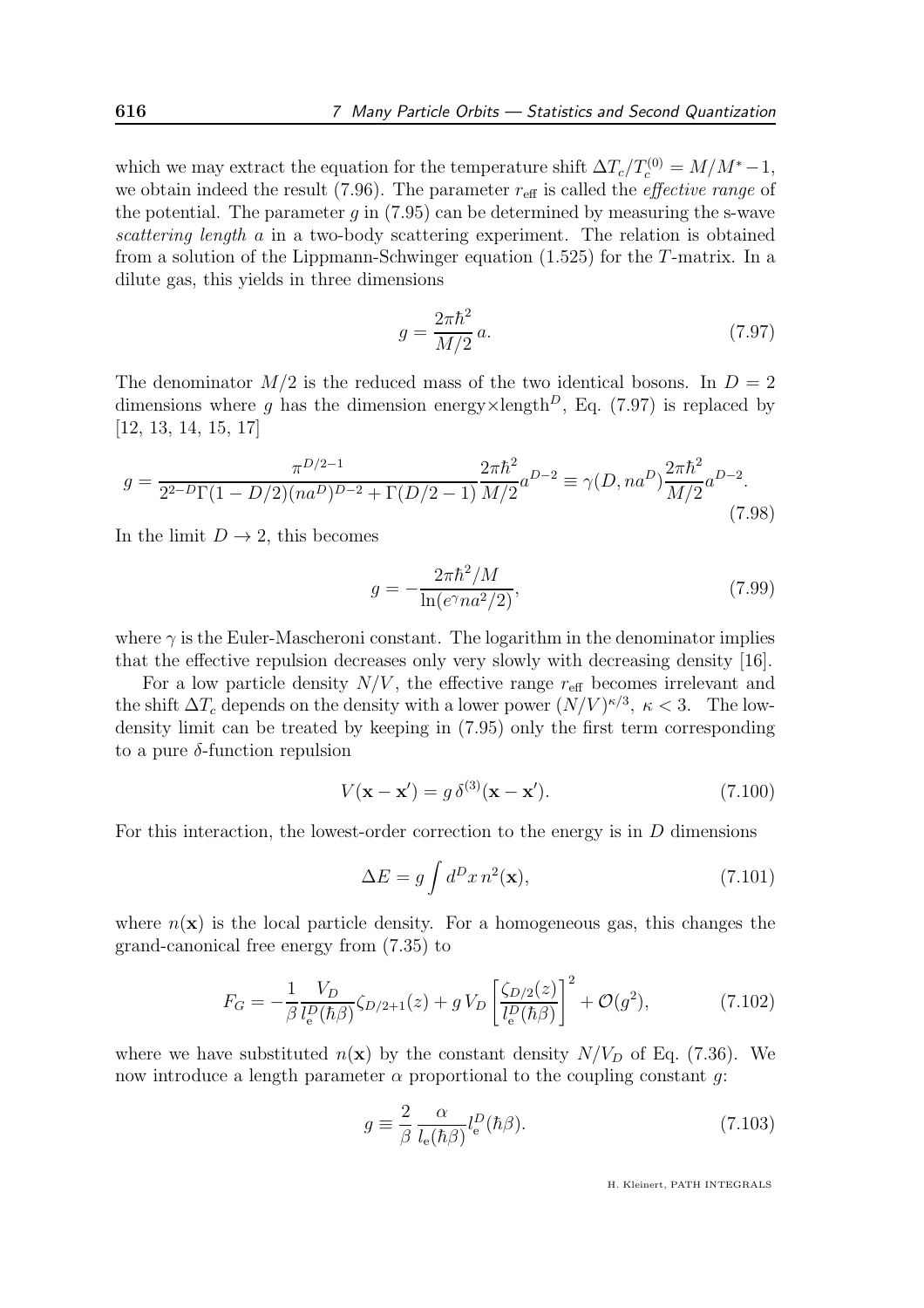which we may extract the equation for the temperature shift $\Delta T_c/T_c^{(0)} = M/M^* - 1$, we obtain indeed the result (7.96). The parameter $r_{\rm eff}$ is called the *effective range* of the potential. The parameter $g$ in (7.95) can be determined by measuring the s-wave *scattering length* $a$ in a two-body scattering experiment. The relation is obtained from a solution of the Lippmann-Schwinger equation (1.525) for the $T$-matrix. In a dilute gas, this yields in three dimensions

$$g = \frac{2\pi\hbar^2}{M/2}\, a. \tag{7.97}$$

The denominator $M/2$ is the reduced mass of the two identical bosons. In $D = 2$ dimensions where $g$ has the dimension energy$\times$length$^D$, Eq. (7.97) is replaced by [12, 13, 14, 15, 17]

$$g = \frac{\pi^{D/2-1}}{2^{2-D}\Gamma(1-D/2)(na^D)^{D-2} + \Gamma(D/2-1)} \frac{2\pi\hbar^2}{M/2} a^{D-2} \equiv \gamma(D, na^D) \frac{2\pi\hbar^2}{M/2} a^{D-2}. \tag{7.98}$$

In the limit $D \to 2$, this becomes

$$g = -\frac{2\pi\hbar^2/M}{\ln(e^{\gamma} na^2/2)}, \tag{7.99}$$

where $\gamma$ is the Euler-Mascheroni constant. The logarithm in the denominator implies that the effective repulsion decreases only very slowly with decreasing density [16].

For a low particle density $N/V$, the effective range $r_{\rm eff}$ becomes irrelevant and the shift $\Delta T_c$ depends on the density with a lower power $(N/V)^{\kappa/3}$, $\kappa < 3$. The low-density limit can be treated by keeping in (7.95) only the first term corresponding to a pure $\delta$-function repulsion

$$V(\mathbf{x} - \mathbf{x}') = g\, \delta^{(3)}(\mathbf{x} - \mathbf{x}'). \tag{7.100}$$

For this interaction, the lowest-order correction to the energy is in $D$ dimensions

$$\Delta E = g \int d^D x\, n^2(\mathbf{x}), \tag{7.101}$$

where $n(\mathbf{x})$ is the local particle density. For a homogeneous gas, this changes the grand-canonical free energy from (7.35) to

$$F_G = -\frac{1}{\beta} \frac{V_D}{l_{\rm e}^D(\hbar\beta)} \zeta_{D/2+1}(z) + g\, V_D \left[\frac{\zeta_{D/2}(z)}{l_{\rm e}^D(\hbar\beta)}\right]^2 + \mathcal{O}(g^2), \tag{7.102}$$

where we have substituted $n(\mathbf{x})$ by the constant density $N/V_D$ of Eq. (7.36). We now introduce a length parameter $\alpha$ proportional to the coupling constant $g$:

$$g \equiv \frac{2}{\beta} \frac{\alpha}{l_{\rm e}(\hbar\beta)} l_{\rm e}^D(\hbar\beta). \tag{7.103}$$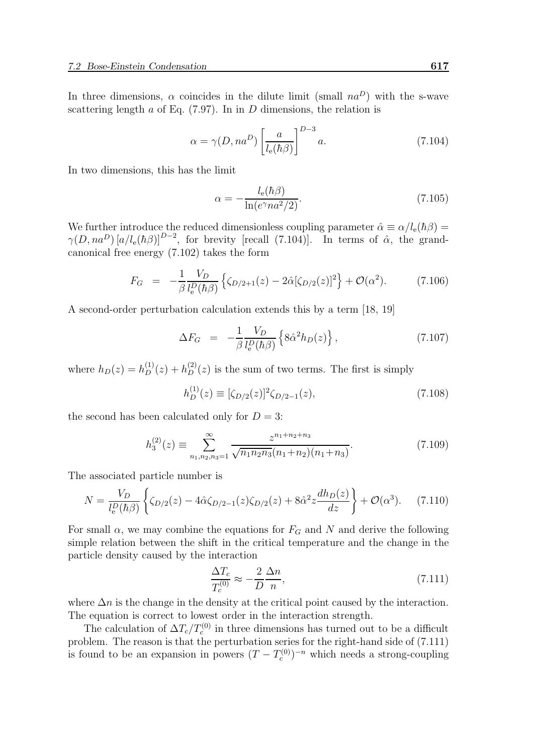In three dimensions, $\alpha$ coincides in the dilute limit (small $na^D$) with the s-wave scattering length $a$ of Eq. (7.97). In in $D$ dimensions, the relation is

$$\alpha = \gamma(D, na^D) \left[ \frac{a}{l_{\rm e}(\hbar\beta)} \right]^{D-3} a. \tag{7.104}$$

In two dimensions, this has the limit

$$\alpha = -\frac{l_{\rm e}(\hbar\beta)}{\ln(e^{\gamma} na^2/2)}. \tag{7.105}$$

We further introduce the reduced dimensionless coupling parameter $\hat{\alpha} \equiv \alpha/l_{\rm e}(\hbar\beta) = \gamma(D, na^D)\left[a/l_{\rm e}(\hbar\beta)\right]^{D-2}$, for brevity [recall (7.104)]. In terms of $\hat{\alpha}$, the grand-canonical free energy (7.102) takes the form

$$F_G = -\frac{1}{\beta}\frac{V_D}{l_{\rm e}^D(\hbar\beta)} \left\{ \zeta_{D/2+1}(z) - 2\hat{\alpha}[\zeta_{D/2}(z)]^2 \right\} + \mathcal{O}(\alpha^2). \tag{7.106}$$

A second-order perturbation calculation extends this by a term [18, 19]

$$\Delta F_G = -\frac{1}{\beta}\frac{V_D}{l_{\rm e}^D(\hbar\beta)} \left\{ 8\hat{\alpha}^2 h_D(z) \right\}, \tag{7.107}$$

where $h_D(z) = h_D^{(1)}(z) + h_D^{(2)}(z)$ is the sum of two terms. The first is simply

$$h_D^{(1)}(z) \equiv [\zeta_{D/2}(z)]^2 \zeta_{D/2-1}(z), \tag{7.108}$$

the second has been calculated only for $D = 3$:

$$h_3^{(2)}(z) \equiv \sum_{n_1,n_2,n_3=1}^{\infty} \frac{z^{n_1+n_2+n_3}}{\sqrt{n_1 n_2 n_3}(n_1+n_2)(n_1+n_3)}. \tag{7.109}$$

The associated particle number is

$$N = \frac{V_D}{l_{\rm e}^D(\hbar\beta)} \left\{ \zeta_{D/2}(z) - 4\hat{\alpha}\zeta_{D/2-1}(z)\zeta_{D/2}(z) + 8\hat{\alpha}^2 z \frac{dh_D(z)}{dz} \right\} + \mathcal{O}(\alpha^3). \tag{7.110}$$

For small $\alpha$, we may combine the equations for $F_G$ and $N$ and derive the following simple relation between the shift in the critical temperature and the change in the particle density caused by the interaction

$$\frac{\Delta T_c}{T_c^{(0)}} \approx -\frac{2}{D}\frac{\Delta n}{n}, \tag{7.111}$$

where $\Delta n$ is the change in the density at the critical point caused by the interaction. The equation is correct to lowest order in the interaction strength.

The calculation of $\Delta T_c/T_c^{(0)}$ in three dimensions has turned out to be a difficult problem. The reason is that the perturbation series for the right-hand side of (7.111) is found to be an expansion in powers $(T - T_c^{(0)})^{-n}$ which needs a strong-coupling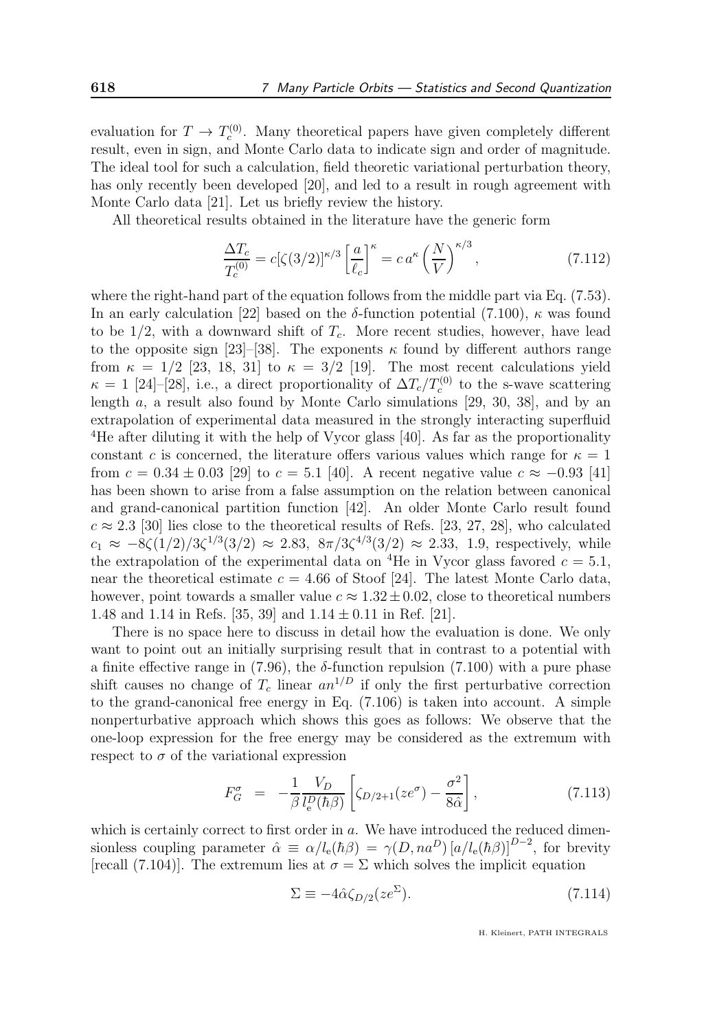evaluation for $T \to T_c^{(0)}$. Many theoretical papers have given completely different result, even in sign, and Monte Carlo data to indicate sign and order of magnitude. The ideal tool for such a calculation, field theoretic variational perturbation theory, has only recently been developed [20], and led to a result in rough agreement with Monte Carlo data [21]. Let us briefly review the history.

All theoretical results obtained in the literature have the generic form

$$\frac{\Delta T_c}{T_c^{(0)}} = c[\zeta(3/2)]^{\kappa/3}\left[\frac{a}{\ell_c}\right]^{\kappa} = c\,a^{\kappa}\left(\frac{N}{V}\right)^{\kappa/3}, \tag{7.112}$$

where the right-hand part of the equation follows from the middle part via Eq. (7.53). In an early calculation [22] based on the $\delta$-function potential (7.100), $\kappa$ was found to be $1/2$, with a downward shift of $T_c$. More recent studies, however, have lead to the opposite sign [23]–[38]. The exponents $\kappa$ found by different authors range from $\kappa = 1/2$ [23, 18, 31] to $\kappa = 3/2$ [19]. The most recent calculations yield $\kappa = 1$ [24]–[28], i.e., a direct proportionality of $\Delta T_c/T_c^{(0)}$ to the s-wave scattering length $a$, a result also found by Monte Carlo simulations [29, 30, 38], and by an extrapolation of experimental data measured in the strongly interacting superfluid $^4$He after diluting it with the help of Vycor glass [40]. As far as the proportionality constant $c$ is concerned, the literature offers various values which range for $\kappa = 1$ from $c = 0.34 \pm 0.03$ [29] to $c = 5.1$ [40]. A recent negative value $c \approx -0.93$ [41] has been shown to arise from a false assumption on the relation between canonical and grand-canonical partition function [42]. An older Monte Carlo result found $c \approx 2.3$ [30] lies close to the theoretical results of Refs. [23, 27, 28], who calculated $c_1 \approx -8\zeta(1/2)/3\zeta^{1/3}(3/2) \approx 2.83$, $8\pi/3\zeta^{4/3}(3/2) \approx 2.33$, 1.9, respectively, while the extrapolation of the experimental data on $^4$He in Vycor glass favored $c = 5.1$, near the theoretical estimate $c = 4.66$ of Stoof [24]. The latest Monte Carlo data, however, point towards a smaller value $c \approx 1.32 \pm 0.02$, close to theoretical numbers 1.48 and 1.14 in Refs. [35, 39] and $1.14 \pm 0.11$ in Ref. [21].

There is no space here to discuss in detail how the evaluation is done. We only want to point out an initially surprising result that in contrast to a potential with a finite effective range in (7.96), the $\delta$-function repulsion (7.100) with a pure phase shift causes no change of $T_c$ linear $an^{1/D}$ if only the first perturbative correction to the grand-canonical free energy in Eq. (7.106) is taken into account. A simple nonperturbative approach which shows this goes as follows: We observe that the one-loop expression for the free energy may be considered as the extremum with respect to $\sigma$ of the variational expression

$$F_G^{\sigma} \;\;=\;\; -\frac{1}{\beta}\frac{V_D}{l_{\rm e}^D(\hbar\beta)}\left[\zeta_{D/2+1}(ze^{\sigma}) - \frac{\sigma^2}{8\hat{\alpha}}\right], \tag{7.113}$$

which is certainly correct to first order in $a$. We have introduced the reduced dimensionless coupling parameter $\hat{\alpha} \equiv \alpha/l_{\rm e}(\hbar\beta) = \gamma(D, na^D)\,[a/l_{\rm e}(\hbar\beta)]^{D-2}$, for brevity [recall (7.104)]. The extremum lies at $\sigma = \Sigma$ which solves the implicit equation

$$\Sigma \equiv -4\hat{\alpha}\zeta_{D/2}(ze^{\Sigma}). \tag{7.114}$$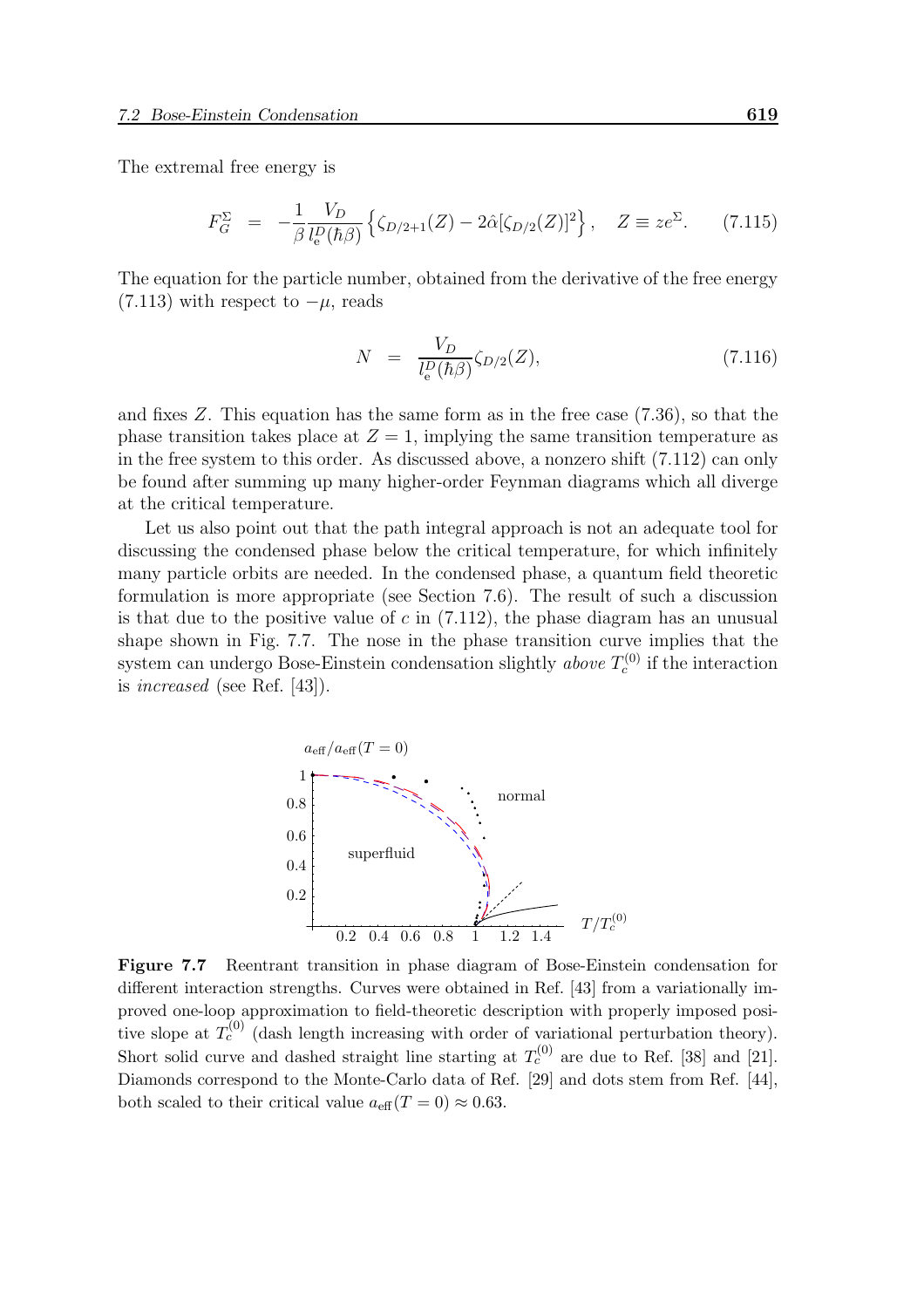The extremal free energy is

$$F_G^\Sigma \;=\; -\frac{1}{\beta}\frac{V_D}{l_e^D(\hbar\beta)}\left\{\zeta_{D/2+1}(Z) - 2\hat{\alpha}[\zeta_{D/2}(Z)]^2\right\}, \quad Z \equiv ze^{\Sigma}. \tag{7.115}$$

The equation for the particle number, obtained from the derivative of the free energy (7.113) with respect to $-\mu$, reads

$$N \;=\; \frac{V_D}{l_e^D(\hbar\beta)}\zeta_{D/2}(Z), \tag{7.116}$$

and fixes $Z$. This equation has the same form as in the free case (7.36), so that the phase transition takes place at $Z = 1$, implying the same transition temperature as in the free system to this order. As discussed above, a nonzero shift (7.112) can only be found after summing up many higher-order Feynman diagrams which all diverge at the critical temperature.

Let us also point out that the path integral approach is not an adequate tool for discussing the condensed phase below the critical temperature, for which infinitely many particle orbits are needed. In the condensed phase, a quantum field theoretic formulation is more appropriate (see Section 7.6). The result of such a discussion is that due to the positive value of $c$ in (7.112), the phase diagram has an unusual shape shown in Fig. 7.7. The nose in the phase transition curve implies that the system can undergo Bose-Einstein condensation slightly *above* $T_c^{(0)}$ if the interaction is *increased* (see Ref. [43]).

**Figure 7.7** Reentrant transition in phase diagram of Bose-Einstein condensation for different interaction strengths. Curves were obtained in Ref. [43] from a variationally improved one-loop approximation to field-theoretic description with properly imposed positive slope at $T_c^{(0)}$ (dash length increasing with order of variational perturbation theory). Short solid curve and dashed straight line starting at $T_c^{(0)}$ are due to Ref. [38] and [21]. Diamonds correspond to the Monte-Carlo data of Ref. [29] and dots stem from Ref. [44], both scaled to their critical value $a_{\rm eff}(T=0) \approx 0.63$.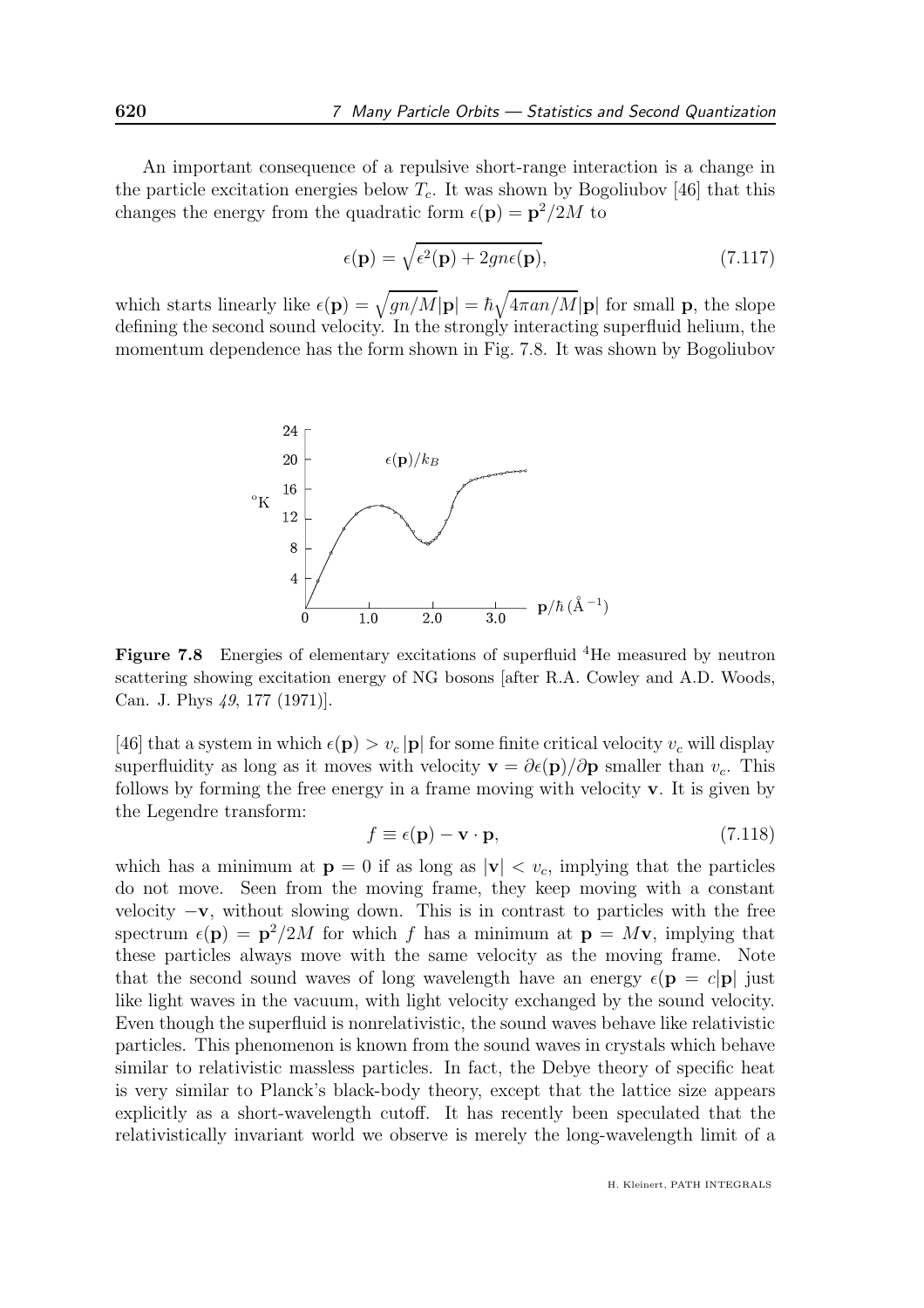An important consequence of a repulsive short-range interaction is a change in the particle excitation energies below $T_c$. It was shown by Bogoliubov [46] that this changes the energy from the quadratic form $\epsilon(\mathbf{p}) = \mathbf{p}^2/2M$ to

$$\epsilon(\mathbf{p}) = \sqrt{\epsilon^2(\mathbf{p}) + 2gn\epsilon(\mathbf{p})}, \tag{7.117}$$

which starts linearly like $\epsilon(\mathbf{p}) = \sqrt{gn/M}|\mathbf{p}| = \hbar\sqrt{4\pi an/M}|\mathbf{p}|$ for small $\mathbf{p}$, the slope defining the second sound velocity. In the strongly interacting superfluid helium, the momentum dependence has the form shown in Fig. 7.8. It was shown by Bogoliubov

**Figure 7.8** Energies of elementary excitations of superfluid $^4$He measured by neutron scattering showing excitation energy of NG bosons [after R.A. Cowley and A.D. Woods, Can. J. Phys *49*, 177 (1971)].

[46] that a system in which $\epsilon(\mathbf{p}) > v_c\,|\mathbf{p}|$ for some finite critical velocity $v_c$ will display superfluidity as long as it moves with velocity $\mathbf{v} = \partial\epsilon(\mathbf{p})/\partial\mathbf{p}$ smaller than $v_c$. This follows by forming the free energy in a frame moving with velocity $\mathbf{v}$. It is given by the Legendre transform:

$$f \equiv \epsilon(\mathbf{p}) - \mathbf{v} \cdot \mathbf{p}, \tag{7.118}$$

which has a minimum at $\mathbf{p} = 0$ if as long as $|\mathbf{v}| < v_c$, implying that the particles do not move. Seen from the moving frame, they keep moving with a constant velocity $-\mathbf{v}$, without slowing down. This is in contrast to particles with the free spectrum $\epsilon(\mathbf{p}) = \mathbf{p}^2/2M$ for which $f$ has a minimum at $\mathbf{p} = M\mathbf{v}$, implying that these particles always move with the same velocity as the moving frame. Note that the second sound waves of long wavelength have an energy $\epsilon(\mathbf{p} = c|\mathbf{p}|$ just like light waves in the vacuum, with light velocity exchanged by the sound velocity. Even though the superfluid is nonrelativistic, the sound waves behave like relativistic particles. This phenomenon is known from the sound waves in crystals which behave similar to relativistic massless particles. In fact, the Debye theory of specific heat is very similar to Planck's black-body theory, except that the lattice size appears explicitly as a short-wavelength cutoff. It has recently been speculated that the relativistically invariant world we observe is merely the long-wavelength limit of a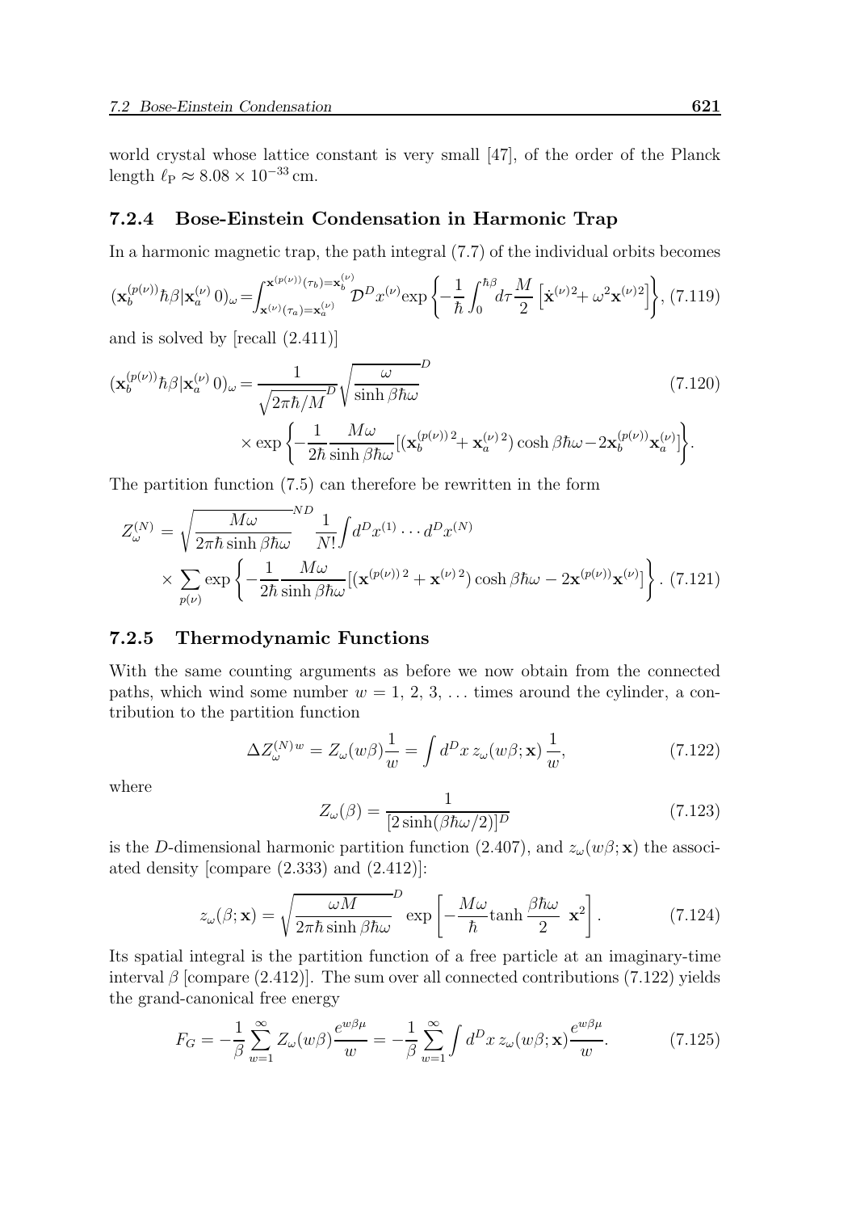world crystal whose lattice constant is very small [47], of the order of the Planck length $\ell_{\rm P} \approx 8.08 \times 10^{-33}$ cm.

### 7.2.4 Bose-Einstein Condensation in Harmonic Trap

In a harmonic magnetic trap, the path integral (7.7) of the individual orbits becomes

$$(\mathbf{x}_b^{(p(\nu))}\hbar\beta|\mathbf{x}_a^{(\nu)}\,0)_\omega = \int_{\mathbf{x}^{(\nu)}(\tau_a)=\mathbf{x}_a^{(\nu)}}^{\mathbf{x}^{(p(\nu))}(\tau_b)=\mathbf{x}_b^{(\nu)}} \mathcal{D}^D x^{(\nu)} \exp\left\{-\frac{1}{\hbar}\int_0^{\hbar\beta} d\tau \frac{M}{2}\left[\dot{\mathbf{x}}^{(\nu)2} + \omega^2 \mathbf{x}^{(\nu)2}\right]\right\}, \quad (7.119)$$

and is solved by [recall (2.411)]

$$(\mathbf{x}_b^{(p(\nu))}\hbar\beta|\mathbf{x}_a^{(\nu)}\,0)_\omega = \frac{1}{\sqrt{2\pi\hbar/M}^D}\sqrt{\frac{\omega}{\sinh\beta\hbar\omega}}^D \quad (7.120)$$

$$\times \exp\left\{-\frac{1}{2\hbar}\frac{M\omega}{\sinh\beta\hbar\omega}[(\mathbf{x}_b^{(p(\nu))\,2} + \mathbf{x}_a^{(\nu)\,2})\cosh\beta\hbar\omega - 2\mathbf{x}_b^{(p(\nu))}\mathbf{x}_a^{(\nu)}]\right\}.$$

The partition function (7.5) can therefore be rewritten in the form

$$Z_\omega^{(N)} = \sqrt{\frac{M\omega}{2\pi\hbar\sinh\beta\hbar\omega}}^{ND}\frac{1}{N!}\int d^D x^{(1)}\cdots d^D x^{(N)}$$

$$\times \sum_{p(\nu)}\exp\left\{-\frac{1}{2\hbar}\frac{M\omega}{\sinh\beta\hbar\omega}[(\mathbf{x}^{(p(\nu))\,2} + \mathbf{x}^{(\nu)\,2})\cosh\beta\hbar\omega - 2\mathbf{x}^{(p(\nu))}\mathbf{x}^{(\nu)}]\right\}. \quad (7.121)$$

### 7.2.5 Thermodynamic Functions

With the same counting arguments as before we now obtain from the connected paths, which wind some number $w = 1, 2, 3, \ldots$ times around the cylinder, a contribution to the partition function

$$\Delta Z_\omega^{(N)w} = Z_\omega(w\beta)\frac{1}{w} = \int d^D x\, z_\omega(w\beta;\mathbf{x})\,\frac{1}{w}, \quad (7.122)$$

where

$$Z_\omega(\beta) = \frac{1}{[2\sinh(\beta\hbar\omega/2)]^D} \quad (7.123)$$

is the $D$-dimensional harmonic partition function (2.407), and $z_\omega(w\beta;\mathbf{x})$ the associated density [compare (2.333) and (2.412)]:

$$z_\omega(\beta;\mathbf{x}) = \sqrt{\frac{\omega M}{2\pi\hbar\sinh\beta\hbar\omega}}^D \exp\left[-\frac{M\omega}{\hbar}\tanh\frac{\beta\hbar\omega}{2}\;\mathbf{x}^2\right]. \quad (7.124)$$

Its spatial integral is the partition function of a free particle at an imaginary-time interval $\beta$ [compare (2.412)]. The sum over all connected contributions (7.122) yields the grand-canonical free energy

$$F_G = -\frac{1}{\beta}\sum_{w=1}^\infty Z_\omega(w\beta)\frac{e^{w\beta\mu}}{w} = -\frac{1}{\beta}\sum_{w=1}^\infty \int d^D x\, z_\omega(w\beta;\mathbf{x})\frac{e^{w\beta\mu}}{w}. \quad (7.125)$$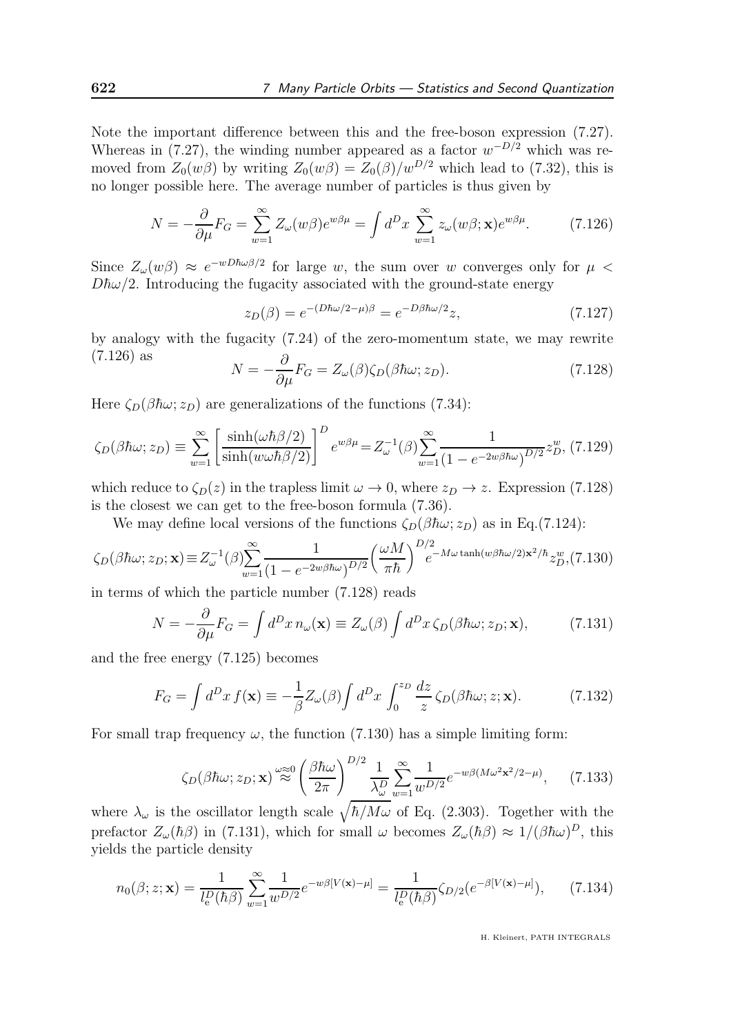Note the important difference between this and the free-boson expression (7.27). Whereas in (7.27), the winding number appeared as a factor $w^{-D/2}$ which was removed from $Z_0(w\beta)$ by writing $Z_0(w\beta) = Z_0(\beta)/w^{D/2}$ which lead to (7.32), this is no longer possible here. The average number of particles is thus given by

$$N = -\frac{\partial}{\partial\mu}F_G = \sum_{w=1}^{\infty} Z_\omega(w\beta)e^{w\beta\mu} = \int d^Dx \sum_{w=1}^{\infty} z_\omega(w\beta;\mathbf{x})e^{w\beta\mu}. \tag{7.126}$$

Since $Z_\omega(w\beta) \approx e^{-wD\hbar\omega\beta/2}$ for large $w$, the sum over $w$ converges only for $\mu < D\hbar\omega/2$. Introducing the fugacity associated with the ground-state energy

$$z_D(\beta) = e^{-(D\hbar\omega/2-\mu)\beta} = e^{-D\beta\hbar\omega/2}z, \tag{7.127}$$

by analogy with the fugacity (7.24) of the zero-momentum state, we may rewrite (7.126) as

$$N = -\frac{\partial}{\partial\mu}F_G = Z_\omega(\beta)\zeta_D(\beta\hbar\omega; z_D). \tag{7.128}$$

Here $\zeta_D(\beta\hbar\omega; z_D)$ are generalizations of the functions (7.34):

$$\zeta_D(\beta\hbar\omega; z_D) \equiv \sum_{w=1}^{\infty}\left[\frac{\sinh(\omega\hbar\beta/2)}{\sinh(w\omega\hbar\beta/2)}\right]^D e^{w\beta\mu} = Z_\omega^{-1}(\beta)\sum_{w=1}^{\infty}\frac{1}{\left(1-e^{-2w\beta\hbar\omega}\right)^{D/2}}z_D^w, \tag{7.129}$$

which reduce to $\zeta_D(z)$ in the trapless limit $\omega \to 0$, where $z_D \to z$. Expression (7.128) is the closest we can get to the free-boson formula (7.36).

We may define local versions of the functions $\zeta_D(\beta\hbar\omega; z_D)$ as in Eq.(7.124):

$$\zeta_D(\beta\hbar\omega; z_D;\mathbf{x}) \equiv Z_\omega^{-1}(\beta)\sum_{w=1}^{\infty}\frac{1}{\left(1-e^{-2w\beta\hbar\omega}\right)^{D/2}}\left(\frac{\omega M}{\pi\hbar}\right)^{D/2}e^{-M\omega\tanh(w\beta\hbar\omega/2)\mathbf{x}^2/\hbar}z_D^w, \tag{7.130}$$

in terms of which the particle number (7.128) reads

$$N = -\frac{\partial}{\partial\mu}F_G = \int d^Dx\, n_\omega(\mathbf{x}) \equiv Z_\omega(\beta)\int d^Dx\, \zeta_D(\beta\hbar\omega; z_D;\mathbf{x}), \tag{7.131}$$

and the free energy (7.125) becomes

$$F_G = \int d^Dx\, f(\mathbf{x}) \equiv -\frac{1}{\beta}Z_\omega(\beta)\int d^Dx \int_0^{z_D}\frac{dz}{z}\,\zeta_D(\beta\hbar\omega; z;\mathbf{x}). \tag{7.132}$$

For small trap frequency $\omega$, the function (7.130) has a simple limiting form:

$$\zeta_D(\beta\hbar\omega; z_D;\mathbf{x}) \overset{\omega\approx 0}{\approx} \left(\frac{\beta\hbar\omega}{2\pi}\right)^{D/2}\frac{1}{\lambda_\omega^D}\sum_{w=1}^{\infty}\frac{1}{w^{D/2}}e^{-w\beta(M\omega^2\mathbf{x}^2/2-\mu)}, \tag{7.133}$$

where $\lambda_\omega$ is the oscillator length scale $\sqrt{\hbar/M\omega}$ of Eq. (2.303). Together with the prefactor $Z_\omega(\hbar\beta)$ in (7.131), which for small $\omega$ becomes $Z_\omega(\hbar\beta) \approx 1/(\beta\hbar\omega)^D$, this yields the particle density

$$n_0(\beta; z;\mathbf{x}) = \frac{1}{l_e^D(\hbar\beta)}\sum_{w=1}^{\infty}\frac{1}{w^{D/2}}e^{-w\beta[V(\mathbf{x})-\mu]} = \frac{1}{l_e^D(\hbar\beta)}\zeta_{D/2}(e^{-\beta[V(\mathbf{x})-\mu]}), \tag{7.134}$$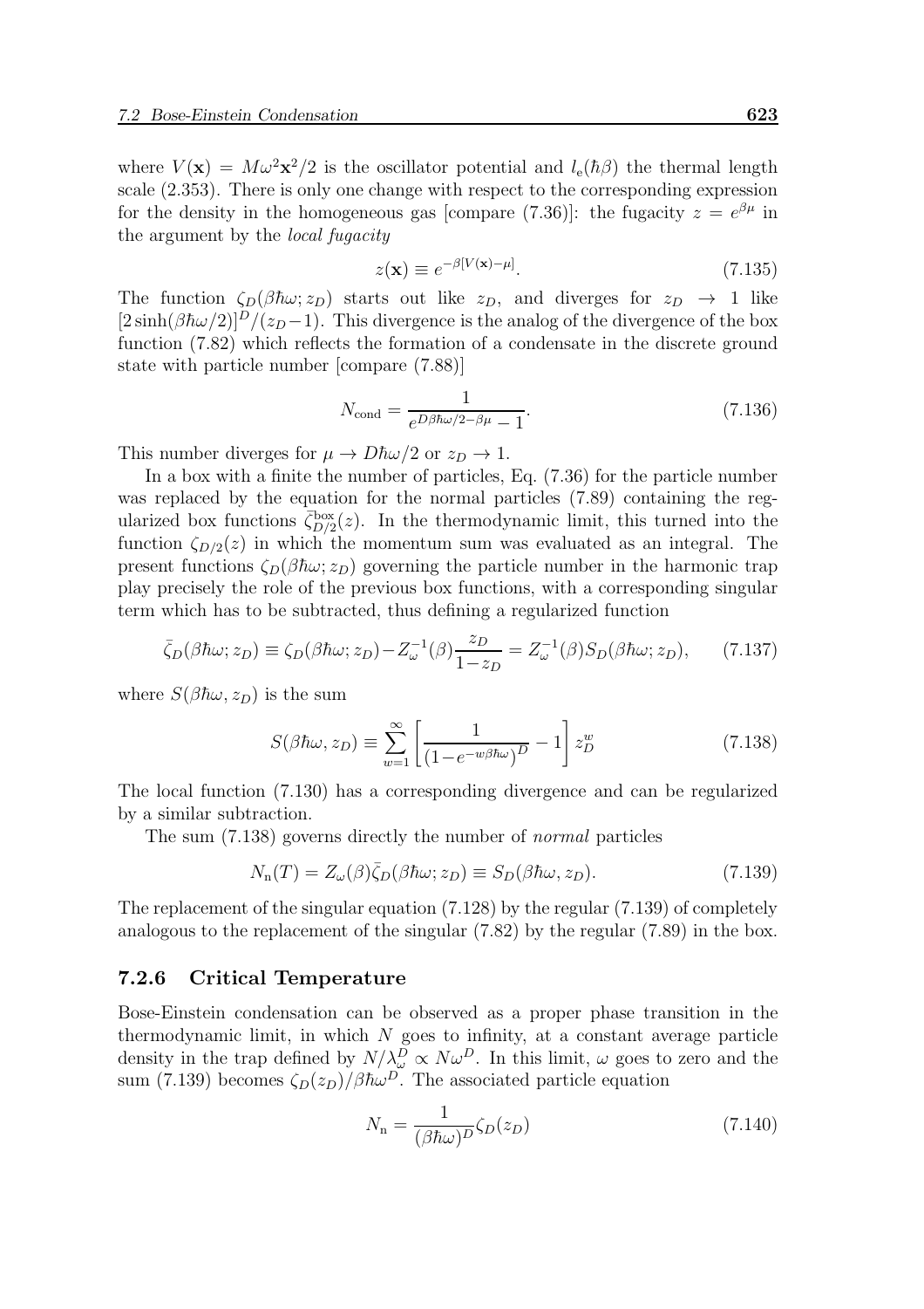where $V(\mathbf{x}) = M\omega^2\mathbf{x}^2/2$ is the oscillator potential and $l_e(\hbar\beta)$ the thermal length scale (2.353). There is only one change with respect to the corresponding expression for the density in the homogeneous gas [compare (7.36)]: the fugacity $z = e^{\beta\mu}$ in the argument by the *local fugacity*

$$z(\mathbf{x}) \equiv e^{-\beta[V(\mathbf{x})-\mu]}. \tag{7.135}$$

The function $\zeta_D(\beta\hbar\omega; z_D)$ starts out like $z_D$, and diverges for $z_D \to 1$ like $[2\sinh(\beta\hbar\omega/2)]^D/(z_D-1)$. This divergence is the analog of the divergence of the box function (7.82) which reflects the formation of a condensate in the discrete ground state with particle number [compare (7.88)]

$$N_{\text{cond}} = \frac{1}{e^{D\beta\hbar\omega/2-\beta\mu}-1}. \tag{7.136}$$

This number diverges for $\mu \to D\hbar\omega/2$ or $z_D \to 1$.

In a box with a finite the number of particles, Eq. (7.36) for the particle number was replaced by the equation for the normal particles (7.89) containing the regularized box functions $\bar{\zeta}^{\text{box}}_{D/2}(z)$. In the thermodynamic limit, this turned into the function $\zeta_{D/2}(z)$ in which the momentum sum was evaluated as an integral. The present functions $\zeta_D(\beta\hbar\omega; z_D)$ governing the particle number in the harmonic trap play precisely the role of the previous box functions, with a corresponding singular term which has to be subtracted, thus defining a regularized function

$$\bar{\zeta}_D(\beta\hbar\omega; z_D) \equiv \zeta_D(\beta\hbar\omega; z_D) - Z_\omega^{-1}(\beta)\frac{z_D}{1-z_D} = Z_\omega^{-1}(\beta)S_D(\beta\hbar\omega; z_D), \tag{7.137}$$

where $S(\beta\hbar\omega, z_D)$ is the sum

$$S(\beta\hbar\omega, z_D) \equiv \sum_{w=1}^{\infty}\left[\frac{1}{\left(1-e^{-w\beta\hbar\omega}\right)^D}-1\right]z_D^w \tag{7.138}$$

The local function (7.130) has a corresponding divergence and can be regularized by a similar subtraction.

The sum (7.138) governs directly the number of *normal* particles

$$N_{\text{n}}(T) = Z_\omega(\beta)\bar{\zeta}_D(\beta\hbar\omega; z_D) \equiv S_D(\beta\hbar\omega, z_D). \tag{7.139}$$

The replacement of the singular equation (7.128) by the regular (7.139) of completely analogous to the replacement of the singular (7.82) by the regular (7.89) in the box.

### 7.2.6 Critical Temperature

Bose-Einstein condensation can be observed as a proper phase transition in the thermodynamic limit, in which $N$ goes to infinity, at a constant average particle density in the trap defined by $N/\lambda_\omega^D \propto N\omega^D$. In this limit, $\omega$ goes to zero and the sum (7.139) becomes $\zeta_D(z_D)/\beta\hbar\omega^D$. The associated particle equation

$$N_{\text{n}} = \frac{1}{(\beta\hbar\omega)^D}\zeta_D(z_D) \tag{7.140}$$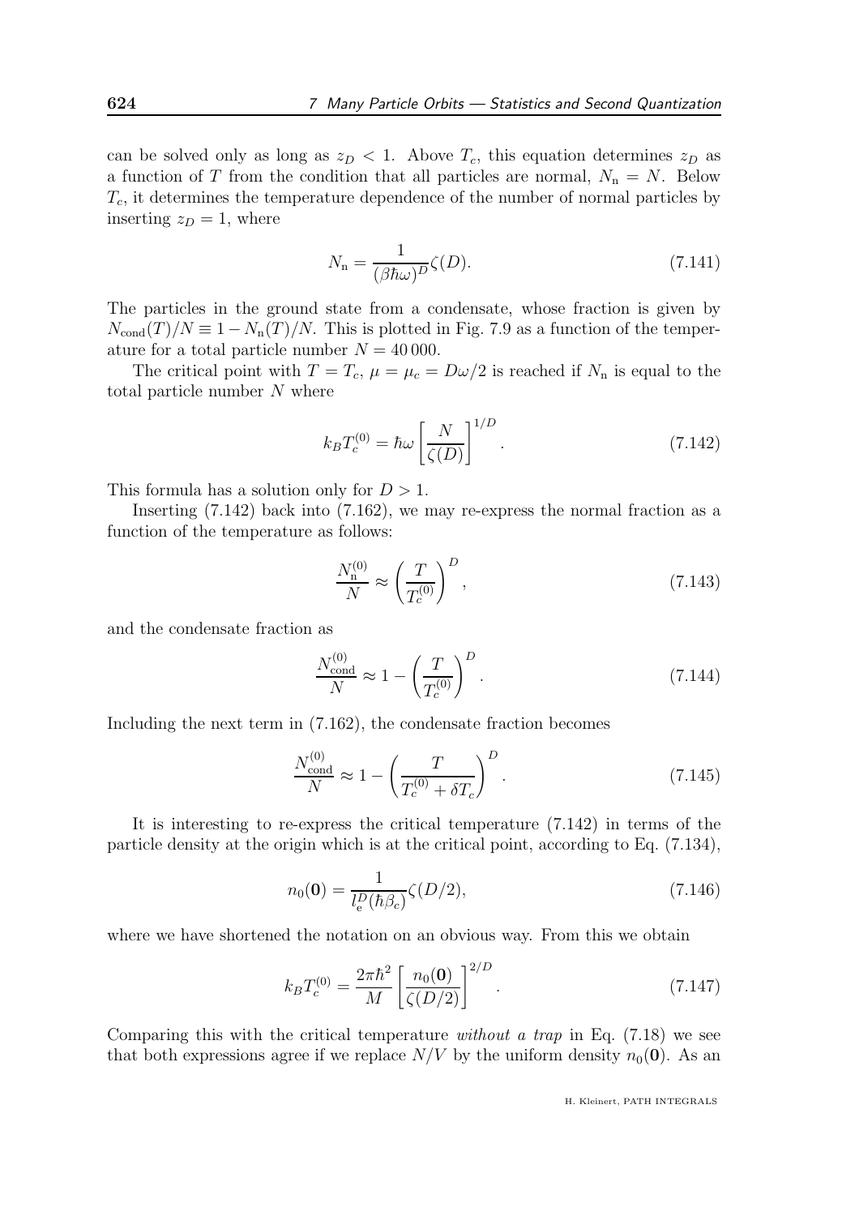can be solved only as long as $z_D < 1$. Above $T_c$, this equation determines $z_D$ as a function of $T$ from the condition that all particles are normal, $N_{\rm n} = N$. Below $T_c$, it determines the temperature dependence of the number of normal particles by inserting $z_D = 1$, where

$$N_{\rm n} = \frac{1}{(\beta\hbar\omega)^D}\zeta(D). \tag{7.141}$$

The particles in the ground state from a condensate, whose fraction is given by $N_{\rm cond}(T)/N \equiv 1 - N_{\rm n}(T)/N$. This is plotted in Fig. 7.9 as a function of the temperature for a total particle number $N = 40\,000$.

The critical point with $T = T_c$, $\mu = \mu_c = D\omega/2$ is reached if $N_{\rm n}$ is equal to the total particle number $N$ where

$$k_B T_c^{(0)} = \hbar\omega \left[\frac{N}{\zeta(D)}\right]^{1/D}. \tag{7.142}$$

This formula has a solution only for $D > 1$.

Inserting (7.142) back into (7.162), we may re-express the normal fraction as a function of the temperature as follows:

$$\frac{N_{\rm n}^{(0)}}{N} \approx \left(\frac{T}{T_c^{(0)}}\right)^D, \tag{7.143}$$

and the condensate fraction as

$$\frac{N_{\rm cond}^{(0)}}{N} \approx 1 - \left(\frac{T}{T_c^{(0)}}\right)^D. \tag{7.144}$$

Including the next term in (7.162), the condensate fraction becomes

$$\frac{N_{\rm cond}^{(0)}}{N} \approx 1 - \left(\frac{T}{T_c^{(0)} + \delta T_c}\right)^D. \tag{7.145}$$

It is interesting to re-express the critical temperature (7.142) in terms of the particle density at the origin which is at the critical point, according to Eq. (7.134),

$$n_0(\mathbf{0}) = \frac{1}{l_{\rm e}^D(\hbar\beta_c)}\zeta(D/2), \tag{7.146}$$

where we have shortened the notation on an obvious way. From this we obtain

$$k_B T_c^{(0)} = \frac{2\pi\hbar^2}{M}\left[\frac{n_0(\mathbf{0})}{\zeta(D/2)}\right]^{2/D}. \tag{7.147}$$

Comparing this with the critical temperature *without a trap* in Eq. (7.18) we see that both expressions agree if we replace $N/V$ by the uniform density $n_0(\mathbf{0})$. As an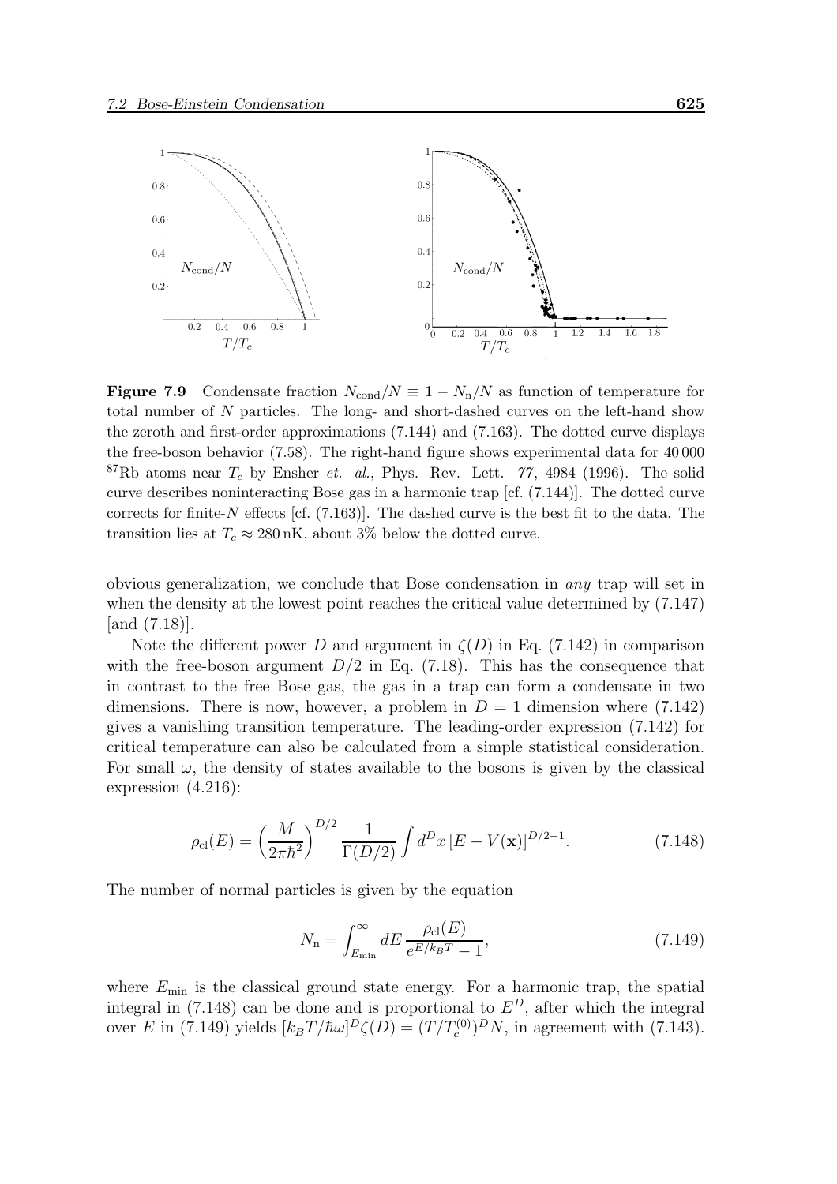**Figure 7.9** Condensate fraction $N_{\rm cond}/N \equiv 1 - N_{\rm n}/N$ as function of temperature for total number of $N$ particles. The long- and short-dashed curves on the left-hand show the zeroth and first-order approximations (7.144) and (7.163). The dotted curve displays the free-boson behavior (7.58). The right-hand figure shows experimental data for 40 000 $^{87}$Rb atoms near $T_c$ by Ensher *et. al.*, Phys. Rev. Lett. 77, 4984 (1996). The solid curve describes noninteracting Bose gas in a harmonic trap [cf. (7.144)]. The dotted curve corrects for finite-$N$ effects [cf. (7.163)]. The dashed curve is the best fit to the data. The transition lies at $T_c \approx 280\,$nK, about 3% below the dotted curve.

obvious generalization, we conclude that Bose condensation in *any* trap will set in when the density at the lowest point reaches the critical value determined by (7.147) [and (7.18)].

Note the different power $D$ and argument in $\zeta(D)$ in Eq. (7.142) in comparison with the free-boson argument $D/2$ in Eq. (7.18). This has the consequence that in contrast to the free Bose gas, the gas in a trap can form a condensate in two dimensions. There is now, however, a problem in $D = 1$ dimension where (7.142) gives a vanishing transition temperature. The leading-order expression (7.142) for critical temperature can also be calculated from a simple statistical consideration. For small $\omega$, the density of states available to the bosons is given by the classical expression (4.216):

$$\rho_{\rm cl}(E) = \left(\frac{M}{2\pi\hbar^2}\right)^{D/2} \frac{1}{\Gamma(D/2)} \int d^D x \, [E - V(\mathbf{x})]^{D/2-1}. \tag{7.148}$$

The number of normal particles is given by the equation

$$N_{\rm n} = \int_{E_{\rm min}}^{\infty} dE \, \frac{\rho_{\rm cl}(E)}{e^{E/k_B T} - 1}, \tag{7.149}$$

where $E_{\rm min}$ is the classical ground state energy. For a harmonic trap, the spatial integral in (7.148) can be done and is proportional to $E^D$, after which the integral over $E$ in (7.149) yields $[k_B T/\hbar\omega]^D \zeta(D) = (T/T_c^{(0)})^D N$, in agreement with (7.143).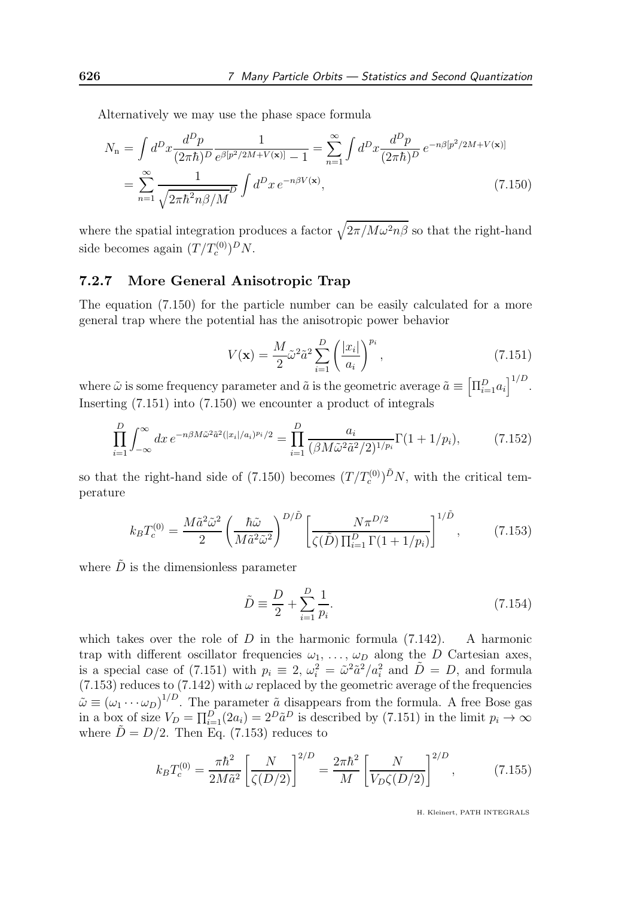Alternatively we may use the phase space formula

$$
\begin{aligned}
N_{\rm n} &= \int d^D x \frac{d^D p}{(2\pi\hbar)^D} \frac{1}{e^{\beta[p^2/2M+V(\mathbf{x})]}-1} = \sum_{n=1}^{\infty} \int d^D x \frac{d^D p}{(2\pi\hbar)^D}\, e^{-n\beta[p^2/2M+V(\mathbf{x})]} \\
&= \sum_{n=1}^{\infty} \frac{1}{\sqrt{2\pi\hbar^2 n\beta/M}^D} \int d^D x\, e^{-n\beta V(\mathbf{x})},
\end{aligned}
\tag{7.150}
$$

where the spatial integration produces a factor $\sqrt{2\pi/M\omega^2 n\beta}$ so that the right-hand side becomes again $(T/T_c^{(0)})^D N$.

### 7.2.7 More General Anisotropic Trap

The equation (7.150) for the particle number can be easily calculated for a more general trap where the potential has the anisotropic power behavior

$$
V(\mathbf{x}) = \frac{M}{2}\tilde{\omega}^2\tilde{a}^2 \sum_{i=1}^{D} \left(\frac{|x_i|}{a_i}\right)^{p_i},
\tag{7.151}
$$

where $\tilde{\omega}$ is some frequency parameter and $\tilde{a}$ is the geometric average $\tilde{a} \equiv \left[\Pi_{i=1}^D a_i\right]^{1/D}$. Inserting (7.151) into (7.150) we encounter a product of integrals

$$
\prod_{i=1}^{D} \int_{-\infty}^{\infty} dx\, e^{-n\beta M\tilde{\omega}^2\tilde{a}^2(|x_i|/a_i)^{p_i}/2} = \prod_{i=1}^{D} \frac{a_i}{(\beta M\tilde{\omega}^2\tilde{a}^2/2)^{1/p_i}}\Gamma(1+1/p_i),
\tag{7.152}
$$

so that the right-hand side of (7.150) becomes $(T/T_c^{(0)})^{\tilde{D}} N$, with the critical temperature

$$
k_B T_c^{(0)} = \frac{M\tilde{a}^2\tilde{\omega}^2}{2}\left(\frac{\hbar\tilde{\omega}}{M\tilde{a}^2\tilde{\omega}^2}\right)^{D/\tilde{D}} \left[\frac{N\pi^{D/2}}{\zeta(\tilde{D})\prod_{i=1}^{D}\Gamma(1+1/p_i)}\right]^{1/\tilde{D}},
\tag{7.153}
$$

where $\tilde{D}$ is the dimensionless parameter

$$
\tilde{D} \equiv \frac{D}{2} + \sum_{i=1}^{D}\frac{1}{p_i}.
\tag{7.154}
$$

which takes over the role of $D$ in the harmonic formula (7.142). A harmonic trap with different oscillator frequencies $\omega_1, \ldots, \omega_D$ along the $D$ Cartesian axes, is a special case of (7.151) with $p_i \equiv 2$, $\omega_i^2 = \tilde{\omega}^2\tilde{a}^2/a_i^2$ and $\tilde{D} = D$, and formula (7.153) reduces to (7.142) with $\omega$ replaced by the geometric average of the frequencies $\tilde{\omega} \equiv (\omega_1 \cdots \omega_D)^{1/D}$. The parameter $\tilde{a}$ disappears from the formula. A free Bose gas in a box of size $V_D = \prod_{i=1}^{D}(2a_i) = 2^D\tilde{a}^D$ is described by (7.151) in the limit $p_i \to \infty$ where $\tilde{D} = D/2$. Then Eq. (7.153) reduces to

$$
k_B T_c^{(0)} = \frac{\pi\hbar^2}{2M\tilde{a}^2}\left[\frac{N}{\zeta(D/2)}\right]^{2/D} = \frac{2\pi\hbar^2}{M}\left[\frac{N}{V_D\zeta(D/2)}\right]^{2/D},
\tag{7.155}
$$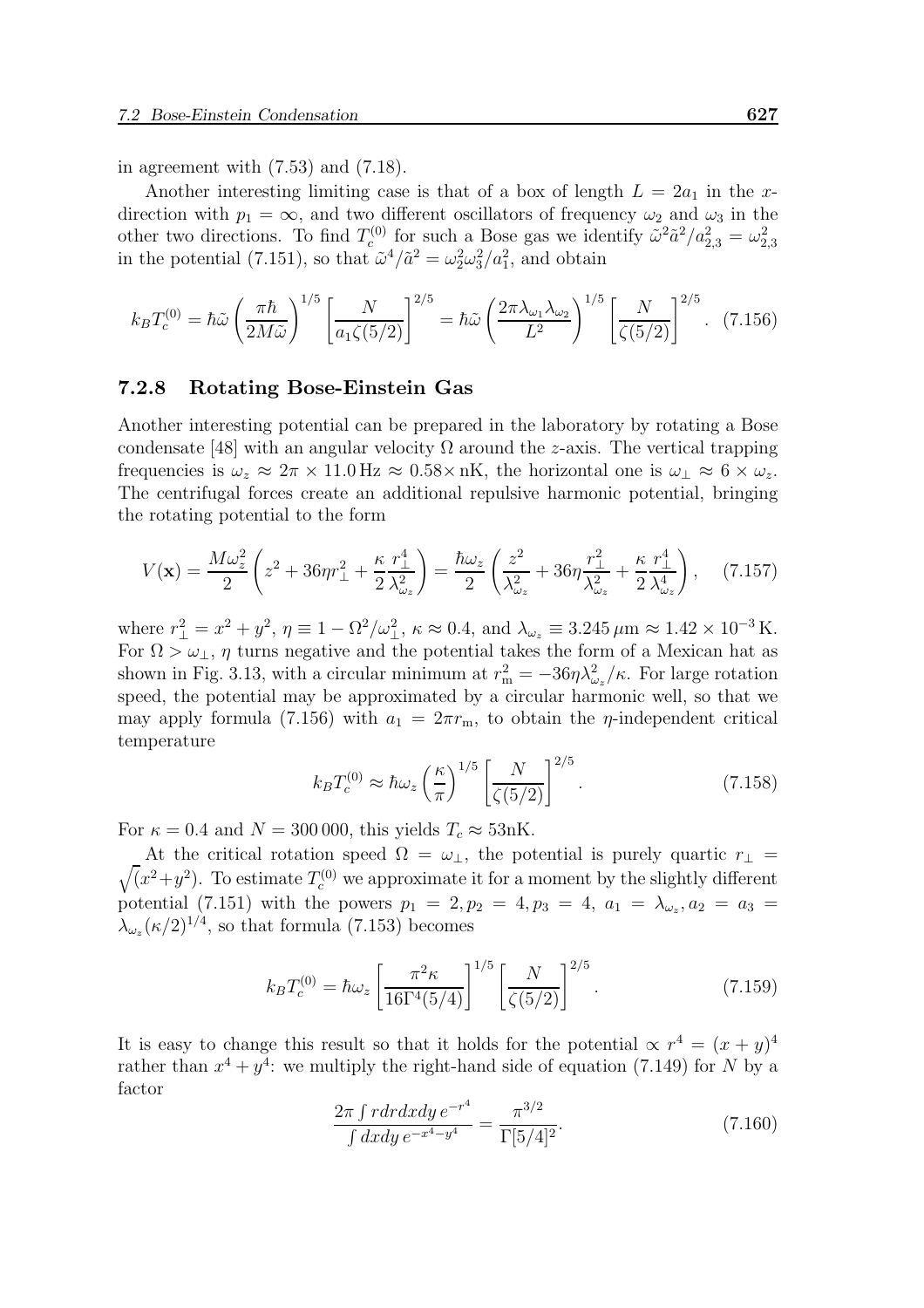in agreement with (7.53) and (7.18).

Another interesting limiting case is that of a box of length $L = 2a_1$ in the $x$-direction with $p_1 = \infty$, and two different oscillators of frequency $\omega_2$ and $\omega_3$ in the other two directions. To find $T_c^{(0)}$ for such a Bose gas we identify $\tilde{\omega}^2\tilde{a}^2/a_{2,3}^2 = \omega_{2,3}^2$ in the potential (7.151), so that $\tilde{\omega}^4/\tilde{a}^2 = \omega_2^2\omega_3^2/a_1^2$, and obtain

$$k_B T_c^{(0)} = \hbar\tilde{\omega}\left(\frac{\pi\hbar}{2M\tilde{\omega}}\right)^{1/5}\left[\frac{N}{a_1\zeta(5/2)}\right]^{2/5} = \hbar\tilde{\omega}\left(\frac{2\pi\lambda_{\omega_1}\lambda_{\omega_2}}{L^2}\right)^{1/5}\left[\frac{N}{\zeta(5/2)}\right]^{2/5}. \quad (7.156)$$

### 7.2.8 Rotating Bose-Einstein Gas

Another interesting potential can be prepared in the laboratory by rotating a Bose condensate [48] with an angular velocity $\Omega$ around the $z$-axis. The vertical trapping frequencies is $\omega_z \approx 2\pi \times 11.0\,\text{Hz} \approx 0.58\times\,\text{nK}$, the horizontal one is $\omega_\perp \approx 6 \times \omega_z$. The centrifugal forces create an additional repulsive harmonic potential, bringing the rotating potential to the form

$$V(\mathbf{x}) = \frac{M\omega_z^2}{2}\left(z^2 + 36\eta r_\perp^2 + \frac{\kappa}{2}\frac{r_\perp^4}{\lambda_{\omega_z}^2}\right) = \frac{\hbar\omega_z}{2}\left(\frac{z^2}{\lambda_{\omega_z}^2} + 36\eta\frac{r_\perp^2}{\lambda_{\omega_z}^2} + \frac{\kappa}{2}\frac{r_\perp^4}{\lambda_{\omega_z}^4}\right), \quad (7.157)$$

where $r_\perp^2 = x^2 + y^2$, $\eta \equiv 1 - \Omega^2/\omega_\perp^2$, $\kappa \approx 0.4$, and $\lambda_{\omega_z} \equiv 3.245\,\mu\text{m} \approx 1.42 \times 10^{-3}\,\text{K}$. For $\Omega > \omega_\perp$, $\eta$ turns negative and the potential takes the form of a Mexican hat as shown in Fig. 3.13, with a circular minimum at $r_\text{m}^2 = -36\eta\lambda_{\omega_z}^2/\kappa$. For large rotation speed, the potential may be approximated by a circular harmonic well, so that we may apply formula (7.156) with $a_1 = 2\pi r_\text{m}$, to obtain the $\eta$-independent critical temperature

$$k_B T_c^{(0)} \approx \hbar\omega_z\left(\frac{\kappa}{\pi}\right)^{1/5}\left[\frac{N}{\zeta(5/2)}\right]^{2/5}. \quad (7.158)$$

For $\kappa = 0.4$ and $N = 300\,000$, this yields $T_c \approx 53\text{nK}$.

At the critical rotation speed $\Omega = \omega_\perp$, the potential is purely quartic $r_\perp = \sqrt{(x^2+y^2)}$. To estimate $T_c^{(0)}$ we approximate it for a moment by the slightly different potential (7.151) with the powers $p_1 = 2, p_2 = 4, p_3 = 4$, $a_1 = \lambda_{\omega_z}, a_2 = a_3 = \lambda_{\omega_z}(\kappa/2)^{1/4}$, so that formula (7.153) becomes

$$k_B T_c^{(0)} = \hbar\omega_z\left[\frac{\pi^2\kappa}{16\Gamma^4(5/4)}\right]^{1/5}\left[\frac{N}{\zeta(5/2)}\right]^{2/5}. \quad (7.159)$$

It is easy to change this result so that it holds for the potential $\propto r^4 = (x+y)^4$ rather than $x^4 + y^4$: we multiply the right-hand side of equation (7.149) for $N$ by a factor

$$\frac{2\pi\int rdrdxdy\, e^{-r^4}}{\int dxdy\, e^{-x^4-y^4}} = \frac{\pi^{3/2}}{\Gamma[5/4]^2}. \quad (7.160)$$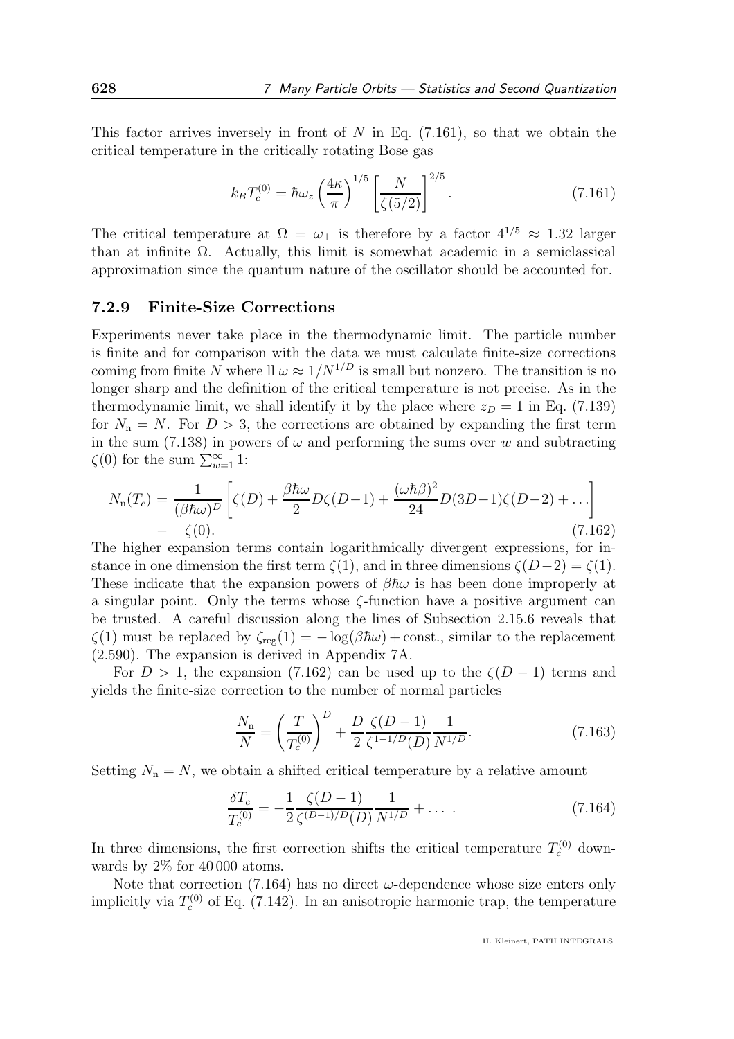This factor arrives inversely in front of $N$ in Eq. (7.161), so that we obtain the critical temperature in the critically rotating Bose gas

$$k_B T_c^{(0)} = \hbar\omega_z \left(\frac{4\kappa}{\pi}\right)^{1/5} \left[\frac{N}{\zeta(5/2)}\right]^{2/5}. \tag{7.161}$$

The critical temperature at $\Omega = \omega_\perp$ is therefore by a factor $4^{1/5} \approx 1.32$ larger than at infinite $\Omega$. Actually, this limit is somewhat academic in a semiclassical approximation since the quantum nature of the oscillator should be accounted for.

### 7.2.9 Finite-Size Corrections

Experiments never take place in the thermodynamic limit. The particle number is finite and for comparison with the data we must calculate finite-size corrections coming from finite $N$ where ll $\omega \approx 1/N^{1/D}$ is small but nonzero. The transition is no longer sharp and the definition of the critical temperature is not precise. As in the thermodynamic limit, we shall identify it by the place where $z_D = 1$ in Eq. (7.139) for $N_{\rm n} = N$. For $D > 3$, the corrections are obtained by expanding the first term in the sum (7.138) in powers of $\omega$ and performing the sums over $w$ and subtracting $\zeta(0)$ for the sum $\sum_{w=1}^{\infty} 1$:

$$N_{\rm n}(T_c) = \frac{1}{(\beta\hbar\omega)^D}\left[\zeta(D) + \frac{\beta\hbar\omega}{2} D\zeta(D-1) + \frac{(\omega\hbar\beta)^2}{24} D(3D-1)\zeta(D-2) + \dots\right] - \zeta(0). \tag{7.162}$$

The higher expansion terms contain logarithmically divergent expressions, for instance in one dimension the first term $\zeta(1)$, and in three dimensions $\zeta(D-2) = \zeta(1)$. These indicate that the expansion powers of $\beta\hbar\omega$ is has been done improperly at a singular point. Only the terms whose $\zeta$-function have a positive argument can be trusted. A careful discussion along the lines of Subsection 2.15.6 reveals that $\zeta(1)$ must be replaced by $\zeta_{\rm reg}(1) = -\log(\beta\hbar\omega) + \text{const.}$, similar to the replacement (2.590). The expansion is derived in Appendix 7A.

For $D > 1$, the expansion (7.162) can be used up to the $\zeta(D-1)$ terms and yields the finite-size correction to the number of normal particles

$$\frac{N_{\rm n}}{N} = \left(\frac{T}{T_c^{(0)}}\right)^D + \frac{D}{2}\frac{\zeta(D-1)}{\zeta^{1-1/D}(D)}\frac{1}{N^{1/D}}. \tag{7.163}$$

Setting $N_{\rm n} = N$, we obtain a shifted critical temperature by a relative amount

$$\frac{\delta T_c}{T_c^{(0)}} = -\frac{1}{2}\frac{\zeta(D-1)}{\zeta^{(D-1)/D}(D)}\frac{1}{N^{1/D}} + \dots\ . \tag{7.164}$$

In three dimensions, the first correction shifts the critical temperature $T_c^{(0)}$ downwards by 2% for 40 000 atoms.

Note that correction (7.164) has no direct $\omega$-dependence whose size enters only implicitly via $T_c^{(0)}$ of Eq. (7.142). In an anisotropic harmonic trap, the temperature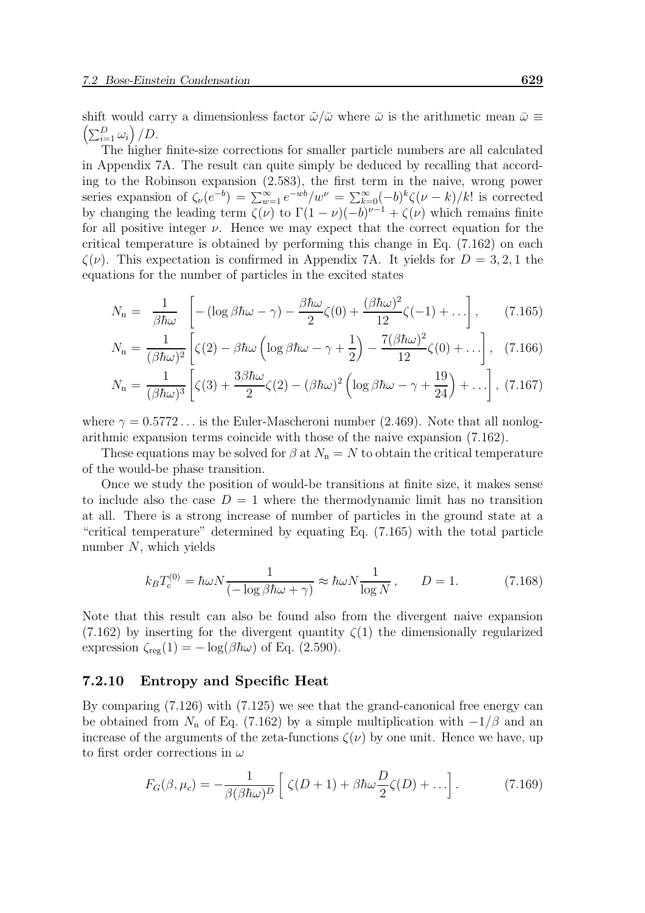shift would carry a dimensionless factor $\tilde{\omega}/\bar{\omega}$ where $\bar{\omega}$ is the arithmetic mean $\bar{\omega} \equiv \left(\sum_{i=1}^{D} \omega_i\right)/D$.

The higher finite-size corrections for smaller particle numbers are all calculated in Appendix 7A. The result can quite simply be deduced by recalling that according to the Robinson expansion (2.583), the first term in the naive, wrong power series expansion of $\zeta_\nu(e^{-b}) = \sum_{w=1}^{\infty} e^{-wb}/w^\nu = \sum_{k=0}^{\infty}(-b)^k\zeta(\nu-k)/k!$ is corrected by changing the leading term $\zeta(\nu)$ to $\Gamma(1-\nu)(-b)^{\nu-1} + \zeta(\nu)$ which remains finite for all positive integer $\nu$. Hence we may expect that the correct equation for the critical temperature is obtained by performing this change in Eq. (7.162) on each $\zeta(\nu)$. This expectation is confirmed in Appendix 7A. It yields for $D = 3, 2, 1$ the equations for the number of particles in the excited states

$$N_{\rm n} = \frac{1}{\beta\hbar\omega}\left[-(\log\beta\hbar\omega - \gamma) - \frac{\beta\hbar\omega}{2}\zeta(0) + \frac{(\beta\hbar\omega)^2}{12}\zeta(-1) + \ldots\right], \tag{7.165}$$

$$N_{\rm n} = \frac{1}{(\beta\hbar\omega)^2}\left[\zeta(2) - \beta\hbar\omega\left(\log\beta\hbar\omega - \gamma + \frac{1}{2}\right) - \frac{7(\beta\hbar\omega)^2}{12}\zeta(0) + \ldots\right], \tag{7.166}$$

$$N_{\rm n} = \frac{1}{(\beta\hbar\omega)^3}\left[\zeta(3) + \frac{3\beta\hbar\omega}{2}\zeta(2) - (\beta\hbar\omega)^2\left(\log\beta\hbar\omega - \gamma + \frac{19}{24}\right) + \ldots\right], \tag{7.167}$$

where $\gamma = 0.5772\ldots$ is the Euler-Mascheroni number (2.469). Note that all nonlogarithmic expansion terms coincide with those of the naive expansion (7.162).

These equations may be solved for $\beta$ at $N_{\rm n} = N$ to obtain the critical temperature of the would-be phase transition.

Once we study the position of would-be transitions at finite size, it makes sense to include also the case $D = 1$ where the thermodynamic limit has no transition at all. There is a strong increase of number of particles in the ground state at a "critical temperature" determined by equating Eq. (7.165) with the total particle number $N$, which yields

$$k_B T_c^{(0)} = \hbar\omega N \frac{1}{(-\log\beta\hbar\omega + \gamma)} \approx \hbar\omega N \frac{1}{\log N}, \qquad D = 1. \tag{7.168}$$

Note that this result can also be found also from the divergent naive expansion (7.162) by inserting for the divergent quantity $\zeta(1)$ the dimensionally regularized expression $\zeta_{\rm reg}(1) = -\log(\beta\hbar\omega)$ of Eq. (2.590).

### 7.2.10 Entropy and Specific Heat

By comparing (7.126) with (7.125) we see that the grand-canonical free energy can be obtained from $N_{\rm n}$ of Eq. (7.162) by a simple multiplication with $-1/\beta$ and an increase of the arguments of the zeta-functions $\zeta(\nu)$ by one unit. Hence we have, up to first order corrections in $\omega$

$$F_G(\beta, \mu_c) = -\frac{1}{\beta(\beta\hbar\omega)^D}\left[\,\zeta(D+1) + \beta\hbar\omega\frac{D}{2}\zeta(D) + \ldots\right]. \tag{7.169}$$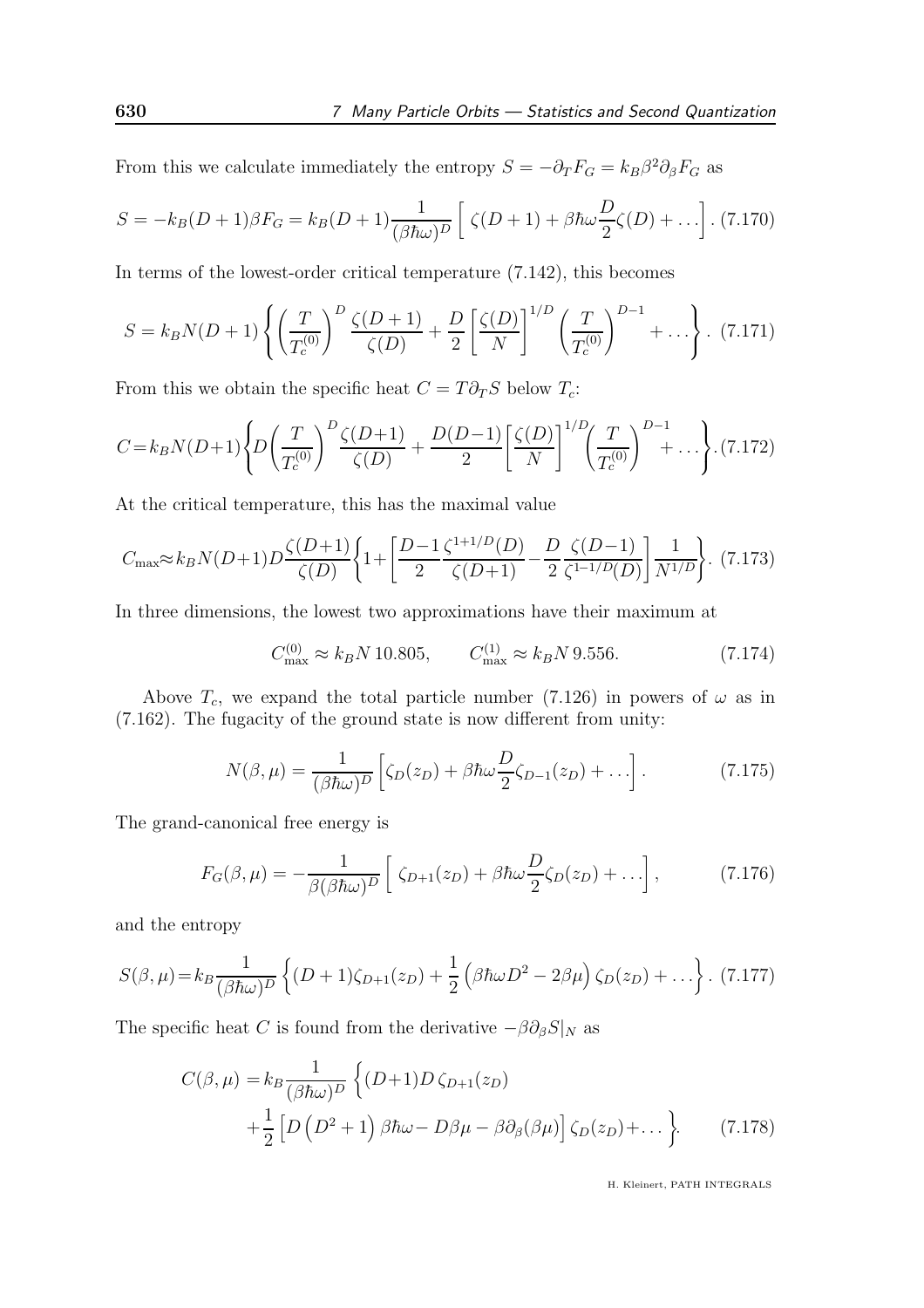From this we calculate immediately the entropy $S = -\partial_T F_G = k_B \beta^2 \partial_\beta F_G$ as

$$S = -k_B(D+1)\beta F_G = k_B(D+1)\frac{1}{(\beta\hbar\omega)^D}\left[\,\zeta(D+1) + \beta\hbar\omega\frac{D}{2}\zeta(D) + \ldots\right]. \tag{7.170}$$

In terms of the lowest-order critical temperature (7.142), this becomes

$$S = k_B N(D+1)\left\{\left(\frac{T}{T_c^{(0)}}\right)^D \frac{\zeta(D+1)}{\zeta(D)} + \frac{D}{2}\left[\frac{\zeta(D)}{N}\right]^{1/D}\left(\frac{T}{T_c^{(0)}}\right)^{D-1} + \ldots\right\}. \tag{7.171}$$

From this we obtain the specific heat $C = T\partial_T S$ below $T_c$:

$$C = k_B N(D+1)\left\{D\left(\frac{T}{T_c^{(0)}}\right)^D \frac{\zeta(D+1)}{\zeta(D)} + \frac{D(D-1)}{2}\left[\frac{\zeta(D)}{N}\right]^{1/D}\left(\frac{T}{T_c^{(0)}}\right)^{D-1} + \ldots\right\}. \tag{7.172}$$

At the critical temperature, this has the maximal value

$$C_{\max} \approx k_B N(D+1)D\frac{\zeta(D+1)}{\zeta(D)}\left\{1 + \left[\frac{D-1}{2}\frac{\zeta^{1+1/D}(D)}{\zeta(D+1)} - \frac{D}{2}\frac{\zeta(D-1)}{\zeta^{1-1/D}(D)}\right]\frac{1}{N^{1/D}}\right\}. \tag{7.173}$$

In three dimensions, the lowest two approximations have their maximum at

$$C_{\max}^{(0)} \approx k_B N\, 10.805, \qquad C_{\max}^{(1)} \approx k_B N\, 9.556. \tag{7.174}$$

Above $T_c$, we expand the total particle number (7.126) in powers of $\omega$ as in (7.162). The fugacity of the ground state is now different from unity:

$$N(\beta, \mu) = \frac{1}{(\beta\hbar\omega)^D}\left[\zeta_D(z_D) + \beta\hbar\omega\frac{D}{2}\zeta_{D-1}(z_D) + \ldots\right]. \tag{7.175}$$

The grand-canonical free energy is

$$F_G(\beta, \mu) = -\frac{1}{\beta(\beta\hbar\omega)^D}\left[\,\zeta_{D+1}(z_D) + \beta\hbar\omega\frac{D}{2}\zeta_D(z_D) + \ldots\right], \tag{7.176}$$

and the entropy

$$S(\beta, \mu) = k_B\frac{1}{(\beta\hbar\omega)^D}\left\{(D+1)\zeta_{D+1}(z_D) + \frac{1}{2}\left(\beta\hbar\omega D^2 - 2\beta\mu\right)\zeta_D(z_D) + \ldots\right\}. \tag{7.177}$$

The specific heat $C$ is found from the derivative $-\beta\partial_\beta S|_N$ as

$$\begin{aligned} C(\beta, \mu) = {} & k_B\frac{1}{(\beta\hbar\omega)^D}\left\{(D+1)D\,\zeta_{D+1}(z_D)\right. \\ & \left. + \frac{1}{2}\left[D\left(D^2+1\right)\beta\hbar\omega - D\beta\mu - \beta\partial_\beta(\beta\mu)\right]\zeta_D(z_D) + \ldots\right\}. \end{aligned} \tag{7.178}$$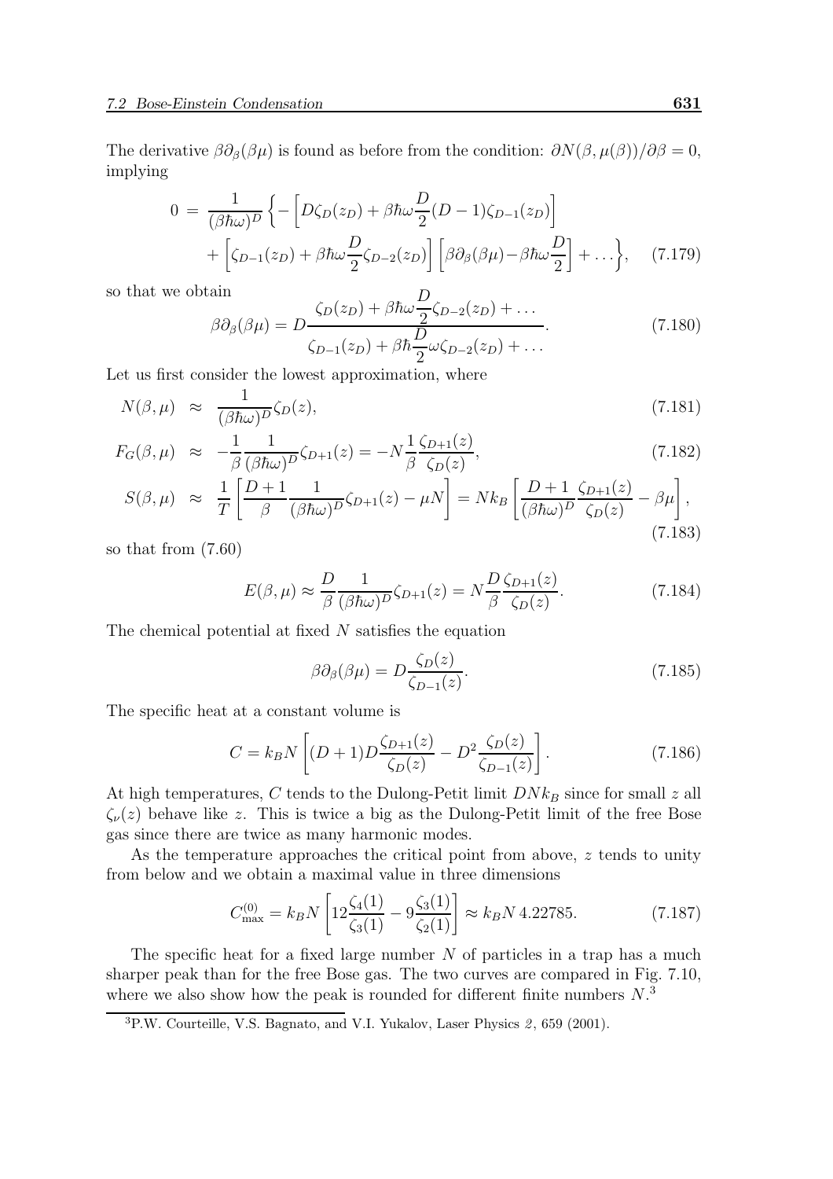The derivative $\beta\partial_\beta(\beta\mu)$ is found as before from the condition: $\partial N(\beta,\mu(\beta))/\partial\beta = 0$, implying

$$0 \;=\; \frac{1}{(\beta\hbar\omega)^D}\left\{-\left[D\zeta_D(z_D)+\beta\hbar\omega\frac{D}{2}(D-1)\zeta_{D-1}(z_D)\right]\right.$$
$$\left.+\left[\zeta_{D-1}(z_D)+\beta\hbar\omega\frac{D}{2}\zeta_{D-2}(z_D)\right]\left[\beta\partial_\beta(\beta\mu)-\beta\hbar\omega\frac{D}{2}\right]+\ldots\right\}, \quad (7.179)$$

so that we obtain

$$\beta\partial_\beta(\beta\mu) = D\frac{\zeta_D(z_D)+\beta\hbar\omega\frac{D}{2}\zeta_{D-2}(z_D)+\ldots}{\zeta_{D-1}(z_D)+\beta\hbar\frac{D}{2}\omega\zeta_{D-2}(z_D)+\ldots}. \quad (7.180)$$

Let us first consider the lowest approximation, where

$$N(\beta,\mu) \;\approx\; \frac{1}{(\beta\hbar\omega)^D}\zeta_D(z), \quad (7.181)$$

$$F_G(\beta,\mu) \;\approx\; -\frac{1}{\beta}\frac{1}{(\beta\hbar\omega)^D}\zeta_{D+1}(z) = -N\frac{1}{\beta}\frac{\zeta_{D+1}(z)}{\zeta_D(z)}, \quad (7.182)$$

$$S(\beta,\mu) \;\approx\; \frac{1}{T}\left[\frac{D+1}{\beta}\frac{1}{(\beta\hbar\omega)^D}\zeta_{D+1}(z)-\mu N\right] = Nk_B\left[\frac{D+1}{(\beta\hbar\omega)^D}\frac{\zeta_{D+1}(z)}{\zeta_D(z)}-\beta\mu\right], \quad (7.183)$$

so that from (7.60)

$$E(\beta,\mu) \approx \frac{D}{\beta}\frac{1}{(\beta\hbar\omega)^D}\zeta_{D+1}(z) = N\frac{D}{\beta}\frac{\zeta_{D+1}(z)}{\zeta_D(z)}. \quad (7.184)$$

The chemical potential at fixed $N$ satisfies the equation

$$\beta\partial_\beta(\beta\mu) = D\frac{\zeta_D(z)}{\zeta_{D-1}(z)}. \quad (7.185)$$

The specific heat at a constant volume is

$$C = k_B N\left[(D+1)D\frac{\zeta_{D+1}(z)}{\zeta_D(z)} - D^2\frac{\zeta_D(z)}{\zeta_{D-1}(z)}\right]. \quad (7.186)$$

At high temperatures, $C$ tends to the Dulong-Petit limit $DNk_B$ since for small $z$ all $\zeta_\nu(z)$ behave like $z$. This is twice a big as the Dulong-Petit limit of the free Bose gas since there are twice as many harmonic modes.

As the temperature approaches the critical point from above, $z$ tends to unity from below and we obtain a maximal value in three dimensions

$$C^{(0)}_{\rm max} = k_B N\left[12\frac{\zeta_4(1)}{\zeta_3(1)} - 9\frac{\zeta_3(1)}{\zeta_2(1)}\right] \approx k_B N\, 4.22785. \quad (7.187)$$

The specific heat for a fixed large number $N$ of particles in a trap has a much sharper peak than for the free Bose gas. The two curves are compared in Fig. 7.10, where we also show how the peak is rounded for different finite numbers $N$.[3]

[3] P.W. Courteille, V.S. Bagnato, and V.I. Yukalov, Laser Physics *2*, 659 (2001).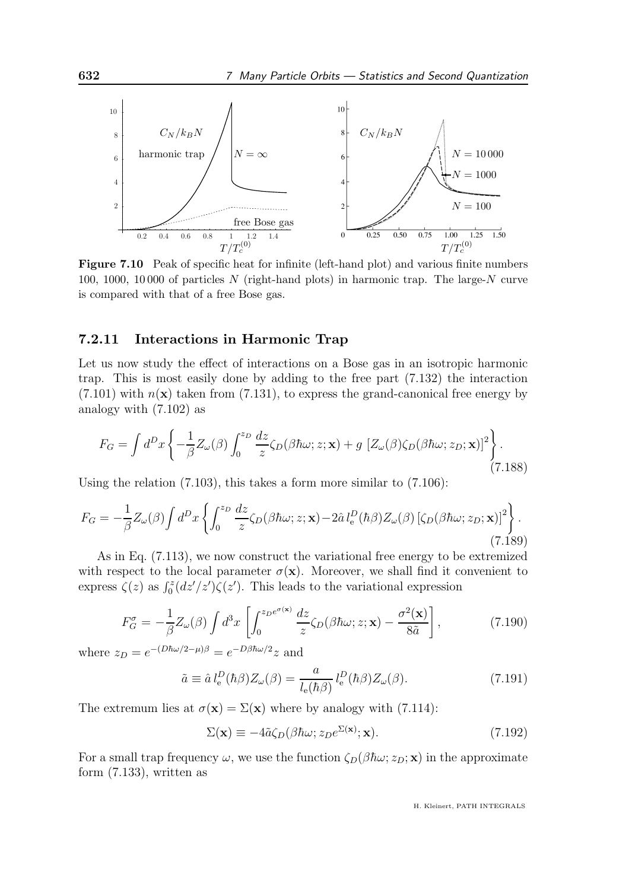**Figure 7.10** Peak of specific heat for infinite (left-hand plot) and various finite numbers 100, 1000, 10 000 of particles $N$ (right-hand plots) in harmonic trap. The large-$N$ curve is compared with that of a free Bose gas.

### 7.2.11 Interactions in Harmonic Trap

Let us now study the effect of interactions on a Bose gas in an isotropic harmonic trap. This is most easily done by adding to the free part (7.132) the interaction (7.101) with $n(\mathbf{x})$ taken from (7.131), to express the grand-canonical free energy by analogy with (7.102) as

$$F_G = \int d^D x \left\{ -\frac{1}{\beta} Z_\omega(\beta) \int_0^{z_D} \frac{dz}{z} \zeta_D(\beta\hbar\omega; z; \mathbf{x}) + g \left[ Z_\omega(\beta) \zeta_D(\beta\hbar\omega; z_D; \mathbf{x}) \right]^2 \right\}. \tag{7.188}$$

Using the relation (7.103), this takes a form more similar to (7.106):

$$F_G = -\frac{1}{\beta} Z_\omega(\beta) \int d^D x \left\{ \int_0^{z_D} \frac{dz}{z} \zeta_D(\beta\hbar\omega; z; \mathbf{x}) - 2\hat{a}\, l_{\rm e}^D(\hbar\beta) Z_\omega(\beta) \left[ \zeta_D(\beta\hbar\omega; z_D; \mathbf{x}) \right]^2 \right\}. \tag{7.189}$$

As in Eq. (7.113), we now construct the variational free energy to be extremized with respect to the local parameter $\sigma(\mathbf{x})$. Moreover, we shall find it convenient to express $\zeta(z)$ as $\int_0^z (dz'/z')\zeta(z')$. This leads to the variational expression

$$F_G^\sigma = -\frac{1}{\beta} Z_\omega(\beta) \int d^3 x \left[ \int_0^{z_D e^{\sigma(\mathbf{x})}} \frac{dz}{z} \zeta_D(\beta\hbar\omega; z; \mathbf{x}) - \frac{\sigma^2(\mathbf{x})}{8\tilde{a}} \right], \tag{7.190}$$

where $z_D = e^{-(D\hbar\omega/2-\mu)\beta} = e^{-D\beta\hbar\omega/2} z$ and

$$\tilde{a} \equiv \hat{a}\, l_{\rm e}^D(\hbar\beta) Z_\omega(\beta) = \frac{a}{l_{\rm e}(\hbar\beta)}\, l_{\rm e}^D(\hbar\beta) Z_\omega(\beta). \tag{7.191}$$

The extremum lies at $\sigma(\mathbf{x}) = \Sigma(\mathbf{x})$ where by analogy with (7.114):

$$\Sigma(\mathbf{x}) \equiv -4\tilde{a} \zeta_D(\beta\hbar\omega; z_D e^{\Sigma(\mathbf{x})}; \mathbf{x}). \tag{7.192}$$

For a small trap frequency $\omega$, we use the function $\zeta_D(\beta\hbar\omega; z_D; \mathbf{x})$ in the approximate form (7.133), written as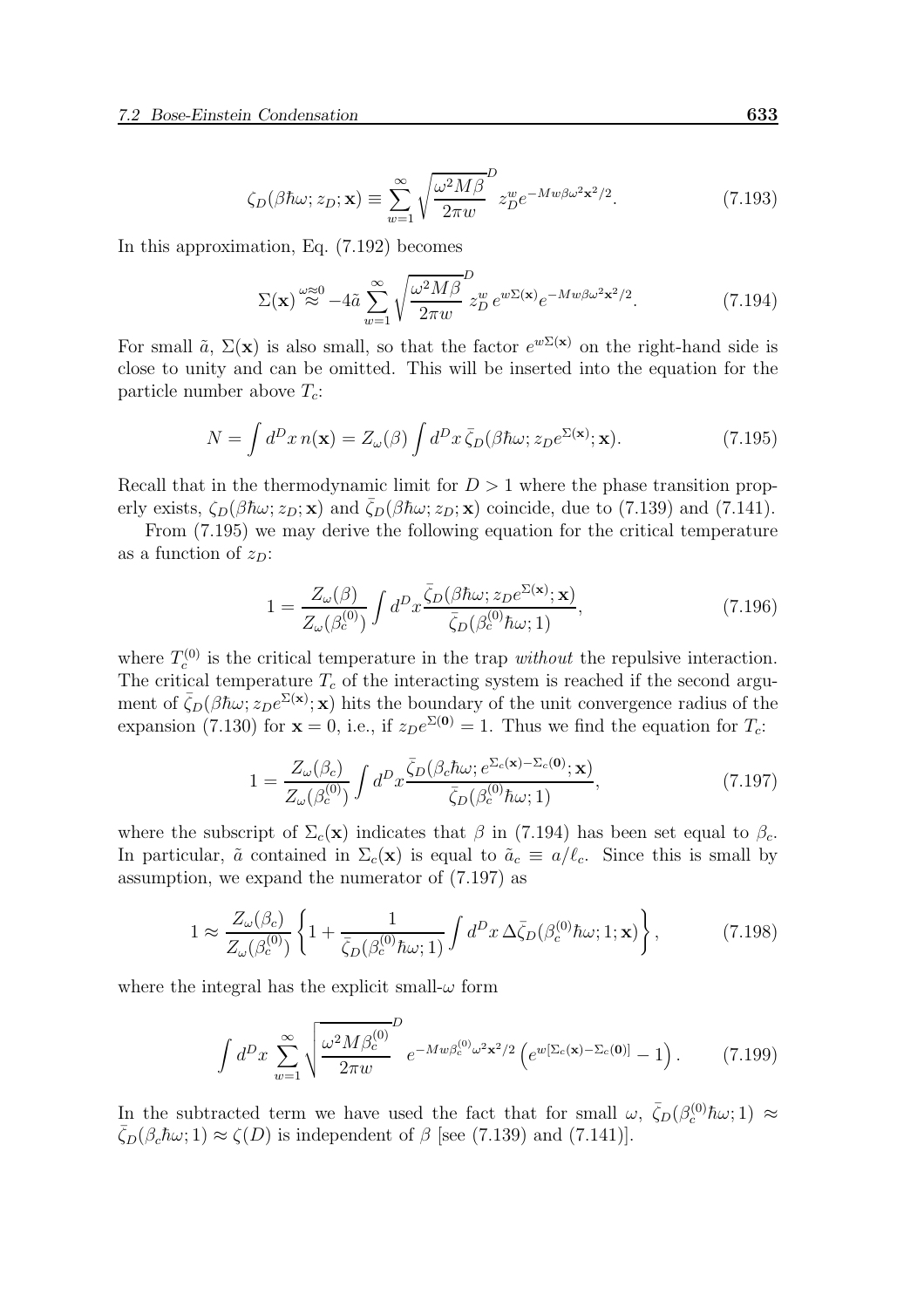$$\zeta_D(\beta\hbar\omega; z_D; \mathbf{x}) \equiv \sum_{w=1}^{\infty} \sqrt{\frac{\omega^2 M\beta}{2\pi w}}^D z_D^w e^{-Mw\beta\omega^2\mathbf{x}^2/2}. \tag{7.193}$$

In this approximation, Eq. (7.192) becomes

$$\Sigma(\mathbf{x}) \overset{\omega\approx 0}{\approx} -4\tilde{a} \sum_{w=1}^{\infty} \sqrt{\frac{\omega^2 M\beta}{2\pi w}}^D z_D^w \, e^{w\Sigma(\mathbf{x})} e^{-Mw\beta\omega^2\mathbf{x}^2/2}. \tag{7.194}$$

For small $\tilde{a}$, $\Sigma(\mathbf{x})$ is also small, so that the factor $e^{w\Sigma(\mathbf{x})}$ on the right-hand side is close to unity and can be omitted. This will be inserted into the equation for the particle number above $T_c$:

$$N = \int d^D x \, n(\mathbf{x}) = Z_\omega(\beta) \int d^D x \, \bar{\zeta}_D(\beta\hbar\omega; z_D e^{\Sigma(\mathbf{x})}; \mathbf{x}). \tag{7.195}$$

Recall that in the thermodynamic limit for $D > 1$ where the phase transition properly exists, $\zeta_D(\beta\hbar\omega; z_D; \mathbf{x})$ and $\bar{\zeta}_D(\beta\hbar\omega; z_D; \mathbf{x})$ coincide, due to (7.139) and (7.141).

From (7.195) we may derive the following equation for the critical temperature as a function of $z_D$:

$$1 = \frac{Z_\omega(\beta)}{Z_\omega(\beta_c^{(0)})} \int d^D x \frac{\bar{\zeta}_D(\beta\hbar\omega; z_D e^{\Sigma(\mathbf{x})}; \mathbf{x})}{\bar{\zeta}_D(\beta_c^{(0)}\hbar\omega; 1)}, \tag{7.196}$$

where $T_c^{(0)}$ is the critical temperature in the trap *without* the repulsive interaction. The critical temperature $T_c$ of the interacting system is reached if the second argument of $\bar{\zeta}_D(\beta\hbar\omega; z_D e^{\Sigma(\mathbf{x})}; \mathbf{x})$ hits the boundary of the unit convergence radius of the expansion (7.130) for $\mathbf{x} = 0$, i.e., if $z_D e^{\Sigma(\mathbf{0})} = 1$. Thus we find the equation for $T_c$:

$$1 = \frac{Z_\omega(\beta_c)}{Z_\omega(\beta_c^{(0)})} \int d^D x \frac{\bar{\zeta}_D(\beta_c\hbar\omega; e^{\Sigma_c(\mathbf{x})-\Sigma_c(\mathbf{0})}; \mathbf{x})}{\bar{\zeta}_D(\beta_c^{(0)}\hbar\omega; 1)}, \tag{7.197}$$

where the subscript of $\Sigma_c(\mathbf{x})$ indicates that $\beta$ in (7.194) has been set equal to $\beta_c$. In particular, $\tilde{a}$ contained in $\Sigma_c(\mathbf{x})$ is equal to $\tilde{a}_c \equiv a/\ell_c$. Since this is small by assumption, we expand the numerator of (7.197) as

$$1 \approx \frac{Z_\omega(\beta_c)}{Z_\omega(\beta_c^{(0)})} \left\{ 1 + \frac{1}{\bar{\zeta}_D(\beta_c^{(0)}\hbar\omega; 1)} \int d^D x \, \Delta\bar{\zeta}_D(\beta_c^{(0)}\hbar\omega; 1; \mathbf{x}) \right\}, \tag{7.198}$$

where the integral has the explicit small-$\omega$ form

$$\int d^D x \, \sum_{w=1}^{\infty} \sqrt{\frac{\omega^2 M\beta_c^{(0)}}{2\pi w}}^D \, e^{-Mw\beta_c^{(0)}\omega^2\mathbf{x}^2/2} \left( e^{w[\Sigma_c(\mathbf{x})-\Sigma_c(\mathbf{0})]} - 1 \right). \tag{7.199}$$

In the subtracted term we have used the fact that for small $\omega$, $\bar{\zeta}_D(\beta_c^{(0)}\hbar\omega; 1) \approx \bar{\zeta}_D(\beta_c\hbar\omega; 1) \approx \zeta(D)$ is independent of $\beta$ [see (7.139) and (7.141)].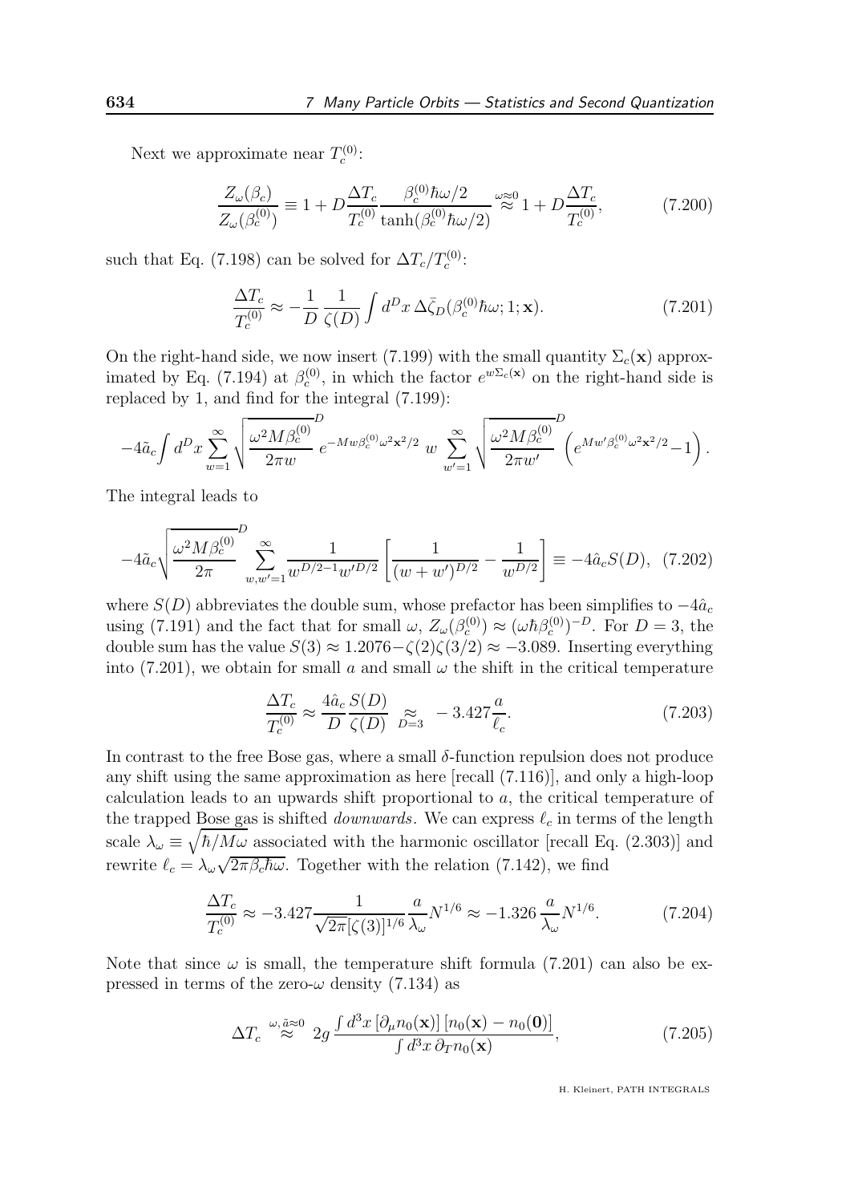Next we approximate near $T_c^{(0)}$:

$$\frac{Z_\omega(\beta_c)}{Z_\omega(\beta_c^{(0)})} \equiv 1 + D\frac{\Delta T_c}{T_c^{(0)}}\frac{\beta_c^{(0)}\hbar\omega/2}{\tanh(\beta_c^{(0)}\hbar\omega/2)} \overset{\omega\approx 0}{\approx} 1 + D\frac{\Delta T_c}{T_c^{(0)}}, \tag{7.200}$$

such that Eq. (7.198) can be solved for $\Delta T_c/T_c^{(0)}$:

$$\frac{\Delta T_c}{T_c^{(0)}} \approx -\frac{1}{D}\frac{1}{\zeta(D)}\int d^Dx\, \Delta\bar{\zeta}_D(\beta_c^{(0)}\hbar\omega; 1; \mathbf{x}). \tag{7.201}$$

On the right-hand side, we now insert (7.199) with the small quantity $\Sigma_c(\mathbf{x})$ approximated by Eq. (7.194) at $\beta_c^{(0)}$, in which the factor $e^{w\Sigma_c(\mathbf{x})}$ on the right-hand side is replaced by 1, and find for the integral (7.199):

$$-4\tilde{a}_c\int d^Dx \sum_{w=1}^{\infty}\sqrt{\frac{\omega^2 M\beta_c^{(0)}}{2\pi w}}^{D} e^{-Mw\beta_c^{(0)}\omega^2\mathbf{x}^2/2}\; w\sum_{w'=1}^{\infty}\sqrt{\frac{\omega^2 M\beta_c^{(0)}}{2\pi w'}}^{D}\left(e^{Mw'\beta_c^{(0)}\omega^2\mathbf{x}^2/2}-1\right).$$

The integral leads to

$$-4\tilde{a}_c\sqrt{\frac{\omega^2 M\beta_c^{(0)}}{2\pi}}^{D}\sum_{w,w'=1}^{\infty}\frac{1}{w^{D/2-1}w'^{D/2}}\left[\frac{1}{(w+w')^{D/2}}-\frac{1}{w^{D/2}}\right] \equiv -4\hat{a}_c S(D), \tag{7.202}$$

where $S(D)$ abbreviates the double sum, whose prefactor has been simplifies to $-4\hat{a}_c$ using (7.191) and the fact that for small $\omega$, $Z_\omega(\beta_c^{(0)}) \approx (\omega\hbar\beta_c^{(0)})^{-D}$. For $D=3$, the double sum has the value $S(3) \approx 1.2076 - \zeta(2)\zeta(3/2) \approx -3.089$. Inserting everything into (7.201), we obtain for small $a$ and small $\omega$ the shift in the critical temperature

$$\frac{\Delta T_c}{T_c^{(0)}} \approx \frac{4\hat{a}_c}{D}\frac{S(D)}{\zeta(D)} \underset{D=3}{\approx} -3.427\frac{a}{\ell_c}. \tag{7.203}$$

In contrast to the free Bose gas, where a small $\delta$-function repulsion does not produce any shift using the same approximation as here [recall (7.116)], and only a high-loop calculation leads to an upwards shift proportional to $a$, the critical temperature of the trapped Bose gas is shifted *downwards*. We can express $\ell_c$ in terms of the length scale $\lambda_\omega \equiv \sqrt{\hbar/M\omega}$ associated with the harmonic oscillator [recall Eq. (2.303)] and rewrite $\ell_c = \lambda_\omega\sqrt{2\pi\beta_c\hbar\omega}$. Together with the relation (7.142), we find

$$\frac{\Delta T_c}{T_c^{(0)}} \approx -3.427\frac{1}{\sqrt{2\pi}[\zeta(3)]^{1/6}}\frac{a}{\lambda_\omega}N^{1/6} \approx -1.326\,\frac{a}{\lambda_\omega}N^{1/6}. \tag{7.204}$$

Note that since $\omega$ is small, the temperature shift formula (7.201) can also be expressed in terms of the zero-$\omega$ density (7.134) as

$$\Delta T_c \overset{\omega,\tilde{a}\approx 0}{\approx} 2g\,\frac{\int d^3x\,[\partial_\mu n_0(\mathbf{x})]\,[n_0(\mathbf{x})-n_0(\mathbf{0})]}{\int d^3x\,\partial_T n_0(\mathbf{x})}, \tag{7.205}$$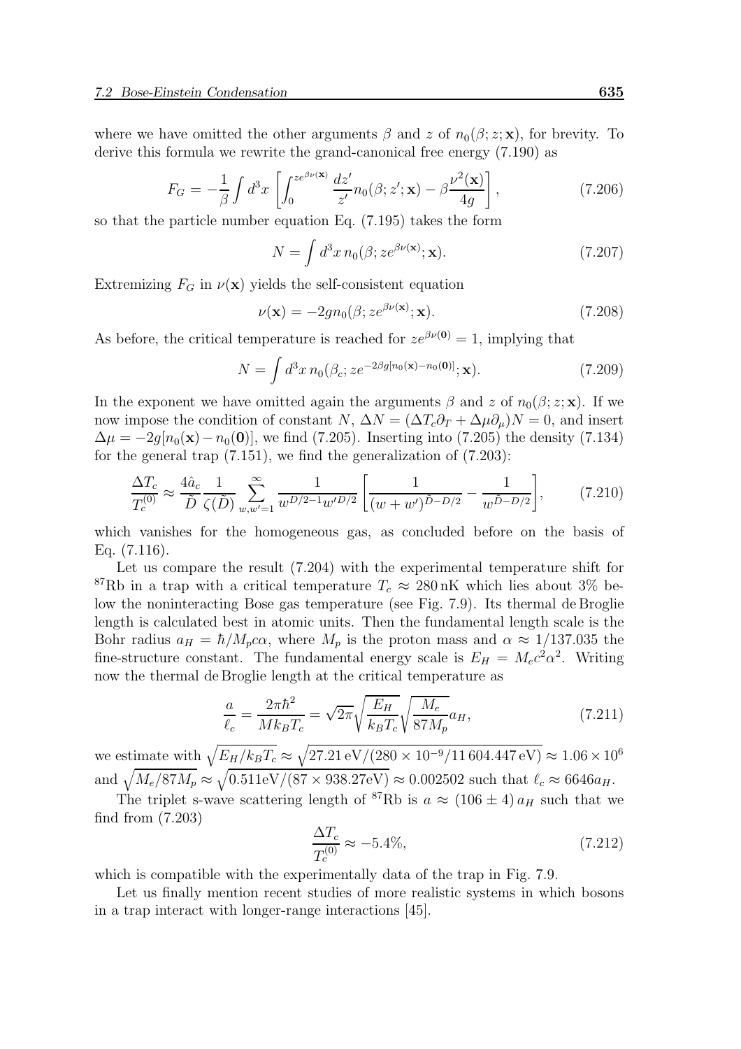where we have omitted the other arguments $\beta$ and $z$ of $n_0(\beta; z; \mathbf{x})$, for brevity. To derive this formula we rewrite the grand-canonical free energy (7.190) as

$$F_G = -\frac{1}{\beta}\int d^3x \left[\int_0^{ze^{\beta\nu(\mathbf{x})}} \frac{dz'}{z'} n_0(\beta; z'; \mathbf{x}) - \beta\frac{\nu^2(\mathbf{x})}{4g}\right], \tag{7.206}$$

so that the particle number equation Eq. (7.195) takes the form

$$N = \int d^3x\, n_0(\beta; ze^{\beta\nu(\mathbf{x})}; \mathbf{x}). \tag{7.207}$$

Extremizing $F_G$ in $\nu(\mathbf{x})$ yields the self-consistent equation

$$\nu(\mathbf{x}) = -2gn_0(\beta; ze^{\beta\nu(\mathbf{x})}; \mathbf{x}). \tag{7.208}$$

As before, the critical temperature is reached for $ze^{\beta\nu(\mathbf{0})} = 1$, implying that

$$N = \int d^3x\, n_0(\beta_c; ze^{-2\beta g[n_0(\mathbf{x})-n_0(\mathbf{0})]}; \mathbf{x}). \tag{7.209}$$

In the exponent we have omitted again the arguments $\beta$ and $z$ of $n_0(\beta; z; \mathbf{x})$. If we now impose the condition of constant $N$, $\Delta N = (\Delta T_c \partial_T + \Delta\mu\partial_\mu)N = 0$, and insert $\Delta\mu = -2g[n_0(\mathbf{x}) - n_0(\mathbf{0})]$, we find (7.205). Inserting into (7.205) the density (7.134) for the general trap (7.151), we find the generalization of (7.203):

$$\frac{\Delta T_c}{T_c^{(0)}} \approx \frac{4\hat{a}_c}{\tilde{D}}\frac{1}{\zeta(\tilde{D})}\sum_{w,w'=1}^{\infty}\frac{1}{w^{D/2-1}w'^{D/2}}\left[\frac{1}{(w+w')^{\tilde{D}-D/2}} - \frac{1}{w^{\tilde{D}-D/2}}\right], \tag{7.210}$$

which vanishes for the homogeneous gas, as concluded before on the basis of Eq. (7.116).

Let us compare the result (7.204) with the experimental temperature shift for $^{87}$Rb in a trap with a critical temperature $T_c \approx 280\,\text{nK}$ which lies about 3% below the noninteracting Bose gas temperature (see Fig. 7.9). Its thermal de Broglie length is calculated best in atomic units. Then the fundamental length scale is the Bohr radius $a_H = \hbar/M_p c\alpha$, where $M_p$ is the proton mass and $\alpha \approx 1/137.035$ the fine-structure constant. The fundamental energy scale is $E_H = M_e c^2\alpha^2$. Writing now the thermal de Broglie length at the critical temperature as

$$\frac{a}{\ell_c} = \frac{2\pi\hbar^2}{Mk_BT_c} = \sqrt{2\pi}\sqrt{\frac{E_H}{k_BT_c}}\sqrt{\frac{M_e}{87M_p}}a_H, \tag{7.211}$$

we estimate with $\sqrt{E_H/k_BT_c} \approx \sqrt{27.21\,\text{eV}/(280\times10^{-9}/11\,604.447\,\text{eV})} \approx 1.06\times10^6$ and $\sqrt{M_e/87M_p} \approx \sqrt{0.511\text{eV}/(87\times938.27\text{eV})} \approx 0.002502$ such that $\ell_c \approx 6646a_H$.

The triplet s-wave scattering length of $^{87}$Rb is $a \approx (106\pm4)\,a_H$ such that we find from (7.203)

$$\frac{\Delta T_c}{T_c^{(0)}} \approx -5.4\%, \tag{7.212}$$

which is compatible with the experimentally data of the trap in Fig. 7.9.

Let us finally mention recent studies of more realistic systems in which bosons in a trap interact with longer-range interactions [45].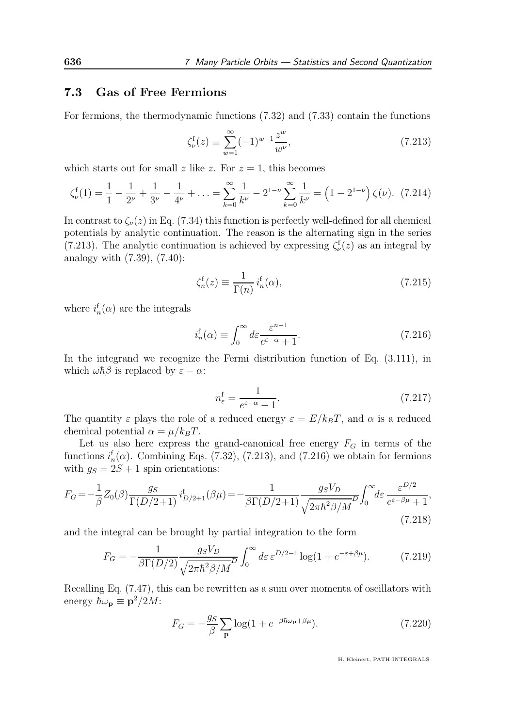## 7.3 Gas of Free Fermions

For fermions, the thermodynamic functions (7.32) and (7.33) contain the functions

$$\zeta_\nu^{\rm f}(z) \equiv \sum_{w=1}^{\infty} (-1)^{w-1} \frac{z^w}{w^\nu}, \tag{7.213}$$

which starts out for small $z$ like $z$. For $z = 1$, this becomes

$$\zeta_\nu^{\rm f}(1) = \frac{1}{1} - \frac{1}{2^\nu} + \frac{1}{3^\nu} - \frac{1}{4^\nu} + \ldots = \sum_{k=0}^{\infty} \frac{1}{k^\nu} - 2^{1-\nu} \sum_{k=0}^{\infty} \frac{1}{k^\nu} = \left(1 - 2^{1-\nu}\right) \zeta(\nu). \tag{7.214}$$

In contrast to $\zeta_\nu(z)$ in Eq. (7.34) this function is perfectly well-defined for all chemical potentials by analytic continuation. The reason is the alternating sign in the series (7.213). The analytic continuation is achieved by expressing $\zeta_\nu^{\rm f}(z)$ as an integral by analogy with (7.39), (7.40):

$$\zeta_n^{\rm f}(z) \equiv \frac{1}{\Gamma(n)} i_n^{\rm f}(\alpha), \tag{7.215}$$

where $i_n^{\rm f}(\alpha)$ are the integrals

$$i_n^{\rm f}(\alpha) \equiv \int_0^\infty d\varepsilon \frac{\varepsilon^{n-1}}{e^{\varepsilon - \alpha} + 1}. \tag{7.216}$$

In the integrand we recognize the Fermi distribution function of Eq. (3.111), in which $\omega\hbar\beta$ is replaced by $\varepsilon - \alpha$:

$$n_\varepsilon^{\rm f} = \frac{1}{e^{\varepsilon - \alpha} + 1}. \tag{7.217}$$

The quantity $\varepsilon$ plays the role of a reduced energy $\varepsilon = E/k_B T$, and $\alpha$ is a reduced chemical potential $\alpha = \mu/k_B T$.

Let us also here express the grand-canonical free energy $F_G$ in terms of the functions $i_n^{\rm f}(\alpha)$. Combining Eqs. (7.32), (7.213), and (7.216) we obtain for fermions with $g_S = 2S + 1$ spin orientations:

$$F_G = -\frac{1}{\beta} Z_0(\beta) \frac{g_S}{\Gamma(D/2+1)} i_{D/2+1}^{\rm f}(\beta\mu) = -\frac{1}{\beta\Gamma(D/2+1)} \frac{g_S V_D}{\sqrt{2\pi\hbar^2\beta/M}^D} \int_0^\infty d\varepsilon \frac{\varepsilon^{D/2}}{e^{\varepsilon - \beta\mu} + 1}, \tag{7.218}$$

and the integral can be brought by partial integration to the form

$$F_G = -\frac{1}{\beta\Gamma(D/2)} \frac{g_S V_D}{\sqrt{2\pi\hbar^2\beta/M}^D} \int_0^\infty d\varepsilon\, \varepsilon^{D/2-1} \log(1 + e^{-\varepsilon + \beta\mu}). \tag{7.219}$$

Recalling Eq. (7.47), this can be rewritten as a sum over momenta of oscillators with energy $\hbar\omega_{\mathbf{p}} \equiv \mathbf{p}^2/2M$:

$$F_G = -\frac{g_S}{\beta} \sum_{\mathbf{p}} \log(1 + e^{-\beta\hbar\omega_{\mathbf{p}} + \beta\mu}). \tag{7.220}$$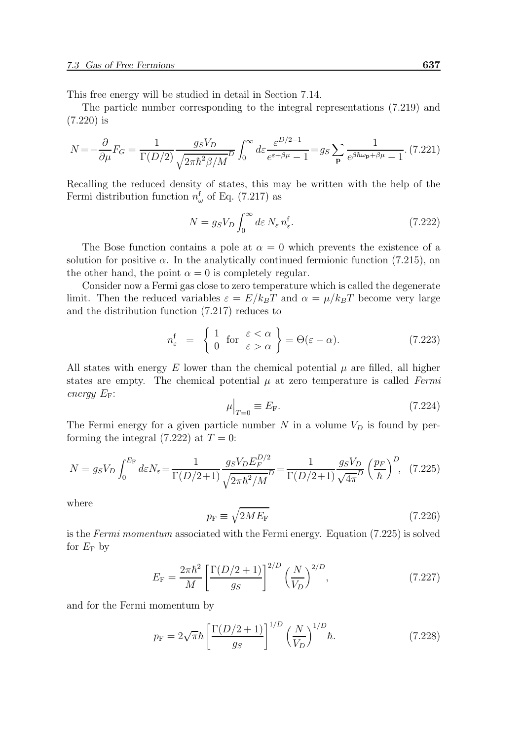This free energy will be studied in detail in Section 7.14.

The particle number corresponding to the integral representations (7.219) and (7.220) is

$$N = -\frac{\partial}{\partial \mu} F_G = \frac{1}{\Gamma(D/2)} \frac{g_S V_D}{\sqrt{2\pi\hbar^2\beta/M}^D} \int_0^\infty d\varepsilon \frac{\varepsilon^{D/2-1}}{e^{\varepsilon+\beta\mu}-1} = g_S \sum_{\mathbf{p}} \frac{1}{e^{\beta\hbar\omega_{\mathbf{p}}+\beta\mu}-1}. \quad (7.221)$$

Recalling the reduced density of states, this may be written with the help of the Fermi distribution function $n^{\rm f}_\omega$ of Eq. (7.217) as

$$N = g_S V_D \int_0^\infty d\varepsilon \, N_\varepsilon \, n^{\rm f}_\varepsilon. \quad (7.222)$$

The Bose function contains a pole at $\alpha = 0$ which prevents the existence of a solution for positive $\alpha$. In the analytically continued fermionic function (7.215), on the other hand, the point $\alpha = 0$ is completely regular.

Consider now a Fermi gas close to zero temperature which is called the degenerate limit. Then the reduced variables $\varepsilon = E/k_BT$ and $\alpha = \mu/k_BT$ become very large and the distribution function (7.217) reduces to

$$n^{\rm f}_\varepsilon \;\; = \;\; \left\{ \begin{array}{ll} 1 & \text{for} \;\; \varepsilon < \alpha \\ 0 & \;\;\;\;\;\;\; \varepsilon > \alpha \end{array} \right\} = \Theta(\varepsilon - \alpha). \quad (7.223)$$

All states with energy $E$ lower than the chemical potential $\mu$ are filled, all higher states are empty. The chemical potential $\mu$ at zero temperature is called *Fermi energy* $E_{\rm F}$:

$$\mu\Big|_{T=0} \equiv E_{\rm F}. \quad (7.224)$$

The Fermi energy for a given particle number $N$ in a volume $V_D$ is found by performing the integral (7.222) at $T = 0$:

$$N = g_S V_D \int_0^{E_{\rm F}} d\varepsilon N_\varepsilon = \frac{1}{\Gamma(D/2+1)} \frac{g_S V_D E_F^{D/2}}{\sqrt{2\pi\hbar^2/M}^D} = \frac{1}{\Gamma(D/2+1)} \frac{g_S V_D}{\sqrt{4\pi}^D} \left(\frac{p_F}{\hbar}\right)^D, \quad (7.225)$$

where

$$p_{\rm F} \equiv \sqrt{2ME_{\rm F}} \quad (7.226)$$

is the *Fermi momentum* associated with the Fermi energy. Equation (7.225) is solved for $E_{\rm F}$ by

$$E_{\rm F} = \frac{2\pi\hbar^2}{M} \left[\frac{\Gamma(D/2+1)}{g_S}\right]^{2/D} \left(\frac{N}{V_D}\right)^{2/D}, \quad (7.227)$$

and for the Fermi momentum by

$$p_{\rm F} = 2\sqrt{\pi}\hbar \left[\frac{\Gamma(D/2+1)}{g_S}\right]^{1/D} \left(\frac{N}{V_D}\right)^{1/D} \hbar. \quad (7.228)$$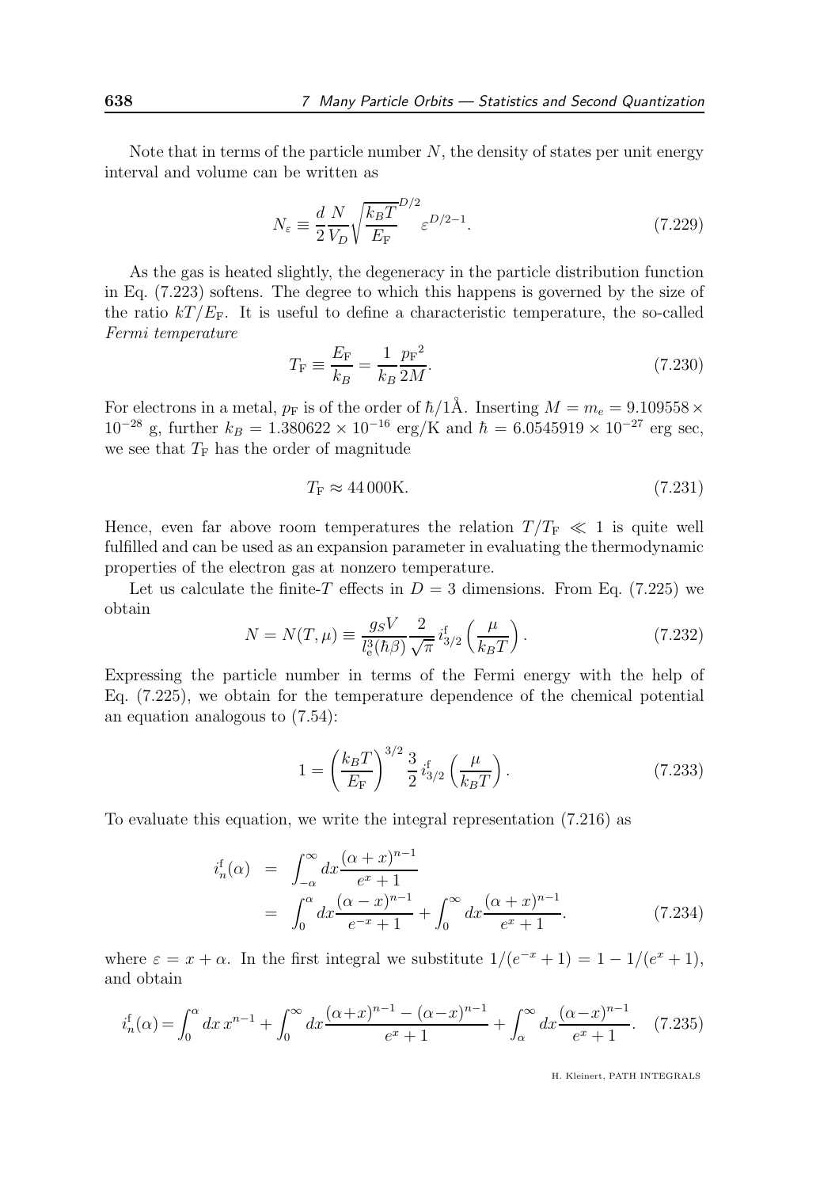Note that in terms of the particle number $N$, the density of states per unit energy interval and volume can be written as

$$N_\varepsilon \equiv \frac{d}{2}\frac{N}{V_D}\sqrt{\frac{k_BT}{E_\mathrm{F}}}^{D/2}\varepsilon^{D/2-1}. \tag{7.229}$$

As the gas is heated slightly, the degeneracy in the particle distribution function in Eq. (7.223) softens. The degree to which this happens is governed by the size of the ratio $kT/E_\mathrm{F}$. It is useful to define a characteristic temperature, the so-called *Fermi temperature*

$$T_\mathrm{F} \equiv \frac{E_\mathrm{F}}{k_B} = \frac{1}{k_B}\frac{{p_\mathrm{F}}^2}{2M}. \tag{7.230}$$

For electrons in a metal, $p_\mathrm{F}$ is of the order of $\hbar/1\text{Å}$. Inserting $M = m_e = 9.109558 \times 10^{-28}$ g, further $k_B = 1.380622 \times 10^{-16}$ erg/K and $\hbar = 6.0545919 \times 10^{-27}$ erg sec, we see that $T_\mathrm{F}$ has the order of magnitude

$$T_\mathrm{F} \approx 44\,000\mathrm{K}. \tag{7.231}$$

Hence, even far above room temperatures the relation $T/T_\mathrm{F} \ll 1$ is quite well fulfilled and can be used as an expansion parameter in evaluating the thermodynamic properties of the electron gas at nonzero temperature.

Let us calculate the finite-$T$ effects in $D = 3$ dimensions. From Eq. (7.225) we obtain

$$N = N(T,\mu) \equiv \frac{g_S V}{l_\mathrm{e}^3(\hbar\beta)}\frac{2}{\sqrt{\pi}}\,i^\mathrm{f}_{3/2}\left(\frac{\mu}{k_BT}\right). \tag{7.232}$$

Expressing the particle number in terms of the Fermi energy with the help of Eq. (7.225), we obtain for the temperature dependence of the chemical potential an equation analogous to (7.54):

$$1 = \left(\frac{k_BT}{E_\mathrm{F}}\right)^{3/2}\frac{3}{2}\,i^\mathrm{f}_{3/2}\left(\frac{\mu}{k_BT}\right). \tag{7.233}$$

To evaluate this equation, we write the integral representation (7.216) as

$$\begin{aligned} i^\mathrm{f}_n(\alpha) &= \int_{-\alpha}^{\infty} dx \frac{(\alpha+x)^{n-1}}{e^x+1} \\ &= \int_0^\alpha dx \frac{(\alpha-x)^{n-1}}{e^{-x}+1} + \int_0^\infty dx \frac{(\alpha+x)^{n-1}}{e^x+1}. \end{aligned} \tag{7.234}$$

where $\varepsilon = x + \alpha$. In the first integral we substitute $1/(e^{-x}+1) = 1 - 1/(e^x+1)$, and obtain

$$i^\mathrm{f}_n(\alpha) = \int_0^\alpha dx\, x^{n-1} + \int_0^\infty dx \frac{(\alpha+x)^{n-1} - (\alpha-x)^{n-1}}{e^x+1} + \int_\alpha^\infty dx \frac{(\alpha-x)^{n-1}}{e^x+1}. \tag{7.235}$$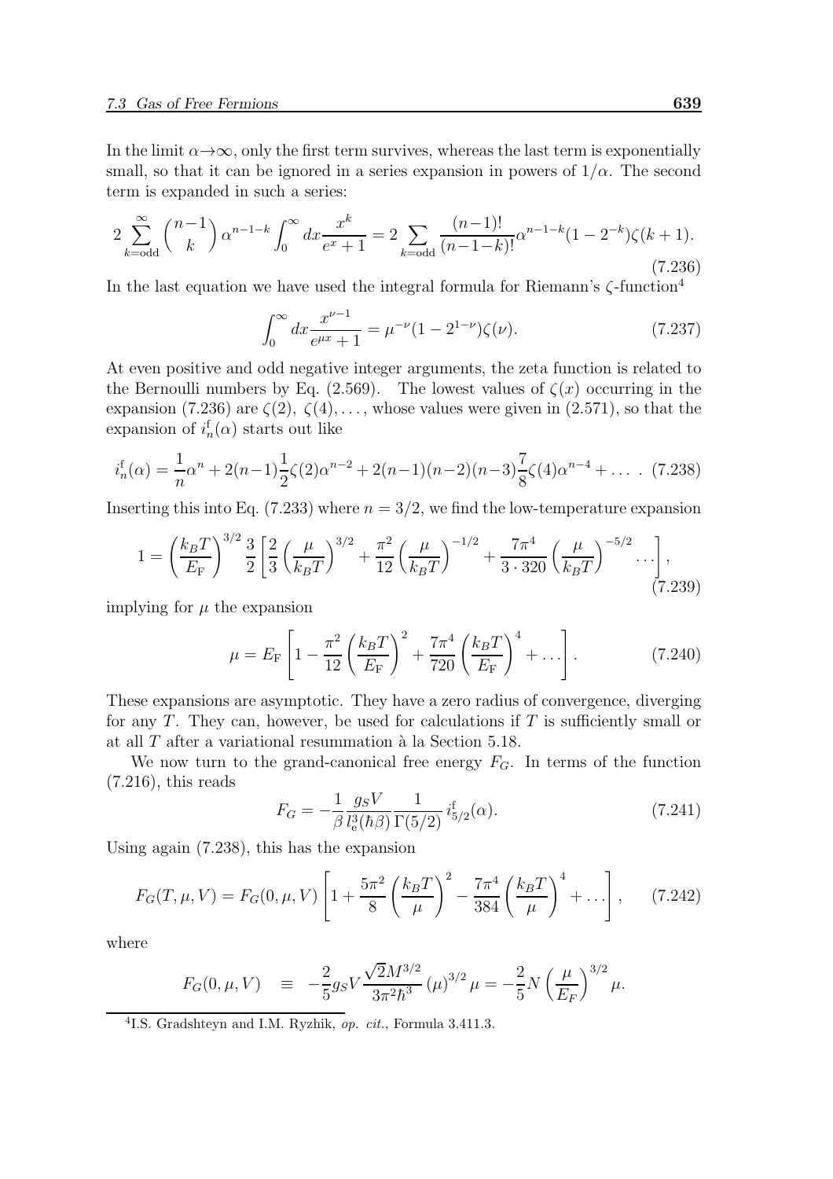In the limit $\alpha \to \infty$, only the first term survives, whereas the last term is exponentially small, so that it can be ignored in a series expansion in powers of $1/\alpha$. The second term is expanded in such a series:

$$2 \sum_{k=\text{odd}}^{\infty} \binom{n-1}{k} \alpha^{n-1-k} \int_0^\infty dx \frac{x^k}{e^x + 1} = 2 \sum_{k=\text{odd}} \frac{(n-1)!}{(n-1-k)!} \alpha^{n-1-k} (1 - 2^{-k}) \zeta(k+1). \tag{7.236}$$

In the last equation we have used the integral formula for Riemann's $\zeta$-function[4]

$$\int_0^\infty dx \frac{x^{\nu-1}}{e^{\mu x} + 1} = \mu^{-\nu} (1 - 2^{1-\nu}) \zeta(\nu). \tag{7.237}$$

At even positive and odd negative integer arguments, the zeta function is related to the Bernoulli numbers by Eq. (2.569). The lowest values of $\zeta(x)$ occurring in the expansion (7.236) are $\zeta(2)$, $\zeta(4)$, ..., whose values were given in (2.571), so that the expansion of $i_n^{\text{f}}(\alpha)$ starts out like

$$i_n^{\text{f}}(\alpha) = \frac{1}{n} \alpha^n + 2(n-1) \frac{1}{2} \zeta(2) \alpha^{n-2} + 2(n-1)(n-2)(n-3) \frac{7}{8} \zeta(4) \alpha^{n-4} + \ldots \; . \tag{7.238}$$

Inserting this into Eq. (7.233) where $n = 3/2$, we find the low-temperature expansion

$$1 = \left( \frac{k_B T}{E_{\text{F}}} \right)^{3/2} \frac{3}{2} \left[ \frac{2}{3} \left( \frac{\mu}{k_B T} \right)^{3/2} + \frac{\pi^2}{12} \left( \frac{\mu}{k_B T} \right)^{-1/2} + \frac{7\pi^4}{3 \cdot 320} \left( \frac{\mu}{k_B T} \right)^{-5/2} \ldots \right], \tag{7.239}$$

implying for $\mu$ the expansion

$$\mu = E_{\text{F}} \left[ 1 - \frac{\pi^2}{12} \left( \frac{k_B T}{E_{\text{F}}} \right)^2 + \frac{7\pi^4}{720} \left( \frac{k_B T}{E_{\text{F}}} \right)^4 + \ldots \right]. \tag{7.240}$$

These expansions are asymptotic. They have a zero radius of convergence, diverging for any $T$. They can, however, be used for calculations if $T$ is sufficiently small or at all $T$ after a variational resummation à la Section 5.18.

We now turn to the grand-canonical free energy $F_G$. In terms of the function (7.216), this reads

$$F_G = -\frac{1}{\beta} \frac{g_S V}{l_{\text{e}}^3(\hbar\beta)} \frac{1}{\Gamma(5/2)} i_{5/2}^{\text{f}}(\alpha). \tag{7.241}$$

Using again (7.238), this has the expansion

$$F_G(T, \mu, V) = F_G(0, \mu, V) \left[ 1 + \frac{5\pi^2}{8} \left( \frac{k_B T}{\mu} \right)^2 - \frac{7\pi^4}{384} \left( \frac{k_B T}{\mu} \right)^4 + \ldots \right], \tag{7.242}$$

where

$$F_G(0, \mu, V) \quad \equiv \quad -\frac{2}{5} g_S V \frac{\sqrt{2} M^{3/2}}{3\pi^2 \hbar^3} (\mu)^{3/2} \mu = -\frac{2}{5} N \left( \frac{\mu}{E_F} \right)^{3/2} \mu.$$

[4] I.S. Gradshteyn and I.M. Ryzhik, *op. cit.*, Formula 3.411.3.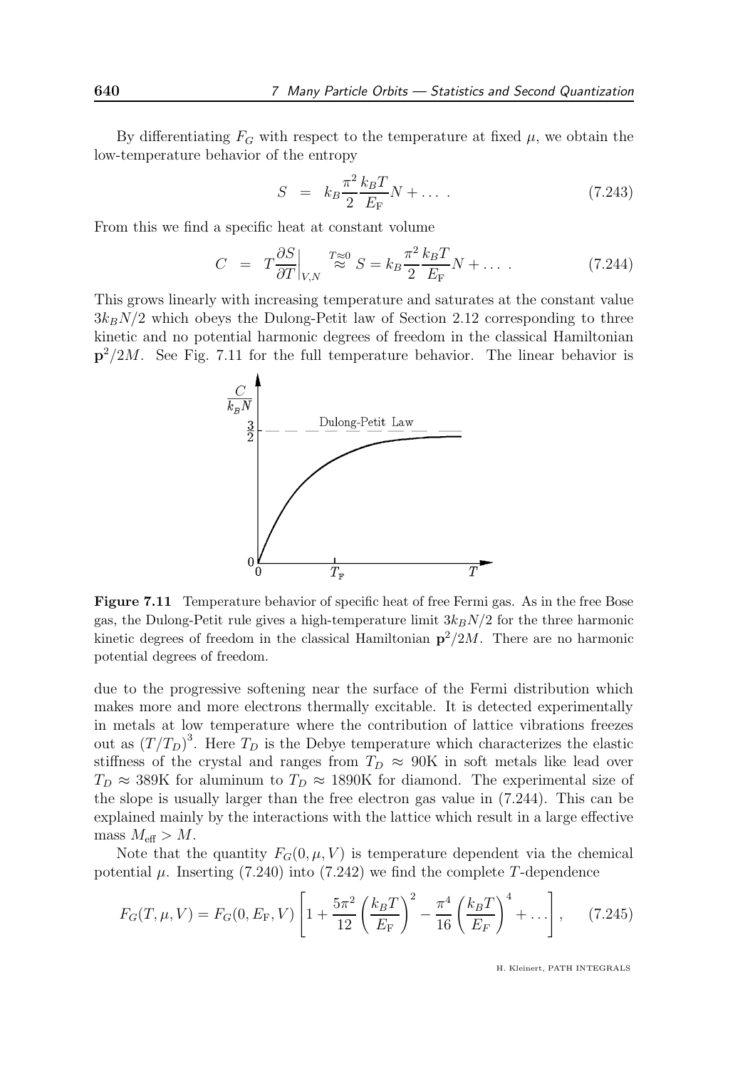By differentiating $F_G$ with respect to the temperature at fixed $\mu$, we obtain the low-temperature behavior of the entropy

$$S = k_B \frac{\pi^2}{2} \frac{k_B T}{E_{\rm F}} N + \ldots . \tag{7.243}$$

From this we find a specific heat at constant volume

$$C = T \frac{\partial S}{\partial T}\bigg|_{V,N} \overset{T \approx 0}{\approx} S = k_B \frac{\pi^2}{2} \frac{k_B T}{E_{\rm F}} N + \ldots . \tag{7.244}$$

This grows linearly with increasing temperature and saturates at the constant value $3k_B N/2$ which obeys the Dulong-Petit law of Section 2.12 corresponding to three kinetic and no potential harmonic degrees of freedom in the classical Hamiltonian $\mathbf{p}^2/2M$. See Fig. 7.11 for the full temperature behavior. The linear behavior is

**Figure 7.11** Temperature behavior of specific heat of free Fermi gas. As in the free Bose gas, the Dulong-Petit rule gives a high-temperature limit $3k_B N/2$ for the three harmonic kinetic degrees of freedom in the classical Hamiltonian $\mathbf{p}^2/2M$. There are no harmonic potential degrees of freedom.

due to the progressive softening near the surface of the Fermi distribution which makes more and more electrons thermally excitable. It is detected experimentally in metals at low temperature where the contribution of lattice vibrations freezes out as $(T/T_D)^3$. Here $T_D$ is the Debye temperature which characterizes the elastic stiffness of the crystal and ranges from $T_D \approx 90$K in soft metals like lead over $T_D \approx 389$K for aluminum to $T_D \approx 1890$K for diamond. The experimental size of the slope is usually larger than the free electron gas value in (7.244). This can be explained mainly by the interactions with the lattice which result in a large effective mass $M_{\rm eff} > M$.

Note that the quantity $F_G(0, \mu, V)$ is temperature dependent via the chemical potential $\mu$. Inserting (7.240) into (7.242) we find the complete $T$-dependence

$$F_G(T, \mu, V) = F_G(0, E_{\rm F}, V) \left[ 1 + \frac{5\pi^2}{12} \left( \frac{k_B T}{E_{\rm F}} \right)^2 - \frac{\pi^4}{16} \left( \frac{k_B T}{E_F} \right)^4 + \ldots \right], \tag{7.245}$$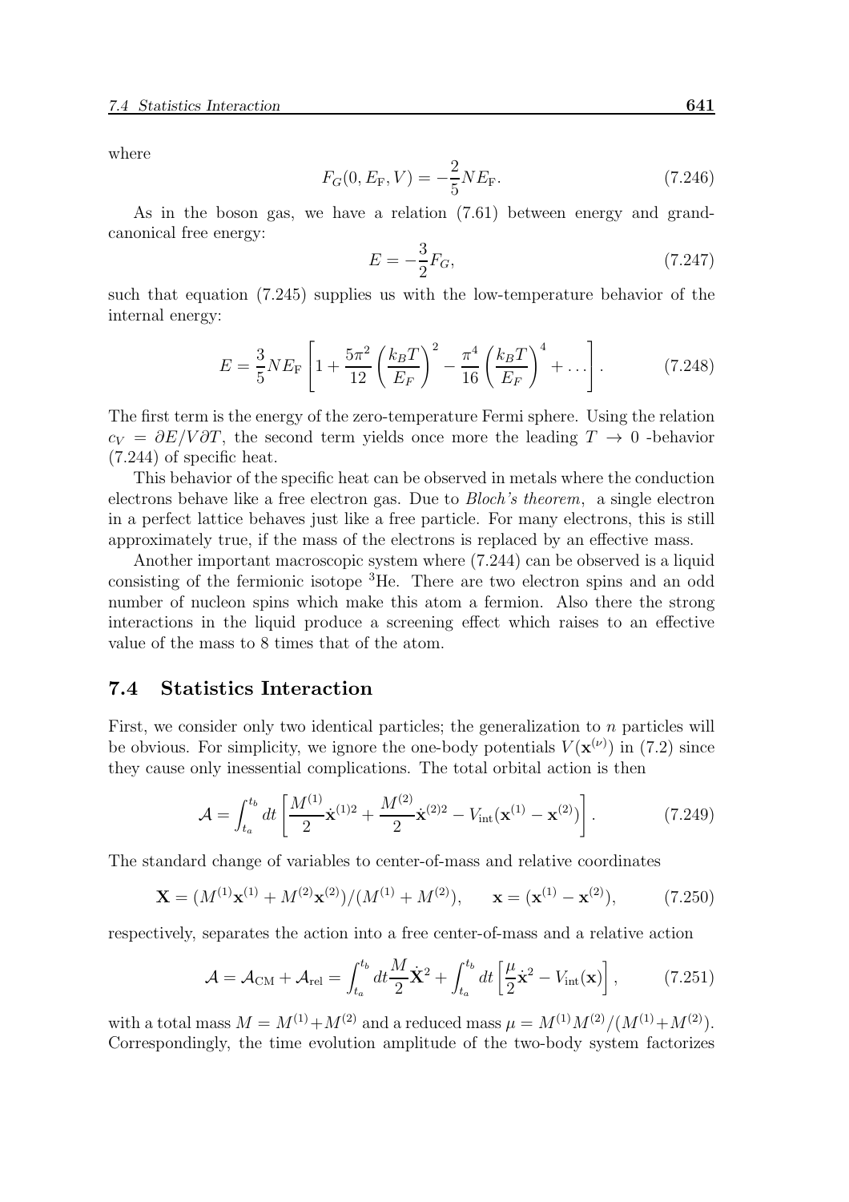where

$$F_G(0, E_{\rm F}, V) = -\frac{2}{5} N E_{\rm F}. \tag{7.246}$$

As in the boson gas, we have a relation (7.61) between energy and grand-canonical free energy:

$$E = -\frac{3}{2} F_G, \tag{7.247}$$

such that equation (7.245) supplies us with the low-temperature behavior of the internal energy:

$$E = \frac{3}{5} N E_{\rm F} \left[ 1 + \frac{5\pi^2}{12} \left( \frac{k_B T}{E_F} \right)^2 - \frac{\pi^4}{16} \left( \frac{k_B T}{E_F} \right)^4 + \dots \right]. \tag{7.248}$$

The first term is the energy of the zero-temperature Fermi sphere. Using the relation $c_V = \partial E / V \partial T$, the second term yields once more the leading $T \to 0$ -behavior (7.244) of specific heat.

This behavior of the specific heat can be observed in metals where the conduction electrons behave like a free electron gas. Due to *Bloch's theorem*, a single electron in a perfect lattice behaves just like a free particle. For many electrons, this is still approximately true, if the mass of the electrons is replaced by an effective mass.

Another important macroscopic system where (7.244) can be observed is a liquid consisting of the fermionic isotope $^3$He. There are two electron spins and an odd number of nucleon spins which make this atom a fermion. Also there the strong interactions in the liquid produce a screening effect which raises to an effective value of the mass to 8 times that of the atom.

## 7.4 Statistics Interaction

First, we consider only two identical particles; the generalization to $n$ particles will be obvious. For simplicity, we ignore the one-body potentials $V(\mathbf{x}^{(\nu)})$ in (7.2) since they cause only inessential complications. The total orbital action is then

$$\mathcal{A} = \int_{t_a}^{t_b} dt \left[ \frac{M^{(1)}}{2} \dot{\mathbf{x}}^{(1)2} + \frac{M^{(2)}}{2} \dot{\mathbf{x}}^{(2)2} - V_{\rm int}(\mathbf{x}^{(1)} - \mathbf{x}^{(2)}) \right]. \tag{7.249}$$

The standard change of variables to center-of-mass and relative coordinates

$$\mathbf{X} = (M^{(1)} \mathbf{x}^{(1)} + M^{(2)} \mathbf{x}^{(2)}) / (M^{(1)} + M^{(2)}), \qquad \mathbf{x} = (\mathbf{x}^{(1)} - \mathbf{x}^{(2)}), \tag{7.250}$$

respectively, separates the action into a free center-of-mass and a relative action

$$\mathcal{A} = \mathcal{A}_{\rm CM} + \mathcal{A}_{\rm rel} = \int_{t_a}^{t_b} dt \frac{M}{2} \dot{\mathbf{X}}^2 + \int_{t_a}^{t_b} dt \left[ \frac{\mu}{2} \dot{\mathbf{x}}^2 - V_{\rm int}(\mathbf{x}) \right], \tag{7.251}$$

with a total mass $M = M^{(1)} + M^{(2)}$ and a reduced mass $\mu = M^{(1)} M^{(2)} / (M^{(1)} + M^{(2)})$. Correspondingly, the time evolution amplitude of the two-body system factorizes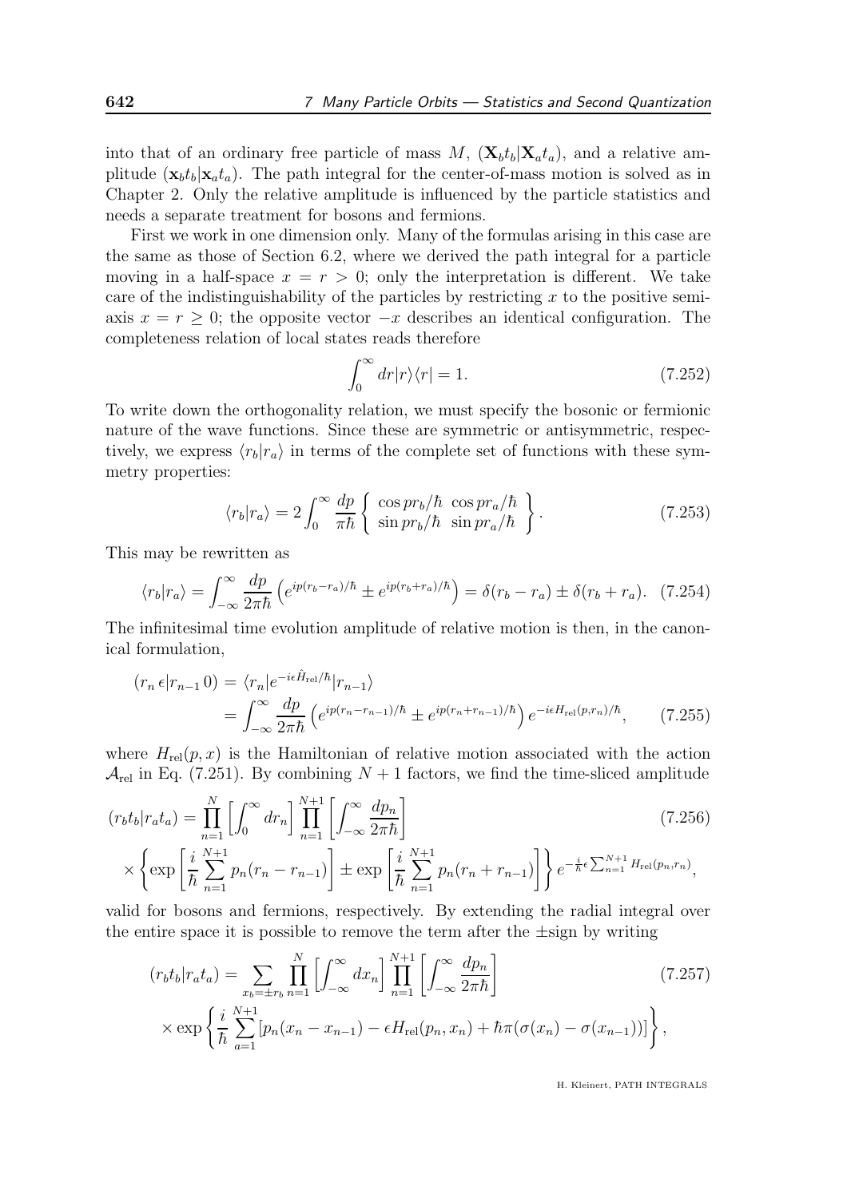into that of an ordinary free particle of mass $M$, $(\mathbf{X}_b t_b|\mathbf{X}_a t_a)$, and a relative amplitude $(\mathbf{x}_b t_b|\mathbf{x}_a t_a)$. The path integral for the center-of-mass motion is solved as in Chapter 2. Only the relative amplitude is influenced by the particle statistics and needs a separate treatment for bosons and fermions.

First we work in one dimension only. Many of the formulas arising in this case are the same as those of Section 6.2, where we derived the path integral for a particle moving in a half-space $x = r > 0$; only the interpretation is different. We take care of the indistinguishability of the particles by restricting $x$ to the positive semi-axis $x = r \geq 0$; the opposite vector $-x$ describes an identical configuration. The completeness relation of local states reads therefore

$$\int_0^\infty dr|r\rangle\langle r| = 1. \tag{7.252}$$

To write down the orthogonality relation, we must specify the bosonic or fermionic nature of the wave functions. Since these are symmetric or antisymmetric, respectively, we express $\langle r_b|r_a\rangle$ in terms of the complete set of functions with these symmetry properties:

$$\langle r_b|r_a\rangle = 2\int_0^\infty \frac{dp}{\pi\hbar}\left\{ \begin{array}{c} \cos pr_b/\hbar \ \cos pr_a/\hbar \\ \sin pr_b/\hbar \ \sin pr_a/\hbar \end{array} \right\}. \tag{7.253}$$

This may be rewritten as

$$\langle r_b|r_a\rangle = \int_{-\infty}^\infty \frac{dp}{2\pi\hbar}\left(e^{ip(r_b-r_a)/\hbar} \pm e^{ip(r_b+r_a)/\hbar}\right) = \delta(r_b - r_a) \pm \delta(r_b + r_a). \tag{7.254}$$

The infinitesimal time evolution amplitude of relative motion is then, in the canonical formulation,

$$\begin{aligned}(r_n\,\epsilon|r_{n-1}\,0) &= \langle r_n|e^{-i\epsilon\hat{H}_{\rm rel}/\hbar}|r_{n-1}\rangle \\ &= \int_{-\infty}^\infty \frac{dp}{2\pi\hbar}\left(e^{ip(r_n-r_{n-1})/\hbar} \pm e^{ip(r_n+r_{n-1})/\hbar}\right)e^{-i\epsilon H_{\rm rel}(p,r_n)/\hbar}, \end{aligned} \tag{7.255}$$

where $H_{\rm rel}(p,x)$ is the Hamiltonian of relative motion associated with the action $\mathcal{A}_{\rm rel}$ in Eq. (7.251). By combining $N+1$ factors, we find the time-sliced amplitude

$$\begin{aligned}(r_bt_b|r_at_a) &= \prod_{n=1}^N\left[\int_0^\infty dr_n\right]\prod_{n=1}^{N+1}\left[\int_{-\infty}^\infty\frac{dp_n}{2\pi\hbar}\right] \\ &\times\left\{\exp\left[\frac{i}{\hbar}\sum_{n=1}^{N+1}p_n(r_n - r_{n-1})\right] \pm \exp\left[\frac{i}{\hbar}\sum_{n=1}^{N+1}p_n(r_n + r_{n-1})\right]\right\}e^{-\frac{i}{\hbar}\epsilon\sum_{n=1}^{N+1}H_{\rm rel}(p_n,r_n)},\end{aligned} \tag{7.256}$$

valid for bosons and fermions, respectively. By extending the radial integral over the entire space it is possible to remove the term after the $\pm$sign by writing

$$\begin{aligned}(r_bt_b|r_at_a) &= \sum_{x_b=\pm r_b}\prod_{n=1}^N\left[\int_{-\infty}^\infty dx_n\right]\prod_{n=1}^{N+1}\left[\int_{-\infty}^\infty\frac{dp_n}{2\pi\hbar}\right] \\ &\times\exp\left\{\frac{i}{\hbar}\sum_{a=1}^{N+1}[p_n(x_n - x_{n-1}) - \epsilon H_{\rm rel}(p_n,x_n) + \hbar\pi(\sigma(x_n) - \sigma(x_{n-1}))]\right\},\end{aligned} \tag{7.257}$$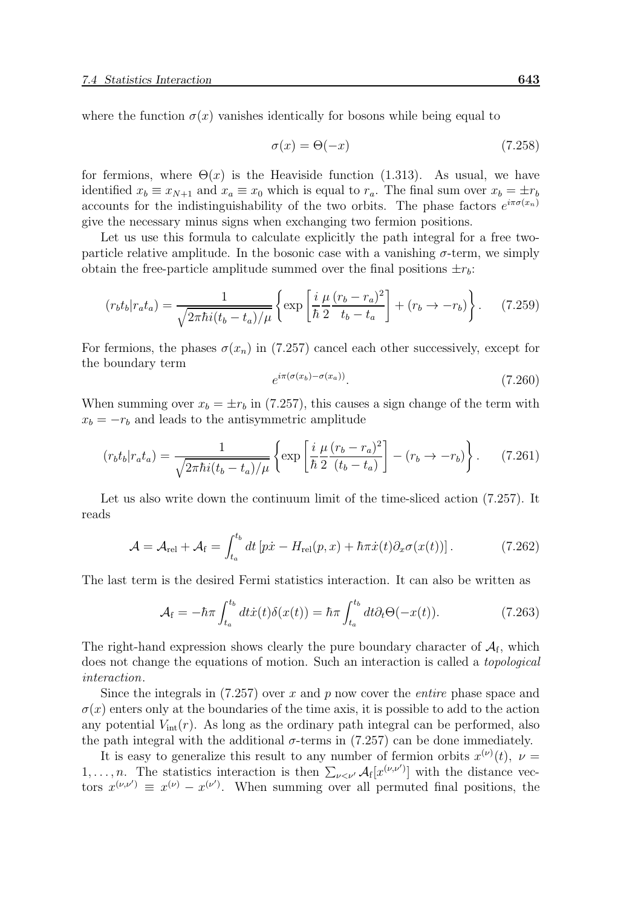where the function $\sigma(x)$ vanishes identically for bosons while being equal to

$$\sigma(x) = \Theta(-x) \tag{7.258}$$

for fermions, where $\Theta(x)$ is the Heaviside function (1.313). As usual, we have identified $x_b \equiv x_{N+1}$ and $x_a \equiv x_0$ which is equal to $r_a$. The final sum over $x_b = \pm r_b$ accounts for the indistinguishability of the two orbits. The phase factors $e^{i\pi\sigma(x_n)}$ give the necessary minus signs when exchanging two fermion positions.

Let us use this formula to calculate explicitly the path integral for a free two-particle relative amplitude. In the bosonic case with a vanishing $\sigma$-term, we simply obtain the free-particle amplitude summed over the final positions $\pm r_b$:

$$(r_b t_b | r_a t_a) = \frac{1}{\sqrt{2\pi\hbar i(t_b - t_a)/\mu}} \left\{ \exp\left[\frac{i}{\hbar}\frac{\mu}{2}\frac{(r_b - r_a)^2}{t_b - t_a}\right] + (r_b \to -r_b) \right\}. \tag{7.259}$$

For fermions, the phases $\sigma(x_n)$ in (7.257) cancel each other successively, except for the boundary term

$$e^{i\pi(\sigma(x_b) - \sigma(x_a))}. \tag{7.260}$$

When summing over $x_b = \pm r_b$ in (7.257), this causes a sign change of the term with $x_b = -r_b$ and leads to the antisymmetric amplitude

$$(r_b t_b | r_a t_a) = \frac{1}{\sqrt{2\pi\hbar i(t_b - t_a)/\mu}} \left\{ \exp\left[\frac{i}{\hbar}\frac{\mu}{2}\frac{(r_b - r_a)^2}{(t_b - t_a)}\right] - (r_b \to -r_b) \right\}. \tag{7.261}$$

Let us also write down the continuum limit of the time-sliced action (7.257). It reads

$$\mathcal{A} = \mathcal{A}_{\rm rel} + \mathcal{A}_{\rm f} = \int_{t_a}^{t_b} dt \left[ p\dot{x} - H_{\rm rel}(p, x) + \hbar\pi\dot{x}(t)\partial_x\sigma(x(t)) \right]. \tag{7.262}$$

The last term is the desired Fermi statistics interaction. It can also be written as

$$\mathcal{A}_{\rm f} = -\hbar\pi \int_{t_a}^{t_b} dt \dot{x}(t)\delta(x(t)) = \hbar\pi \int_{t_a}^{t_b} dt \partial_t \Theta(-x(t)). \tag{7.263}$$

The right-hand expression shows clearly the pure boundary character of $\mathcal{A}_{\rm f}$, which does not change the equations of motion. Such an interaction is called a *topological interaction*.

Since the integrals in (7.257) over $x$ and $p$ now cover the *entire* phase space and $\sigma(x)$ enters only at the boundaries of the time axis, it is possible to add to the action any potential $V_{\rm int}(r)$. As long as the ordinary path integral can be performed, also the path integral with the additional $\sigma$-terms in (7.257) can be done immediately.

It is easy to generalize this result to any number of fermion orbits $x^{(\nu)}(t)$, $\nu = 1, \dots, n$. The statistics interaction is then $\sum_{\nu<\nu'} \mathcal{A}_{\rm f}[x^{(\nu,\nu')}]$ with the distance vectors $x^{(\nu,\nu')} \equiv x^{(\nu)} - x^{(\nu')}$. When summing over all permuted final positions, the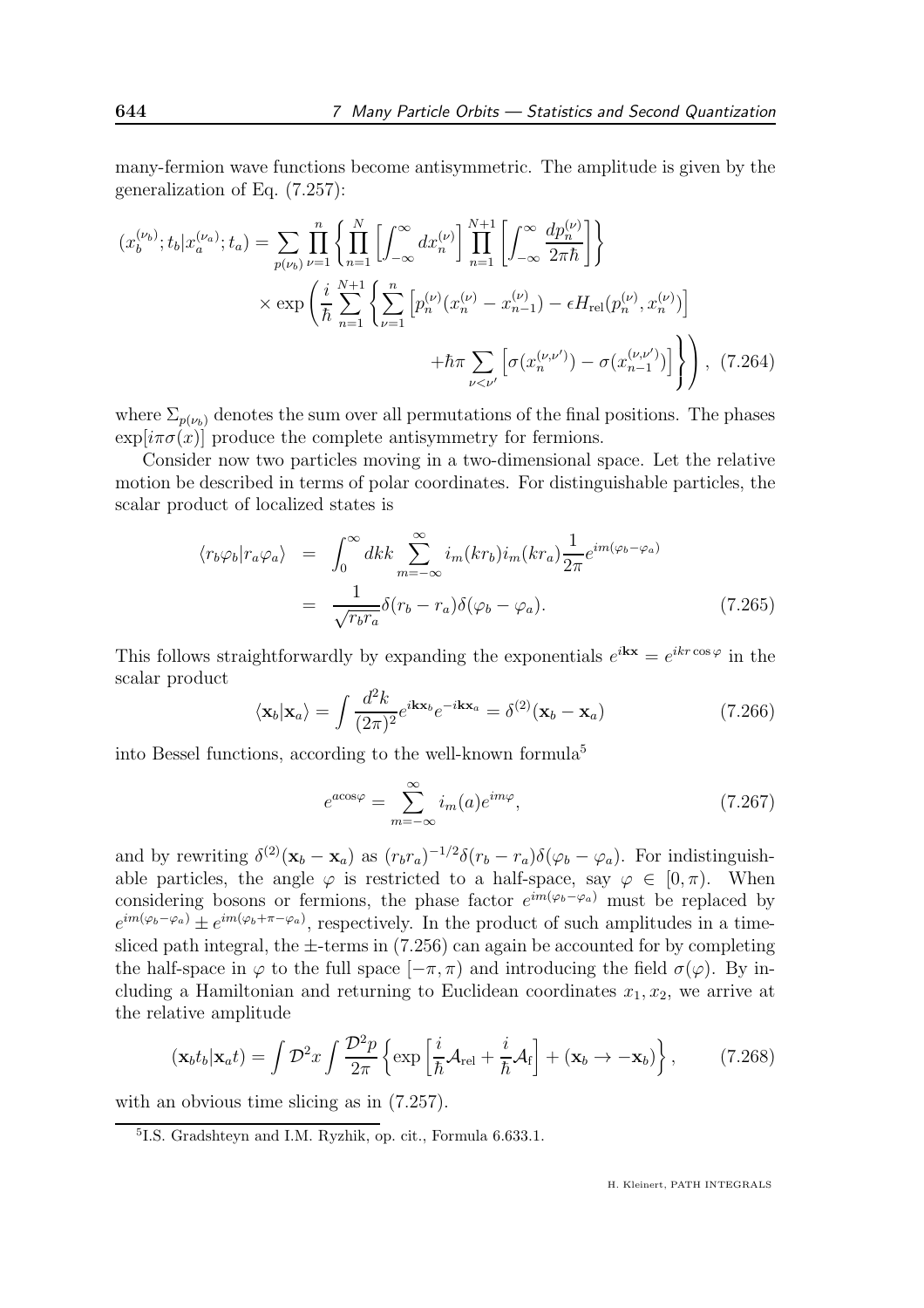many-fermion wave functions become antisymmetric. The amplitude is given by the generalization of Eq. (7.257):

$$
\begin{aligned}
(x_b^{(\nu_b)};t_b|x_a^{(\nu_a)};t_a) = \sum_{p(\nu_b)} \prod_{\nu=1}^{n} \left\{ \prod_{n=1}^{N} \left[ \int_{-\infty}^{\infty} dx_n^{(\nu)} \right] \prod_{n=1}^{N+1} \left[ \int_{-\infty}^{\infty} \frac{dp_n^{(\nu)}}{2\pi\hbar} \right] \right\} \\
\times \exp\left( \frac{i}{\hbar} \sum_{n=1}^{N+1} \left\{ \sum_{\nu=1}^{n} \left[ p_n^{(\nu)}(x_n^{(\nu)} - x_{n-1}^{(\nu)}) - \epsilon H_{\rm rel}(p_n^{(\nu)}, x_n^{(\nu)}) \right] \right. \right. \\
\left. \left. + \hbar\pi \sum_{\nu<\nu'} \left[ \sigma(x_n^{(\nu,\nu')}) - \sigma(x_{n-1}^{(\nu,\nu')}) \right] \right\} \right), \quad (7.264)
\end{aligned}
$$

where $\Sigma_{p(\nu_b)}$ denotes the sum over all permutations of the final positions. The phases $\exp[i\pi\sigma(x)]$ produce the complete antisymmetry for fermions.

Consider now two particles moving in a two-dimensional space. Let the relative motion be described in terms of polar coordinates. For distinguishable particles, the scalar product of localized states is

$$
\begin{aligned}
\langle r_b\varphi_b | r_a\varphi_a \rangle &= \int_0^\infty dk k \sum_{m=-\infty}^{\infty} i_m(kr_b) i_m(kr_a) \frac{1}{2\pi} e^{im(\varphi_b - \varphi_a)} \\
&= \frac{1}{\sqrt{r_b r_a}} \delta(r_b - r_a)\delta(\varphi_b - \varphi_a). \quad (7.265)
\end{aligned}
$$

This follows straightforwardly by expanding the exponentials $e^{i\mathbf{k}\mathbf{x}} = e^{ikr\cos\varphi}$ in the scalar product

$$
\langle \mathbf{x}_b | \mathbf{x}_a \rangle = \int \frac{d^2k}{(2\pi)^2} e^{i\mathbf{k}\mathbf{x}_b} e^{-i\mathbf{k}\mathbf{x}_a} = \delta^{(2)}(\mathbf{x}_b - \mathbf{x}_a) \quad (7.266)
$$

into Bessel functions, according to the well-known formula[5]

$$
e^{a\cos\varphi} = \sum_{m=-\infty}^{\infty} i_m(a) e^{im\varphi}, \quad (7.267)
$$

and by rewriting $\delta^{(2)}(\mathbf{x}_b - \mathbf{x}_a)$ as $(r_b r_a)^{-1/2}\delta(r_b - r_a)\delta(\varphi_b - \varphi_a)$. For indistinguishable particles, the angle $\varphi$ is restricted to a half-space, say $\varphi \in [0, \pi)$. When considering bosons or fermions, the phase factor $e^{im(\varphi_b - \varphi_a)}$ must be replaced by $e^{im(\varphi_b - \varphi_a)} \pm e^{im(\varphi_b + \pi - \varphi_a)}$, respectively. In the product of such amplitudes in a time-sliced path integral, the $\pm$-terms in (7.256) can again be accounted for by completing the half-space in $\varphi$ to the full space $[-\pi, \pi)$ and introducing the field $\sigma(\varphi)$. By including a Hamiltonian and returning to Euclidean coordinates $x_1, x_2$, we arrive at the relative amplitude

$$
(\mathbf{x}_b t_b | \mathbf{x}_a t) = \int \mathcal{D}^2 x \int \frac{\mathcal{D}^2 p}{2\pi} \left\{ \exp\left[ \frac{i}{\hbar} \mathcal{A}_{\rm rel} + \frac{i}{\hbar} \mathcal{A}_{\rm f} \right] + (\mathbf{x}_b \to -\mathbf{x}_b) \right\}, \quad (7.268)
$$

with an obvious time slicing as in (7.257).

---

[5] I.S. Gradshteyn and I.M. Ryzhik, op. cit., Formula 6.633.1.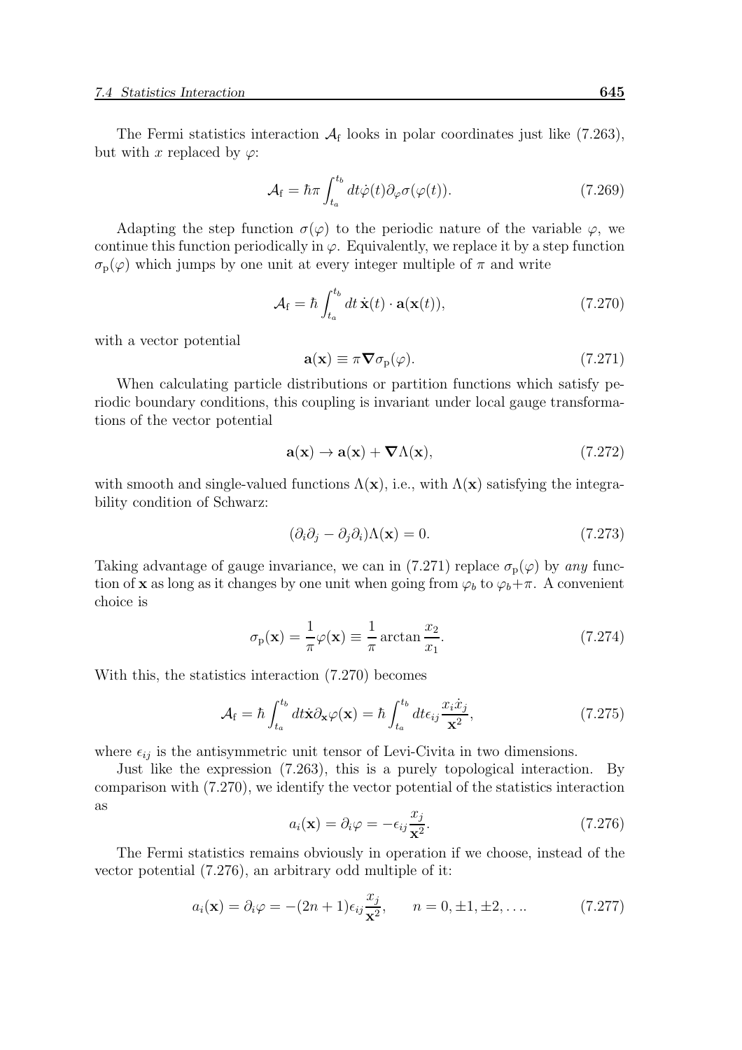The Fermi statistics interaction $\mathcal{A}_{\rm f}$ looks in polar coordinates just like (7.263), but with $x$ replaced by $\varphi$:

$$\mathcal{A}_{\rm f} = \hbar\pi \int_{t_a}^{t_b} dt \dot{\varphi}(t) \partial_\varphi \sigma(\varphi(t)). \tag{7.269}$$

Adapting the step function $\sigma(\varphi)$ to the periodic nature of the variable $\varphi$, we continue this function periodically in $\varphi$. Equivalently, we replace it by a step function $\sigma_{\rm p}(\varphi)$ which jumps by one unit at every integer multiple of $\pi$ and write

$$\mathcal{A}_{\rm f} = \hbar \int_{t_a}^{t_b} dt\, \dot{\mathbf{x}}(t) \cdot \mathbf{a}(\mathbf{x}(t)), \tag{7.270}$$

with a vector potential

$$\mathbf{a}(\mathbf{x}) \equiv \pi \boldsymbol{\nabla} \sigma_{\rm p}(\varphi). \tag{7.271}$$

When calculating particle distributions or partition functions which satisfy periodic boundary conditions, this coupling is invariant under local gauge transformations of the vector potential

$$\mathbf{a}(\mathbf{x}) \rightarrow \mathbf{a}(\mathbf{x}) + \boldsymbol{\nabla} \Lambda(\mathbf{x}), \tag{7.272}$$

with smooth and single-valued functions $\Lambda(\mathbf{x})$, i.e., with $\Lambda(\mathbf{x})$ satisfying the integrability condition of Schwarz:

$$(\partial_i \partial_j - \partial_j \partial_i) \Lambda(\mathbf{x}) = 0. \tag{7.273}$$

Taking advantage of gauge invariance, we can in (7.271) replace $\sigma_{\rm p}(\varphi)$ by *any* function of $\mathbf{x}$ as long as it changes by one unit when going from $\varphi_b$ to $\varphi_b + \pi$. A convenient choice is

$$\sigma_{\rm p}(\mathbf{x}) = \frac{1}{\pi} \varphi(\mathbf{x}) \equiv \frac{1}{\pi} \arctan \frac{x_2}{x_1}. \tag{7.274}$$

With this, the statistics interaction (7.270) becomes

$$\mathcal{A}_{\rm f} = \hbar \int_{t_a}^{t_b} dt \dot{\mathbf{x}} \partial_{\mathbf{x}} \varphi(\mathbf{x}) = \hbar \int_{t_a}^{t_b} dt \epsilon_{ij} \frac{x_i \dot{x}_j}{\mathbf{x}^2}, \tag{7.275}$$

where $\epsilon_{ij}$ is the antisymmetric unit tensor of Levi-Civita in two dimensions.

Just like the expression (7.263), this is a purely topological interaction. By comparison with (7.270), we identify the vector potential of the statistics interaction as

$$a_i(\mathbf{x}) = \partial_i \varphi = -\epsilon_{ij} \frac{x_j}{\mathbf{x}^2}. \tag{7.276}$$

The Fermi statistics remains obviously in operation if we choose, instead of the vector potential (7.276), an arbitrary odd multiple of it:

$$a_i(\mathbf{x}) = \partial_i \varphi = -(2n+1) \epsilon_{ij} \frac{x_j}{\mathbf{x}^2}, \qquad n = 0, \pm 1, \pm 2, \ldots. \tag{7.277}$$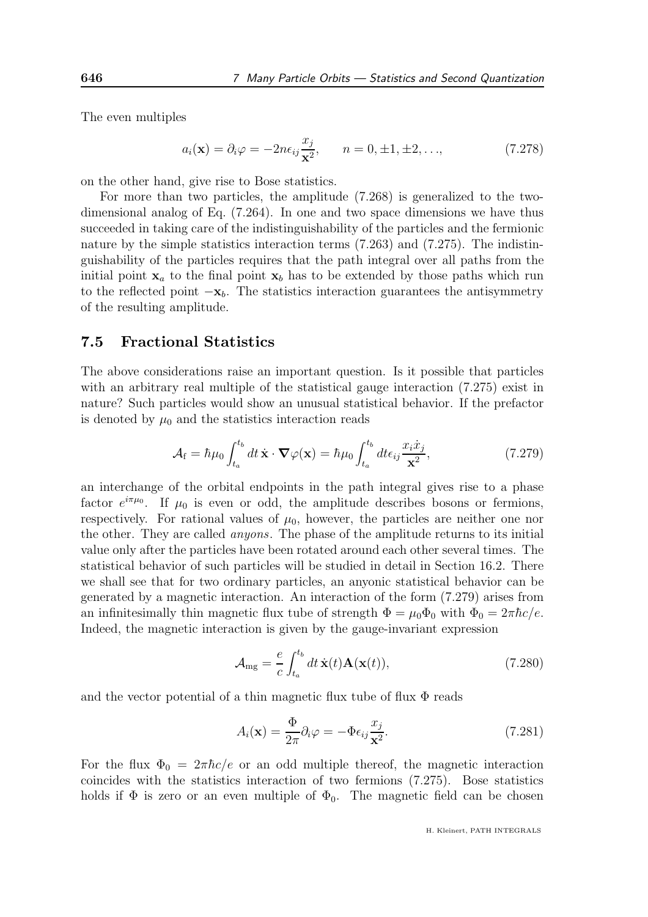The even multiples

$$a_i(\mathbf{x}) = \partial_i \varphi = -2n\epsilon_{ij}\frac{x_j}{\mathbf{x}^2}, \qquad n = 0, \pm 1, \pm 2, \ldots, \tag{7.278}$$

on the other hand, give rise to Bose statistics.

For more than two particles, the amplitude (7.268) is generalized to the two-dimensional analog of Eq. (7.264). In one and two space dimensions we have thus succeeded in taking care of the indistinguishability of the particles and the fermionic nature by the simple statistics interaction terms (7.263) and (7.275). The indistinguishability of the particles requires that the path integral over all paths from the initial point $\mathbf{x}_a$ to the final point $\mathbf{x}_b$ has to be extended by those paths which run to the reflected point $-\mathbf{x}_b$. The statistics interaction guarantees the antisymmetry of the resulting amplitude.

## 7.5 Fractional Statistics

The above considerations raise an important question. Is it possible that particles with an arbitrary real multiple of the statistical gauge interaction (7.275) exist in nature? Such particles would show an unusual statistical behavior. If the prefactor is denoted by $\mu_0$ and the statistics interaction reads

$$\mathcal{A}_{\rm f} = \hbar\mu_0 \int_{t_a}^{t_b} dt\, \dot{\mathbf{x}} \cdot \boldsymbol{\nabla}\varphi(\mathbf{x}) = \hbar\mu_0 \int_{t_a}^{t_b} dt \epsilon_{ij}\frac{x_i \dot{x}_j}{\mathbf{x}^2}, \tag{7.279}$$

an interchange of the orbital endpoints in the path integral gives rise to a phase factor $e^{i\pi\mu_0}$. If $\mu_0$ is even or odd, the amplitude describes bosons or fermions, respectively. For rational values of $\mu_0$, however, the particles are neither one nor the other. They are called *anyons*. The phase of the amplitude returns to its initial value only after the particles have been rotated around each other several times. The statistical behavior of such particles will be studied in detail in Section 16.2. There we shall see that for two ordinary particles, an anyonic statistical behavior can be generated by a magnetic interaction. An interaction of the form (7.279) arises from an infinitesimally thin magnetic flux tube of strength $\Phi = \mu_0\Phi_0$ with $\Phi_0 = 2\pi\hbar c/e$. Indeed, the magnetic interaction is given by the gauge-invariant expression

$$\mathcal{A}_{\rm mg} = \frac{e}{c}\int_{t_a}^{t_b} dt\, \dot{\mathbf{x}}(t)\mathbf{A}(\mathbf{x}(t)), \tag{7.280}$$

and the vector potential of a thin magnetic flux tube of flux $\Phi$ reads

$$A_i(\mathbf{x}) = \frac{\Phi}{2\pi}\partial_i\varphi = -\Phi\epsilon_{ij}\frac{x_j}{\mathbf{x}^2}. \tag{7.281}$$

For the flux $\Phi_0 = 2\pi\hbar c/e$ or an odd multiple thereof, the magnetic interaction coincides with the statistics interaction of two fermions (7.275). Bose statistics holds if $\Phi$ is zero or an even multiple of $\Phi_0$. The magnetic field can be chosen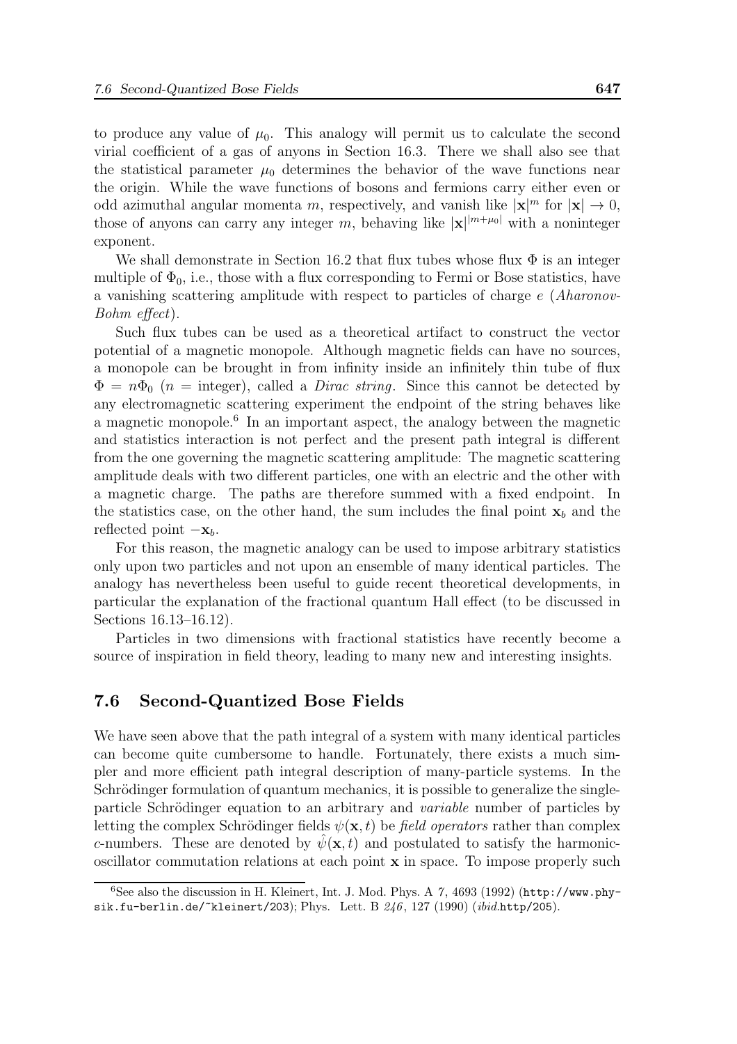to produce any value of $\mu_0$. This analogy will permit us to calculate the second virial coefficient of a gas of anyons in Section 16.3. There we shall also see that the statistical parameter $\mu_0$ determines the behavior of the wave functions near the origin. While the wave functions of bosons and fermions carry either even or odd azimuthal angular momenta $m$, respectively, and vanish like $|\mathbf{x}|^m$ for $|\mathbf{x}| \to 0$, those of anyons can carry any integer $m$, behaving like $|\mathbf{x}|^{|m+\mu_0|}$ with a noninteger exponent.

We shall demonstrate in Section 16.2 that flux tubes whose flux $\Phi$ is an integer multiple of $\Phi_0$, i.e., those with a flux corresponding to Fermi or Bose statistics, have a vanishing scattering amplitude with respect to particles of charge $e$ (*Aharonov-Bohm effect*).

Such flux tubes can be used as a theoretical artifact to construct the vector potential of a magnetic monopole. Although magnetic fields can have no sources, a monopole can be brought in from infinity inside an infinitely thin tube of flux $\Phi = n\Phi_0$ ($n$ = integer), called a *Dirac string*. Since this cannot be detected by any electromagnetic scattering experiment the endpoint of the string behaves like a magnetic monopole.[6] In an important aspect, the analogy between the magnetic and statistics interaction is not perfect and the present path integral is different from the one governing the magnetic scattering amplitude: The magnetic scattering amplitude deals with two different particles, one with an electric and the other with a magnetic charge. The paths are therefore summed with a fixed endpoint. In the statistics case, on the other hand, the sum includes the final point $\mathbf{x}_b$ and the reflected point $-\mathbf{x}_b$.

For this reason, the magnetic analogy can be used to impose arbitrary statistics only upon two particles and not upon an ensemble of many identical particles. The analogy has nevertheless been useful to guide recent theoretical developments, in particular the explanation of the fractional quantum Hall effect (to be discussed in Sections 16.13–16.12).

Particles in two dimensions with fractional statistics have recently become a source of inspiration in field theory, leading to many new and interesting insights.

## 7.6 Second-Quantized Bose Fields

We have seen above that the path integral of a system with many identical particles can become quite cumbersome to handle. Fortunately, there exists a much simpler and more efficient path integral description of many-particle systems. In the Schrödinger formulation of quantum mechanics, it is possible to generalize the single-particle Schrödinger equation to an arbitrary and *variable* number of particles by letting the complex Schrödinger fields $\psi(\mathbf{x}, t)$ be *field operators* rather than complex $c$-numbers. These are denoted by $\hat{\psi}(\mathbf{x}, t)$ and postulated to satisfy the harmonic-oscillator commutation relations at each point $\mathbf{x}$ in space. To impose properly such

[6] See also the discussion in H. Kleinert, Int. J. Mod. Phys. A 7, 4693 (1992) (`http://www.physik.fu-berlin.de/~kleinert/203`); Phys. Lett. B *246*, 127 (1990) (*ibid.*`http/205`).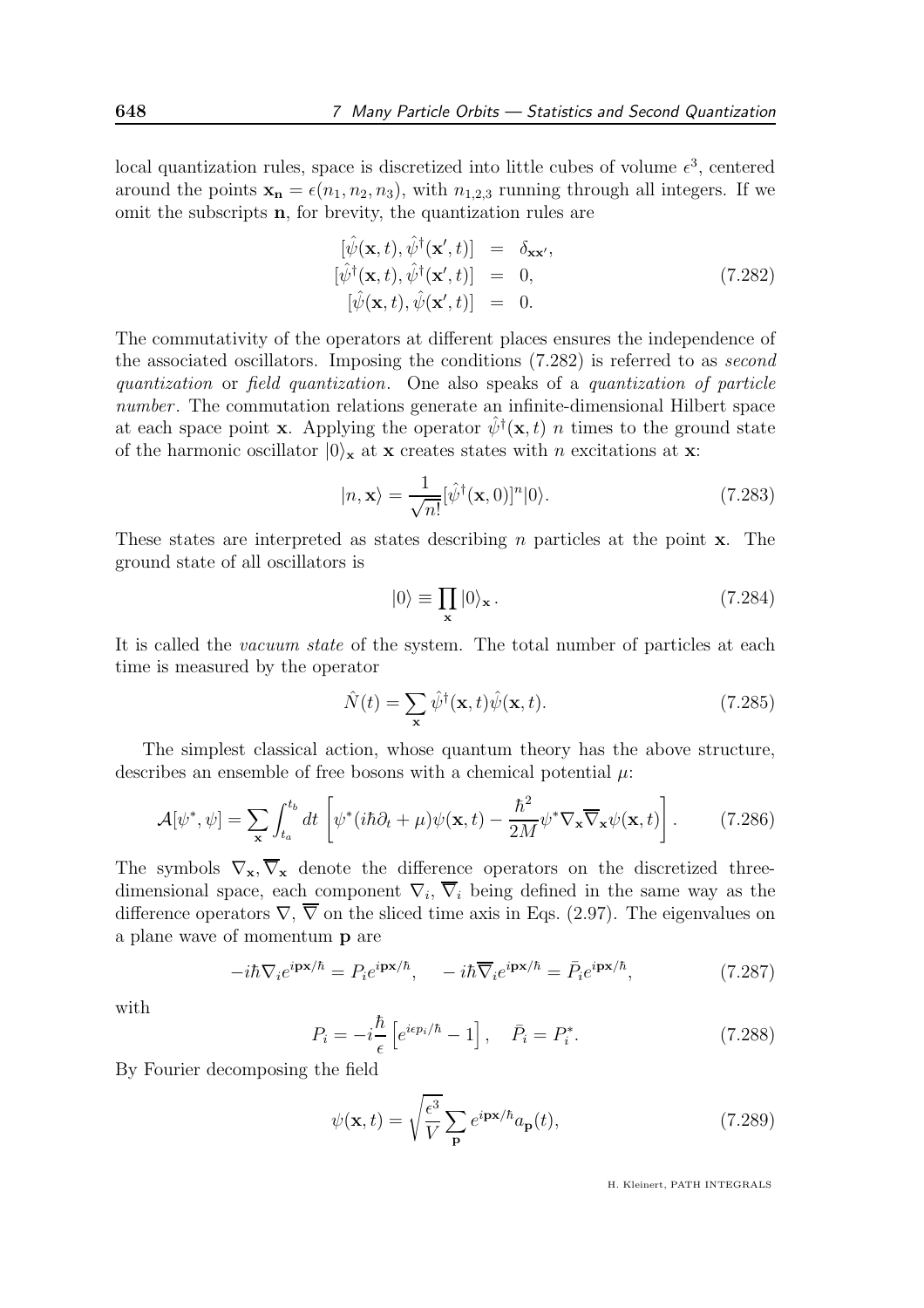local quantization rules, space is discretized into little cubes of volume $\epsilon^3$, centered around the points $\mathbf{x_n} = \epsilon(n_1, n_2, n_3)$, with $n_{1,2,3}$ running through all integers. If we omit the subscripts $\mathbf{n}$, for brevity, the quantization rules are

$$
\begin{aligned}
[\hat{\psi}(\mathbf{x}, t), \hat{\psi}^\dagger(\mathbf{x}', t)] &= \delta_{\mathbf{x}\mathbf{x}'}, \\
[\hat{\psi}^\dagger(\mathbf{x}, t), \hat{\psi}^\dagger(\mathbf{x}', t)] &= 0, \\
[\hat{\psi}(\mathbf{x}, t), \hat{\psi}(\mathbf{x}', t)] &= 0.
\end{aligned}
\tag{7.282}
$$

The commutativity of the operators at different places ensures the independence of the associated oscillators. Imposing the conditions (7.282) is referred to as *second quantization* or *field quantization*. One also speaks of a *quantization of particle number*. The commutation relations generate an infinite-dimensional Hilbert space at each space point $\mathbf{x}$. Applying the operator $\hat{\psi}^\dagger(\mathbf{x}, t)$ $n$ times to the ground state of the harmonic oscillator $|0\rangle_\mathbf{x}$ at $\mathbf{x}$ creates states with $n$ excitations at $\mathbf{x}$:

$$
|n, \mathbf{x}\rangle = \frac{1}{\sqrt{n!}}[\hat{\psi}^\dagger(\mathbf{x}, 0)]^n|0\rangle. \tag{7.283}
$$

These states are interpreted as states describing $n$ particles at the point $\mathbf{x}$. The ground state of all oscillators is

$$
|0\rangle \equiv \prod_\mathbf{x} |0\rangle_\mathbf{x}. \tag{7.284}
$$

It is called the *vacuum state* of the system. The total number of particles at each time is measured by the operator

$$
\hat{N}(t) = \sum_\mathbf{x} \hat{\psi}^\dagger(\mathbf{x}, t)\hat{\psi}(\mathbf{x}, t). \tag{7.285}
$$

The simplest classical action, whose quantum theory has the above structure, describes an ensemble of free bosons with a chemical potential $\mu$:

$$
\mathcal{A}[\psi^*, \psi] = \sum_\mathbf{x} \int_{t_a}^{t_b} dt \left[\psi^*(i\hbar\partial_t + \mu)\psi(\mathbf{x}, t) - \frac{\hbar^2}{2M}\psi^*\nabla_\mathbf{x}\overline{\nabla}_\mathbf{x}\psi(\mathbf{x}, t)\right]. \tag{7.286}
$$

The symbols $\nabla_\mathbf{x}, \overline{\nabla}_\mathbf{x}$ denote the difference operators on the discretized three-dimensional space, each component $\nabla_i$, $\overline{\nabla}_i$ being defined in the same way as the difference operators $\nabla$, $\overline{\nabla}$ on the sliced time axis in Eqs. (2.97). The eigenvalues on a plane wave of momentum $\mathbf{p}$ are

$$
-i\hbar\nabla_i e^{i\mathbf{px}/\hbar} = P_i e^{i\mathbf{px}/\hbar}, \quad -i\hbar\overline{\nabla}_i e^{i\mathbf{px}/\hbar} = \bar{P}_i e^{i\mathbf{px}/\hbar}, \tag{7.287}
$$

with

$$
P_i = -i\frac{\hbar}{\epsilon}\left[e^{i\epsilon p_i/\hbar} - 1\right], \quad \bar{P}_i = P_i^*. \tag{7.288}
$$

By Fourier decomposing the field

$$
\psi(\mathbf{x}, t) = \sqrt{\frac{\epsilon^3}{V}} \sum_\mathbf{p} e^{i\mathbf{px}/\hbar} a_\mathbf{p}(t), \tag{7.289}
$$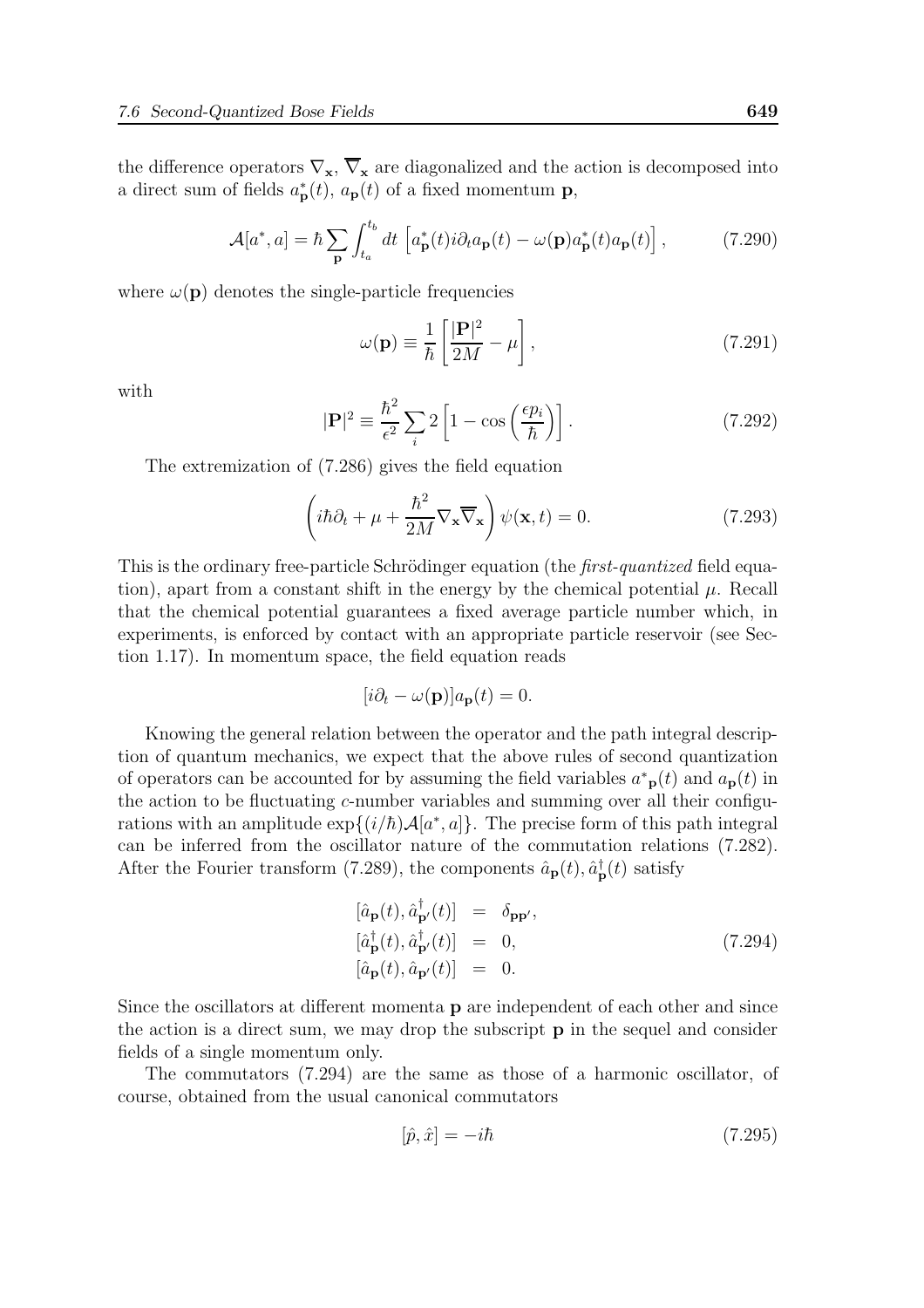the difference operators $\nabla_{\mathbf{x}}$, $\overline{\nabla}_{\mathbf{x}}$ are diagonalized and the action is decomposed into a direct sum of fields $a^*_{\mathbf{p}}(t)$, $a_{\mathbf{p}}(t)$ of a fixed momentum $\mathbf{p}$,

$$\mathcal{A}[a^*, a] = \hbar \sum_{\mathbf{p}} \int_{t_a}^{t_b} dt \left[ a^*_{\mathbf{p}}(t) i\partial_t a_{\mathbf{p}}(t) - \omega(\mathbf{p}) a^*_{\mathbf{p}}(t) a_{\mathbf{p}}(t) \right], \tag{7.290}$$

where $\omega(\mathbf{p})$ denotes the single-particle frequencies

$$\omega(\mathbf{p}) \equiv \frac{1}{\hbar} \left[ \frac{|\mathbf{P}|^2}{2M} - \mu \right], \tag{7.291}$$

with

$$|\mathbf{P}|^2 \equiv \frac{\hbar^2}{\epsilon^2} \sum_i 2 \left[ 1 - \cos\left( \frac{\epsilon p_i}{\hbar} \right) \right]. \tag{7.292}$$

The extremization of (7.286) gives the field equation

$$\left( i\hbar\partial_t + \mu + \frac{\hbar^2}{2M} \nabla_{\mathbf{x}} \overline{\nabla}_{\mathbf{x}} \right) \psi(\mathbf{x}, t) = 0. \tag{7.293}$$

This is the ordinary free-particle Schrödinger equation (the *first-quantized* field equation), apart from a constant shift in the energy by the chemical potential $\mu$. Recall that the chemical potential guarantees a fixed average particle number which, in experiments, is enforced by contact with an appropriate particle reservoir (see Section 1.17). In momentum space, the field equation reads

$$[i\partial_t - \omega(\mathbf{p})] a_{\mathbf{p}}(t) = 0.$$

Knowing the general relation between the operator and the path integral description of quantum mechanics, we expect that the above rules of second quantization of operators can be accounted for by assuming the field variables $a^*{}_{\mathbf{p}}(t)$ and $a_{\mathbf{p}}(t)$ in the action to be fluctuating $c$-number variables and summing over all their configurations with an amplitude $\exp\{(i/\hbar)\mathcal{A}[a^*, a]\}$. The precise form of this path integral can be inferred from the oscillator nature of the commutation relations (7.282). After the Fourier transform (7.289), the components $\hat{a}_{\mathbf{p}}(t), \hat{a}^\dagger_{\mathbf{p}}(t)$ satisfy

$$\begin{aligned} [\hat{a}_{\mathbf{p}}(t), \hat{a}^\dagger_{\mathbf{p}'}(t)] &= \delta_{\mathbf{p}\mathbf{p}'}, \\ [\hat{a}^\dagger_{\mathbf{p}}(t), \hat{a}^\dagger_{\mathbf{p}'}(t)] &= 0, \\ [\hat{a}_{\mathbf{p}}(t), \hat{a}_{\mathbf{p}'}(t)] &= 0. \end{aligned} \tag{7.294}$$

Since the oscillators at different momenta $\mathbf{p}$ are independent of each other and since the action is a direct sum, we may drop the subscript $\mathbf{p}$ in the sequel and consider fields of a single momentum only.

The commutators (7.294) are the same as those of a harmonic oscillator, of course, obtained from the usual canonical commutators

$$[\hat{p}, \hat{x}] = -i\hbar \tag{7.295}$$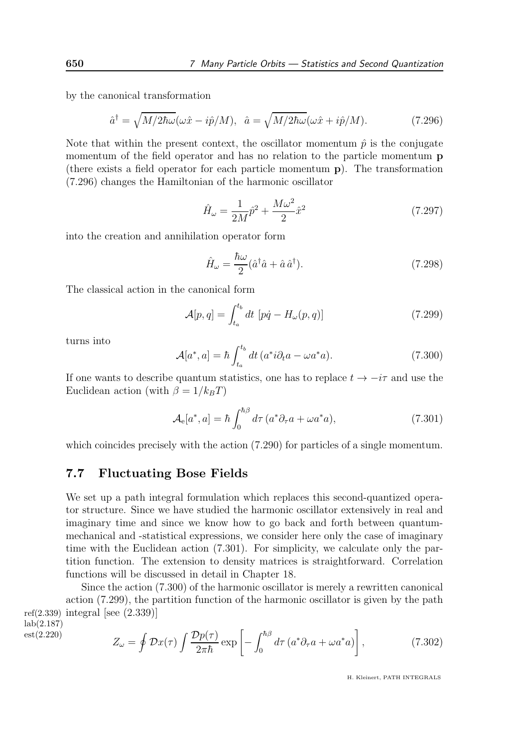by the canonical transformation

$$\hat{a}^\dagger = \sqrt{M/2\hbar\omega}(\omega\hat{x} - i\hat{p}/M), \quad \hat{a} = \sqrt{M/2\hbar\omega}(\omega\hat{x} + i\hat{p}/M). \tag{7.296}$$

Note that within the present context, the oscillator momentum $\hat{p}$ is the conjugate momentum of the field operator and has no relation to the particle momentum $\mathbf{p}$ (there exists a field operator for each particle momentum $\mathbf{p}$). The transformation (7.296) changes the Hamiltonian of the harmonic oscillator

$$\hat{H}_\omega = \frac{1}{2M}\hat{p}^2 + \frac{M\omega^2}{2}\hat{x}^2 \tag{7.297}$$

into the creation and annihilation operator form

$$\hat{H}_\omega = \frac{\hbar\omega}{2}(\hat{a}^\dagger\hat{a} + \hat{a}\,\hat{a}^\dagger). \tag{7.298}$$

The classical action in the canonical form

$$\mathcal{A}[p,q] = \int_{t_a}^{t_b} dt\; [p\dot{q} - H_\omega(p,q)] \tag{7.299}$$

turns into

$$\mathcal{A}[a^*,a] = \hbar \int_{t_a}^{t_b} dt\, (a^* i\partial_t a - \omega a^* a). \tag{7.300}$$

If one wants to describe quantum statistics, one has to replace $t \to -i\tau$ and use the Euclidean action (with $\beta = 1/k_B T$)

$$\mathcal{A}_\mathrm{e}[a^*,a] = \hbar \int_0^{\hbar\beta} d\tau\, (a^*\partial_\tau a + \omega a^* a), \tag{7.301}$$

which coincides precisely with the action (7.290) for particles of a single momentum.

## 7.7 Fluctuating Bose Fields

We set up a path integral formulation which replaces this second-quantized operator structure. Since we have studied the harmonic oscillator extensively in real and imaginary time and since we know how to go back and forth between quantum-mechanical and -statistical expressions, we consider here only the case of imaginary time with the Euclidean action (7.301). For simplicity, we calculate only the partition function. The extension to density matrices is straightforward. Correlation functions will be discussed in detail in Chapter 18.

Since the action (7.300) of the harmonic oscillator is merely a rewritten canonical action (7.299), the partition function of the harmonic oscillator is given by the path integral [see (2.339)]

$$Z_\omega = \oint \mathcal{D}x(\tau) \int \frac{\mathcal{D}p(\tau)}{2\pi\hbar} \exp\left[-\int_0^{\hbar\beta} d\tau\, (a^*\partial_\tau a + \omega a^* a)\right], \tag{7.302}$$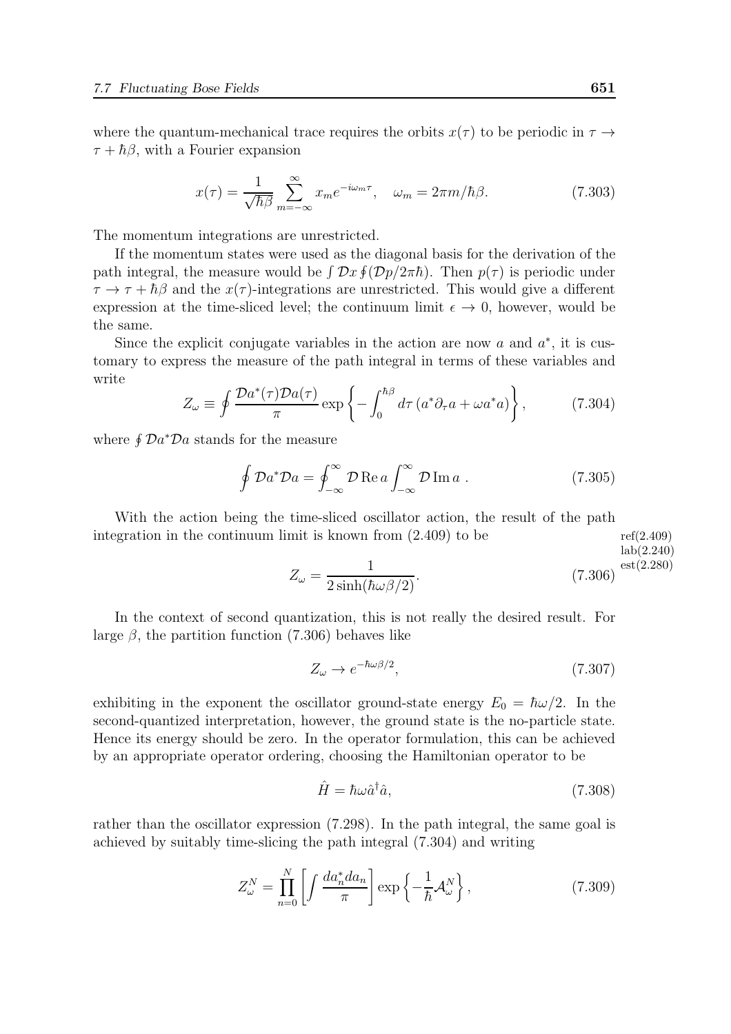where the quantum-mechanical trace requires the orbits $x(\tau)$ to be periodic in $\tau \to \tau + \hbar\beta$, with a Fourier expansion

$$x(\tau) = \frac{1}{\sqrt{\hbar\beta}} \sum_{m=-\infty}^{\infty} x_m e^{-i\omega_m \tau}, \quad \omega_m = 2\pi m/\hbar\beta. \tag{7.303}$$

The momentum integrations are unrestricted.

If the momentum states were used as the diagonal basis for the derivation of the path integral, the measure would be $\int \mathcal{D}x \oint (\mathcal{D}p/2\pi\hbar)$. Then $p(\tau)$ is periodic under $\tau \to \tau + \hbar\beta$ and the $x(\tau)$-integrations are unrestricted. This would give a different expression at the time-sliced level; the continuum limit $\epsilon \to 0$, however, would be the same.

Since the explicit conjugate variables in the action are now $a$ and $a^*$, it is customary to express the measure of the path integral in terms of these variables and write

$$Z_\omega \equiv \oint \frac{\mathcal{D}a^*(\tau)\mathcal{D}a(\tau)}{\pi} \exp\left\{-\int_0^{\hbar\beta} d\tau \left(a^*\partial_\tau a + \omega a^* a\right)\right\}, \tag{7.304}$$

where $\oint \mathcal{D}a^*\mathcal{D}a$ stands for the measure

$$\oint \mathcal{D}a^*\mathcal{D}a = \oint_{-\infty}^{\infty} \mathcal{D}\,\mathrm{Re}\,a \int_{-\infty}^{\infty} \mathcal{D}\,\mathrm{Im}\,a\ . \tag{7.305}$$

With the action being the time-sliced oscillator action, the result of the path integration in the continuum limit is known from (2.409) to be

$$Z_\omega = \frac{1}{2\sinh(\hbar\omega\beta/2)}. \tag{7.306}$$

In the context of second quantization, this is not really the desired result. For large $\beta$, the partition function (7.306) behaves like

$$Z_\omega \to e^{-\hbar\omega\beta/2}, \tag{7.307}$$

exhibiting in the exponent the oscillator ground-state energy $E_0 = \hbar\omega/2$. In the second-quantized interpretation, however, the ground state is the no-particle state. Hence its energy should be zero. In the operator formulation, this can be achieved by an appropriate operator ordering, choosing the Hamiltonian operator to be

$$\hat{H} = \hbar\omega\hat{a}^\dagger\hat{a}, \tag{7.308}$$

rather than the oscillator expression (7.298). In the path integral, the same goal is achieved by suitably time-slicing the path integral (7.304) and writing

$$Z_\omega^N = \prod_{n=0}^{N}\left[\int \frac{da_n^* da_n}{\pi}\right] \exp\left\{-\frac{1}{\hbar}\mathcal{A}_\omega^N\right\}, \tag{7.309}$$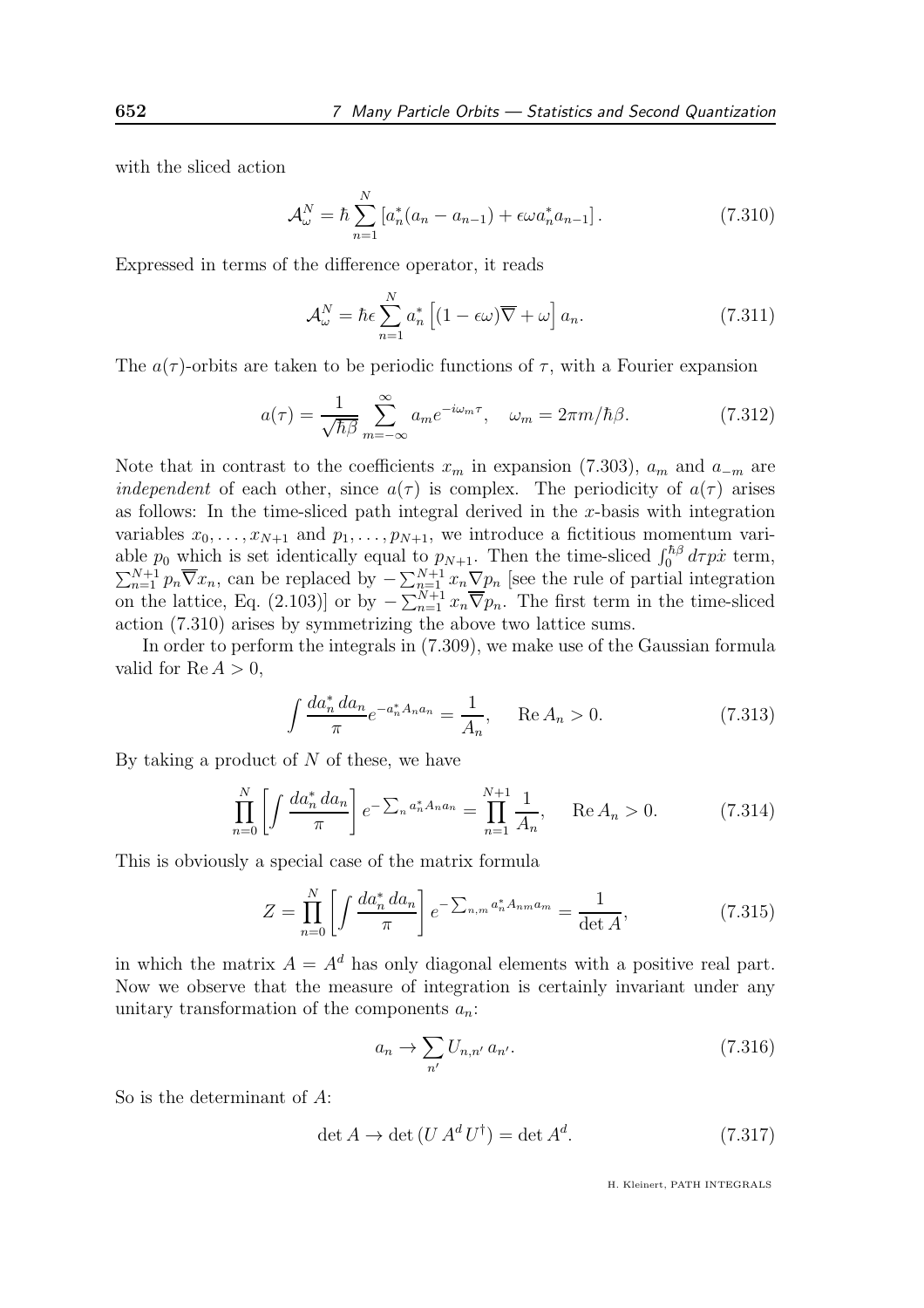with the sliced action

$$\mathcal{A}_\omega^N = \hbar \sum_{n=1}^{N} \left[ a_n^*(a_n - a_{n-1}) + \epsilon\omega a_n^* a_{n-1} \right]. \tag{7.310}$$

Expressed in terms of the difference operator, it reads

$$\mathcal{A}_\omega^N = \hbar\epsilon \sum_{n=1}^{N} a_n^* \left[ (1-\epsilon\omega)\overline{\nabla} + \omega \right] a_n. \tag{7.311}$$

The $a(\tau)$-orbits are taken to be periodic functions of $\tau$, with a Fourier expansion

$$a(\tau) = \frac{1}{\sqrt{\hbar\beta}} \sum_{m=-\infty}^{\infty} a_m e^{-i\omega_m \tau}, \quad \omega_m = 2\pi m/\hbar\beta. \tag{7.312}$$

Note that in contrast to the coefficients $x_m$ in expansion (7.303), $a_m$ and $a_{-m}$ are *independent* of each other, since $a(\tau)$ is complex. The periodicity of $a(\tau)$ arises as follows: In the time-sliced path integral derived in the $x$-basis with integration variables $x_0, \dots, x_{N+1}$ and $p_1, \dots, p_{N+1}$, we introduce a fictitious momentum variable $p_0$ which is set identically equal to $p_{N+1}$. Then the time-sliced $\int_0^{\hbar\beta} d\tau p\dot{x}$ term, $\sum_{n=1}^{N+1} p_n \overline{\nabla} x_n$, can be replaced by $-\sum_{n=1}^{N+1} x_n \nabla p_n$ [see the rule of partial integration on the lattice, Eq. (2.103)] or by $-\sum_{n=1}^{N+1} x_n \overline{\nabla} p_n$. The first term in the time-sliced action (7.310) arises by symmetrizing the above two lattice sums.

In order to perform the integrals in (7.309), we make use of the Gaussian formula valid for $\mathrm{Re}\, A > 0$,

$$\int \frac{da_n^*\, da_n}{\pi} e^{-a_n^* A_n a_n} = \frac{1}{A_n}, \quad \mathrm{Re}\, A_n > 0. \tag{7.313}$$

By taking a product of $N$ of these, we have

$$\prod_{n=0}^{N} \left[ \int \frac{da_n^*\, da_n}{\pi} \right] e^{-\sum_n a_n^* A_n a_n} = \prod_{n=1}^{N+1} \frac{1}{A_n}, \quad \mathrm{Re}\, A_n > 0. \tag{7.314}$$

This is obviously a special case of the matrix formula

$$Z = \prod_{n=0}^{N} \left[ \int \frac{da_n^*\, da_n}{\pi} \right] e^{-\sum_{n,m} a_n^* A_{nm} a_m} = \frac{1}{\det A}, \tag{7.315}$$

in which the matrix $A = A^d$ has only diagonal elements with a positive real part. Now we observe that the measure of integration is certainly invariant under any unitary transformation of the components $a_n$:

$$a_n \to \sum_{n'} U_{n,n'}\, a_{n'}. \tag{7.316}$$

So is the determinant of $A$:

$$\det A \to \det (U\, A^d\, U^\dagger) = \det A^d. \tag{7.317}$$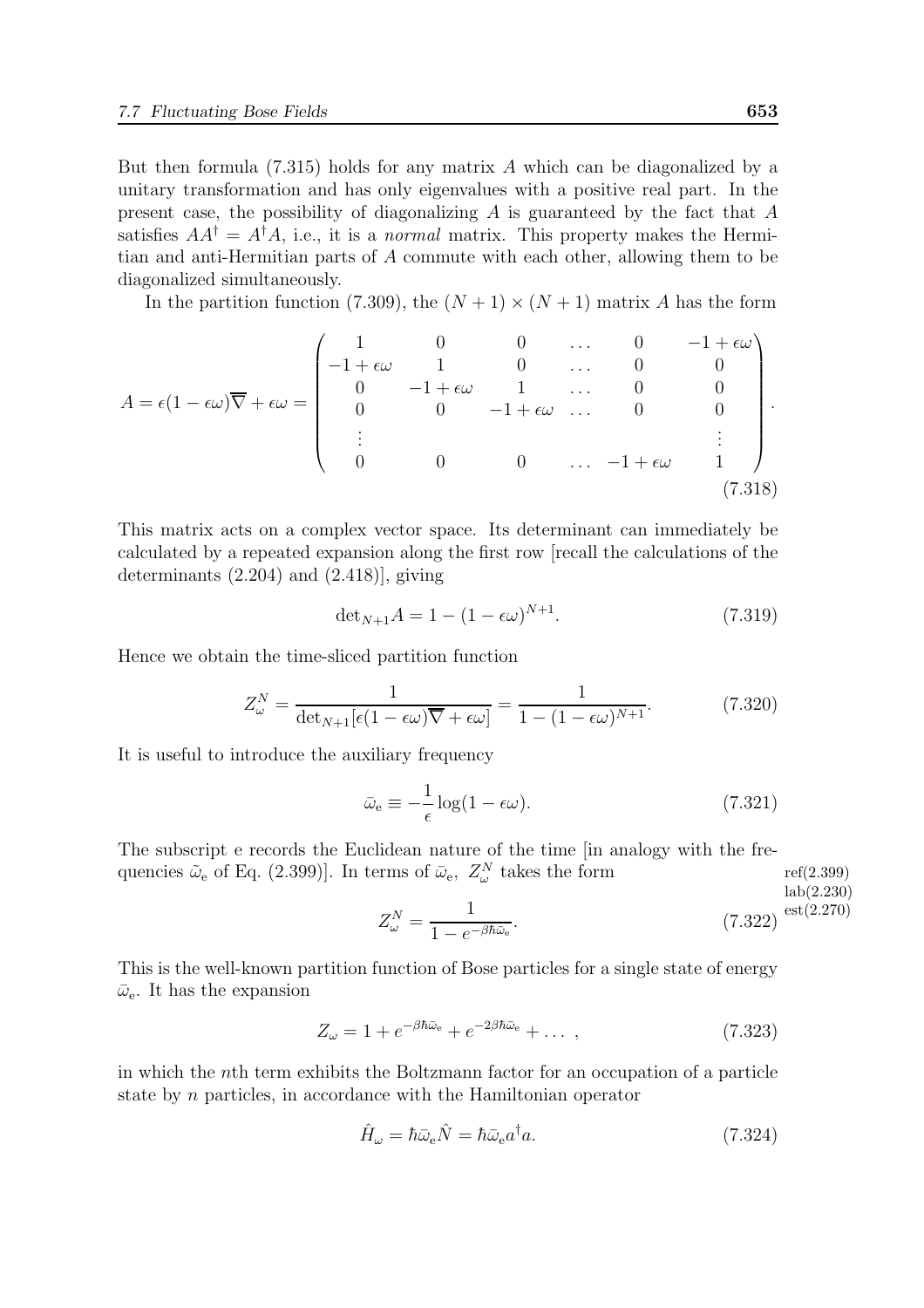But then formula (7.315) holds for any matrix $A$ which can be diagonalized by a unitary transformation and has only eigenvalues with a positive real part. In the present case, the possibility of diagonalizing $A$ is guaranteed by the fact that $A$ satisfies $AA^\dagger = A^\dagger A$, i.e., it is a *normal* matrix. This property makes the Hermitian and anti-Hermitian parts of $A$ commute with each other, allowing them to be diagonalized simultaneously.

In the partition function (7.309), the $(N+1) \times (N+1)$ matrix $A$ has the form

$$A = \epsilon(1-\epsilon\omega)\overline{\nabla} + \epsilon\omega = \begin{pmatrix} 1 & 0 & 0 & \dots & 0 & -1+\epsilon\omega \\ -1+\epsilon\omega & 1 & 0 & \dots & 0 & 0 \\ 0 & -1+\epsilon\omega & 1 & \dots & 0 & 0 \\ 0 & 0 & -1+\epsilon\omega & \dots & 0 & 0 \\ \vdots & & & & & \vdots \\ 0 & 0 & 0 & \dots & -1+\epsilon\omega & 1 \end{pmatrix}. \tag{7.318}$$

This matrix acts on a complex vector space. Its determinant can immediately be calculated by a repeated expansion along the first row [recall the calculations of the determinants (2.204) and (2.418)], giving

$$\det{}_{N+1} A = 1 - (1-\epsilon\omega)^{N+1}. \tag{7.319}$$

Hence we obtain the time-sliced partition function

$$Z_\omega^N = \frac{1}{\det_{N+1}[\epsilon(1-\epsilon\omega)\overline{\nabla} + \epsilon\omega]} = \frac{1}{1-(1-\epsilon\omega)^{N+1}}. \tag{7.320}$$

It is useful to introduce the auxiliary frequency

$$\bar{\omega}_{\rm e} \equiv -\frac{1}{\epsilon}\log(1-\epsilon\omega). \tag{7.321}$$

The subscript e records the Euclidean nature of the time [in analogy with the frequencies $\tilde{\omega}_{\rm e}$ of Eq. (2.399)]. In terms of $\bar{\omega}_{\rm e}$, $Z_\omega^N$ takes the form

$$Z_\omega^N = \frac{1}{1-e^{-\beta\hbar\bar{\omega}_{\rm e}}}. \tag{7.322}$$

This is the well-known partition function of Bose particles for a single state of energy $\bar{\omega}_{\rm e}$. It has the expansion

$$Z_\omega = 1 + e^{-\beta\hbar\bar{\omega}_{\rm e}} + e^{-2\beta\hbar\bar{\omega}_{\rm e}} + \dots\,, \tag{7.323}$$

in which the $n$th term exhibits the Boltzmann factor for an occupation of a particle state by $n$ particles, in accordance with the Hamiltonian operator

$$\hat{H}_\omega = \hbar\bar{\omega}_{\rm e}\hat{N} = \hbar\bar{\omega}_{\rm e}a^\dagger a. \tag{7.324}$$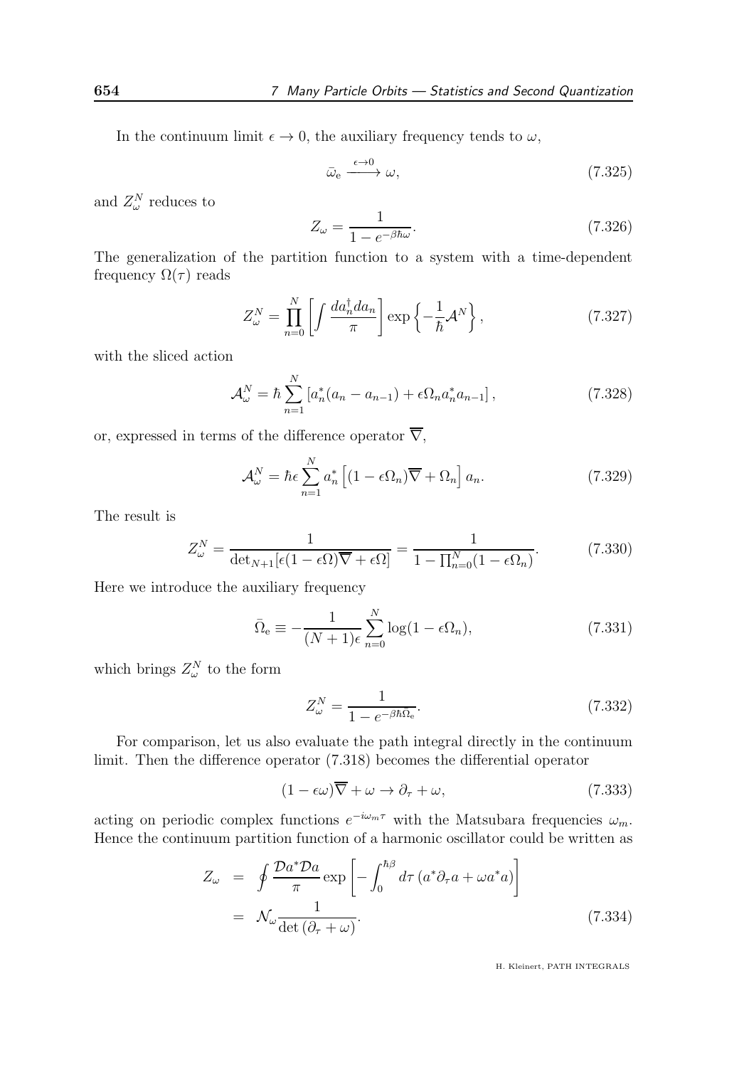In the continuum limit $\epsilon \to 0$, the auxiliary frequency tends to $\omega$,

$$\bar{\omega}_{\rm e} \xrightarrow{\epsilon \to 0} \omega, \tag{7.325}$$

and $Z_\omega^N$ reduces to

$$Z_\omega = \frac{1}{1 - e^{-\beta\hbar\omega}}. \tag{7.326}$$

The generalization of the partition function to a system with a time-dependent frequency $\Omega(\tau)$ reads

$$Z_\omega^N = \prod_{n=0}^{N} \left[ \int \frac{da_n^\dagger da_n}{\pi} \right] \exp\left\{ -\frac{1}{\hbar} \mathcal{A}^N \right\}, \tag{7.327}$$

with the sliced action

$$\mathcal{A}_\omega^N = \hbar \sum_{n=1}^{N} \left[ a_n^*(a_n - a_{n-1}) + \epsilon \Omega_n a_n^* a_{n-1} \right], \tag{7.328}$$

or, expressed in terms of the difference operator $\overline{\nabla}$,

$$\mathcal{A}_\omega^N = \hbar\epsilon \sum_{n=1}^{N} a_n^* \left[ (1 - \epsilon\Omega_n)\overline{\nabla} + \Omega_n \right] a_n. \tag{7.329}$$

The result is

$$Z_\omega^N = \frac{1}{\det_{N+1}[\epsilon(1-\epsilon\Omega)\overline{\nabla} + \epsilon\Omega]} = \frac{1}{1 - \prod_{n=0}^{N}(1 - \epsilon\Omega_n)}. \tag{7.330}$$

Here we introduce the auxiliary frequency

$$\bar{\Omega}_{\rm e} \equiv -\frac{1}{(N+1)\epsilon} \sum_{n=0}^{N} \log(1 - \epsilon\Omega_n), \tag{7.331}$$

which brings $Z_\omega^N$ to the form

$$Z_\omega^N = \frac{1}{1 - e^{-\beta\hbar\bar{\Omega}_{\rm e}}}. \tag{7.332}$$

For comparison, let us also evaluate the path integral directly in the continuum limit. Then the difference operator (7.318) becomes the differential operator

$$(1 - \epsilon\omega)\overline{\nabla} + \omega \to \partial_\tau + \omega, \tag{7.333}$$

acting on periodic complex functions $e^{-i\omega_m \tau}$ with the Matsubara frequencies $\omega_m$. Hence the continuum partition function of a harmonic oscillator could be written as

$$\begin{aligned} Z_\omega &= \oint \frac{\mathcal{D}a^* \mathcal{D}a}{\pi} \exp\left[ -\int_0^{\hbar\beta} d\tau \left( a^* \partial_\tau a + \omega a^* a \right) \right] \\ &= \mathcal{N}_\omega \frac{1}{\det(\partial_\tau + \omega)}. \end{aligned} \tag{7.334}$$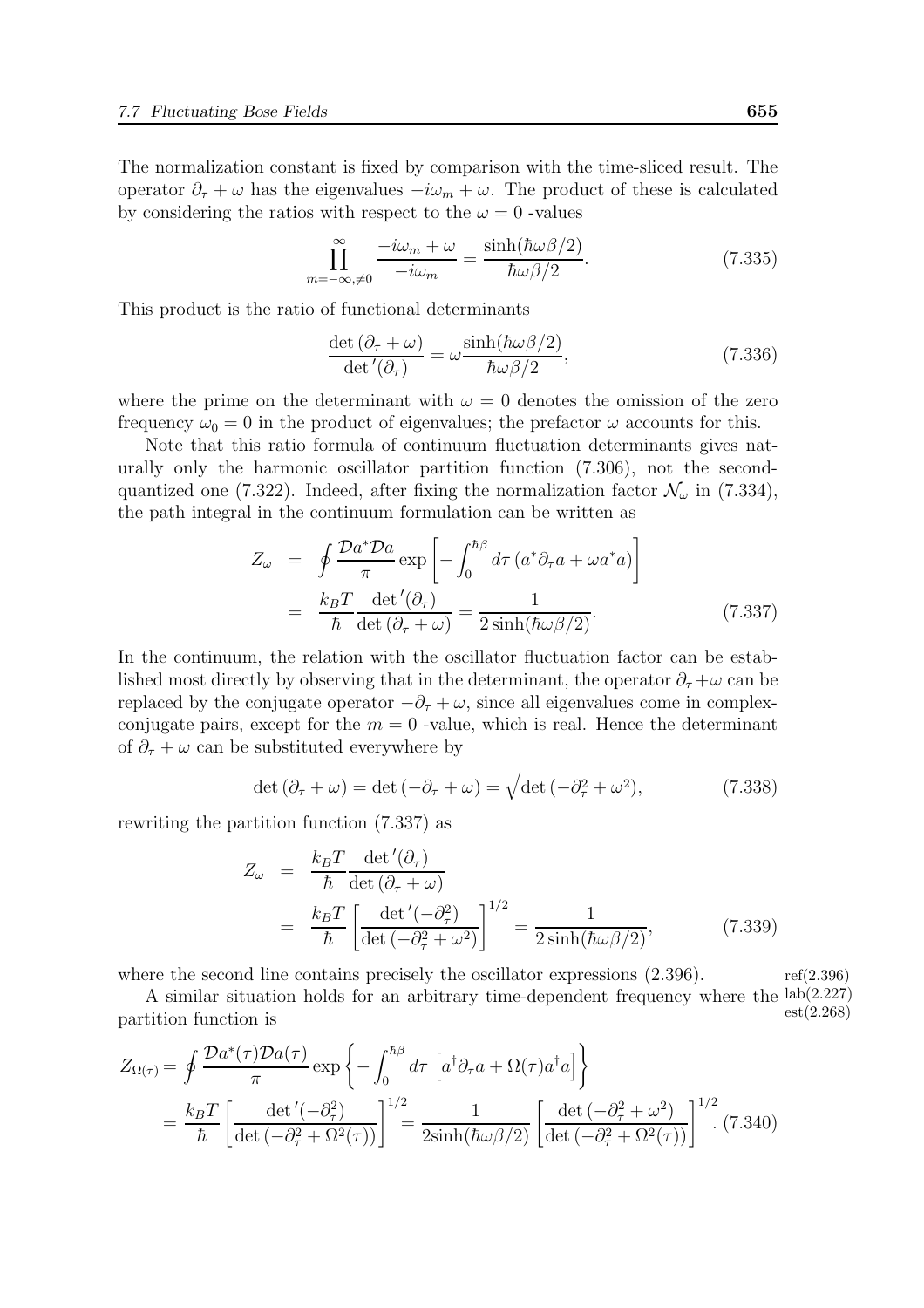The normalization constant is fixed by comparison with the time-sliced result. The operator $\partial_\tau + \omega$ has the eigenvalues $-i\omega_m + \omega$. The product of these is calculated by considering the ratios with respect to the $\omega = 0$ -values

$$\prod_{m=-\infty,\neq 0}^{\infty} \frac{-i\omega_m + \omega}{-i\omega_m} = \frac{\sinh(\hbar\omega\beta/2)}{\hbar\omega\beta/2}. \tag{7.335}$$

This product is the ratio of functional determinants

$$\frac{\det(\partial_\tau + \omega)}{\det{}'(\partial_\tau)} = \omega \frac{\sinh(\hbar\omega\beta/2)}{\hbar\omega\beta/2}, \tag{7.336}$$

where the prime on the determinant with $\omega = 0$ denotes the omission of the zero frequency $\omega_0 = 0$ in the product of eigenvalues; the prefactor $\omega$ accounts for this.

Note that this ratio formula of continuum fluctuation determinants gives naturally only the harmonic oscillator partition function (7.306), not the second-quantized one (7.322). Indeed, after fixing the normalization factor $\mathcal{N}_\omega$ in (7.334), the path integral in the continuum formulation can be written as

$$\begin{aligned} Z_\omega &= \oint \frac{\mathcal{D}a^*\mathcal{D}a}{\pi} \exp\left[-\int_0^{\hbar\beta} d\tau \left(a^*\partial_\tau a + \omega a^* a\right)\right] \\ &= \frac{k_B T}{\hbar} \frac{\det{}'(\partial_\tau)}{\det(\partial_\tau + \omega)} = \frac{1}{2\sinh(\hbar\omega\beta/2)}. \end{aligned} \tag{7.337}$$

In the continuum, the relation with the oscillator fluctuation factor can be established most directly by observing that in the determinant, the operator $\partial_\tau + \omega$ can be replaced by the conjugate operator $-\partial_\tau + \omega$, since all eigenvalues come in complex-conjugate pairs, except for the $m = 0$ -value, which is real. Hence the determinant of $\partial_\tau + \omega$ can be substituted everywhere by

$$\det(\partial_\tau + \omega) = \det(-\partial_\tau + \omega) = \sqrt{\det(-\partial_\tau^2 + \omega^2)}, \tag{7.338}$$

rewriting the partition function (7.337) as

$$\begin{aligned} Z_\omega &= \frac{k_B T}{\hbar} \frac{\det{}'(\partial_\tau)}{\det(\partial_\tau + \omega)} \\ &= \frac{k_B T}{\hbar} \left[\frac{\det{}'(-\partial_\tau^2)}{\det(-\partial_\tau^2 + \omega^2)}\right]^{1/2} = \frac{1}{2\sinh(\hbar\omega\beta/2)}, \end{aligned} \tag{7.339}$$

where the second line contains precisely the oscillator expressions (2.396).

A similar situation holds for an arbitrary time-dependent frequency where the partition function is

$$\begin{aligned} Z_{\Omega(\tau)} &= \oint \frac{\mathcal{D}a^*(\tau)\mathcal{D}a(\tau)}{\pi} \exp\left\{-\int_0^{\hbar\beta} d\tau \left[a^\dagger\partial_\tau a + \Omega(\tau) a^\dagger a\right]\right\} \\ &= \frac{k_B T}{\hbar} \left[\frac{\det{}'(-\partial_\tau^2)}{\det(-\partial_\tau^2 + \Omega^2(\tau))}\right]^{1/2} = \frac{1}{2\sinh(\hbar\omega\beta/2)} \left[\frac{\det(-\partial_\tau^2 + \omega^2)}{\det(-\partial_\tau^2 + \Omega^2(\tau))}\right]^{1/2}. \end{aligned} \tag{7.340}$$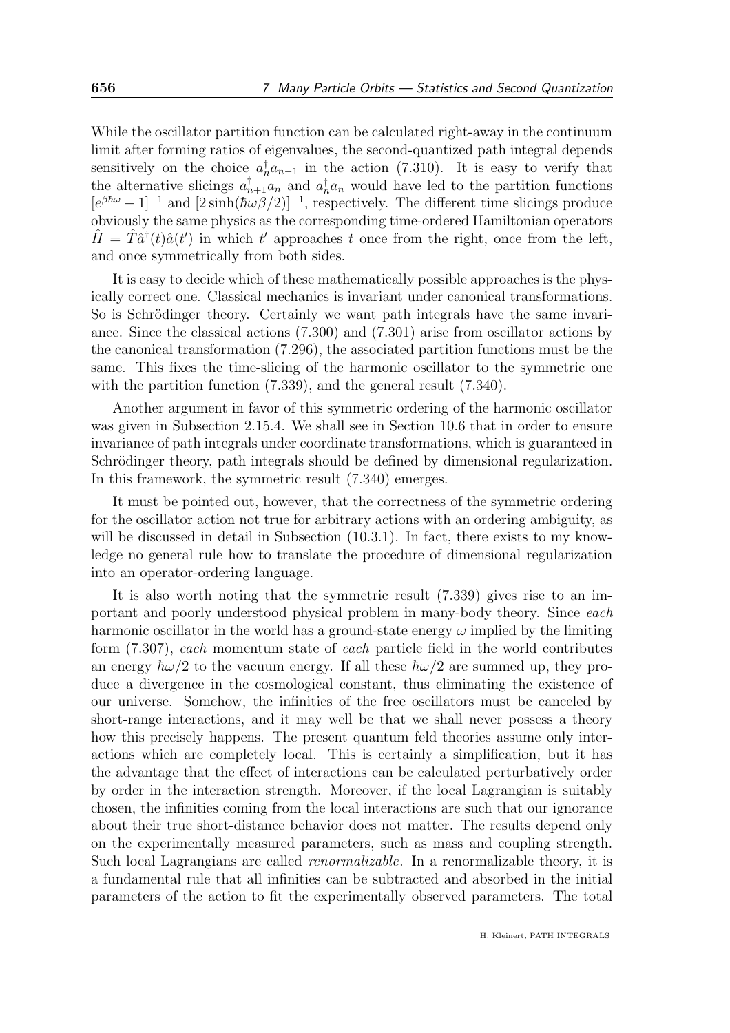While the oscillator partition function can be calculated right-away in the continuum limit after forming ratios of eigenvalues, the second-quantized path integral depends sensitively on the choice $a_n^\dagger a_{n-1}$ in the action (7.310). It is easy to verify that the alternative slicings $a_{n+1}^\dagger a_n$ and $a_n^\dagger a_n$ would have led to the partition functions $[e^{\beta\hbar\omega}-1]^{-1}$ and $[2\sinh(\hbar\omega\beta/2)]^{-1}$, respectively. The different time slicings produce obviously the same physics as the corresponding time-ordered Hamiltonian operators $\hat{H} = \hat{T}\hat{a}^\dagger(t)\hat{a}(t')$ in which $t'$ approaches $t$ once from the right, once from the left, and once symmetrically from both sides.

It is easy to decide which of these mathematically possible approaches is the physically correct one. Classical mechanics is invariant under canonical transformations. So is Schrödinger theory. Certainly we want path integrals have the same invariance. Since the classical actions (7.300) and (7.301) arise from oscillator actions by the canonical transformation (7.296), the associated partition functions must be the same. This fixes the time-slicing of the harmonic oscillator to the symmetric one with the partition function (7.339), and the general result (7.340).

Another argument in favor of this symmetric ordering of the harmonic oscillator was given in Subsection 2.15.4. We shall see in Section 10.6 that in order to ensure invariance of path integrals under coordinate transformations, which is guaranteed in Schrödinger theory, path integrals should be defined by dimensional regularization. In this framework, the symmetric result (7.340) emerges.

It must be pointed out, however, that the correctness of the symmetric ordering for the oscillator action not true for arbitrary actions with an ordering ambiguity, as will be discussed in detail in Subsection (10.3.1). In fact, there exists to my knowledge no general rule how to translate the procedure of dimensional regularization into an operator-ordering language.

It is also worth noting that the symmetric result (7.339) gives rise to an important and poorly understood physical problem in many-body theory. Since *each* harmonic oscillator in the world has a ground-state energy $\omega$ implied by the limiting form (7.307), *each* momentum state of *each* particle field in the world contributes an energy $\hbar\omega/2$ to the vacuum energy. If all these $\hbar\omega/2$ are summed up, they produce a divergence in the cosmological constant, thus eliminating the existence of our universe. Somehow, the infinities of the free oscillators must be canceled by short-range interactions, and it may well be that we shall never possess a theory how this precisely happens. The present quantum feld theories assume only interactions which are completely local. This is certainly a simplification, but it has the advantage that the effect of interactions can be calculated perturbatively order by order in the interaction strength. Moreover, if the local Lagrangian is suitably chosen, the infinities coming from the local interactions are such that our ignorance about their true short-distance behavior does not matter. The results depend only on the experimentally measured parameters, such as mass and coupling strength. Such local Lagrangians are called *renormalizable*. In a renormalizable theory, it is a fundamental rule that all infinities can be subtracted and absorbed in the initial parameters of the action to fit the experimentally observed parameters. The total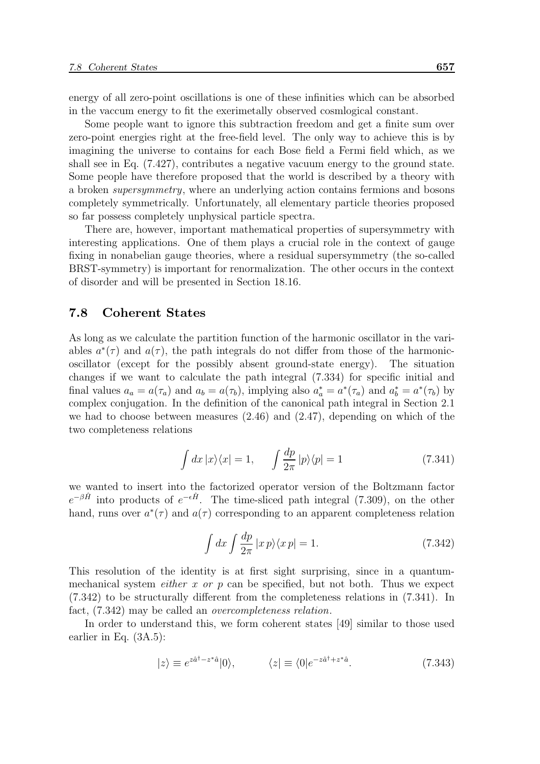energy of all zero-point oscillations is one of these infinities which can be absorbed in the vaccum energy to fit the exerimetally observed cosmlogical constant.

Some people want to ignore this subtraction freedom and get a finite sum over zero-point energies right at the free-field level. The only way to achieve this is by imagining the universe to contains for each Bose field a Fermi field which, as we shall see in Eq. (7.427), contributes a negative vacuum energy to the ground state. Some people have therefore proposed that the world is described by a theory with a broken *supersymmetry*, where an underlying action contains fermions and bosons completely symmetrically. Unfortunately, all elementary particle theories proposed so far possess completely unphysical particle spectra.

There are, however, important mathematical properties of supersymmetry with interesting applications. One of them plays a crucial role in the context of gauge fixing in nonabelian gauge theories, where a residual supersymmetry (the so-called BRST-symmetry) is important for renormalization. The other occurs in the context of disorder and will be presented in Section 18.16.

## 7.8 Coherent States

As long as we calculate the partition function of the harmonic oscillator in the variables $a^*(\tau)$ and $a(\tau)$, the path integrals do not differ from those of the harmonic-oscillator (except for the possibly absent ground-state energy). The situation changes if we want to calculate the path integral (7.334) for specific initial and final values $a_a = a(\tau_a)$ and $a_b = a(\tau_b)$, implying also $a_a^* = a^*(\tau_a)$ and $a_b^* = a^*(\tau_b)$ by complex conjugation. In the definition of the canonical path integral in Section 2.1 we had to choose between measures (2.46) and (2.47), depending on which of the two completeness relations

$$\int dx\, |x\rangle\langle x| = 1, \qquad \int \frac{dp}{2\pi}\, |p\rangle\langle p| = 1 \tag{7.341}$$

we wanted to insert into the factorized operator version of the Boltzmann factor $e^{-\beta\hat{H}}$ into products of $e^{-\epsilon\hat{H}}$. The time-sliced path integral (7.309), on the other hand, runs over $a^*(\tau)$ and $a(\tau)$ corresponding to an apparent completeness relation

$$\int dx \int \frac{dp}{2\pi}\, |x\, p\rangle\langle x\, p| = 1. \tag{7.342}$$

This resolution of the identity is at first sight surprising, since in a quantum-mechanical system *either x or p* can be specified, but not both. Thus we expect (7.342) to be structurally different from the completeness relations in (7.341). In fact, (7.342) may be called an *overcompleteness relation*.

In order to understand this, we form coherent states [49] similar to those used earlier in Eq. (3A.5):

$$|z\rangle \equiv e^{z\hat{a}^\dagger - z^*\hat{a}}|0\rangle, \qquad \langle z| \equiv \langle 0|e^{-z\hat{a}^\dagger + z^*\hat{a}}. \tag{7.343}$$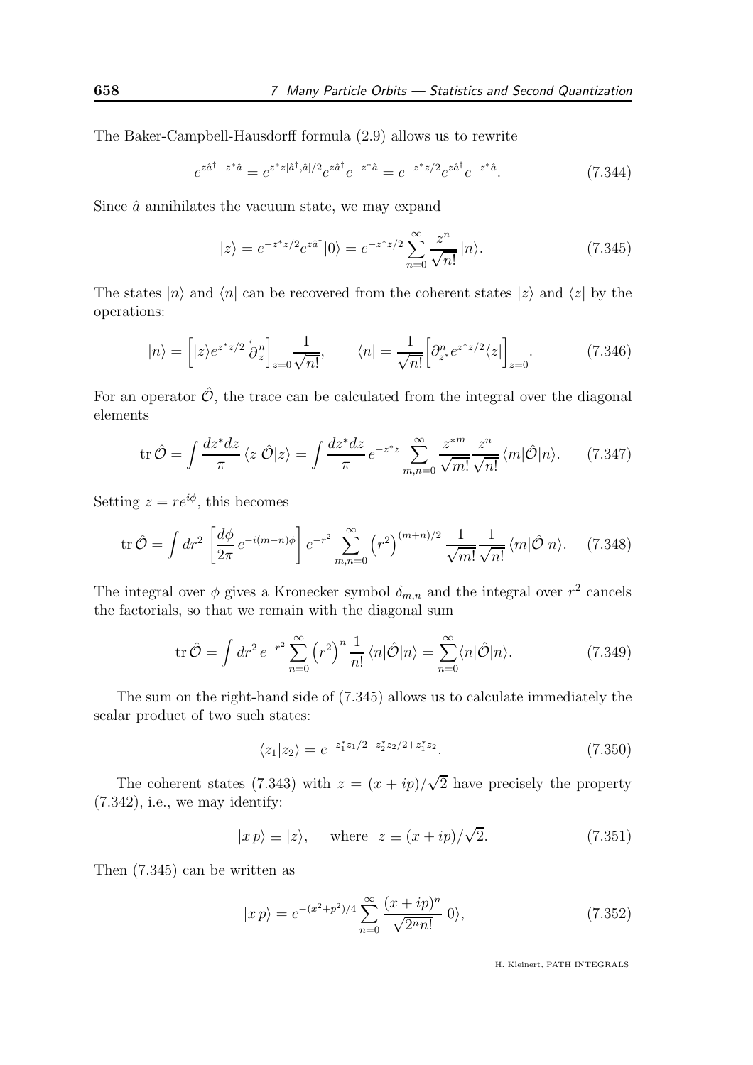The Baker-Campbell-Hausdorff formula (2.9) allows us to rewrite

$$e^{z\hat{a}^\dagger - z^*\hat{a}} = e^{z^*z[\hat{a}^\dagger,\hat{a}]/2} e^{z\hat{a}^\dagger} e^{-z^*\hat{a}} = e^{-z^*z/2} e^{z\hat{a}^\dagger} e^{-z^*\hat{a}}. \tag{7.344}$$

Since $\hat{a}$ annihilates the vacuum state, we may expand

$$|z\rangle = e^{-z^*z/2} e^{z\hat{a}^\dagger}|0\rangle = e^{-z^*z/2} \sum_{n=0}^{\infty} \frac{z^n}{\sqrt{n!}} |n\rangle. \tag{7.345}$$

The states $|n\rangle$ and $\langle n|$ can be recovered from the coherent states $|z\rangle$ and $\langle z|$ by the operations:

$$|n\rangle = \left[|z\rangle e^{z^*z/2} \overleftarrow{\partial}_z^n\right]_{z=0} \frac{1}{\sqrt{n!}}, \qquad \langle n| = \frac{1}{\sqrt{n!}} \left[\partial_{z^*}^n e^{z^*z/2} \langle z|\right]_{z=0}. \tag{7.346}$$

For an operator $\hat{\mathcal{O}}$, the trace can be calculated from the integral over the diagonal elements

$$\operatorname{tr} \hat{\mathcal{O}} = \int \frac{dz^*dz}{\pi} \langle z|\hat{\mathcal{O}}|z\rangle = \int \frac{dz^*dz}{\pi} e^{-z^*z} \sum_{m,n=0}^{\infty} \frac{z^{*m}}{\sqrt{m!}} \frac{z^n}{\sqrt{n!}} \langle m|\hat{\mathcal{O}}|n\rangle. \tag{7.347}$$

Setting $z = re^{i\phi}$, this becomes

$$\operatorname{tr} \hat{\mathcal{O}} = \int dr^2 \left[\frac{d\phi}{2\pi} e^{-i(m-n)\phi}\right] e^{-r^2} \sum_{m,n=0}^{\infty} \left(r^2\right)^{(m+n)/2} \frac{1}{\sqrt{m!}} \frac{1}{\sqrt{n!}} \langle m|\hat{\mathcal{O}}|n\rangle. \tag{7.348}$$

The integral over $\phi$ gives a Kronecker symbol $\delta_{m,n}$ and the integral over $r^2$ cancels the factorials, so that we remain with the diagonal sum

$$\operatorname{tr} \hat{\mathcal{O}} = \int dr^2 \, e^{-r^2} \sum_{n=0}^{\infty} \left(r^2\right)^n \frac{1}{n!} \langle n|\hat{\mathcal{O}}|n\rangle = \sum_{n=0}^{\infty} \langle n|\hat{\mathcal{O}}|n\rangle. \tag{7.349}$$

The sum on the right-hand side of (7.345) allows us to calculate immediately the scalar product of two such states:

$$\langle z_1|z_2\rangle = e^{-z_1^*z_1/2 - z_2^*z_2/2 + z_1^*z_2}. \tag{7.350}$$

The coherent states (7.343) with $z = (x + ip)/\sqrt{2}$ have precisely the property (7.342), i.e., we may identify:

$$|x\,p\rangle \equiv |z\rangle, \qquad \text{where} \;\; z \equiv (x + ip)/\sqrt{2}. \tag{7.351}$$

Then (7.345) can be written as

$$|x\,p\rangle = e^{-(x^2+p^2)/4} \sum_{n=0}^{\infty} \frac{(x + ip)^n}{\sqrt{2^n n!}} |0\rangle, \tag{7.352}$$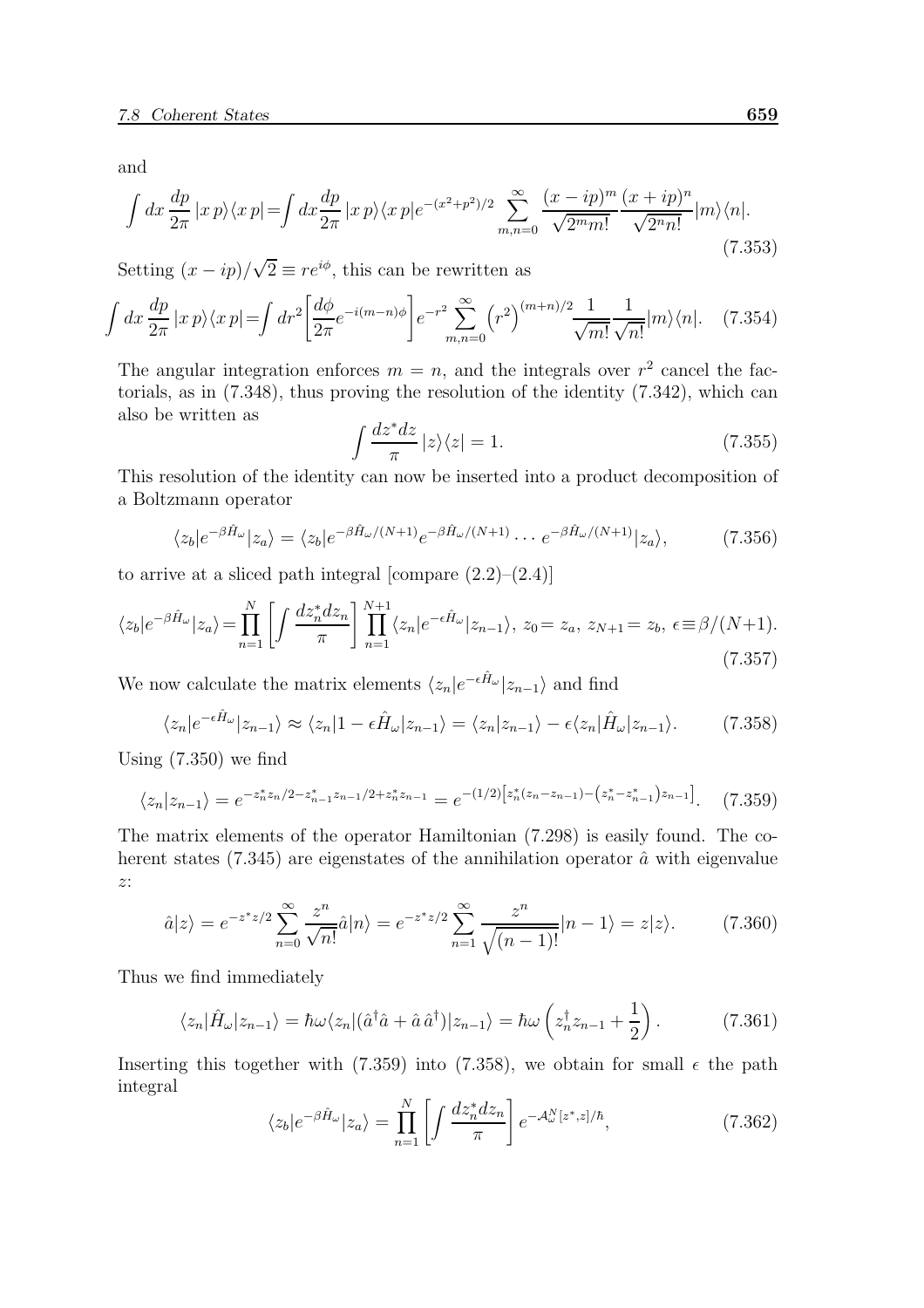and

$$\int dx \frac{dp}{2\pi} |x\, p\rangle\langle x\, p| = \int dx \frac{dp}{2\pi} |x\, p\rangle\langle x\, p| e^{-(x^2+p^2)/2} \sum_{m,n=0}^{\infty} \frac{(x-ip)^m}{\sqrt{2^m m!}} \frac{(x+ip)^n}{\sqrt{2^n n!}} |m\rangle\langle n|. \tag{7.353}$$

Setting $(x-ip)/\sqrt{2} \equiv re^{i\phi}$, this can be rewritten as

$$\int dx \frac{dp}{2\pi} |x\, p\rangle\langle x\, p| = \int dr^2 \left[\frac{d\phi}{2\pi} e^{-i(m-n)\phi}\right] e^{-r^2} \sum_{m,n=0}^{\infty} \left(r^2\right)^{(m+n)/2} \frac{1}{\sqrt{m!}} \frac{1}{\sqrt{n!}} |m\rangle\langle n|. \tag{7.354}$$

The angular integration enforces $m = n$, and the integrals over $r^2$ cancel the factorials, as in (7.348), thus proving the resolution of the identity (7.342), which can also be written as

$$\int \frac{dz^* dz}{\pi} |z\rangle\langle z| = 1. \tag{7.355}$$

This resolution of the identity can now be inserted into a product decomposition of a Boltzmann operator

$$\langle z_b|e^{-\beta \hat{H}_\omega}|z_a\rangle = \langle z_b|e^{-\beta \hat{H}_\omega/(N+1)} e^{-\beta \hat{H}_\omega/(N+1)} \cdots e^{-\beta \hat{H}_\omega/(N+1)}|z_a\rangle, \tag{7.356}$$

to arrive at a sliced path integral [compare (2.2)–(2.4)]

$$\langle z_b|e^{-\beta \hat{H}_\omega}|z_a\rangle = \prod_{n=1}^{N} \left[\int \frac{dz_n^* dz_n}{\pi}\right] \prod_{n=1}^{N+1} \langle z_n|e^{-\epsilon \hat{H}_\omega}|z_{n-1}\rangle,\ z_0 = z_a,\ z_{N+1} = z_b,\ \epsilon \equiv \beta/(N+1). \tag{7.357}$$

We now calculate the matrix elements $\langle z_n|e^{-\epsilon \hat{H}_\omega}|z_{n-1}\rangle$ and find

$$\langle z_n|e^{-\epsilon \hat{H}_\omega}|z_{n-1}\rangle \approx \langle z_n|1 - \epsilon \hat{H}_\omega|z_{n-1}\rangle = \langle z_n|z_{n-1}\rangle - \epsilon \langle z_n|\hat{H}_\omega|z_{n-1}\rangle. \tag{7.358}$$

Using (7.350) we find

$$\langle z_n|z_{n-1}\rangle = e^{-z_n^* z_n/2 - z_{n-1}^* z_{n-1}/2 + z_n^* z_{n-1}} = e^{-(1/2)\left[z_n^*(z_n - z_{n-1}) - \left(z_n^* - z_{n-1}^*\right) z_{n-1}\right]}. \tag{7.359}$$

The matrix elements of the operator Hamiltonian (7.298) is easily found. The coherent states (7.345) are eigenstates of the annihilation operator $\hat{a}$ with eigenvalue $z$:

$$\hat{a}|z\rangle = e^{-z^* z/2} \sum_{n=0}^{\infty} \frac{z^n}{\sqrt{n!}} \hat{a}|n\rangle = e^{-z^* z/2} \sum_{n=1}^{\infty} \frac{z^n}{\sqrt{(n-1)!}} |n-1\rangle = z|z\rangle. \tag{7.360}$$

Thus we find immediately

$$\langle z_n|\hat{H}_\omega|z_{n-1}\rangle = \hbar\omega \langle z_n|(\hat{a}^\dagger \hat{a} + \hat{a}\, \hat{a}^\dagger)|z_{n-1}\rangle = \hbar\omega \left(z_n^\dagger z_{n-1} + \frac{1}{2}\right). \tag{7.361}$$

Inserting this together with (7.359) into (7.358), we obtain for small $\epsilon$ the path integral

$$\langle z_b|e^{-\beta \hat{H}_\omega}|z_a\rangle = \prod_{n=1}^{N} \left[\int \frac{dz_n^* dz_n}{\pi}\right] e^{-\mathcal{A}_\omega^N[z^*, z]/\hbar}, \tag{7.362}$$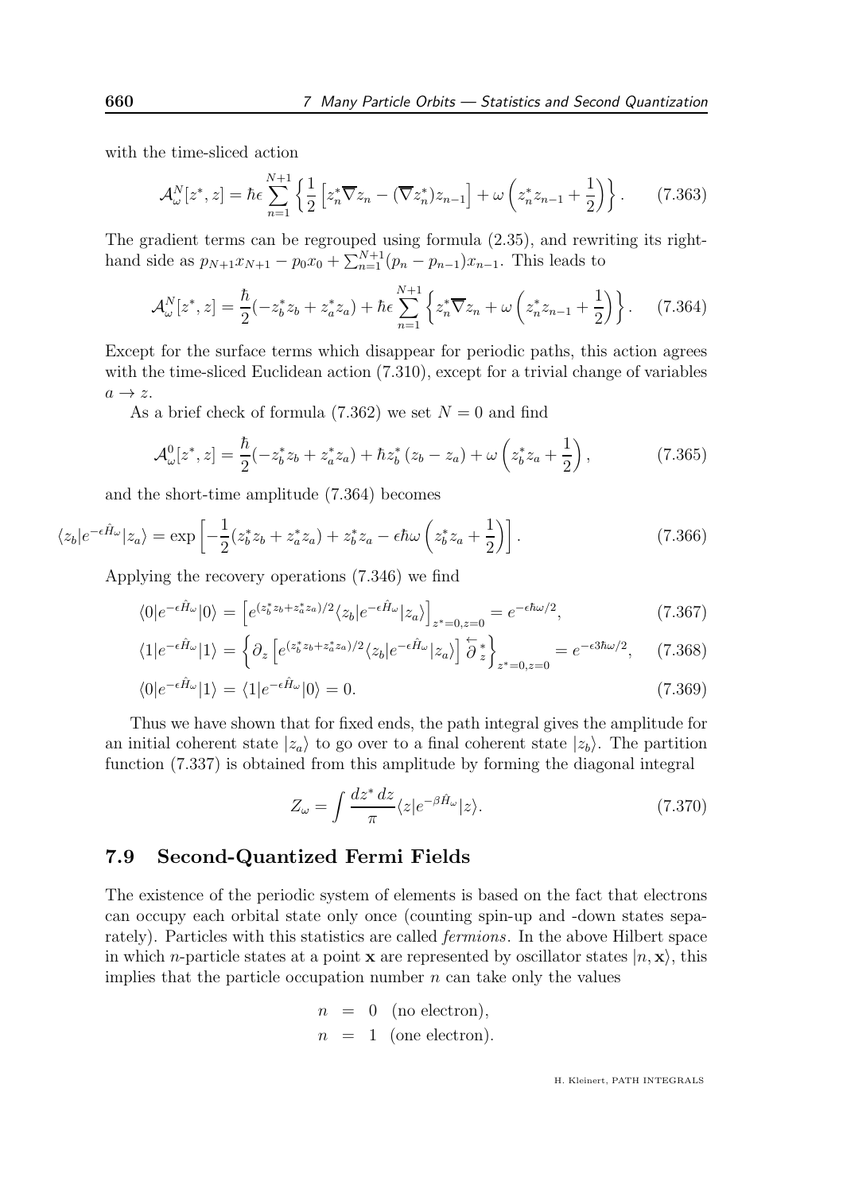with the time-sliced action

$$\mathcal{A}_{\omega}^{N}[z^*, z] = \hbar\epsilon \sum_{n=1}^{N+1} \left\{ \frac{1}{2} \left[ z_n^* \overline{\nabla} z_n - (\overline{\nabla} z_n^*) z_{n-1} \right] + \omega \left( z_n^* z_{n-1} + \frac{1}{2} \right) \right\}. \tag{7.363}$$

The gradient terms can be regrouped using formula (2.35), and rewriting its right-hand side as $p_{N+1}x_{N+1} - p_0 x_0 + \sum_{n=1}^{N+1}(p_n - p_{n-1})x_{n-1}$. This leads to

$$\mathcal{A}_{\omega}^{N}[z^*, z] = \frac{\hbar}{2}(-z_b^* z_b + z_a^* z_a) + \hbar\epsilon \sum_{n=1}^{N+1} \left\{ z_n^* \overline{\nabla} z_n + \omega \left( z_n^* z_{n-1} + \frac{1}{2} \right) \right\}. \tag{7.364}$$

Except for the surface terms which disappear for periodic paths, this action agrees with the time-sliced Euclidean action (7.310), except for a trivial change of variables $a \to z$.

As a brief check of formula (7.362) we set $N = 0$ and find

$$\mathcal{A}_{\omega}^{0}[z^*, z] = \frac{\hbar}{2}(-z_b^* z_b + z_a^* z_a) + \hbar z_b^* (z_b - z_a) + \omega \left( z_b^* z_a + \frac{1}{2} \right), \tag{7.365}$$

and the short-time amplitude (7.364) becomes

$$\langle z_b | e^{-\epsilon \hat{H}_\omega} | z_a \rangle = \exp \left[ -\frac{1}{2}(z_b^* z_b + z_a^* z_a) + z_b^* z_a - \epsilon\hbar\omega \left( z_b^* z_a + \frac{1}{2} \right) \right]. \tag{7.366}$$

Applying the recovery operations (7.346) we find

$$\langle 0 | e^{-\epsilon \hat{H}_\omega} | 0 \rangle = \left[ e^{(z_b^* z_b + z_a^* z_a)/2} \langle z_b | e^{-\epsilon \hat{H}_\omega} | z_a \rangle \right]_{z^*=0, z=0} = e^{-\epsilon\hbar\omega/2}, \tag{7.367}$$

$$\langle 1 | e^{-\epsilon \hat{H}_\omega} | 1 \rangle = \left\{ \partial_z \left[ e^{(z_b^* z_b + z_a^* z_a)/2} \langle z_b | e^{-\epsilon \hat{H}_\omega} | z_a \rangle \right] \overleftarrow{\partial}_z^* \right\}_{z^*=0, z=0} = e^{-\epsilon 3\hbar\omega/2}, \tag{7.368}$$

$$\langle 0 | e^{-\epsilon \hat{H}_\omega} | 1 \rangle = \langle 1 | e^{-\epsilon \hat{H}_\omega} | 0 \rangle = 0. \tag{7.369}$$

Thus we have shown that for fixed ends, the path integral gives the amplitude for an initial coherent state $|z_a\rangle$ to go over to a final coherent state $|z_b\rangle$. The partition function (7.337) is obtained from this amplitude by forming the diagonal integral

$$Z_\omega = \int \frac{dz^* \, dz}{\pi} \langle z | e^{-\beta \hat{H}_\omega} | z \rangle. \tag{7.370}$$

## 7.9 Second-Quantized Fermi Fields

The existence of the periodic system of elements is based on the fact that electrons can occupy each orbital state only once (counting spin-up and -down states separately). Particles with this statistics are called *fermions*. In the above Hilbert space in which $n$-particle states at a point $\mathbf{x}$ are represented by oscillator states $|n, \mathbf{x}\rangle$, this implies that the particle occupation number $n$ can take only the values

$$\begin{aligned} n &= 0 \quad \text{(no electron)}, \\ n &= 1 \quad \text{(one electron)}. \end{aligned}$$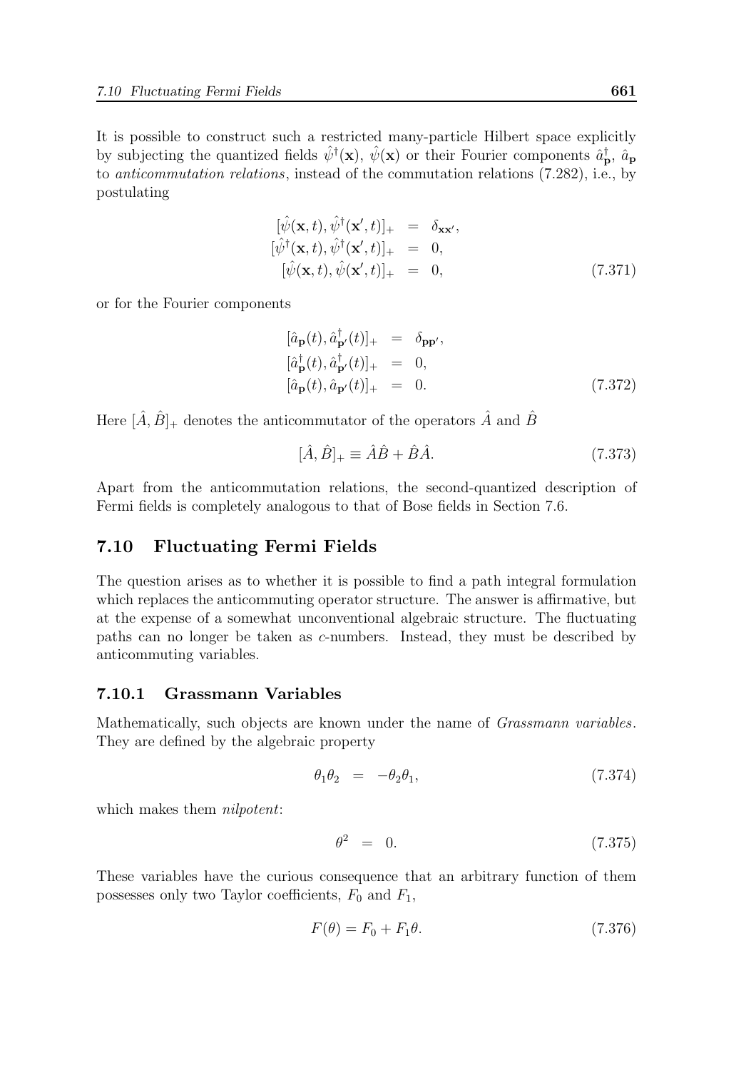It is possible to construct such a restricted many-particle Hilbert space explicitly by subjecting the quantized fields $\hat{\psi}^\dagger(\mathbf{x})$, $\hat{\psi}(\mathbf{x})$ or their Fourier components $\hat{a}^\dagger_{\mathbf{p}}$, $\hat{a}_{\mathbf{p}}$ to *anticommutation relations*, instead of the commutation relations (7.282), i.e., by postulating

$$
\begin{aligned}
[\hat{\psi}(\mathbf{x},t), \hat{\psi}^\dagger(\mathbf{x}',t)]_+ &= \delta_{\mathbf{x}\mathbf{x}'}, \\
[\hat{\psi}^\dagger(\mathbf{x},t), \hat{\psi}^\dagger(\mathbf{x}',t)]_+ &= 0, \\
[\hat{\psi}(\mathbf{x},t), \hat{\psi}(\mathbf{x}',t)]_+ &= 0,
\end{aligned}
\tag{7.371}
$$

or for the Fourier components

$$
\begin{aligned}
[\hat{a}_{\mathbf{p}}(t), \hat{a}^\dagger_{\mathbf{p}'}(t)]_+ &= \delta_{\mathbf{p}\mathbf{p}'}, \\
[\hat{a}^\dagger_{\mathbf{p}}(t), \hat{a}^\dagger_{\mathbf{p}'}(t)]_+ &= 0, \\
[\hat{a}_{\mathbf{p}}(t), \hat{a}_{\mathbf{p}'}(t)]_+ &= 0.
\end{aligned}
\tag{7.372}
$$

Here $[\hat{A}, \hat{B}]_+$ denotes the anticommutator of the operators $\hat{A}$ and $\hat{B}$

$$
[\hat{A}, \hat{B}]_+ \equiv \hat{A}\hat{B} + \hat{B}\hat{A}. \tag{7.373}
$$

Apart from the anticommutation relations, the second-quantized description of Fermi fields is completely analogous to that of Bose fields in Section 7.6.

## 7.10 Fluctuating Fermi Fields

The question arises as to whether it is possible to find a path integral formulation which replaces the anticommuting operator structure. The answer is affirmative, but at the expense of a somewhat unconventional algebraic structure. The fluctuating paths can no longer be taken as $c$-numbers. Instead, they must be described by anticommuting variables.

### 7.10.1 Grassmann Variables

Mathematically, such objects are known under the name of *Grassmann variables*. They are defined by the algebraic property

$$
\theta_1\theta_2 = -\theta_2\theta_1, \tag{7.374}
$$

which makes them *nilpotent*:

$$
\theta^2 = 0. \tag{7.375}
$$

These variables have the curious consequence that an arbitrary function of them possesses only two Taylor coefficients, $F_0$ and $F_1$,

$$
F(\theta) = F_0 + F_1\theta. \tag{7.376}
$$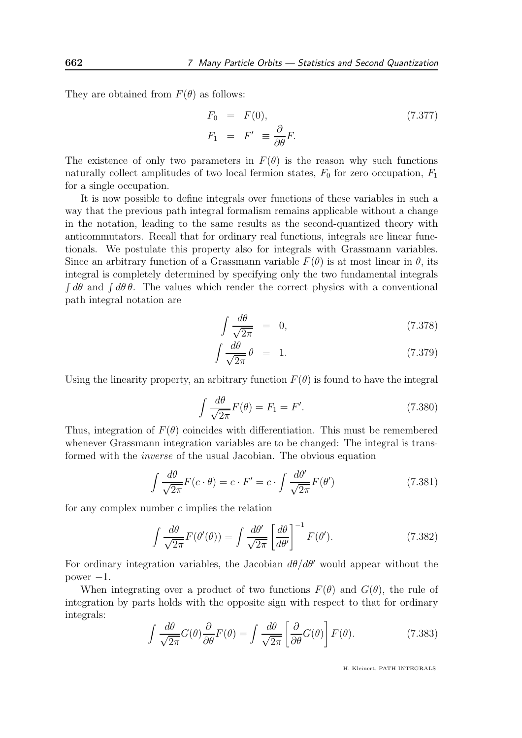They are obtained from $F(\theta)$ as follows:

$$
\begin{aligned}
F_0 &= F(0), \\
F_1 &= F' \equiv \frac{\partial}{\partial\theta} F.
\end{aligned}
\tag{7.377}
$$

The existence of only two parameters in $F(\theta)$ is the reason why such functions naturally collect amplitudes of two local fermion states, $F_0$ for zero occupation, $F_1$ for a single occupation.

It is now possible to define integrals over functions of these variables in such a way that the previous path integral formalism remains applicable without a change in the notation, leading to the same results as the second-quantized theory with anticommutators. Recall that for ordinary real functions, integrals are linear functionals. We postulate this property also for integrals with Grassmann variables. Since an arbitrary function of a Grassmann variable $F(\theta)$ is at most linear in $\theta$, its integral is completely determined by specifying only the two fundamental integrals $\int d\theta$ and $\int d\theta\, \theta$. The values which render the correct physics with a conventional path integral notation are

$$
\int \frac{d\theta}{\sqrt{2\pi}} = 0, \tag{7.378}
$$

$$
\int \frac{d\theta}{\sqrt{2\pi}} \theta = 1. \tag{7.379}
$$

Using the linearity property, an arbitrary function $F(\theta)$ is found to have the integral

$$
\int \frac{d\theta}{\sqrt{2\pi}} F(\theta) = F_1 = F'. \tag{7.380}
$$

Thus, integration of $F(\theta)$ coincides with differentiation. This must be remembered whenever Grassmann integration variables are to be changed: The integral is transformed with the *inverse* of the usual Jacobian. The obvious equation

$$
\int \frac{d\theta}{\sqrt{2\pi}} F(c \cdot \theta) = c \cdot F' = c \cdot \int \frac{d\theta'}{\sqrt{2\pi}} F(\theta') \tag{7.381}
$$

for any complex number $c$ implies the relation

$$
\int \frac{d\theta}{\sqrt{2\pi}} F(\theta'(\theta)) = \int \frac{d\theta'}{\sqrt{2\pi}} \left[ \frac{d\theta}{d\theta'} \right]^{-1} F(\theta'). \tag{7.382}
$$

For ordinary integration variables, the Jacobian $d\theta/d\theta'$ would appear without the power $-1$.

When integrating over a product of two functions $F(\theta)$ and $G(\theta)$, the rule of integration by parts holds with the opposite sign with respect to that for ordinary integrals:

$$
\int \frac{d\theta}{\sqrt{2\pi}} G(\theta) \frac{\partial}{\partial\theta} F(\theta) = \int \frac{d\theta}{\sqrt{2\pi}} \left[ \frac{\partial}{\partial\theta} G(\theta) \right] F(\theta). \tag{7.383}
$$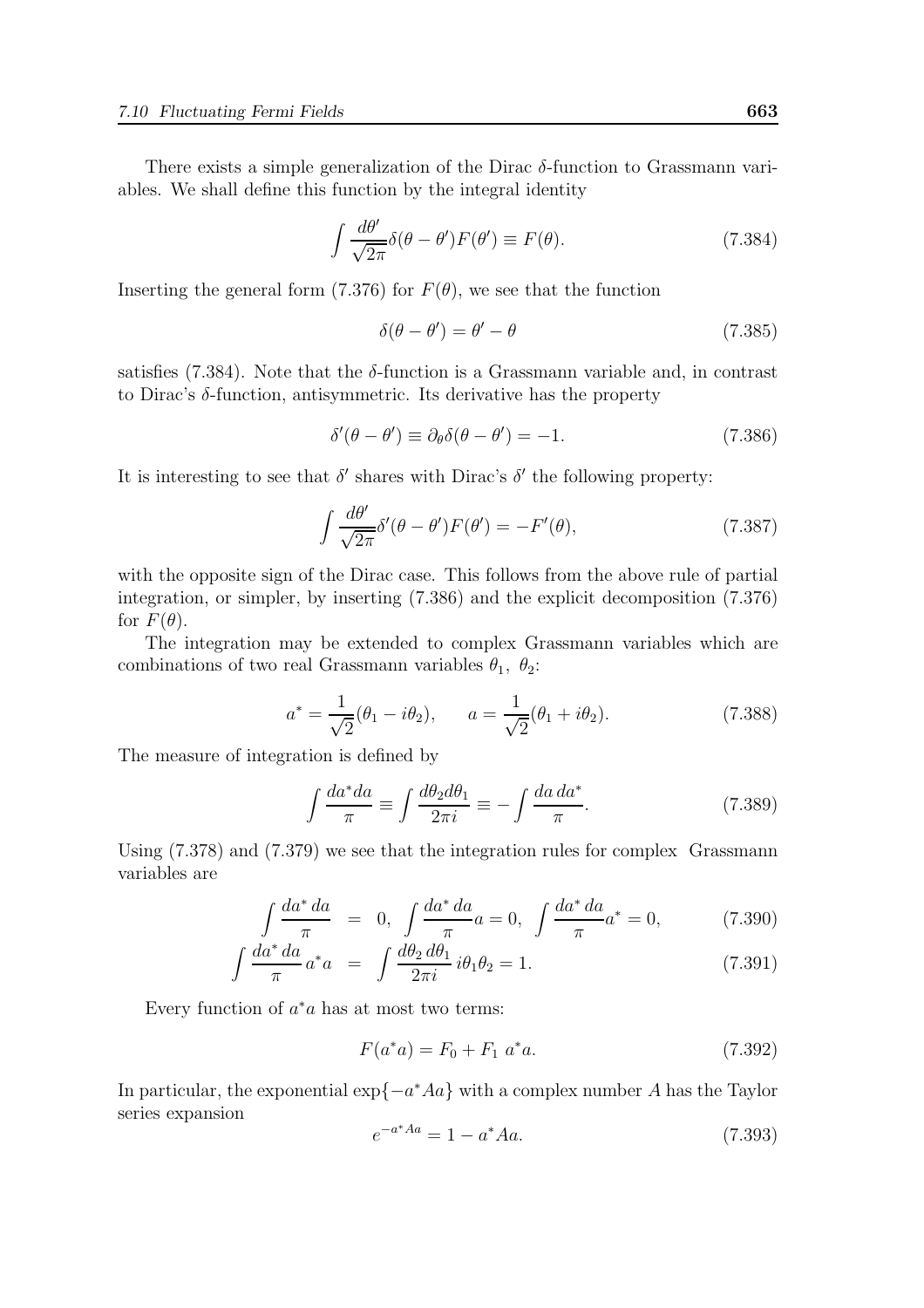There exists a simple generalization of the Dirac $\delta$-function to Grassmann variables. We shall define this function by the integral identity

$$\int \frac{d\theta'}{\sqrt{2\pi}} \delta(\theta - \theta') F(\theta') \equiv F(\theta). \tag{7.384}$$

Inserting the general form (7.376) for $F(\theta)$, we see that the function

$$\delta(\theta - \theta') = \theta' - \theta \tag{7.385}$$

satisfies (7.384). Note that the $\delta$-function is a Grassmann variable and, in contrast to Dirac's $\delta$-function, antisymmetric. Its derivative has the property

$$\delta'(\theta - \theta') \equiv \partial_\theta \delta(\theta - \theta') = -1. \tag{7.386}$$

It is interesting to see that $\delta'$ shares with Dirac's $\delta'$ the following property:

$$\int \frac{d\theta'}{\sqrt{2\pi}} \delta'(\theta - \theta') F(\theta') = -F'(\theta), \tag{7.387}$$

with the opposite sign of the Dirac case. This follows from the above rule of partial integration, or simpler, by inserting (7.386) and the explicit decomposition (7.376) for $F(\theta)$.

The integration may be extended to complex Grassmann variables which are combinations of two real Grassmann variables $\theta_1,\ \theta_2$:

$$a^* = \frac{1}{\sqrt{2}}(\theta_1 - i\theta_2), \qquad a = \frac{1}{\sqrt{2}}(\theta_1 + i\theta_2). \tag{7.388}$$

The measure of integration is defined by

$$\int \frac{da^* da}{\pi} \equiv \int \frac{d\theta_2 d\theta_1}{2\pi i} \equiv -\int \frac{da\, da^*}{\pi}. \tag{7.389}$$

Using (7.378) and (7.379) we see that the integration rules for complex Grassmann variables are

$$\int \frac{da^*\, da}{\pi} = 0, \quad \int \frac{da^*\, da}{\pi} a = 0, \quad \int \frac{da^*\, da}{\pi} a^* = 0, \tag{7.390}$$

$$\int \frac{da^*\, da}{\pi}\, a^* a = \int \frac{d\theta_2\, d\theta_1}{2\pi i}\, i\theta_1\theta_2 = 1. \tag{7.391}$$

Every function of $a^*a$ has at most two terms:

$$F(a^*a) = F_0 + F_1\ a^*a. \tag{7.392}$$

In particular, the exponential $\exp\{-a^*Aa\}$ with a complex number $A$ has the Taylor series expansion

$$e^{-a^*Aa} = 1 - a^*Aa. \tag{7.393}$$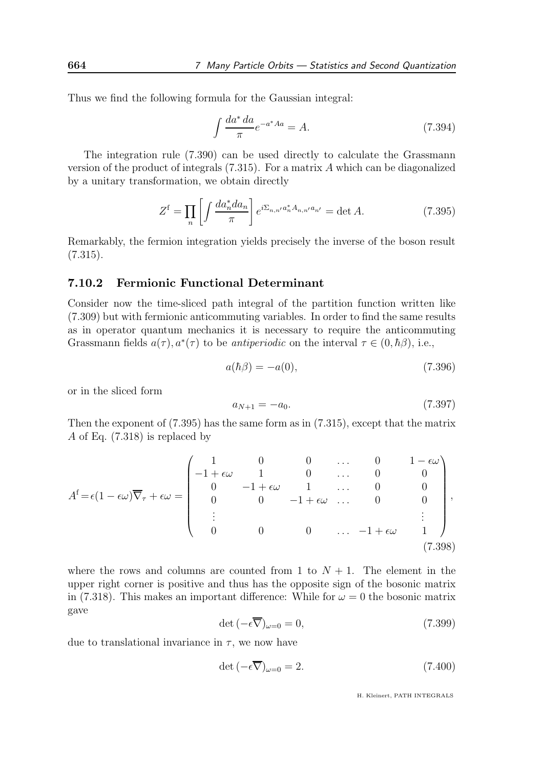Thus we find the following formula for the Gaussian integral:

$$\int \frac{da^* \, da}{\pi} e^{-a^* A a} = A. \tag{7.394}$$

The integration rule (7.390) can be used directly to calculate the Grassmann version of the product of integrals (7.315). For a matrix $A$ which can be diagonalized by a unitary transformation, we obtain directly

$$Z^{\rm f} = \prod_n \left[ \int \frac{da_n^* da_n}{\pi} \right] e^{i\Sigma_{n,n'} a_n^* A_{n,n'} a_{n'}} = \det A. \tag{7.395}$$

Remarkably, the fermion integration yields precisely the inverse of the boson result (7.315).

### 7.10.2 Fermionic Functional Determinant

Consider now the time-sliced path integral of the partition function written like (7.309) but with fermionic anticommuting variables. In order to find the same results as in operator quantum mechanics it is necessary to require the anticommuting Grassmann fields $a(\tau), a^*(\tau)$ to be *antiperiodic* on the interval $\tau \in (0, \hbar\beta)$, i.e.,

$$a(\hbar\beta) = -a(0), \tag{7.396}$$

or in the sliced form

$$a_{N+1} = -a_0. \tag{7.397}$$

Then the exponent of (7.395) has the same form as in (7.315), except that the matrix $A$ of Eq. (7.318) is replaced by

$$A^{\rm f} = \epsilon(1-\epsilon\omega)\overline{\nabla}_\tau + \epsilon\omega = \begin{pmatrix} 1 & 0 & 0 & \dots & 0 & 1-\epsilon\omega \\ -1+\epsilon\omega & 1 & 0 & \dots & 0 & 0 \\ 0 & -1+\epsilon\omega & 1 & \dots & 0 & 0 \\ 0 & 0 & -1+\epsilon\omega & \dots & 0 & 0 \\ \vdots & & & & & \vdots \\ 0 & 0 & 0 & \dots & -1+\epsilon\omega & 1 \end{pmatrix}, \tag{7.398}$$

where the rows and columns are counted from 1 to $N+1$. The element in the upper right corner is positive and thus has the opposite sign of the bosonic matrix in (7.318). This makes an important difference: While for $\omega = 0$ the bosonic matrix gave

$$\det(-\epsilon\overline{\nabla})_{\omega=0} = 0, \tag{7.399}$$

due to translational invariance in $\tau$, we now have

$$\det(-\epsilon\overline{\nabla})_{\omega=0} = 2. \tag{7.400}$$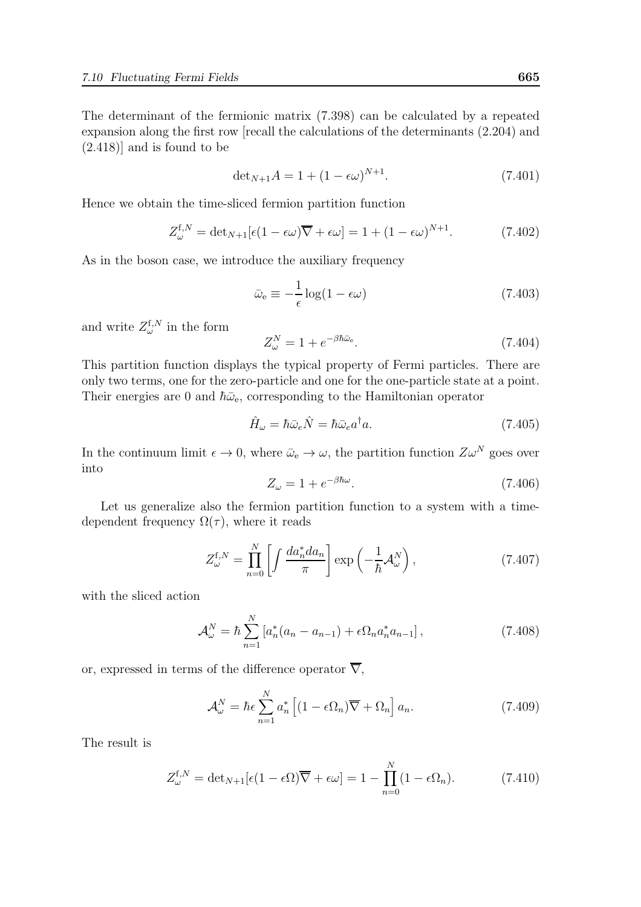The determinant of the fermionic matrix (7.398) can be calculated by a repeated expansion along the first row [recall the calculations of the determinants (2.204) and (2.418)] and is found to be

$$\det_{N+1} A = 1 + (1 - \epsilon\omega)^{N+1}. \tag{7.401}$$

Hence we obtain the time-sliced fermion partition function

$$Z_\omega^{\mathrm{f},N} = \det_{N+1}[\epsilon(1-\epsilon\omega)\overline{\nabla} + \epsilon\omega] = 1 + (1-\epsilon\omega)^{N+1}. \tag{7.402}$$

As in the boson case, we introduce the auxiliary frequency

$$\bar{\omega}_{\mathrm{e}} \equiv -\frac{1}{\epsilon}\log(1-\epsilon\omega) \tag{7.403}$$

and write $Z_\omega^{\mathrm{f},N}$ in the form

$$Z_\omega^N = 1 + e^{-\beta\hbar\bar{\omega}_{\mathrm{e}}}. \tag{7.404}$$

This partition function displays the typical property of Fermi particles. There are only two terms, one for the zero-particle and one for the one-particle state at a point. Their energies are 0 and $\hbar\bar{\omega}_{\mathrm{e}}$, corresponding to the Hamiltonian operator

$$\hat{H}_\omega = \hbar\bar{\omega}_e \hat{N} = \hbar\bar{\omega}_e a^\dagger a. \tag{7.405}$$

In the continuum limit $\epsilon \to 0$, where $\bar{\omega}_{\mathrm{e}} \to \omega$, the partition function $Z\omega^N$ goes over into

$$Z_\omega = 1 + e^{-\beta\hbar\omega}. \tag{7.406}$$

Let us generalize also the fermion partition function to a system with a time-dependent frequency $\Omega(\tau)$, where it reads

$$Z_\omega^{\mathrm{f},N} = \prod_{n=0}^{N}\left[\int \frac{da_n^* da_n}{\pi}\right] \exp\left(-\frac{1}{\hbar}\mathcal{A}_\omega^N\right), \tag{7.407}$$

with the sliced action

$$\mathcal{A}_\omega^N = \hbar \sum_{n=1}^{N}\left[a_n^*(a_n - a_{n-1}) + \epsilon\Omega_n a_n^* a_{n-1}\right], \tag{7.408}$$

or, expressed in terms of the difference operator $\overline{\nabla}$,

$$\mathcal{A}_\omega^N = \hbar\epsilon \sum_{n=1}^{N} a_n^*\left[(1-\epsilon\Omega_n)\overline{\nabla} + \Omega_n\right] a_n. \tag{7.409}$$

The result is

$$Z_\omega^{\mathrm{f},N} = \det_{N+1}[\epsilon(1-\epsilon\Omega)\overline{\nabla} + \epsilon\omega] = 1 - \prod_{n=0}^{N}(1-\epsilon\Omega_n). \tag{7.410}$$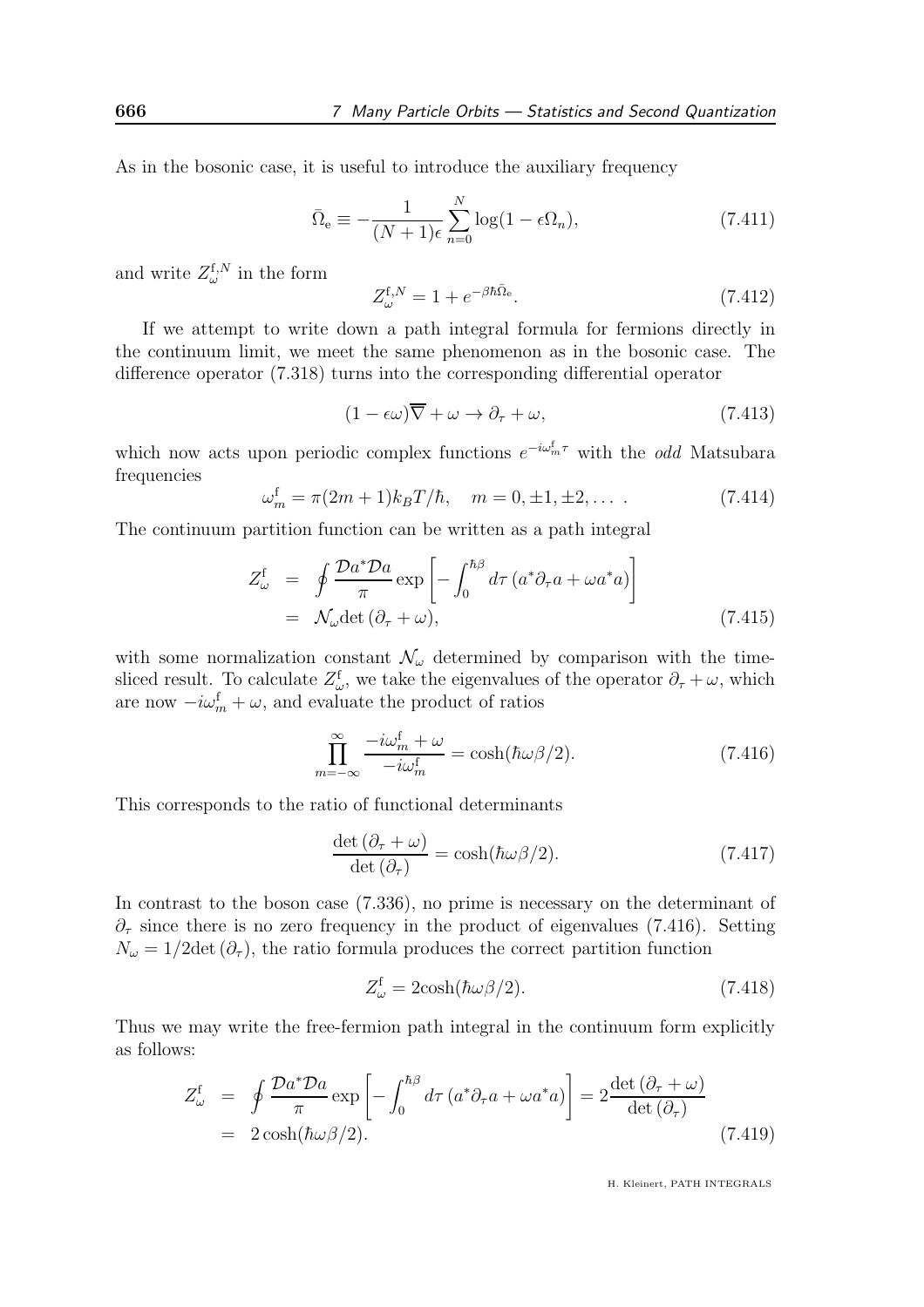As in the bosonic case, it is useful to introduce the auxiliary frequency

$$
\bar{\Omega}_{\rm e} \equiv -\frac{1}{(N+1)\epsilon}\sum_{n=0}^{N}\log(1-\epsilon\Omega_n), \tag{7.411}
$$

and write $Z_\omega^{{\rm f},N}$ in the form

$$
Z_\omega^{{\rm f},N} = 1 + e^{-\beta\hbar\bar{\Omega}_{\rm e}}. \tag{7.412}
$$

If we attempt to write down a path integral formula for fermions directly in the continuum limit, we meet the same phenomenon as in the bosonic case. The difference operator (7.318) turns into the corresponding differential operator

$$
(1-\epsilon\omega)\overline{\nabla} + \omega \rightarrow \partial_\tau + \omega, \tag{7.413}
$$

which now acts upon periodic complex functions $e^{-i\omega_m^{\rm f}\tau}$ with the *odd* Matsubara frequencies

$$
\omega_m^{\rm f} = \pi(2m+1)k_BT/\hbar, \quad m = 0, \pm 1, \pm 2, \dots \ . \tag{7.414}
$$

The continuum partition function can be written as a path integral

$$
\begin{aligned}
Z_\omega^{\rm f} &= \oint \frac{\mathcal{D}a^*\mathcal{D}a}{\pi}\exp\left[-\int_0^{\hbar\beta} d\tau\,(a^*\partial_\tau a + \omega a^* a)\right] \\
&= \mathcal{N}_\omega \det(\partial_\tau + \omega),
\end{aligned} \tag{7.415}
$$

with some normalization constant $\mathcal{N}_\omega$ determined by comparison with the time-sliced result. To calculate $Z_\omega^{\rm f}$, we take the eigenvalues of the operator $\partial_\tau + \omega$, which are now $-i\omega_m^{\rm f} + \omega$, and evaluate the product of ratios

$$
\prod_{m=-\infty}^{\infty} \frac{-i\omega_m^{\rm f} + \omega}{-i\omega_m^{\rm f}} = \cosh(\hbar\omega\beta/2). \tag{7.416}
$$

This corresponds to the ratio of functional determinants

$$
\frac{\det(\partial_\tau + \omega)}{\det(\partial_\tau)} = \cosh(\hbar\omega\beta/2). \tag{7.417}
$$

In contrast to the boson case (7.336), no prime is necessary on the determinant of $\partial_\tau$ since there is no zero frequency in the product of eigenvalues (7.416). Setting $N_\omega = 1/2\det(\partial_\tau)$, the ratio formula produces the correct partition function

$$
Z_\omega^{\rm f} = 2\cosh(\hbar\omega\beta/2). \tag{7.418}
$$

Thus we may write the free-fermion path integral in the continuum form explicitly as follows:

$$
\begin{aligned}
Z_\omega^{\rm f} &= \oint \frac{\mathcal{D}a^*\mathcal{D}a}{\pi}\exp\left[-\int_0^{\hbar\beta} d\tau\,(a^*\partial_\tau a + \omega a^* a)\right] = 2\frac{\det(\partial_\tau + \omega)}{\det(\partial_\tau)} \\
&= 2\cosh(\hbar\omega\beta/2).
\end{aligned} \tag{7.419}
$$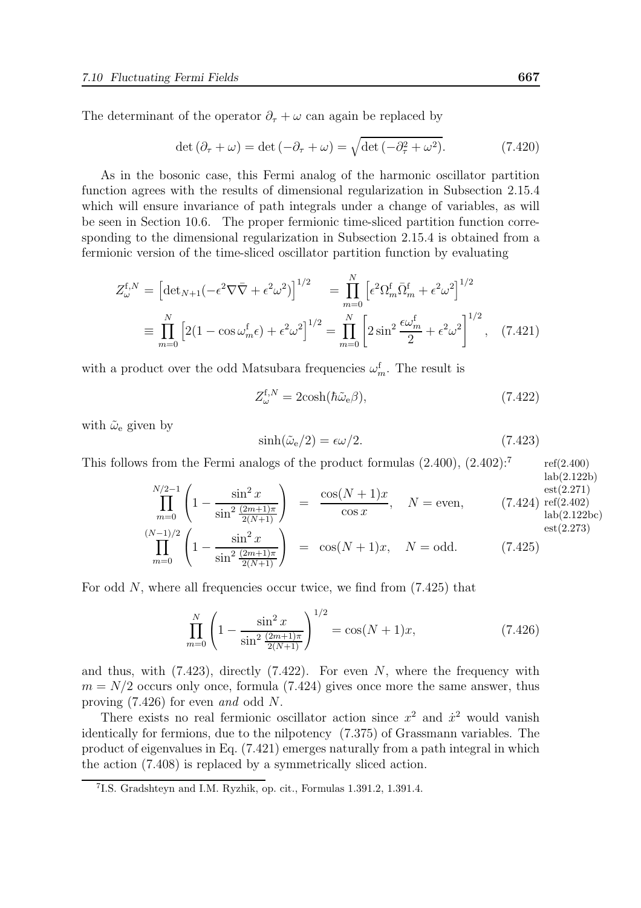The determinant of the operator $\partial_\tau + \omega$ can again be replaced by

$$\det(\partial_\tau + \omega) = \det(-\partial_\tau + \omega) = \sqrt{\det(-\partial_\tau^2 + \omega^2)}. \tag{7.420}$$

As in the bosonic case, this Fermi analog of the harmonic oscillator partition function agrees with the results of dimensional regularization in Subsection 2.15.4 which will ensure invariance of path integrals under a change of variables, as will be seen in Section 10.6. The proper fermionic time-sliced partition function corresponding to the dimensional regularization in Subsection 2.15.4 is obtained from a fermionic version of the time-sliced oscillator partition function by evaluating

$$\begin{aligned} Z_\omega^{\mathrm{f},N} &= \left[\det{}_{N+1}(-\epsilon^2\nabla\bar{\nabla} + \epsilon^2\omega^2)\right]^{1/2} \quad = \prod_{m=0}^{N} \left[\epsilon^2 \Omega_m^{\mathrm{f}} \bar{\Omega}_m^{\mathrm{f}} + \epsilon^2\omega^2\right]^{1/2} \\ &\equiv \prod_{m=0}^{N} \left[2(1-\cos\omega_m^{\mathrm{f}}\epsilon) + \epsilon^2\omega^2\right]^{1/2} = \prod_{m=0}^{N} \left[2\sin^2\frac{\epsilon\omega_m^{\mathrm{f}}}{2} + \epsilon^2\omega^2\right]^{1/2}, \end{aligned} \tag{7.421}$$

with a product over the odd Matsubara frequencies $\omega_m^{\mathrm{f}}$. The result is

$$Z_\omega^{\mathrm{f},N} = 2\cosh(\hbar\tilde{\omega}_{\mathrm{e}}\beta), \tag{7.422}$$

with $\tilde{\omega}_{\mathrm{e}}$ given by

$$\sinh(\tilde{\omega}_{\mathrm{e}}/2) = \epsilon\omega/2. \tag{7.423}$$

This follows from the Fermi analogs of the product formulas (2.400), (2.402):[7]

$$\prod_{m=0}^{N/2-1}\left(1 - \frac{\sin^2 x}{\sin^2\frac{(2m+1)\pi}{2(N+1)}}\right) = \frac{\cos(N+1)x}{\cos x}, \quad N = \text{even}, \tag{7.424}$$

$$\prod_{m=0}^{(N-1)/2}\left(1 - \frac{\sin^2 x}{\sin^2\frac{(2m+1)\pi}{2(N+1)}}\right) = \cos(N+1)x, \quad N = \text{odd}. \tag{7.425}$$

For odd $N$, where all frequencies occur twice, we find from (7.425) that

$$\prod_{m=0}^{N}\left(1 - \frac{\sin^2 x}{\sin^2\frac{(2m+1)\pi}{2(N+1)}}\right)^{1/2} = \cos(N+1)x, \tag{7.426}$$

and thus, with (7.423), directly (7.422). For even $N$, where the frequency with $m = N/2$ occurs only once, formula (7.424) gives once more the same answer, thus proving (7.426) for even *and* odd $N$.

There exists no real fermionic oscillator action since $x^2$ and $\dot{x}^2$ would vanish identically for fermions, due to the nilpotency (7.375) of Grassmann variables. The product of eigenvalues in Eq. (7.421) emerges naturally from a path integral in which the action (7.408) is replaced by a symmetrically sliced action.

[7] I.S. Gradshteyn and I.M. Ryzhik, op. cit., Formulas 1.391.2, 1.391.4.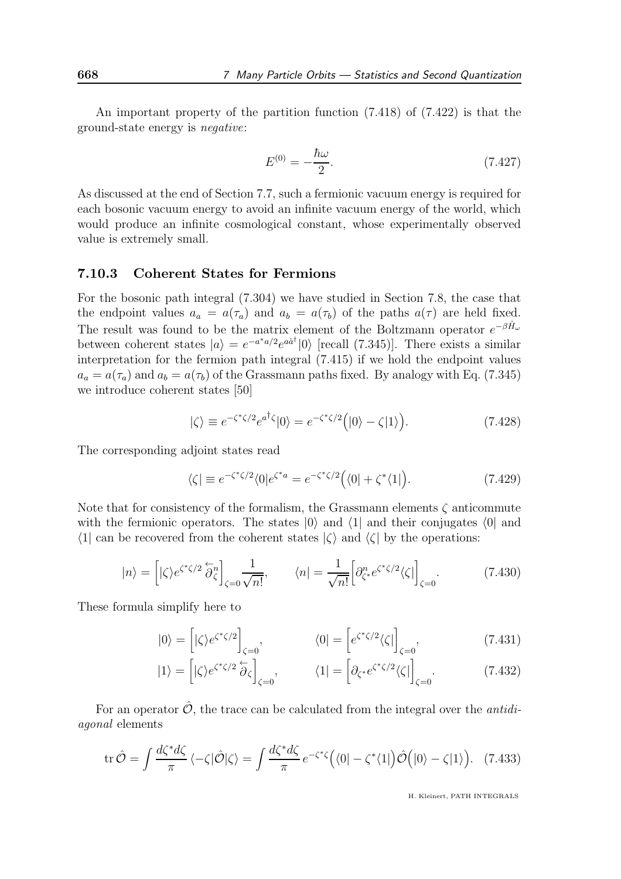An important property of the partition function (7.418) of (7.422) is that the ground-state energy is *negative*:

$$
E^{(0)} = -\frac{\hbar\omega}{2}. \tag{7.427}
$$

As discussed at the end of Section 7.7, such a fermionic vacuum energy is required for each bosonic vacuum energy to avoid an infinite vacuum energy of the world, which would produce an infinite cosmological constant, whose experimentally observed value is extremely small.

### 7.10.3 Coherent States for Fermions

For the bosonic path integral (7.304) we have studied in Section 7.8, the case that the endpoint values $a_a = a(\tau_a)$ and $a_b = a(\tau_b)$ of the paths $a(\tau)$ are held fixed. The result was found to be the matrix element of the Boltzmann operator $e^{-\beta \hat{H}_\omega}$ between coherent states $|a\rangle = e^{-a^*a/2}e^{a\hat{a}^\dagger}|0\rangle$ [recall (7.345)]. There exists a similar interpretation for the fermion path integral (7.415) if we hold the endpoint values $a_a = a(\tau_a)$ and $a_b = a(\tau_b)$ of the Grassmann paths fixed. By analogy with Eq. (7.345) we introduce coherent states [50]

$$
|\zeta\rangle \equiv e^{-\zeta^*\zeta/2}e^{a^\dagger\zeta}|0\rangle = e^{-\zeta^*\zeta/2}\Big(|0\rangle - \zeta|1\rangle\Big). \tag{7.428}
$$

The corresponding adjoint states read

$$
\langle\zeta| \equiv e^{-\zeta^*\zeta/2}\langle 0|e^{\zeta^* a} = e^{-\zeta^*\zeta/2}\Big(\langle 0| + \zeta^*\langle 1|\Big). \tag{7.429}
$$

Note that for consistency of the formalism, the Grassmann elements $\zeta$ anticommute with the fermionic operators. The states $|0\rangle$ and $\langle 1|$ and their conjugates $\langle 0|$ and $\langle 1|$ can be recovered from the coherent states $|\zeta\rangle$ and $\langle\zeta|$ by the operations:

$$
|n\rangle = \Big[|\zeta\rangle e^{\zeta^*\zeta/2}\overleftarrow{\partial}_\zeta^n\Big]_{\zeta=0}\frac{1}{\sqrt{n!}}, \qquad \langle n| = \frac{1}{\sqrt{n!}}\Big[\partial_{\zeta^*}^n e^{\zeta^*\zeta/2}\langle\zeta|\Big]_{\zeta=0}. \tag{7.430}
$$

These formula simplify here to

$$
|0\rangle = \Big[|\zeta\rangle e^{\zeta^*\zeta/2}\Big]_{\zeta=0}, \qquad \langle 0| = \Big[e^{\zeta^*\zeta/2}\langle\zeta|\Big]_{\zeta=0}, \tag{7.431}
$$

$$
|1\rangle = \Big[|\zeta\rangle e^{\zeta^*\zeta/2}\overleftarrow{\partial}_\zeta\Big]_{\zeta=0}, \qquad \langle 1| = \Big[\partial_{\zeta^*}e^{\zeta^*\zeta/2}\langle\zeta|\Big]_{\zeta=0}. \tag{7.432}
$$

For an operator $\hat{\mathcal{O}}$, the trace can be calculated from the integral over the *antidiagonal* elements

$$
\mathrm{tr}\,\hat{\mathcal{O}} = \int\frac{d\zeta^* d\zeta}{\pi}\,\langle -\zeta|\hat{\mathcal{O}}|\zeta\rangle = \int\frac{d\zeta^* d\zeta}{\pi}\,e^{-\zeta^*\zeta}\Big(\langle 0| - \zeta^*\langle 1|\Big)\hat{\mathcal{O}}\Big(|0\rangle - \zeta|1\rangle\Big). \tag{7.433}
$$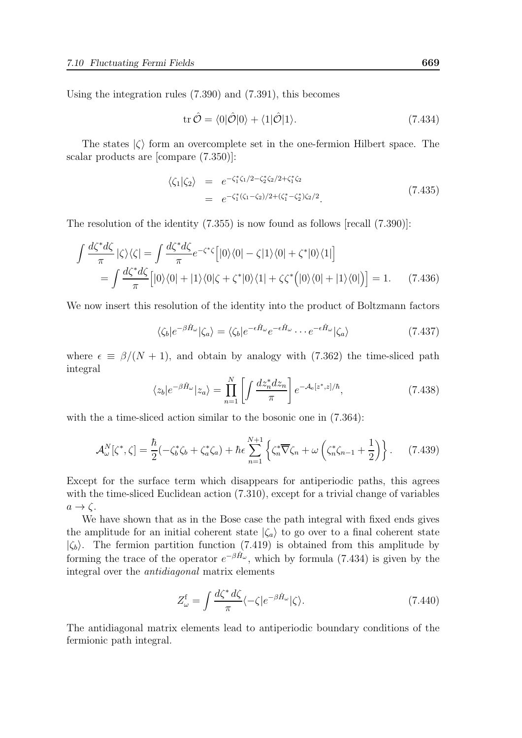Using the integration rules (7.390) and (7.391), this becomes

$$\mathrm{tr}\,\hat{\mathcal{O}} = \langle 0|\hat{\mathcal{O}}|0\rangle + \langle 1|\hat{\mathcal{O}}|1\rangle. \tag{7.434}$$

The states $|\zeta\rangle$ form an overcomplete set in the one-fermion Hilbert space. The scalar products are [compare (7.350)]:

$$\begin{aligned}
\langle \zeta_1|\zeta_2\rangle &= e^{-\zeta_1^*\zeta_1/2-\zeta_2^*\zeta_2/2+\zeta_1^*\zeta_2} \\
&= e^{-\zeta_1^*(\zeta_1-\zeta_2)/2+(\zeta_1^*-\zeta_2^*)\zeta_2/2}.
\end{aligned} \tag{7.435}$$

The resolution of the identity (7.355) is now found as follows [recall (7.390)]:

$$\begin{aligned}
\int \frac{d\zeta^* d\zeta}{\pi}\,|\zeta\rangle\langle\zeta| &= \int \frac{d\zeta^* d\zeta}{\pi} e^{-\zeta^*\zeta}\Big[|0\rangle\langle 0| - \zeta|1\rangle\langle 0| + \zeta^*|0\rangle\langle 1|\Big] \\
&= \int \frac{d\zeta^* d\zeta}{\pi}\Big[|0\rangle\langle 0| + |1\rangle\langle 0|\zeta + \zeta^*|0\rangle\langle 1| + \zeta\zeta^*\Big(|0\rangle\langle 0| + |1\rangle\langle 0|\Big)\Big] = 1.
\end{aligned} \tag{7.436}$$

We now insert this resolution of the identity into the product of Boltzmann factors

$$\langle \zeta_b|e^{-\beta\hat{H}_\omega}|\zeta_a\rangle = \langle \zeta_b|e^{-\epsilon\hat{H}_\omega}e^{-\epsilon\hat{H}_\omega}\cdots e^{-\epsilon\hat{H}_\omega}|\zeta_a\rangle \tag{7.437}$$

where $\epsilon \equiv \beta/(N+1)$, and obtain by analogy with (7.362) the time-sliced path integral

$$\langle z_b|e^{-\beta\hat{H}_\omega}|z_a\rangle = \prod_{n=1}^{N}\left[\int \frac{dz_n^* dz_n}{\pi}\right] e^{-\mathcal{A}_{\mathrm{e}}[z^*,z]/\hbar}, \tag{7.438}$$

with the a time-sliced action similar to the bosonic one in (7.364):

$$\mathcal{A}_\omega^N[\zeta^*,\zeta] = \frac{\hbar}{2}(-\zeta_b^*\zeta_b + \zeta_a^*\zeta_a) + \hbar\epsilon\sum_{n=1}^{N+1}\left\{\zeta_n^*\overline{\nabla}\zeta_n + \omega\left(\zeta_n^*\zeta_{n-1} + \frac{1}{2}\right)\right\}. \tag{7.439}$$

Except for the surface term which disappears for antiperiodic paths, this agrees with the time-sliced Euclidean action (7.310), except for a trivial change of variables $a \to \zeta$.

We have shown that as in the Bose case the path integral with fixed ends gives the amplitude for an initial coherent state $|\zeta_a\rangle$ to go over to a final coherent state $|\zeta_b\rangle$. The fermion partition function (7.419) is obtained from this amplitude by forming the trace of the operator $e^{-\beta\hat{H}_\omega}$, which by formula (7.434) is given by the integral over the *antidiagonal* matrix elements

$$Z_\omega^{\mathrm{f}} = \int \frac{d\zeta^*\,d\zeta}{\pi}\langle -\zeta|e^{-\beta\hat{H}_\omega}|\zeta\rangle. \tag{7.440}$$

The antidiagonal matrix elements lead to antiperiodic boundary conditions of the fermionic path integral.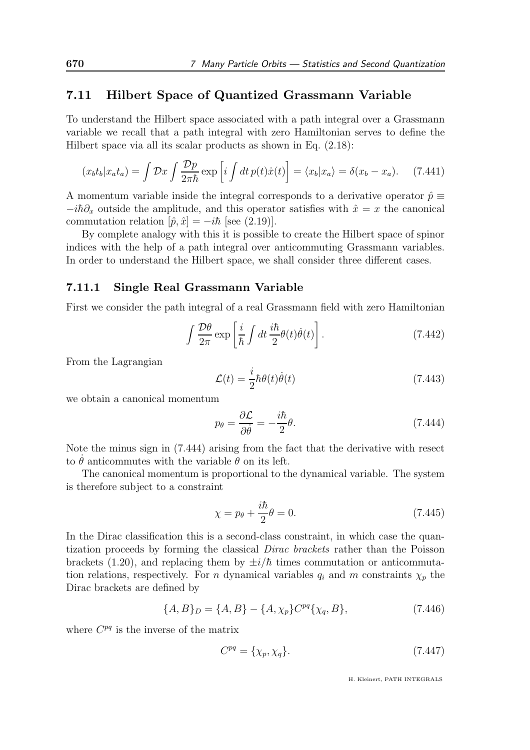## 7.11 Hilbert Space of Quantized Grassmann Variable

To understand the Hilbert space associated with a path integral over a Grassmann variable we recall that a path integral with zero Hamiltonian serves to define the Hilbert space via all its scalar products as shown in Eq. (2.18):

$$(x_bt_b|x_at_a) = \int \mathcal{D}x \int \frac{\mathcal{D}p}{2\pi\hbar} \exp\left[i \int dt\, p(t)\dot{x}(t)\right] = \langle x_b|x_a\rangle = \delta(x_b - x_a). \quad (7.441)$$

A momentum variable inside the integral corresponds to a derivative operator $\hat{p} \equiv -i\hbar\partial_x$ outside the amplitude, and this operator satisfies with $\hat{x} = x$ the canonical commutation relation $[\hat{p}, \hat{x}] = -i\hbar$ [see (2.19)].

By complete analogy with this it is possible to create the Hilbert space of spinor indices with the help of a path integral over anticommuting Grassmann variables. In order to understand the Hilbert space, we shall consider three different cases.

### 7.11.1 Single Real Grassmann Variable

First we consider the path integral of a real Grassmann field with zero Hamiltonian

$$\int \frac{\mathcal{D}\theta}{2\pi} \exp\left[\frac{i}{\hbar}\int dt\, \frac{i\hbar}{2}\theta(t)\dot{\theta}(t)\right]. \quad (7.442)$$

From the Lagrangian

$$\mathcal{L}(t) = \frac{i}{2}\hbar\theta(t)\dot{\theta}(t) \quad (7.443)$$

we obtain a canonical momentum

$$p_\theta = \frac{\partial \mathcal{L}}{\partial \dot{\theta}} = -\frac{i\hbar}{2}\theta. \quad (7.444)$$

Note the minus sign in (7.444) arising from the fact that the derivative with resect to $\dot{\theta}$ anticommutes with the variable $\theta$ on its left.

The canonical momentum is proportional to the dynamical variable. The system is therefore subject to a constraint

$$\chi = p_\theta + \frac{i\hbar}{2}\theta = 0. \quad (7.445)$$

In the Dirac classification this is a second-class constraint, in which case the quantization proceeds by forming the classical *Dirac brackets* rather than the Poisson brackets (1.20), and replacing them by $\pm i/\hbar$ times commutation or anticommutation relations, respectively. For $n$ dynamical variables $q_i$ and $m$ constraints $\chi_p$ the Dirac brackets are defined by

$$\{A, B\}_D = \{A, B\} - \{A, \chi_p\}C^{pq}\{\chi_q, B\}, \quad (7.446)$$

where $C^{pq}$ is the inverse of the matrix

$$C^{pq} = \{\chi_p, \chi_q\}. \quad (7.447)$$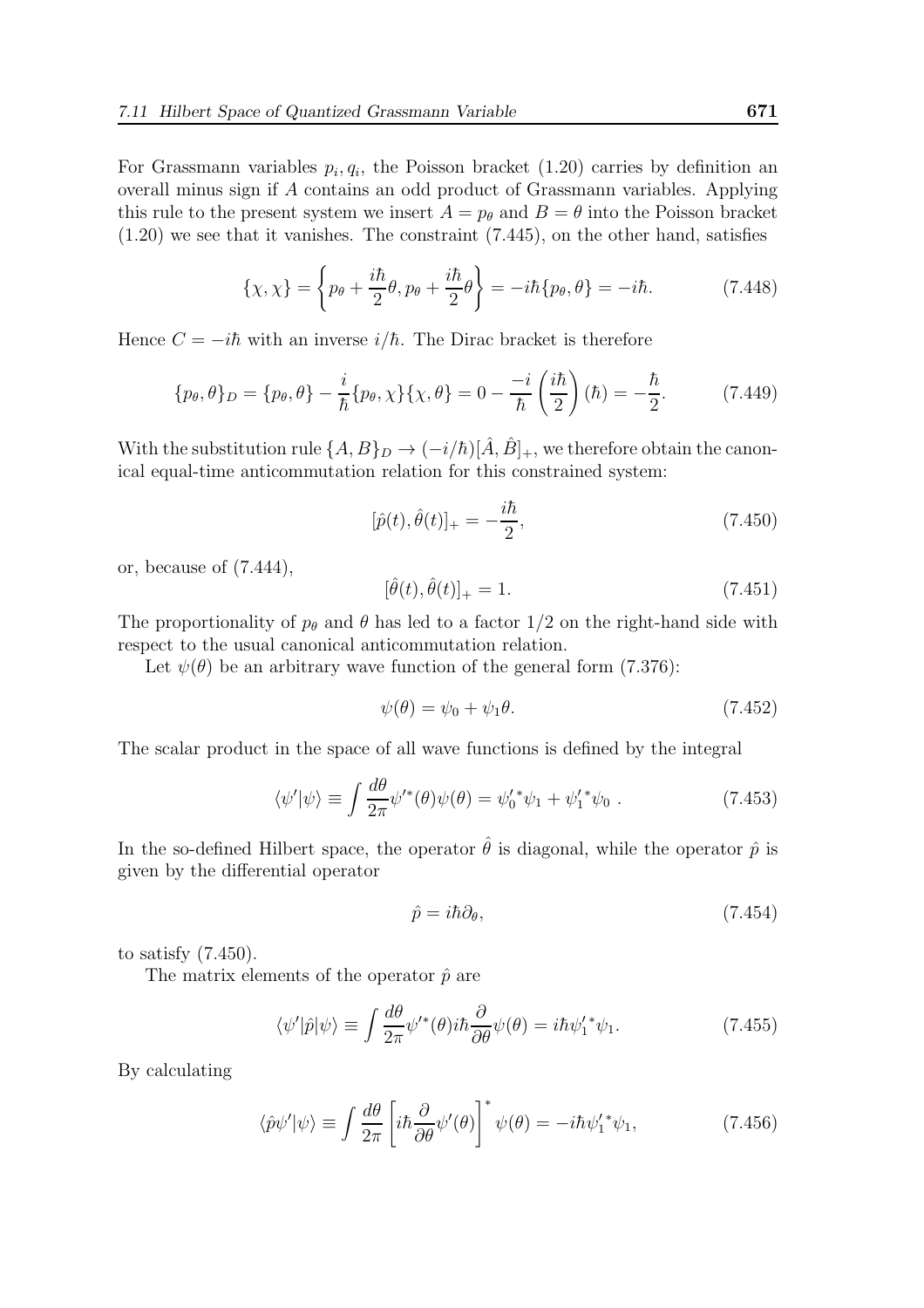For Grassmann variables $p_i, q_i$, the Poisson bracket (1.20) carries by definition an overall minus sign if $A$ contains an odd product of Grassmann variables. Applying this rule to the present system we insert $A = p_\theta$ and $B = \theta$ into the Poisson bracket (1.20) we see that it vanishes. The constraint (7.445), on the other hand, satisfies

$$\{\chi, \chi\} = \left\{ p_\theta + \frac{i\hbar}{2}\theta, p_\theta + \frac{i\hbar}{2}\theta \right\} = -i\hbar\{p_\theta, \theta\} = -i\hbar. \tag{7.448}$$

Hence $C = -i\hbar$ with an inverse $i/\hbar$. The Dirac bracket is therefore

$$\{p_\theta, \theta\}_D = \{p_\theta, \theta\} - \frac{i}{\hbar}\{p_\theta, \chi\}\{\chi, \theta\} = 0 - \frac{-i}{\hbar}\left(\frac{i\hbar}{2}\right)(\hbar) = -\frac{\hbar}{2}. \tag{7.449}$$

With the substitution rule $\{A, B\}_D \to (-i/\hbar)[\hat{A}, \hat{B}]_+$, we therefore obtain the canonical equal-time anticommutation relation for this constrained system:

$$[\hat{p}(t), \hat{\theta}(t)]_+ = -\frac{i\hbar}{2}, \tag{7.450}$$

or, because of (7.444),

$$[\hat{\theta}(t), \hat{\theta}(t)]_+ = 1. \tag{7.451}$$

The proportionality of $p_\theta$ and $\theta$ has led to a factor 1/2 on the right-hand side with respect to the usual canonical anticommutation relation.

Let $\psi(\theta)$ be an arbitrary wave function of the general form (7.376):

$$\psi(\theta) = \psi_0 + \psi_1\theta. \tag{7.452}$$

The scalar product in the space of all wave functions is defined by the integral

$$\langle\psi'|\psi\rangle \equiv \int \frac{d\theta}{2\pi}\psi'^*(\theta)\psi(\theta) = {\psi'_0}^*\psi_1 + {\psi'_1}^*\psi_0 \, . \tag{7.453}$$

In the so-defined Hilbert space, the operator $\hat{\theta}$ is diagonal, while the operator $\hat{p}$ is given by the differential operator

$$\hat{p} = i\hbar\partial_\theta, \tag{7.454}$$

to satisfy (7.450).

The matrix elements of the operator $\hat{p}$ are

$$\langle\psi'|\hat{p}|\psi\rangle \equiv \int \frac{d\theta}{2\pi}\psi'^*(\theta)i\hbar\frac{\partial}{\partial\theta}\psi(\theta) = i\hbar{\psi'_1}^*\psi_1. \tag{7.455}$$

By calculating

$$\langle\hat{p}\psi'|\psi\rangle \equiv \int \frac{d\theta}{2\pi}\left[i\hbar\frac{\partial}{\partial\theta}\psi'(\theta)\right]^*\psi(\theta) = -i\hbar{\psi'_1}^*\psi_1, \tag{7.456}$$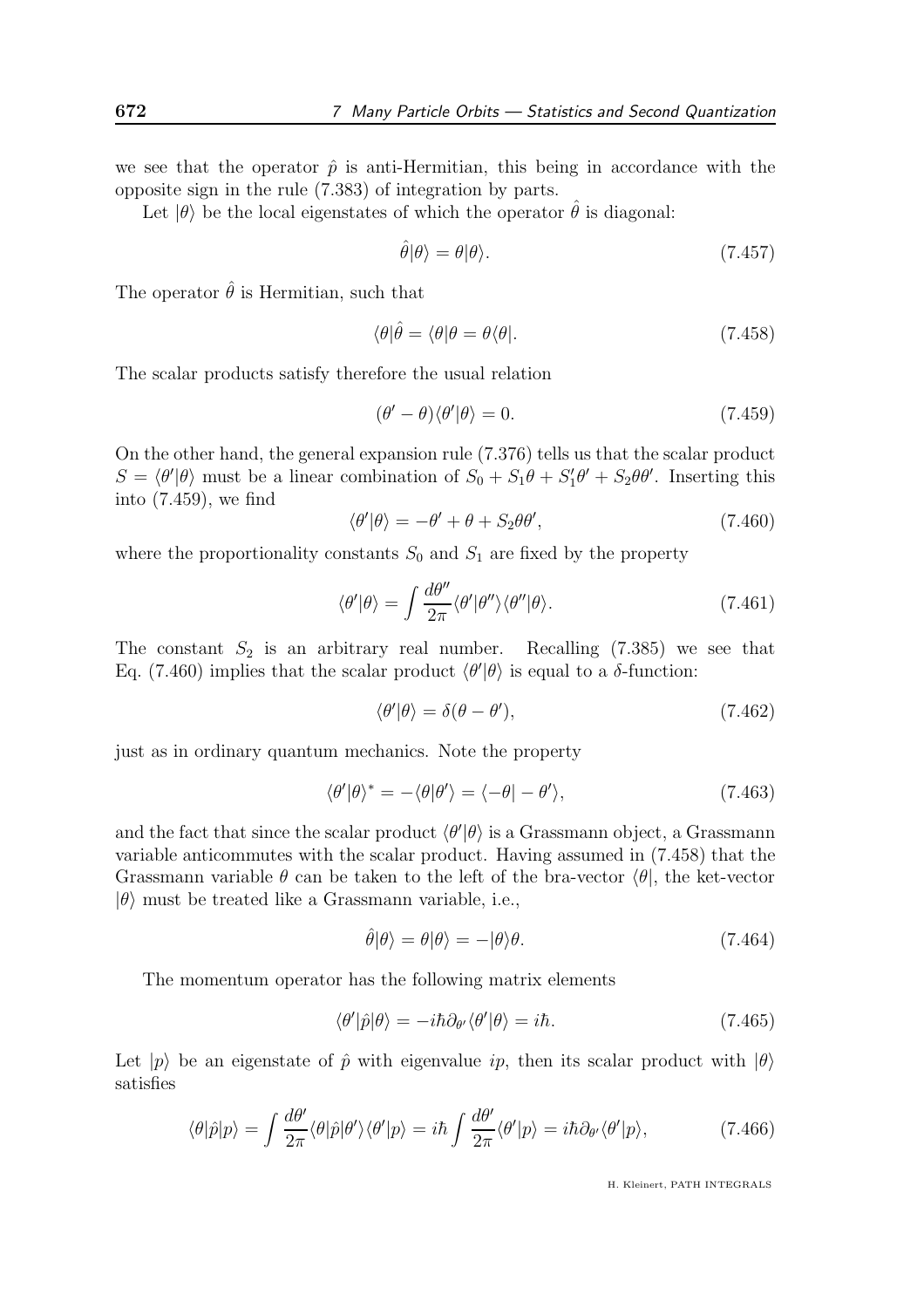we see that the operator $\hat{p}$ is anti-Hermitian, this being in accordance with the opposite sign in the rule (7.383) of integration by parts.

Let $|\theta\rangle$ be the local eigenstates of which the operator $\hat{\theta}$ is diagonal:

$$\hat{\theta}|\theta\rangle = \theta|\theta\rangle. \tag{7.457}$$

The operator $\hat{\theta}$ is Hermitian, such that

$$\langle\theta|\hat{\theta} = \langle\theta|\theta = \theta\langle\theta|. \tag{7.458}$$

The scalar products satisfy therefore the usual relation

$$(\theta' - \theta)\langle\theta'|\theta\rangle = 0. \tag{7.459}$$

On the other hand, the general expansion rule (7.376) tells us that the scalar product $S = \langle\theta'|\theta\rangle$ must be a linear combination of $S_0 + S_1\theta + S_1'\theta' + S_2\theta\theta'$. Inserting this into (7.459), we find

$$\langle\theta'|\theta\rangle = -\theta' + \theta + S_2\theta\theta', \tag{7.460}$$

where the proportionality constants $S_0$ and $S_1$ are fixed by the property

$$\langle\theta'|\theta\rangle = \int \frac{d\theta''}{2\pi}\langle\theta'|\theta''\rangle\langle\theta''|\theta\rangle. \tag{7.461}$$

The constant $S_2$ is an arbitrary real number. Recalling (7.385) we see that Eq. (7.460) implies that the scalar product $\langle\theta'|\theta\rangle$ is equal to a $\delta$-function:

$$\langle\theta'|\theta\rangle = \delta(\theta - \theta'), \tag{7.462}$$

just as in ordinary quantum mechanics. Note the property

$$\langle\theta'|\theta\rangle^* = -\langle\theta|\theta'\rangle = \langle -\theta| - \theta'\rangle, \tag{7.463}$$

and the fact that since the scalar product $\langle\theta'|\theta\rangle$ is a Grassmann object, a Grassmann variable anticommutes with the scalar product. Having assumed in (7.458) that the Grassmann variable $\theta$ can be taken to the left of the bra-vector $\langle\theta|$, the ket-vector $|\theta\rangle$ must be treated like a Grassmann variable, i.e.,

$$\hat{\theta}|\theta\rangle = \theta|\theta\rangle = -|\theta\rangle\theta. \tag{7.464}$$

The momentum operator has the following matrix elements

$$\langle\theta'|\hat{p}|\theta\rangle = -i\hbar\partial_{\theta'}\langle\theta'|\theta\rangle = i\hbar. \tag{7.465}$$

Let $|p\rangle$ be an eigenstate of $\hat{p}$ with eigenvalue $ip$, then its scalar product with $|\theta\rangle$ satisfies

$$\langle\theta|\hat{p}|p\rangle = \int \frac{d\theta'}{2\pi}\langle\theta|\hat{p}|\theta'\rangle\langle\theta'|p\rangle = i\hbar\int\frac{d\theta'}{2\pi}\langle\theta'|p\rangle = i\hbar\partial_{\theta'}\langle\theta'|p\rangle, \tag{7.466}$$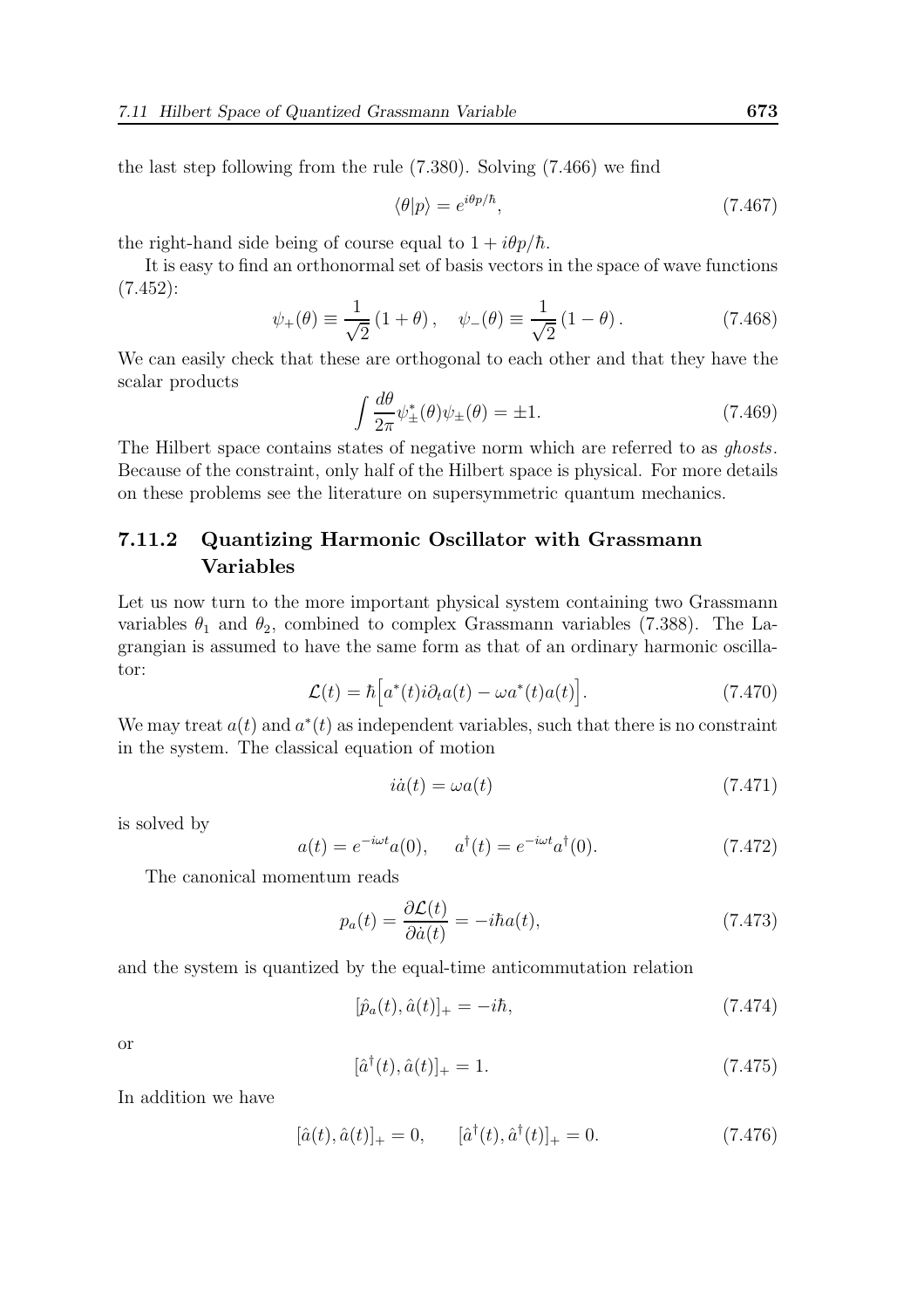the last step following from the rule (7.380). Solving (7.466) we find

$$\langle\theta|p\rangle = e^{i\theta p/\hbar}, \tag{7.467}$$

the right-hand side being of course equal to $1 + i\theta p/\hbar$.

It is easy to find an orthonormal set of basis vectors in the space of wave functions (7.452):

$$\psi_+(\theta) \equiv \frac{1}{\sqrt{2}}\,(1+\theta)\,, \quad \psi_-(\theta) \equiv \frac{1}{\sqrt{2}}\,(1-\theta)\,. \tag{7.468}$$

We can easily check that these are orthogonal to each other and that they have the scalar products

$$\int \frac{d\theta}{2\pi} \psi_\pm^*(\theta)\psi_\pm(\theta) = \pm 1. \tag{7.469}$$

The Hilbert space contains states of negative norm which are referred to as *ghosts*. Because of the constraint, only half of the Hilbert space is physical. For more details on these problems see the literature on supersymmetric quantum mechanics.

### 7.11.2 Quantizing Harmonic Oscillator with Grassmann Variables

Let us now turn to the more important physical system containing two Grassmann variables $\theta_1$ and $\theta_2$, combined to complex Grassmann variables (7.388). The Lagrangian is assumed to have the same form as that of an ordinary harmonic oscillator:

$$\mathcal{L}(t) = \hbar\Big[a^*(t) i\partial_t a(t) - \omega a^*(t) a(t)\Big]. \tag{7.470}$$

We may treat $a(t)$ and $a^*(t)$ as independent variables, such that there is no constraint in the system. The classical equation of motion

$$i\dot{a}(t) = \omega a(t) \tag{7.471}$$

is solved by

$$a(t) = e^{-i\omega t} a(0), \qquad a^\dagger(t) = e^{-i\omega t} a^\dagger(0). \tag{7.472}$$

The canonical momentum reads

$$p_a(t) = \frac{\partial \mathcal{L}(t)}{\partial \dot{a}(t)} = -i\hbar a(t), \tag{7.473}$$

and the system is quantized by the equal-time anticommutation relation

$$[\hat{p}_a(t), \hat{a}(t)]_+ = -i\hbar, \tag{7.474}$$

or

$$[\hat{a}^\dagger(t), \hat{a}(t)]_+ = 1. \tag{7.475}$$

In addition we have

$$[\hat{a}(t), \hat{a}(t)]_+ = 0, \qquad [\hat{a}^\dagger(t), \hat{a}^\dagger(t)]_+ = 0. \tag{7.476}$$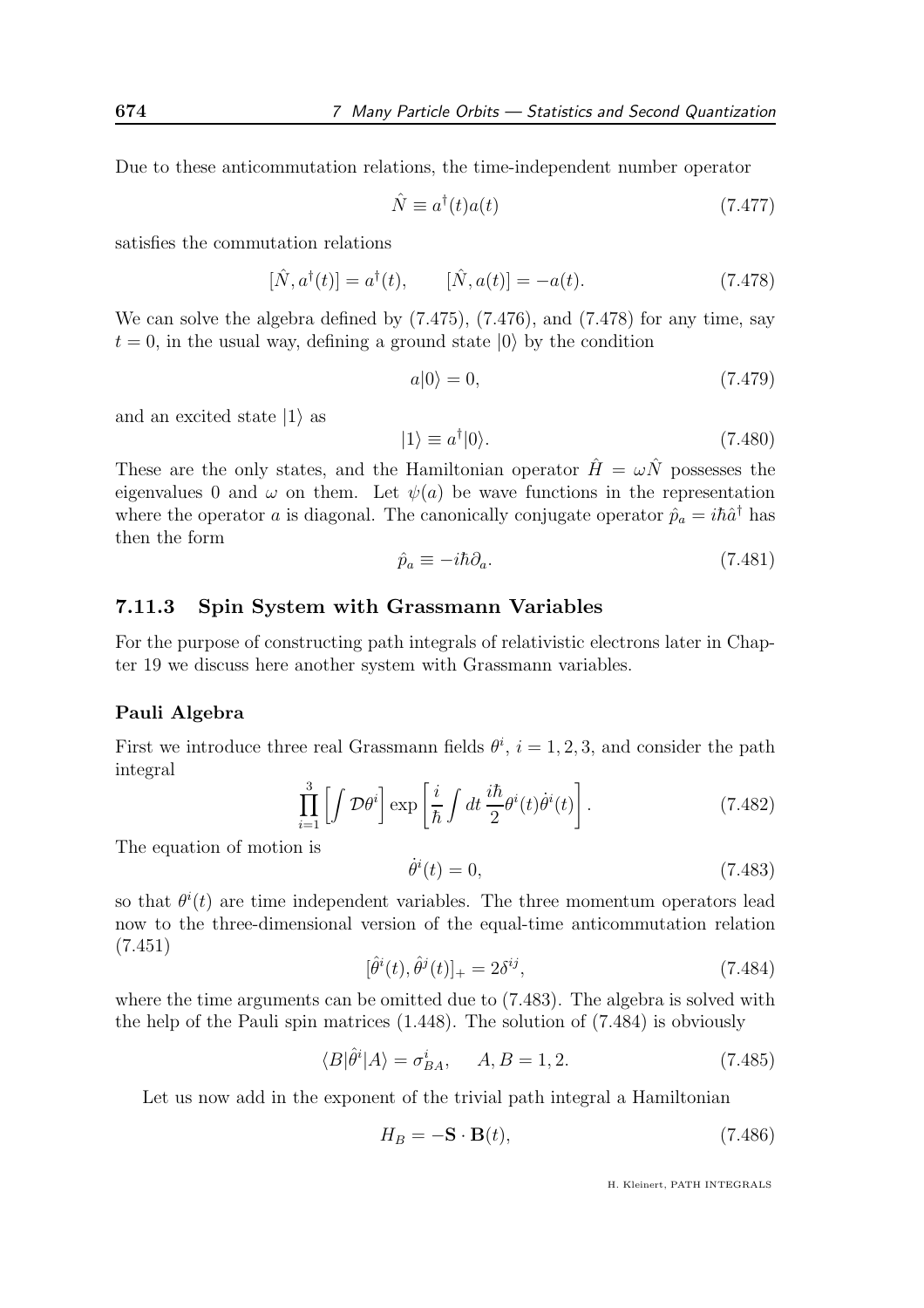Due to these anticommutation relations, the time-independent number operator

$$\hat{N} \equiv a^\dagger(t)a(t) \tag{7.477}$$

satisfies the commutation relations

$$[\hat{N}, a^\dagger(t)] = a^\dagger(t), \qquad [\hat{N}, a(t)] = -a(t). \tag{7.478}$$

We can solve the algebra defined by (7.475), (7.476), and (7.478) for any time, say $t = 0$, in the usual way, defining a ground state $|0\rangle$ by the condition

$$a|0\rangle = 0, \tag{7.479}$$

and an excited state $|1\rangle$ as

$$|1\rangle \equiv a^\dagger|0\rangle. \tag{7.480}$$

These are the only states, and the Hamiltonian operator $\hat{H} = \omega\hat{N}$ possesses the eigenvalues 0 and $\omega$ on them. Let $\psi(a)$ be wave functions in the representation where the operator $a$ is diagonal. The canonically conjugate operator $\hat{p}_a = i\hbar\hat{a}^\dagger$ has then the form

$$\hat{p}_a \equiv -i\hbar\partial_a. \tag{7.481}$$

### 7.11.3 Spin System with Grassmann Variables

For the purpose of constructing path integrals of relativistic electrons later in Chapter 19 we discuss here another system with Grassmann variables.

#### Pauli Algebra

First we introduce three real Grassmann fields $\theta^i$, $i = 1, 2, 3$, and consider the path integral

$$\prod_{i=1}^{3}\left[\int \mathcal{D}\theta^i\right] \exp\left[\frac{i}{\hbar}\int dt\, \frac{i\hbar}{2}\theta^i(t)\dot{\theta}^i(t)\right]. \tag{7.482}$$

The equation of motion is

$$\dot{\theta}^i(t) = 0, \tag{7.483}$$

so that $\theta^i(t)$ are time independent variables. The three momentum operators lead now to the three-dimensional version of the equal-time anticommutation relation (7.451)

$$[\hat{\theta}^i(t), \hat{\theta}^j(t)]_+ = 2\delta^{ij}, \tag{7.484}$$

where the time arguments can be omitted due to (7.483). The algebra is solved with the help of the Pauli spin matrices (1.448). The solution of (7.484) is obviously

$$\langle B|\hat{\theta}^i|A\rangle = \sigma^i_{BA}, \quad A, B = 1, 2. \tag{7.485}$$

Let us now add in the exponent of the trivial path integral a Hamiltonian

$$H_B = -\mathbf{S}\cdot\mathbf{B}(t), \tag{7.486}$$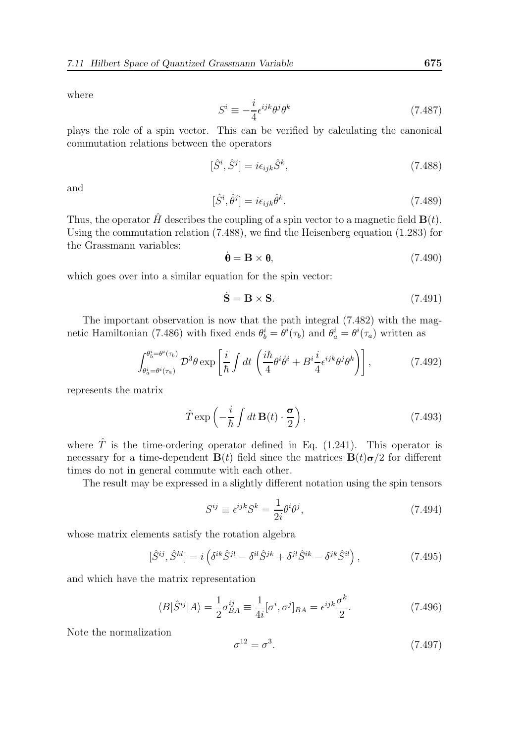where

$$S^i \equiv -\frac{i}{4}\epsilon^{ijk}\theta^j\theta^k \tag{7.487}$$

plays the role of a spin vector. This can be verified by calculating the canonical commutation relations between the operators

$$[\hat{S}^i, \hat{S}^j] = i\epsilon_{ijk}\hat{S}^k, \tag{7.488}$$

and

$$[\hat{S}^i, \hat{\theta}^j] = i\epsilon_{ijk}\hat{\theta}^k. \tag{7.489}$$

Thus, the operator $\hat{H}$ describes the coupling of a spin vector to a magnetic field $\mathbf{B}(t)$. Using the commutation relation (7.488), we find the Heisenberg equation (1.283) for the Grassmann variables:

$$\dot{\boldsymbol{\theta}} = \mathbf{B} \times \boldsymbol{\theta}, \tag{7.490}$$

which goes over into a similar equation for the spin vector:

$$\dot{\mathbf{S}} = \mathbf{B} \times \mathbf{S}. \tag{7.491}$$

The important observation is now that the path integral (7.482) with the magnetic Hamiltonian (7.486) with fixed ends $\theta_b^i = \theta^i(\tau_b)$ and $\theta_a^i = \theta^i(\tau_a)$ written as

$$\int_{\theta_a^i=\theta^i(\tau_a)}^{\theta_b^i=\theta^i(\tau_b)} \mathcal{D}^3\theta \exp\left[\frac{i}{\hbar}\int dt\, \left(\frac{i\hbar}{4}\theta^i\dot{\theta}^i + B^i\frac{i}{4}\epsilon^{ijk}\theta^j\theta^k\right)\right], \tag{7.492}$$

represents the matrix

$$\hat{T}\exp\left(-\frac{i}{\hbar}\int dt\, \mathbf{B}(t)\cdot\frac{\boldsymbol{\sigma}}{2}\right), \tag{7.493}$$

where $\hat{T}$ is the time-ordering operator defined in Eq. (1.241). This operator is necessary for a time-dependent $\mathbf{B}(t)$ field since the matrices $\mathbf{B}(t)\boldsymbol{\sigma}/2$ for different times do not in general commute with each other.

The result may be expressed in a slightly different notation using the spin tensors

$$S^{ij} \equiv \epsilon^{ijk}S^k = \frac{1}{2i}\theta^i\theta^j, \tag{7.494}$$

whose matrix elements satisfy the rotation algebra

$$[\hat{S}^{ij}, \hat{S}^{kl}] = i\left(\delta^{ik}\hat{S}^{jl} - \delta^{il}\hat{S}^{jk} + \delta^{jl}\hat{S}^{ik} - \delta^{jk}\hat{S}^{il}\right), \tag{7.495}$$

and which have the matrix representation

$$\langle B|\hat{S}^{ij}|A\rangle = \frac{1}{2}\sigma^{ij}_{BA} \equiv \frac{1}{4i}[\sigma^i, \sigma^j]_{BA} = \epsilon^{ijk}\frac{\sigma^k}{2}. \tag{7.496}$$

Note the normalization

$$\sigma^{12} = \sigma^3. \tag{7.497}$$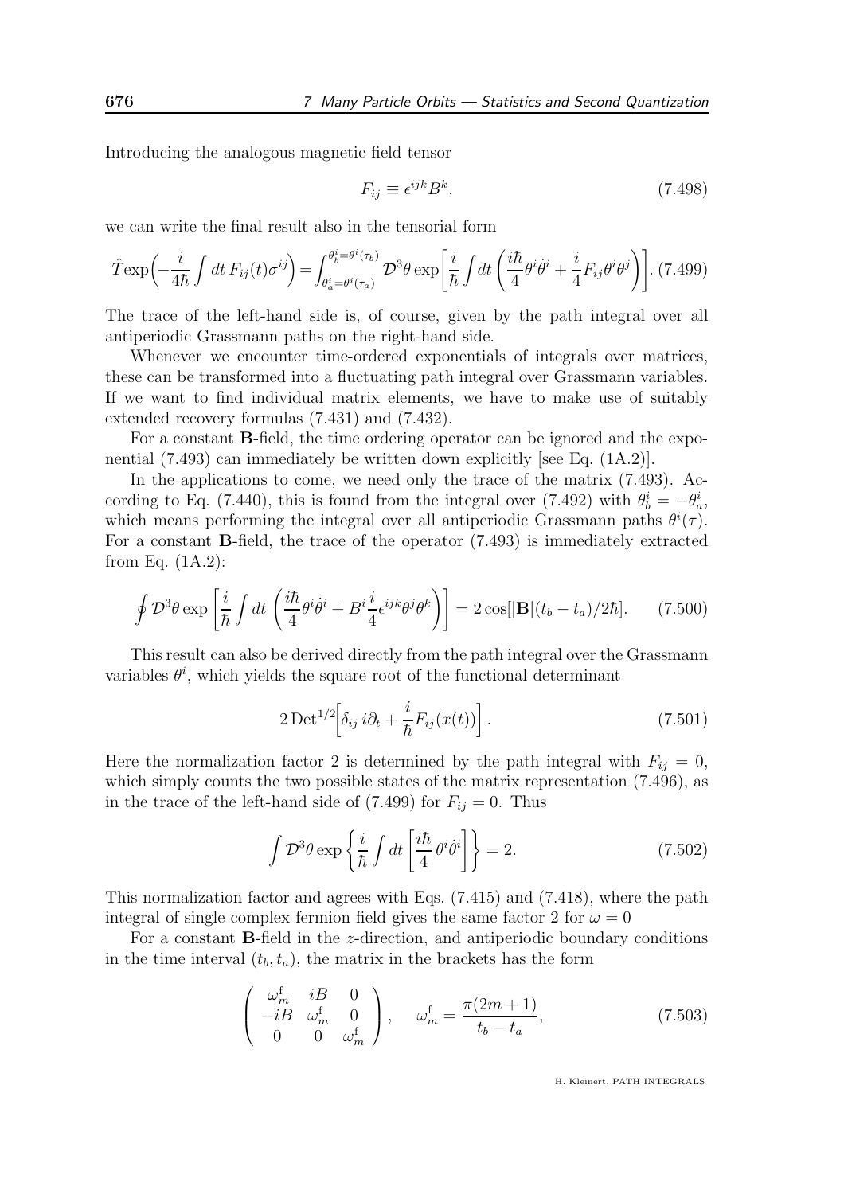Introducing the analogous magnetic field tensor

$$F_{ij} \equiv \epsilon^{ijk} B^k, \tag{7.498}$$

we can write the final result also in the tensorial form

$$\hat{T}\exp\left(-\frac{i}{4\hbar}\int dt\, F_{ij}(t)\sigma^{ij}\right) = \int_{\theta_a^i=\theta^i(\tau_a)}^{\theta_b^i=\theta^i(\tau_b)} \mathcal{D}^3\theta \exp\left[\frac{i}{\hbar}\int dt \left(\frac{i\hbar}{4}\theta^i\dot{\theta}^i + \frac{i}{4}F_{ij}\theta^i\theta^j\right)\right]. \tag{7.499}$$

The trace of the left-hand side is, of course, given by the path integral over all antiperiodic Grassmann paths on the right-hand side.

Whenever we encounter time-ordered exponentials of integrals over matrices, these can be transformed into a fluctuating path integral over Grassmann variables. If we want to find individual matrix elements, we have to make use of suitably extended recovery formulas (7.431) and (7.432).

For a constant **B**-field, the time ordering operator can be ignored and the exponential (7.493) can immediately be written down explicitly [see Eq. (1A.2)].

In the applications to come, we need only the trace of the matrix (7.493). According to Eq. (7.440), this is found from the integral over (7.492) with $\theta_b^i = -\theta_a^i$, which means performing the integral over all antiperiodic Grassmann paths $\theta^i(\tau)$. For a constant **B**-field, the trace of the operator (7.493) is immediately extracted from Eq. (1A.2):

$$\oint \mathcal{D}^3\theta \exp\left[\frac{i}{\hbar}\int dt \left(\frac{i\hbar}{4}\theta^i\dot{\theta}^i + B^i\frac{i}{4}\epsilon^{ijk}\theta^j\theta^k\right)\right] = 2\cos[|\mathbf{B}|(t_b - t_a)/2\hbar]. \tag{7.500}$$

This result can also be derived directly from the path integral over the Grassmann variables $\theta^i$, which yields the square root of the functional determinant

$$2\,\mathrm{Det}^{1/2}\!\left[\delta_{ij}\, i\partial_t + \frac{i}{\hbar}F_{ij}(x(t))\right]. \tag{7.501}$$

Here the normalization factor 2 is determined by the path integral with $F_{ij} = 0$, which simply counts the two possible states of the matrix representation (7.496), as in the trace of the left-hand side of (7.499) for $F_{ij} = 0$. Thus

$$\int \mathcal{D}^3\theta \exp\left\{\frac{i}{\hbar}\int dt \left[\frac{i\hbar}{4}\,\theta^i\dot{\theta}^i\right]\right\} = 2. \tag{7.502}$$

This normalization factor and agrees with Eqs. (7.415) and (7.418), where the path integral of single complex fermion field gives the same factor 2 for $\omega = 0$

For a constant **B**-field in the $z$-direction, and antiperiodic boundary conditions in the time interval $(t_b, t_a)$, the matrix in the brackets has the form

$$\begin{pmatrix} \omega_m^{\mathrm{f}} & iB & 0 \\ -iB & \omega_m^{\mathrm{f}} & 0 \\ 0 & 0 & \omega_m^{\mathrm{f}} \end{pmatrix}, \qquad \omega_m^{\mathrm{f}} = \frac{\pi(2m+1)}{t_b - t_a}, \tag{7.503}$$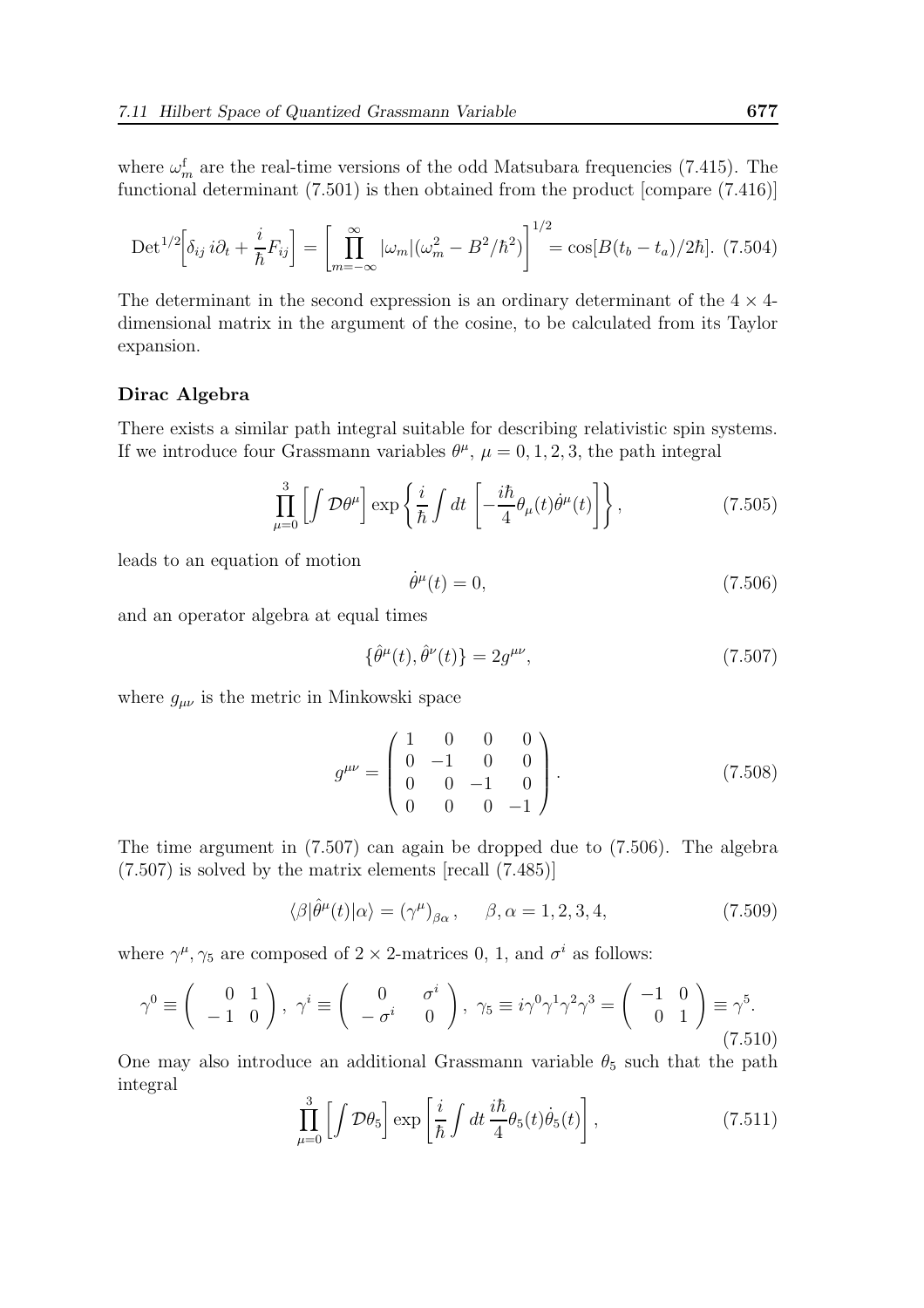where $\omega_m^{\rm f}$ are the real-time versions of the odd Matsubara frequencies (7.415). The functional determinant (7.501) is then obtained from the product [compare (7.416)]

$$\mathrm{Det}^{1/2}\Big[\delta_{ij}\, i\partial_t + \frac{i}{\hbar}F_{ij}\Big] = \left[\prod_{m=-\infty}^{\infty} |\omega_m|(\omega_m^2 - B^2/\hbar^2)\right]^{1/2} = \cos[B(t_b - t_a)/2\hbar]. \tag{7.504}$$

The determinant in the second expression is an ordinary determinant of the $4\times 4$-dimensional matrix in the argument of the cosine, to be calculated from its Taylor expansion.

### Dirac Algebra

There exists a similar path integral suitable for describing relativistic spin systems. If we introduce four Grassmann variables $\theta^\mu$, $\mu = 0, 1, 2, 3$, the path integral

$$\prod_{\mu=0}^{3}\Big[\int \mathcal{D}\theta^\mu\Big] \exp\left\{\frac{i}{\hbar}\int dt\, \left[-\frac{i\hbar}{4}\theta_\mu(t)\dot{\theta}^\mu(t)\right]\right\}, \tag{7.505}$$

leads to an equation of motion

$$\dot{\theta}^\mu(t) = 0, \tag{7.506}$$

and an operator algebra at equal times

$$\{\hat{\theta}^\mu(t), \hat{\theta}^\nu(t)\} = 2g^{\mu\nu}, \tag{7.507}$$

where $g_{\mu\nu}$ is the metric in Minkowski space

$$g^{\mu\nu} = \begin{pmatrix} 1 & 0 & 0 & 0 \\ 0 & -1 & 0 & 0 \\ 0 & 0 & -1 & 0 \\ 0 & 0 & 0 & -1 \end{pmatrix}. \tag{7.508}$$

The time argument in (7.507) can again be dropped due to (7.506). The algebra (7.507) is solved by the matrix elements [recall (7.485)]

$$\langle\beta|\hat{\theta}^\mu(t)|\alpha\rangle = (\gamma^\mu)_{\beta\alpha}, \qquad \beta, \alpha = 1, 2, 3, 4, \tag{7.509}$$

where $\gamma^\mu, \gamma_5$ are composed of $2\times 2$-matrices 0, 1, and $\sigma^i$ as follows:

$$\gamma^0 \equiv \begin{pmatrix} 0 & 1 \\ -1 & 0 \end{pmatrix}, \ \gamma^i \equiv \begin{pmatrix} 0 & \sigma^i \\ -\sigma^i & 0 \end{pmatrix}, \ \gamma_5 \equiv i\gamma^0\gamma^1\gamma^2\gamma^3 = \begin{pmatrix} -1 & 0 \\ 0 & 1 \end{pmatrix} \equiv \gamma^5. \tag{7.510}$$

One may also introduce an additional Grassmann variable $\theta_5$ such that the path integral

$$\prod_{\mu=0}^{3}\Big[\int \mathcal{D}\theta_5\Big] \exp\left[\frac{i}{\hbar}\int dt\, \frac{i\hbar}{4}\theta_5(t)\dot{\theta}_5(t)\right], \tag{7.511}$$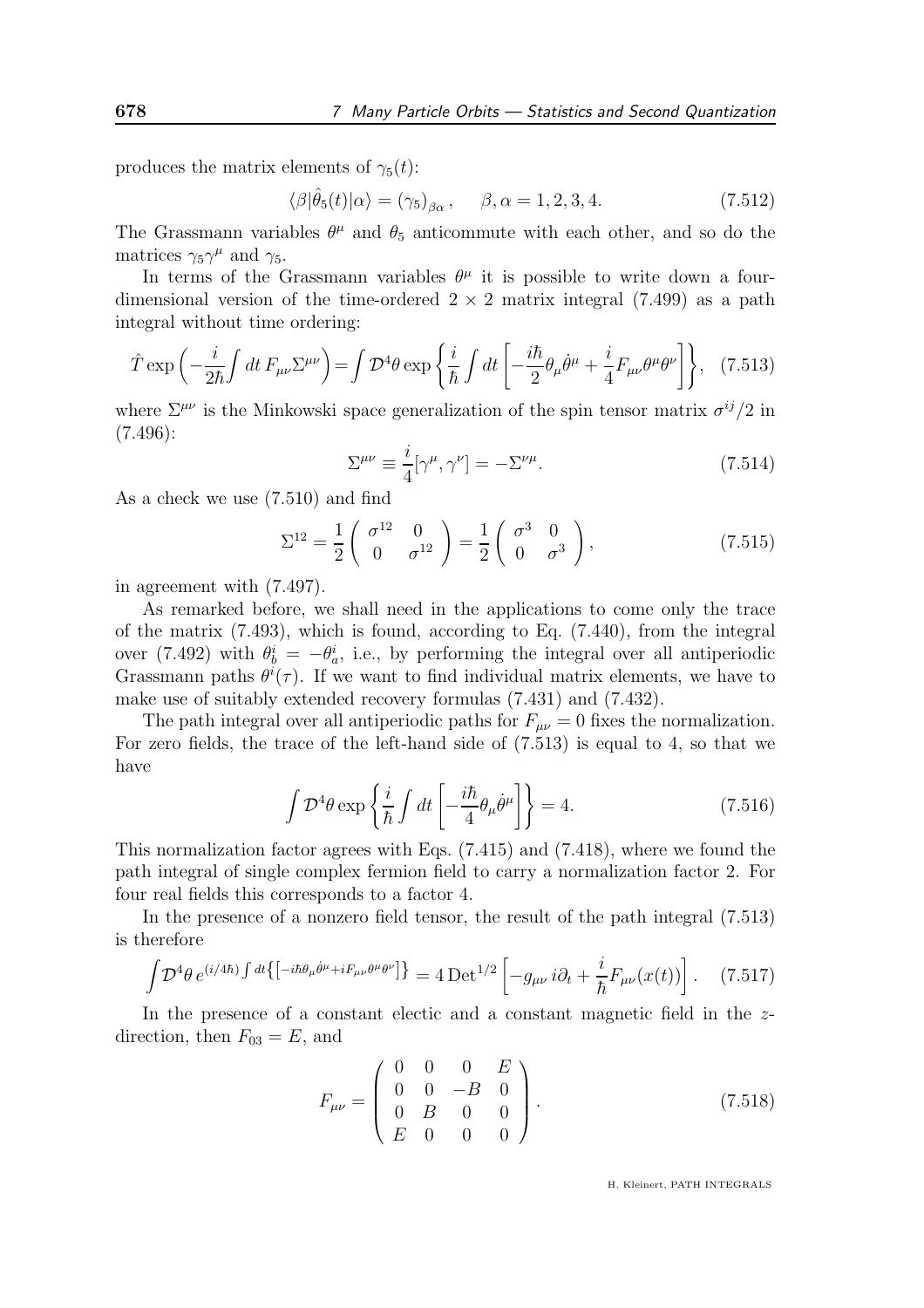produces the matrix elements of $\gamma_5(t)$:

$$\langle \beta|\hat{\theta}_5(t)|\alpha\rangle = (\gamma_5)_{\beta\alpha}, \qquad \beta, \alpha = 1, 2, 3, 4. \tag{7.512}$$

The Grassmann variables $\theta^\mu$ and $\theta_5$ anticommute with each other, and so do the matrices $\gamma_5\gamma^\mu$ and $\gamma_5$.

In terms of the Grassmann variables $\theta^\mu$ it is possible to write down a four-dimensional version of the time-ordered $2\times 2$ matrix integral (7.499) as a path integral without time ordering:

$$\hat{T}\exp\left(-\frac{i}{2\hbar}\int dt\, F_{\mu\nu}\Sigma^{\mu\nu}\right) = \int \mathcal{D}^4\theta \exp\left\{\frac{i}{\hbar}\int dt\left[-\frac{i\hbar}{2}\theta_\mu\dot{\theta}^\mu + \frac{i}{4}F_{\mu\nu}\theta^\mu\theta^\nu\right]\right\}, \tag{7.513}$$

where $\Sigma^{\mu\nu}$ is the Minkowski space generalization of the spin tensor matrix $\sigma^{ij}/2$ in (7.496):

$$\Sigma^{\mu\nu} \equiv \frac{i}{4}[\gamma^\mu, \gamma^\nu] = -\Sigma^{\nu\mu}. \tag{7.514}$$

As a check we use (7.510) and find

$$\Sigma^{12} = \frac{1}{2}\begin{pmatrix} \sigma^{12} & 0 \\ 0 & \sigma^{12}\end{pmatrix} = \frac{1}{2}\begin{pmatrix} \sigma^{3} & 0 \\ 0 & \sigma^{3}\end{pmatrix}, \tag{7.515}$$

in agreement with (7.497).

As remarked before, we shall need in the applications to come only the trace of the matrix (7.493), which is found, according to Eq. (7.440), from the integral over (7.492) with $\theta_b^i = -\theta_a^i$, i.e., by performing the integral over all antiperiodic Grassmann paths $\theta^i(\tau)$. If we want to find individual matrix elements, we have to make use of suitably extended recovery formulas (7.431) and (7.432).

The path integral over all antiperiodic paths for $F_{\mu\nu} = 0$ fixes the normalization. For zero fields, the trace of the left-hand side of (7.513) is equal to 4, so that we have

$$\int \mathcal{D}^4\theta \exp\left\{\frac{i}{\hbar}\int dt\left[-\frac{i\hbar}{4}\theta_\mu\dot{\theta}^\mu\right]\right\} = 4. \tag{7.516}$$

This normalization factor agrees with Eqs. (7.415) and (7.418), where we found the path integral of single complex fermion field to carry a normalization factor 2. For four real fields this corresponds to a factor 4.

In the presence of a nonzero field tensor, the result of the path integral (7.513) is therefore

$$\int \mathcal{D}^4\theta\, e^{(i/4\hbar)\int dt\left\{\left[-i\hbar\theta_\mu\dot{\theta}^\mu + iF_{\mu\nu}\theta^\mu\theta^\nu\right]\right\}} = 4\,\mathrm{Det}^{1/2}\left[-g_{\mu\nu}\, i\partial_t + \frac{i}{\hbar}F_{\mu\nu}(x(t))\right]. \tag{7.517}$$

In the presence of a constant electic and a constant magnetic field in the $z$-direction, then $F_{03} = E$, and

$$F_{\mu\nu} = \begin{pmatrix} 0 & 0 & 0 & E \\ 0 & 0 & -B & 0 \\ 0 & B & 0 & 0 \\ E & 0 & 0 & 0 \end{pmatrix}. \tag{7.518}$$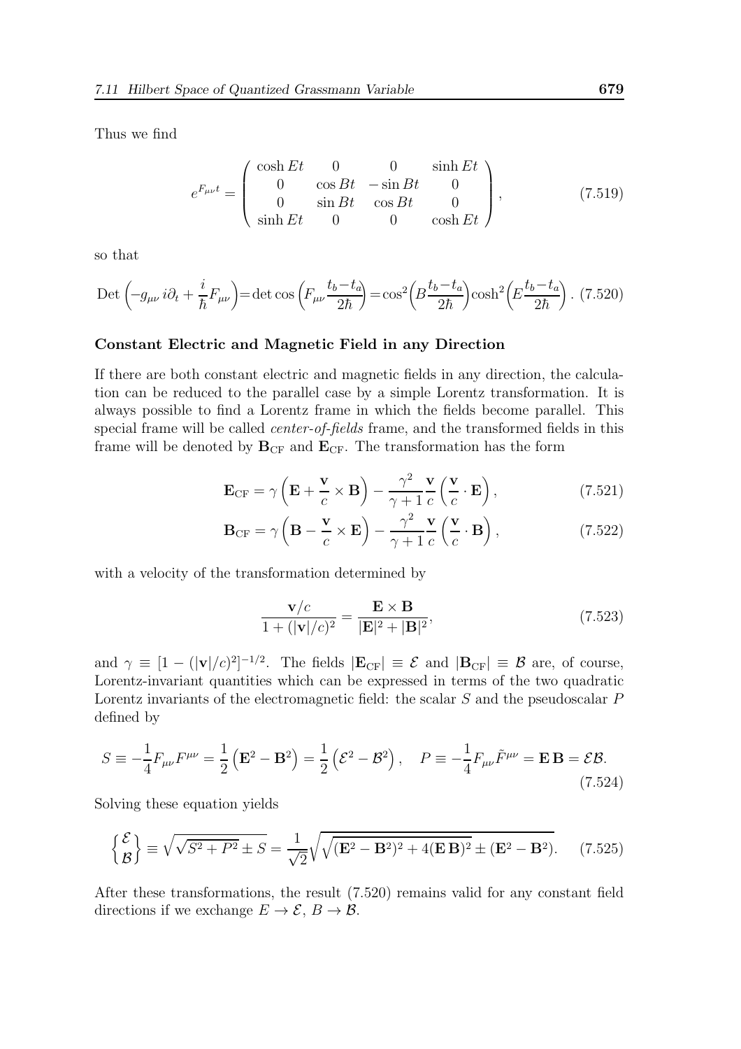Thus we find

$$
e^{F_{\mu\nu}t} = \begin{pmatrix} \cosh Et & 0 & 0 & \sinh Et \\ 0 & \cos Bt & -\sin Bt & 0 \\ 0 & \sin Bt & \cos Bt & 0 \\ \sinh Et & 0 & 0 & \cosh Et \end{pmatrix}, \tag{7.519}
$$

so that

$$
\text{Det}\left(-g_{\mu\nu}\, i\partial_t + \frac{i}{\hbar}F_{\mu\nu}\right) = \det\cos\left(F_{\mu\nu}\frac{t_b - t_a}{2\hbar}\right) = \cos^2\!\left(B\frac{t_b - t_a}{2\hbar}\right)\cosh^2\!\left(E\frac{t_b - t_a}{2\hbar}\right). \tag{7.520}
$$

### Constant Electric and Magnetic Field in any Direction

If there are both constant electric and magnetic fields in any direction, the calculation can be reduced to the parallel case by a simple Lorentz transformation. It is always possible to find a Lorentz frame in which the fields become parallel. This special frame will be called *center-of-fields* frame, and the transformed fields in this frame will be denoted by $\mathbf{B}_{\rm CF}$ and $\mathbf{E}_{\rm CF}$. The transformation has the form

$$
\mathbf{E}_{\rm CF} = \gamma\left(\mathbf{E} + \frac{\mathbf{v}}{c}\times\mathbf{B}\right) - \frac{\gamma^2}{\gamma+1}\frac{\mathbf{v}}{c}\left(\frac{\mathbf{v}}{c}\cdot\mathbf{E}\right), \tag{7.521}
$$

$$
\mathbf{B}_{\rm CF} = \gamma\left(\mathbf{B} - \frac{\mathbf{v}}{c}\times\mathbf{E}\right) - \frac{\gamma^2}{\gamma+1}\frac{\mathbf{v}}{c}\left(\frac{\mathbf{v}}{c}\cdot\mathbf{B}\right), \tag{7.522}
$$

with a velocity of the transformation determined by

$$
\frac{\mathbf{v}/c}{1+(|\mathbf{v}|/c)^2} = \frac{\mathbf{E}\times\mathbf{B}}{|\mathbf{E}|^2 + |\mathbf{B}|^2}, \tag{7.523}
$$

and $\gamma \equiv [1-(|\mathbf{v}|/c)^2]^{-1/2}$. The fields $|\mathbf{E}_{\rm CF}| \equiv \mathcal{E}$ and $|\mathbf{B}_{\rm CF}| \equiv \mathcal{B}$ are, of course, Lorentz-invariant quantities which can be expressed in terms of the two quadratic Lorentz invariants of the electromagnetic field: the scalar $S$ and the pseudoscalar $P$ defined by

$$
S \equiv -\frac{1}{4}F_{\mu\nu}F^{\mu\nu} = \frac{1}{2}\left(\mathbf{E}^2 - \mathbf{B}^2\right) = \frac{1}{2}\left(\mathcal{E}^2 - \mathcal{B}^2\right), \quad P \equiv -\frac{1}{4}F_{\mu\nu}\tilde{F}^{\mu\nu} = \mathbf{E}\,\mathbf{B} = \mathcal{E}\mathcal{B}. \tag{7.524}
$$

Solving these equation yields

$$
\begin{Bmatrix} \mathcal{E} \\ \mathcal{B} \end{Bmatrix} \equiv \sqrt{\sqrt{S^2+P^2} \pm S} = \frac{1}{\sqrt{2}}\sqrt{\sqrt{(\mathbf{E}^2-\mathbf{B}^2)^2 + 4(\mathbf{E}\,\mathbf{B})^2} \pm (\mathbf{E}^2 - \mathbf{B}^2)}. \tag{7.525}
$$

After these transformations, the result (7.520) remains valid for any constant field directions if we exchange $E \to \mathcal{E}$, $B \to \mathcal{B}$.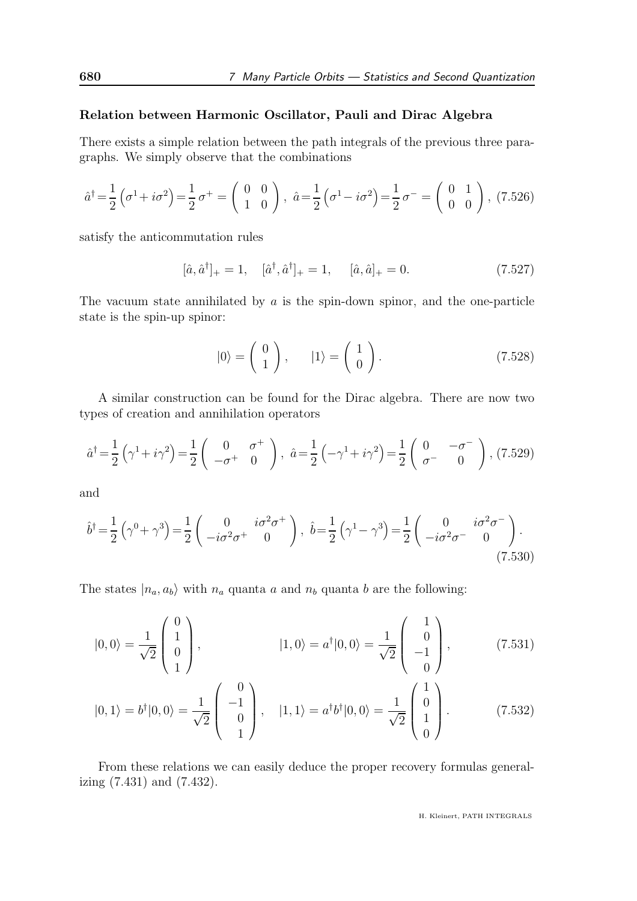### Relation between Harmonic Oscillator, Pauli and Dirac Algebra

There exists a simple relation between the path integrals of the previous three paragraphs. We simply observe that the combinations

$$\hat{a}^\dagger = \frac{1}{2}\left(\sigma^1 + i\sigma^2\right) = \frac{1}{2}\,\sigma^+ = \begin{pmatrix} 0 & 0 \\ 1 & 0 \end{pmatrix},\ \hat{a} = \frac{1}{2}\left(\sigma^1 - i\sigma^2\right) = \frac{1}{2}\,\sigma^- = \begin{pmatrix} 0 & 1 \\ 0 & 0 \end{pmatrix},\ (7.526)$$

satisfy the anticommutation rules

$$[\hat{a}, \hat{a}^\dagger]_+ = 1, \quad [\hat{a}^\dagger, \hat{a}^\dagger]_+ = 1, \quad [\hat{a}, \hat{a}]_+ = 0. \tag{7.527}$$

The vacuum state annihilated by $a$ is the spin-down spinor, and the one-particle state is the spin-up spinor:

$$|0\rangle = \begin{pmatrix} 0 \\ 1 \end{pmatrix}, \qquad |1\rangle = \begin{pmatrix} 1 \\ 0 \end{pmatrix}. \tag{7.528}$$

A similar construction can be found for the Dirac algebra. There are now two types of creation and annihilation operators

$$\hat{a}^\dagger = \frac{1}{2}\left(\gamma^1 + i\gamma^2\right) = \frac{1}{2}\begin{pmatrix} 0 & \sigma^+ \\ -\sigma^+ & 0 \end{pmatrix},\ \hat{a} = \frac{1}{2}\left(-\gamma^1 + i\gamma^2\right) = \frac{1}{2}\begin{pmatrix} 0 & -\sigma^- \\ \sigma^- & 0 \end{pmatrix},\ (7.529)$$

and

$$\hat{b}^\dagger = \frac{1}{2}\left(\gamma^0 + \gamma^3\right) = \frac{1}{2}\begin{pmatrix} 0 & i\sigma^2\sigma^+ \\ -i\sigma^2\sigma^+ & 0 \end{pmatrix},\ \hat{b} = \frac{1}{2}\left(\gamma^1 - \gamma^3\right) = \frac{1}{2}\begin{pmatrix} 0 & i\sigma^2\sigma^- \\ -i\sigma^2\sigma^- & 0 \end{pmatrix}. \tag{7.530}$$

The states $|n_a, a_b\rangle$ with $n_a$ quanta $a$ and $n_b$ quanta $b$ are the following:

$$|0,0\rangle = \frac{1}{\sqrt{2}}\begin{pmatrix} 0 \\ 1 \\ 0 \\ 1 \end{pmatrix}, \qquad |1,0\rangle = a^\dagger|0,0\rangle = \frac{1}{\sqrt{2}}\begin{pmatrix} 1 \\ 0 \\ -1 \\ 0 \end{pmatrix}, \tag{7.531}$$

$$|0,1\rangle = b^\dagger|0,0\rangle = \frac{1}{\sqrt{2}}\begin{pmatrix} 0 \\ -1 \\ 0 \\ 1 \end{pmatrix}, \quad |1,1\rangle = a^\dagger b^\dagger|0,0\rangle = \frac{1}{\sqrt{2}}\begin{pmatrix} 1 \\ 0 \\ 1 \\ 0 \end{pmatrix}. \tag{7.532}$$

From these relations we can easily deduce the proper recovery formulas generalizing (7.431) and (7.432).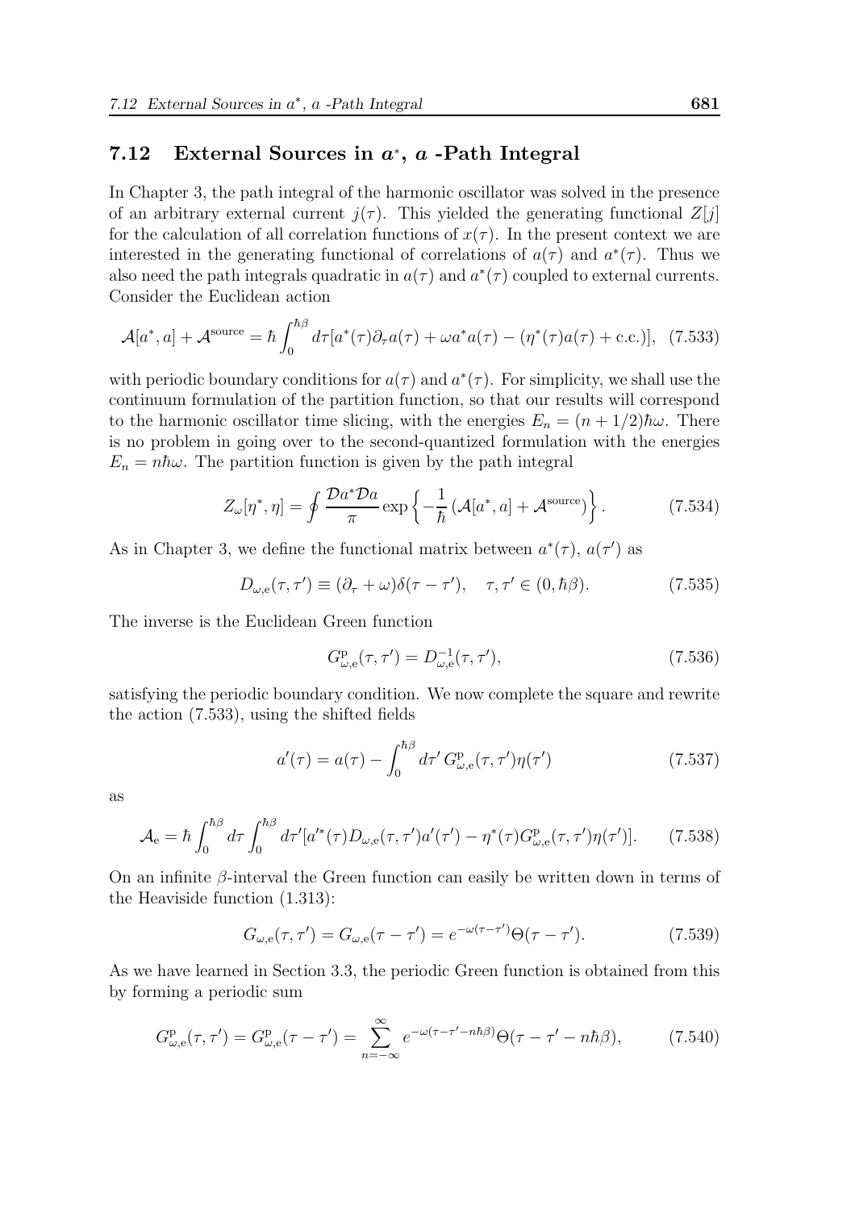## 7.12 External Sources in $a^*$, $a$ -Path Integral

In Chapter 3, the path integral of the harmonic oscillator was solved in the presence of an arbitrary external current $j(\tau)$. This yielded the generating functional $Z[j]$ for the calculation of all correlation functions of $x(\tau)$. In the present context we are interested in the generating functional of correlations of $a(\tau)$ and $a^*(\tau)$. Thus we also need the path integrals quadratic in $a(\tau)$ and $a^*(\tau)$ coupled to external currents. Consider the Euclidean action

$$\mathcal{A}[a^*, a] + \mathcal{A}^{\text{source}} = \hbar \int_0^{\hbar\beta} d\tau [a^*(\tau)\partial_\tau a(\tau) + \omega a^* a(\tau) - (\eta^*(\tau)a(\tau) + \text{c.c.})], \quad (7.533)$$

with periodic boundary conditions for $a(\tau)$ and $a^*(\tau)$. For simplicity, we shall use the continuum formulation of the partition function, so that our results will correspond to the harmonic oscillator time slicing, with the energies $E_n = (n + 1/2)\hbar\omega$. There is no problem in going over to the second-quantized formulation with the energies $E_n = n\hbar\omega$. The partition function is given by the path integral

$$Z_\omega[\eta^*, \eta] = \oint \frac{\mathcal{D}a^*\mathcal{D}a}{\pi} \exp\left\{-\frac{1}{\hbar}\left(\mathcal{A}[a^*, a] + \mathcal{A}^{\text{source}}\right)\right\}. \quad (7.534)$$

As in Chapter 3, we define the functional matrix between $a^*(\tau)$, $a(\tau')$ as

$$D_{\omega,\text{e}}(\tau, \tau') \equiv (\partial_\tau + \omega)\delta(\tau - \tau'), \quad \tau, \tau' \in (0, \hbar\beta). \quad (7.535)$$

The inverse is the Euclidean Green function

$$G^{\text{p}}_{\omega,\text{e}}(\tau, \tau') = D^{-1}_{\omega,\text{e}}(\tau, \tau'), \quad (7.536)$$

satisfying the periodic boundary condition. We now complete the square and rewrite the action (7.533), using the shifted fields

$$a'(\tau) = a(\tau) - \int_0^{\hbar\beta} d\tau'\, G^{\text{p}}_{\omega,\text{e}}(\tau, \tau')\eta(\tau') \quad (7.537)$$

as

$$\mathcal{A}_\text{e} = \hbar \int_0^{\hbar\beta} d\tau \int_0^{\hbar\beta} d\tau' [a'^*(\tau)D_{\omega,\text{e}}(\tau, \tau')a'(\tau') - \eta^*(\tau)G^{\text{p}}_{\omega,\text{e}}(\tau, \tau')\eta(\tau')]. \quad (7.538)$$

On an infinite $\beta$-interval the Green function can easily be written down in terms of the Heaviside function (1.313):

$$G_{\omega,\text{e}}(\tau, \tau') = G_{\omega,\text{e}}(\tau - \tau') = e^{-\omega(\tau-\tau')}\Theta(\tau - \tau'). \quad (7.539)$$

As we have learned in Section 3.3, the periodic Green function is obtained from this by forming a periodic sum

$$G^{\text{p}}_{\omega,\text{e}}(\tau, \tau') = G^{\text{p}}_{\omega,\text{e}}(\tau - \tau') = \sum_{n=-\infty}^{\infty} e^{-\omega(\tau-\tau'-n\hbar\beta)}\Theta(\tau - \tau' - n\hbar\beta), \quad (7.540)$$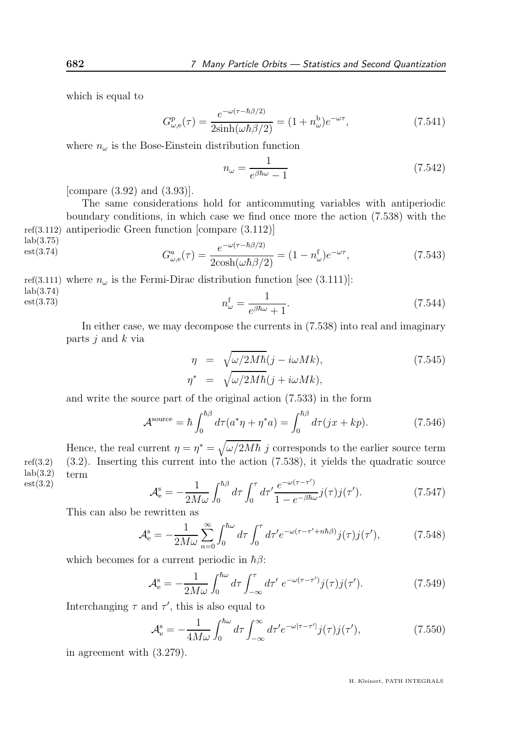which is equal to

$$G^{\rm p}_{\omega,{\rm e}}(\tau) = \frac{e^{-\omega(\tau-\hbar\beta/2)}}{2\sinh(\omega\hbar\beta/2)} = (1+n^{\rm b}_\omega)e^{-\omega\tau}, \tag{7.541}$$

where $n_\omega$ is the Bose-Einstein distribution function

$$n_\omega = \frac{1}{e^{\beta\hbar\omega}-1} \tag{7.542}$$

[compare (3.92) and (3.93)].

The same considerations hold for anticommuting variables with antiperiodic boundary conditions, in which case we find once more the action (7.538) with the antiperiodic Green function [compare (3.112)]

$$G^{a}_{\omega,{\rm e}}(\tau) = \frac{e^{-\omega(\tau-\hbar\beta/2)}}{2\cosh(\omega\hbar\beta/2)} = (1-n^{\rm f}_\omega)e^{-\omega\tau}, \tag{7.543}$$

where $n_\omega$ is the Fermi-Dirac distribution function [see (3.111)]:

$$n^{\rm f}_\omega = \frac{1}{e^{\beta\hbar\omega}+1}. \tag{7.544}$$

In either case, we may decompose the currents in (7.538) into real and imaginary parts $j$ and $k$ via

$$\begin{aligned} \eta &= \sqrt{\omega/2M\hbar}(j - i\omega M k), \\ \eta^* &= \sqrt{\omega/2M\hbar}(j + i\omega M k), \end{aligned} \tag{7.545}$$

and write the source part of the original action (7.533) in the form

$$\mathcal{A}^{\rm source} = \hbar\int_0^{\hbar\beta} d\tau(a^*\eta + \eta^* a) = \int_0^{\hbar\beta} d\tau(jx + kp). \tag{7.546}$$

Hence, the real current $\eta = \eta^* = \sqrt{\omega/2M\hbar}\; j$ corresponds to the earlier source term (3.2). Inserting this current into the action (7.538), it yields the quadratic source term

$$\mathcal{A}^{\rm s}_{\rm e} = -\frac{1}{2M\omega}\int_0^{\hbar\beta} d\tau \int_0^{\tau} d\tau' \frac{e^{-\omega(\tau-\tau')}}{1-e^{-\beta\hbar\omega}} j(\tau)j(\tau'). \tag{7.547}$$

This can also be rewritten as

$$\mathcal{A}^{\rm s}_{\rm e} = -\frac{1}{2M\omega}\sum_{n=0}^{\infty}\int_0^{\hbar\omega} d\tau \int_0^{\tau} d\tau' e^{-\omega(\tau-\tau'+n\hbar\beta)} j(\tau)j(\tau'), \tag{7.548}$$

which becomes for a current periodic in $\hbar\beta$:

$$\mathcal{A}^{\rm s}_{\rm e} = -\frac{1}{2M\omega}\int_0^{\hbar\omega} d\tau \int_{-\infty}^{\tau} d\tau' \; e^{-\omega(\tau-\tau')} j(\tau)j(\tau'). \tag{7.549}$$

Interchanging $\tau$ and $\tau'$, this is also equal to

$$\mathcal{A}^{\rm s}_{\rm e} = -\frac{1}{4M\omega}\int_0^{\hbar\omega} d\tau \int_{-\infty}^{\infty} d\tau' e^{-\omega|\tau-\tau'|} j(\tau)j(\tau'), \tag{7.550}$$

in agreement with (3.279).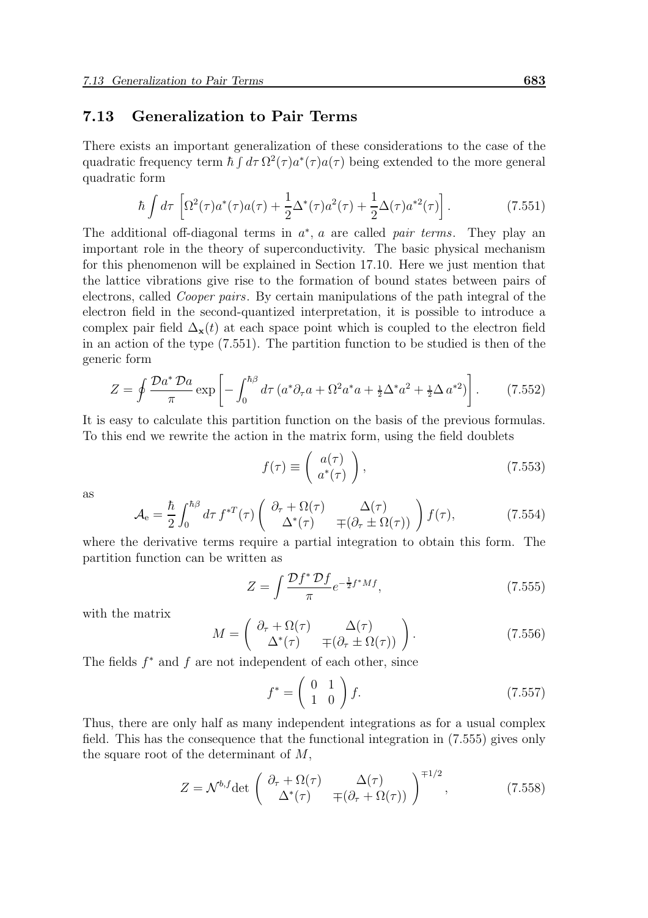## 7.13 Generalization to Pair Terms

There exists an important generalization of these considerations to the case of the quadratic frequency term $\hbar \int d\tau \, \Omega^2(\tau) a^*(\tau) a(\tau)$ being extended to the more general quadratic form

$$
\hbar \int d\tau \left[ \Omega^2(\tau) a^*(\tau) a(\tau) + \frac{1}{2} \Delta^*(\tau) a^2(\tau) + \frac{1}{2} \Delta(\tau) a^{*2}(\tau) \right]. \tag{7.551}
$$

The additional off-diagonal terms in $a^*$, $a$ are called *pair terms*. They play an important role in the theory of superconductivity. The basic physical mechanism for this phenomenon will be explained in Section 17.10. Here we just mention that the lattice vibrations give rise to the formation of bound states between pairs of electrons, called *Cooper pairs*. By certain manipulations of the path integral of the electron field in the second-quantized interpretation, it is possible to introduce a complex pair field $\Delta_{\mathbf{x}}(t)$ at each space point which is coupled to the electron field in an action of the type (7.551). The partition function to be studied is then of the generic form

$$
Z = \oint \frac{\mathcal{D}a^* \, \mathcal{D}a}{\pi} \exp \left[ - \int_0^{\hbar\beta} d\tau \left( a^* \partial_\tau a + \Omega^2 a^* a + \tfrac{1}{2} \Delta^* a^2 + \tfrac{1}{2} \Delta \, a^{*2} \right) \right]. \tag{7.552}
$$

It is easy to calculate this partition function on the basis of the previous formulas. To this end we rewrite the action in the matrix form, using the field doublets

$$
f(\tau) \equiv \left( \begin{array}{c} a(\tau) \\ a^*(\tau) \end{array} \right), \tag{7.553}
$$

as

$$
\mathcal{A}_{\rm e} = \frac{\hbar}{2} \int_0^{\hbar\beta} d\tau \, f^{*T}(\tau) \left( \begin{array}{cc} \partial_\tau + \Omega(\tau) & \Delta(\tau) \\ \Delta^*(\tau) & \mp(\partial_\tau \pm \Omega(\tau)) \end{array} \right) f(\tau), \tag{7.554}
$$

where the derivative terms require a partial integration to obtain this form. The partition function can be written as

$$
Z = \int \frac{\mathcal{D}f^* \, \mathcal{D}f}{\pi} e^{-\frac{1}{2} f^* M f}, \tag{7.555}
$$

with the matrix

$$
M = \left( \begin{array}{cc} \partial_\tau + \Omega(\tau) & \Delta(\tau) \\ \Delta^*(\tau) & \mp(\partial_\tau \pm \Omega(\tau)) \end{array} \right). \tag{7.556}
$$

The fields $f^*$ and $f$ are not independent of each other, since

$$
f^* = \left( \begin{array}{cc} 0 & 1 \\ 1 & 0 \end{array} \right) f. \tag{7.557}
$$

Thus, there are only half as many independent integrations as for a usual complex field. This has the consequence that the functional integration in (7.555) gives only the square root of the determinant of $M$,

$$
Z = \mathcal{N}^{b,f} \det \left( \begin{array}{cc} \partial_\tau + \Omega(\tau) & \Delta(\tau) \\ \Delta^*(\tau) & \mp(\partial_\tau + \Omega(\tau)) \end{array} \right)^{\mp 1/2}, \tag{7.558}
$$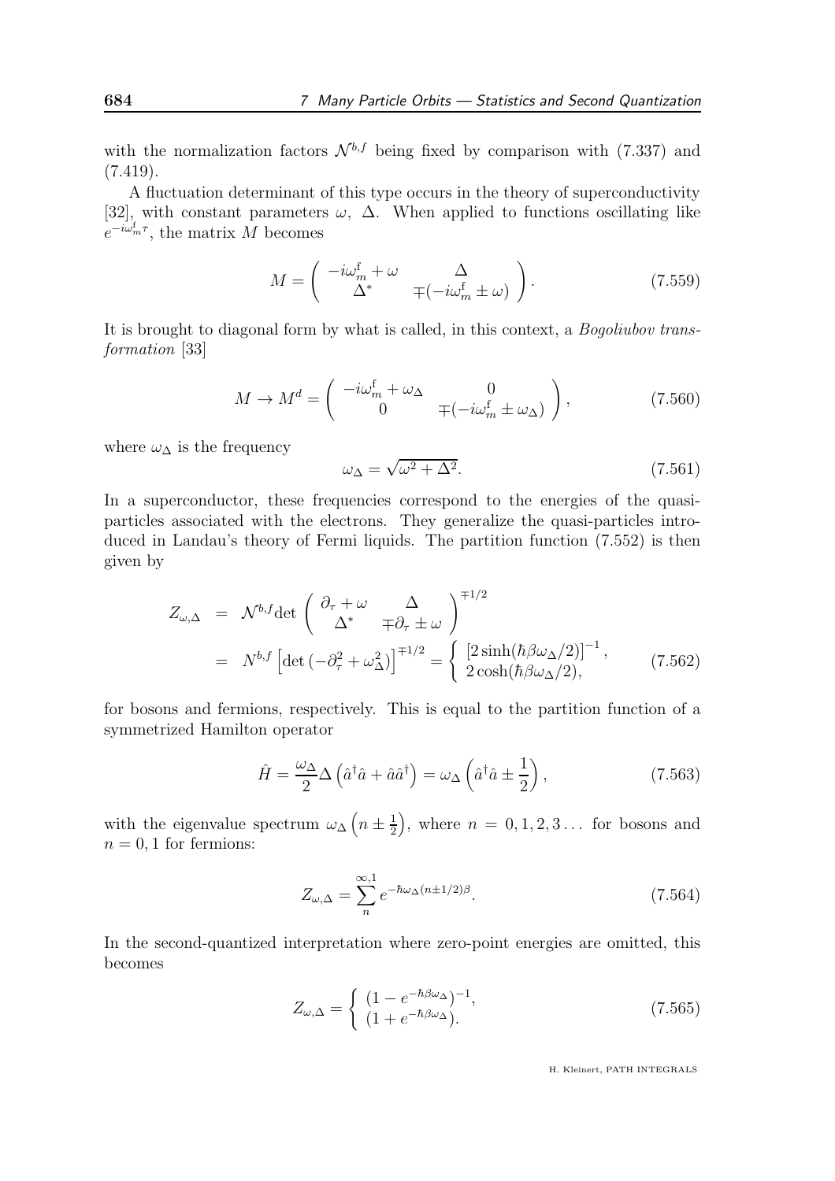with the normalization factors $\mathcal{N}^{b,f}$ being fixed by comparison with (7.337) and (7.419).

A fluctuation determinant of this type occurs in the theory of superconductivity [32], with constant parameters $\omega$, $\Delta$. When applied to functions oscillating like $e^{-i\omega_m^{\rm f}\tau}$, the matrix $M$ becomes

$$M = \begin{pmatrix} -i\omega_m^{\rm f} + \omega & \Delta \\ \Delta^* & \mp(-i\omega_m^{\rm f} \pm \omega) \end{pmatrix}. \tag{7.559}$$

It is brought to diagonal form by what is called, in this context, a *Bogoliubov transformation* [33]

$$M \to M^d = \begin{pmatrix} -i\omega_m^{\rm f} + \omega_\Delta & 0 \\ 0 & \mp(-i\omega_m^{\rm f} \pm \omega_\Delta) \end{pmatrix}, \tag{7.560}$$

where $\omega_\Delta$ is the frequency

$$\omega_\Delta = \sqrt{\omega^2 + \Delta^2}. \tag{7.561}$$

In a superconductor, these frequencies correspond to the energies of the quasi-particles associated with the electrons. They generalize the quasi-particles introduced in Landau's theory of Fermi liquids. The partition function (7.552) is then given by

$$\begin{aligned} Z_{\omega,\Delta} &= \mathcal{N}^{b,f} \det \begin{pmatrix} \partial_\tau + \omega & \Delta \\ \Delta^* & \mp\partial_\tau \pm \omega \end{pmatrix}^{\mp 1/2} \\ &= N^{b,f} \left[\det\left(-\partial_\tau^2 + \omega_\Delta^2\right)\right]^{\mp 1/2} = \begin{cases} \left[2\sinh(\hbar\beta\omega_\Delta/2)\right]^{-1}, \\ 2\cosh(\hbar\beta\omega_\Delta/2), \end{cases} \end{aligned} \tag{7.562}$$

for bosons and fermions, respectively. This is equal to the partition function of a symmetrized Hamilton operator

$$\hat{H} = \frac{\omega_\Delta}{2}\Delta\left(\hat{a}^\dagger\hat{a} + \hat{a}\hat{a}^\dagger\right) = \omega_\Delta\left(\hat{a}^\dagger\hat{a} \pm \frac{1}{2}\right), \tag{7.563}$$

with the eigenvalue spectrum $\omega_\Delta\left(n \pm \frac{1}{2}\right)$, where $n = 0, 1, 2, 3\ldots$ for bosons and $n = 0, 1$ for fermions:

$$Z_{\omega,\Delta} = \sum_n^{\infty,1} e^{-\hbar\omega_\Delta(n \pm 1/2)\beta}. \tag{7.564}$$

In the second-quantized interpretation where zero-point energies are omitted, this becomes

$$Z_{\omega,\Delta} = \begin{cases} (1 - e^{-\hbar\beta\omega_\Delta})^{-1}, \\ (1 + e^{-\hbar\beta\omega_\Delta}). \end{cases} \tag{7.565}$$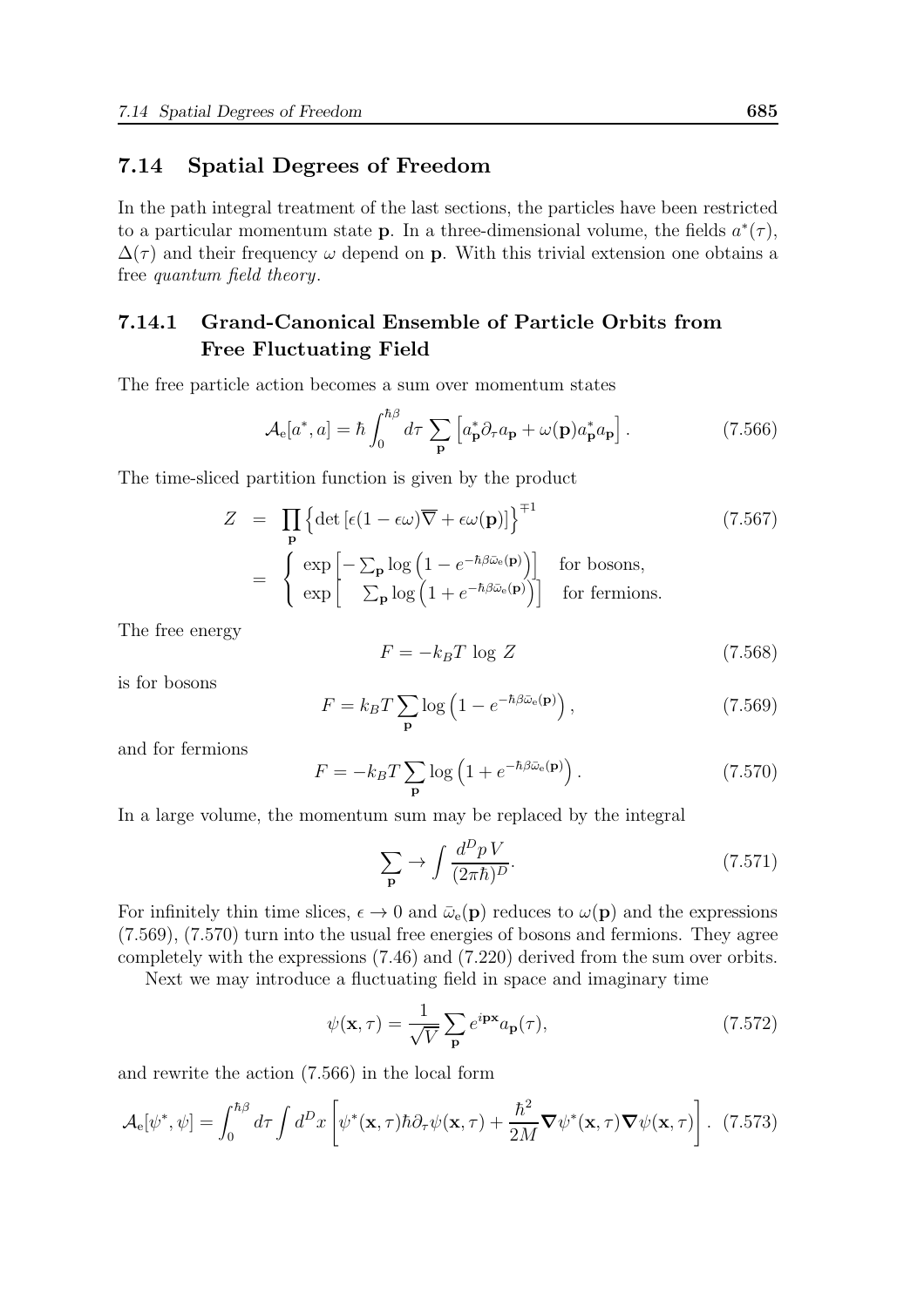## 7.14 Spatial Degrees of Freedom

In the path integral treatment of the last sections, the particles have been restricted to a particular momentum state $\mathbf{p}$. In a three-dimensional volume, the fields $a^*(\tau)$, $\Delta(\tau)$ and their frequency $\omega$ depend on $\mathbf{p}$. With this trivial extension one obtains a free *quantum field theory*.

### 7.14.1 Grand-Canonical Ensemble of Particle Orbits from Free Fluctuating Field

The free particle action becomes a sum over momentum states

$$\mathcal{A}_{\rm e}[a^*, a] = \hbar \int_0^{\hbar\beta} d\tau \sum_{\mathbf{p}} \left[ a^*_{\mathbf{p}} \partial_\tau a_{\mathbf{p}} + \omega(\mathbf{p}) a^*_{\mathbf{p}} a_{\mathbf{p}} \right]. \tag{7.566}$$

The time-sliced partition function is given by the product

$$\begin{aligned} Z &= \prod_{\mathbf{p}} \left\{ \det\left[\epsilon(1-\epsilon\omega)\overline{\nabla} + \epsilon\omega(\mathbf{p})\right] \right\}^{\mp 1} \qquad (7.567) \\ &= \left\{ \begin{array}{ll} \exp\left[ -\sum_{\mathbf{p}} \log\left(1 - e^{-\hbar\beta\bar{\omega}_{\rm e}(\mathbf{p})}\right)\right] & \text{for bosons,} \\ \exp\left[ \phantom{-}\sum_{\mathbf{p}} \log\left(1 + e^{-\hbar\beta\bar{\omega}_{\rm e}(\mathbf{p})}\right)\right] & \text{for fermions.} \end{array} \right. \end{aligned}$$

The free energy

$$F = -k_B T \log Z \tag{7.568}$$

is for bosons

$$F = k_B T \sum_{\mathbf{p}} \log\left(1 - e^{-\hbar\beta\bar{\omega}_{\rm e}(\mathbf{p})}\right), \tag{7.569}$$

and for fermions

$$F = -k_B T \sum_{\mathbf{p}} \log\left(1 + e^{-\hbar\beta\bar{\omega}_{\rm e}(\mathbf{p})}\right). \tag{7.570}$$

In a large volume, the momentum sum may be replaced by the integral

$$\sum_{\mathbf{p}} \to \int \frac{d^D p \, V}{(2\pi\hbar)^D}. \tag{7.571}$$

For infinitely thin time slices, $\epsilon \to 0$ and $\bar{\omega}_{\rm e}(\mathbf{p})$ reduces to $\omega(\mathbf{p})$ and the expressions (7.569), (7.570) turn into the usual free energies of bosons and fermions. They agree completely with the expressions (7.46) and (7.220) derived from the sum over orbits.

Next we may introduce a fluctuating field in space and imaginary time

$$\psi(\mathbf{x}, \tau) = \frac{1}{\sqrt{V}} \sum_{\mathbf{p}} e^{i\mathbf{p}\mathbf{x}} a_{\mathbf{p}}(\tau), \tag{7.572}$$

and rewrite the action (7.566) in the local form

$$\mathcal{A}_{\rm e}[\psi^*, \psi] = \int_0^{\hbar\beta} d\tau \int d^D x \left[ \psi^*(\mathbf{x}, \tau) \hbar \partial_\tau \psi(\mathbf{x}, \tau) + \frac{\hbar^2}{2M} \boldsymbol{\nabla}\psi^*(\mathbf{x}, \tau) \boldsymbol{\nabla}\psi(\mathbf{x}, \tau) \right]. \tag{7.573}$$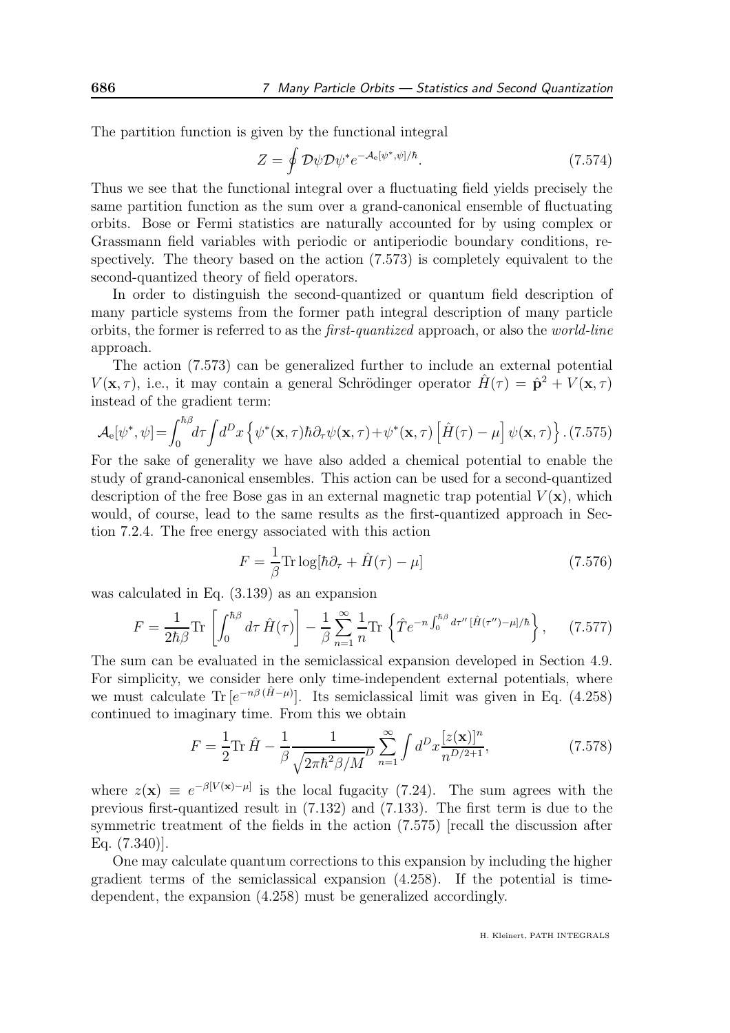The partition function is given by the functional integral

$$Z = \oint \mathcal{D}\psi \mathcal{D}\psi^* e^{-\mathcal{A}_{\rm e}[\psi^*,\psi]/\hbar}. \tag{7.574}$$

Thus we see that the functional integral over a fluctuating field yields precisely the same partition function as the sum over a grand-canonical ensemble of fluctuating orbits. Bose or Fermi statistics are naturally accounted for by using complex or Grassmann field variables with periodic or antiperiodic boundary conditions, respectively. The theory based on the action (7.573) is completely equivalent to the second-quantized theory of field operators.

In order to distinguish the second-quantized or quantum field description of many particle systems from the former path integral description of many particle orbits, the former is referred to as the *first-quantized* approach, or also the *world-line* approach.

The action (7.573) can be generalized further to include an external potential $V(\mathbf{x},\tau)$, i.e., it may contain a general Schrödinger operator $\hat{H}(\tau) = \hat{\mathbf{p}}^2 + V(\mathbf{x},\tau)$ instead of the gradient term:

$$\mathcal{A}_{\rm e}[\psi^*,\psi]=\int_0^{\hbar\beta} d\tau \int d^D x \left\{\psi^*(\mathbf{x},\tau)\hbar\partial_\tau\psi(\mathbf{x},\tau)+\psi^*(\mathbf{x},\tau)\left[\hat{H}(\tau)-\mu\right]\psi(\mathbf{x},\tau)\right\}. \tag{7.575}$$

For the sake of generality we have also added a chemical potential to enable the study of grand-canonical ensembles. This action can be used for a second-quantized description of the free Bose gas in an external magnetic trap potential $V(\mathbf{x})$, which would, of course, lead to the same results as the first-quantized approach in Section 7.2.4. The free energy associated with this action

$$F = \frac{1}{\beta}\mathrm{Tr}\log[\hbar\partial_\tau + \hat{H}(\tau) - \mu] \tag{7.576}$$

was calculated in Eq. (3.139) as an expansion

$$F = \frac{1}{2\hbar\beta}\mathrm{Tr}\left[\int_0^{\hbar\beta} d\tau\, \hat{H}(\tau)\right] - \frac{1}{\beta}\sum_{n=1}^{\infty}\frac{1}{n}\mathrm{Tr}\left\{\hat{T}e^{-n\int_0^{\hbar\beta}d\tau''\,[\hat{H}(\tau'')-\mu]/\hbar}\right\}, \tag{7.577}$$

The sum can be evaluated in the semiclassical expansion developed in Section 4.9. For simplicity, we consider here only time-independent external potentials, where we must calculate $\mathrm{Tr}\,[e^{-n\beta(\hat{H}-\mu)}]$. Its semiclassical limit was given in Eq. (4.258) continued to imaginary time. From this we obtain

$$F = \frac{1}{2}\mathrm{Tr}\,\hat{H} - \frac{1}{\beta}\frac{1}{\sqrt{2\pi\hbar^2\beta/M}^D}\sum_{n=1}^{\infty}\int d^D x\frac{[z(\mathbf{x})]^n}{n^{D/2+1}}, \tag{7.578}$$

where $z(\mathbf{x}) \equiv e^{-\beta[V(\mathbf{x})-\mu]}$ is the local fugacity (7.24). The sum agrees with the previous first-quantized result in (7.132) and (7.133). The first term is due to the symmetric treatment of the fields in the action (7.575) [recall the discussion after Eq. (7.340)].

One may calculate quantum corrections to this expansion by including the higher gradient terms of the semiclassical expansion (4.258). If the potential is time-dependent, the expansion (4.258) must be generalized accordingly.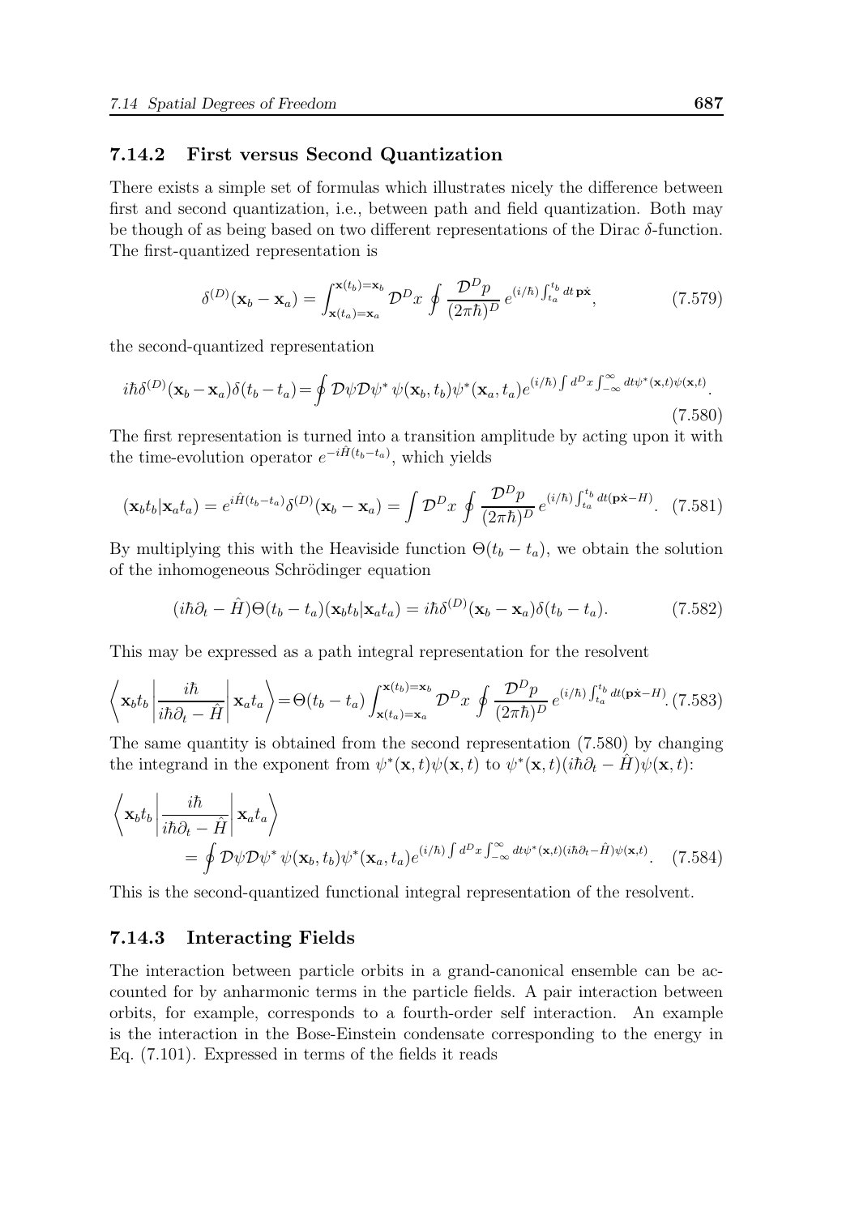### 7.14.2 First versus Second Quantization

There exists a simple set of formulas which illustrates nicely the difference between first and second quantization, i.e., between path and field quantization. Both may be though of as being based on two different representations of the Dirac $\delta$-function. The first-quantized representation is

$$\delta^{(D)}(\mathbf{x}_b - \mathbf{x}_a) = \int_{\mathbf{x}(t_a)=\mathbf{x}_a}^{\mathbf{x}(t_b)=\mathbf{x}_b} \mathcal{D}^D x \oint \frac{\mathcal{D}^D p}{(2\pi\hbar)^D} e^{(i/\hbar)\int_{t_a}^{t_b} dt\, \mathbf{p}\dot{\mathbf{x}}}, \tag{7.579}$$

the second-quantized representation

$$i\hbar\delta^{(D)}(\mathbf{x}_b - \mathbf{x}_a)\delta(t_b - t_a) = \oint \mathcal{D}\psi\mathcal{D}\psi^*\, \psi(\mathbf{x}_b, t_b)\psi^*(\mathbf{x}_a, t_a) e^{(i/\hbar)\int d^D x \int_{-\infty}^{\infty} dt \psi^*(\mathbf{x},t)\psi(\mathbf{x},t)}. \tag{7.580}$$

The first representation is turned into a transition amplitude by acting upon it with the time-evolution operator $e^{-i\hat{H}(t_b - t_a)}$, which yields

$$(\mathbf{x}_b t_b|\mathbf{x}_a t_a) = e^{i\hat{H}(t_b - t_a)}\delta^{(D)}(\mathbf{x}_b - \mathbf{x}_a) = \int \mathcal{D}^D x \oint \frac{\mathcal{D}^D p}{(2\pi\hbar)^D} e^{(i/\hbar)\int_{t_a}^{t_b} dt(\mathbf{p}\dot{\mathbf{x}} - H)}. \tag{7.581}$$

By multiplying this with the Heaviside function $\Theta(t_b - t_a)$, we obtain the solution of the inhomogeneous Schrödinger equation

$$(i\hbar\partial_t - \hat{H})\Theta(t_b - t_a)(\mathbf{x}_b t_b|\mathbf{x}_a t_a) = i\hbar\delta^{(D)}(\mathbf{x}_b - \mathbf{x}_a)\delta(t_b - t_a). \tag{7.582}$$

This may be expressed as a path integral representation for the resolvent

$$\left\langle \mathbf{x}_b t_b \left| \frac{i\hbar}{i\hbar\partial_t - \hat{H}} \right| \mathbf{x}_a t_a \right\rangle = \Theta(t_b - t_a) \int_{\mathbf{x}(t_a)=\mathbf{x}_a}^{\mathbf{x}(t_b)=\mathbf{x}_b} \mathcal{D}^D x \oint \frac{\mathcal{D}^D p}{(2\pi\hbar)^D} e^{(i/\hbar)\int_{t_a}^{t_b} dt(\mathbf{p}\dot{\mathbf{x}} - H)}. \tag{7.583}$$

The same quantity is obtained from the second representation (7.580) by changing the integrand in the exponent from $\psi^*(\mathbf{x}, t)\psi(\mathbf{x}, t)$ to $\psi^*(\mathbf{x}, t)(i\hbar\partial_t - \hat{H})\psi(\mathbf{x}, t)$:

$$\left\langle \mathbf{x}_b t_b \left| \frac{i\hbar}{i\hbar\partial_t - \hat{H}} \right| \mathbf{x}_a t_a \right\rangle = \oint \mathcal{D}\psi\mathcal{D}\psi^*\, \psi(\mathbf{x}_b, t_b)\psi^*(\mathbf{x}_a, t_a) e^{(i/\hbar)\int d^D x \int_{-\infty}^{\infty} dt \psi^*(\mathbf{x},t)(i\hbar\partial_t - \hat{H})\psi(\mathbf{x},t)}. \tag{7.584}$$

This is the second-quantized functional integral representation of the resolvent.

### 7.14.3 Interacting Fields

The interaction between particle orbits in a grand-canonical ensemble can be accounted for by anharmonic terms in the particle fields. A pair interaction between orbits, for example, corresponds to a fourth-order self interaction. An example is the interaction in the Bose-Einstein condensate corresponding to the energy in Eq. (7.101). Expressed in terms of the fields it reads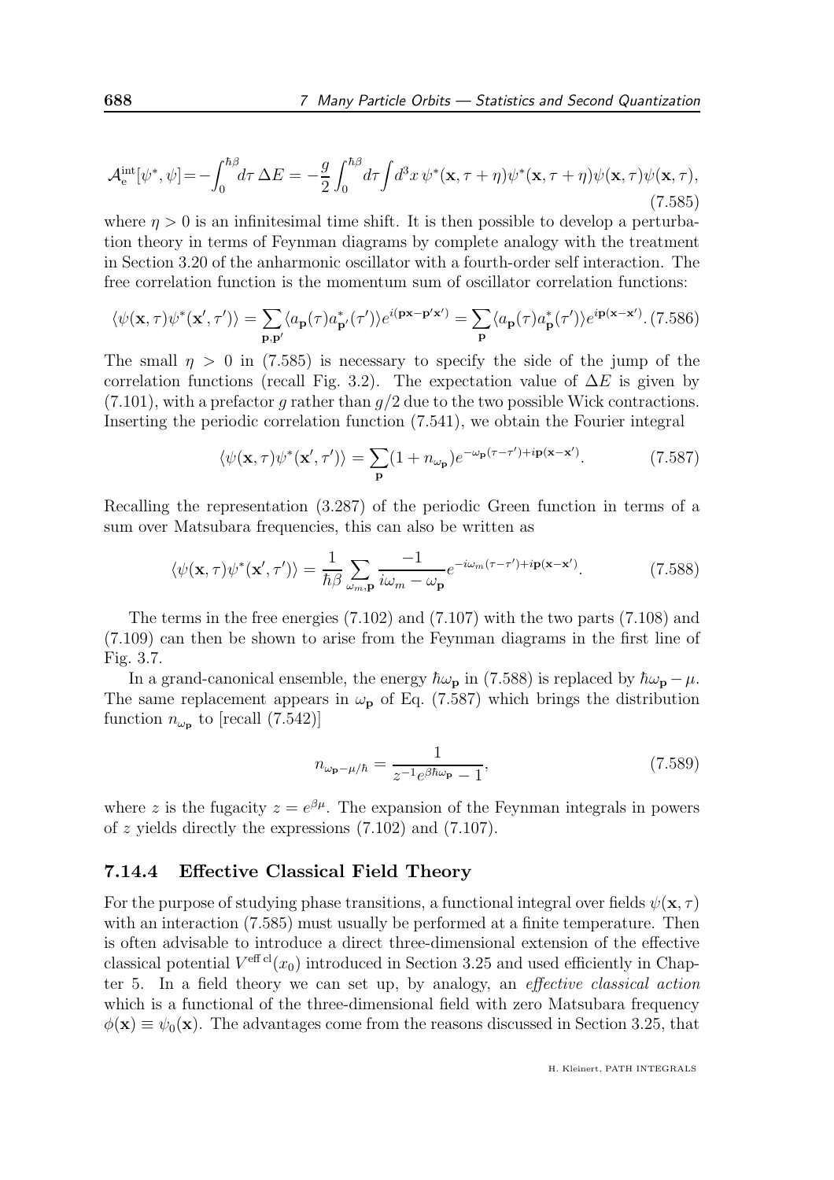$$\mathcal{A}_{\rm e}^{\rm int}[\psi^*,\psi] = -\int_0^{\hbar\beta} d\tau\,\Delta E = -\frac{g}{2}\int_0^{\hbar\beta} d\tau \int d^3x\,\psi^*(\mathbf{x},\tau+\eta)\psi^*(\mathbf{x},\tau+\eta)\psi(\mathbf{x},\tau)\psi(\mathbf{x},\tau), \tag{7.585}$$

where $\eta > 0$ is an infinitesimal time shift. It is then possible to develop a perturbation theory in terms of Feynman diagrams by complete analogy with the treatment in Section 3.20 of the anharmonic oscillator with a fourth-order self interaction. The free correlation function is the momentum sum of oscillator correlation functions:

$$\langle \psi(\mathbf{x},\tau)\psi^*(\mathbf{x}',\tau')\rangle = \sum_{\mathbf{p},\mathbf{p}'} \langle a_{\mathbf{p}}(\tau)a^*_{\mathbf{p}'}(\tau')\rangle e^{i(\mathbf{p}\mathbf{x}-\mathbf{p}'\mathbf{x}')} = \sum_{\mathbf{p}} \langle a_{\mathbf{p}}(\tau)a^*_{\mathbf{p}}(\tau')\rangle e^{i\mathbf{p}(\mathbf{x}-\mathbf{x}')}. \tag{7.586}$$

The small $\eta > 0$ in (7.585) is necessary to specify the side of the jump of the correlation functions (recall Fig. 3.2). The expectation value of $\Delta E$ is given by (7.101), with a prefactor $g$ rather than $g/2$ due to the two possible Wick contractions. Inserting the periodic correlation function (7.541), we obtain the Fourier integral

$$\langle \psi(\mathbf{x},\tau)\psi^*(\mathbf{x}',\tau')\rangle = \sum_{\mathbf{p}} (1+n_{\omega_{\mathbf{p}}}) e^{-\omega_{\mathbf{p}}(\tau-\tau')+i\mathbf{p}(\mathbf{x}-\mathbf{x}')}. \tag{7.587}$$

Recalling the representation (3.287) of the periodic Green function in terms of a sum over Matsubara frequencies, this can also be written as

$$\langle \psi(\mathbf{x},\tau)\psi^*(\mathbf{x}',\tau')\rangle = \frac{1}{\hbar\beta}\sum_{\omega_m,\mathbf{p}} \frac{-1}{i\omega_m - \omega_{\mathbf{p}}} e^{-i\omega_m(\tau-\tau')+i\mathbf{p}(\mathbf{x}-\mathbf{x}')}. \tag{7.588}$$

The terms in the free energies (7.102) and (7.107) with the two parts (7.108) and (7.109) can then be shown to arise from the Feynman diagrams in the first line of Fig. 3.7.

In a grand-canonical ensemble, the energy $\hbar\omega_{\mathbf{p}}$ in (7.588) is replaced by $\hbar\omega_{\mathbf{p}} - \mu$. The same replacement appears in $\omega_{\mathbf{p}}$ of Eq. (7.587) which brings the distribution function $n_{\omega_{\mathbf{p}}}$ to [recall (7.542)]

$$n_{\omega_{\mathbf{p}}-\mu/\hbar} = \frac{1}{z^{-1}e^{\beta\hbar\omega_{\mathbf{p}}}-1}, \tag{7.589}$$

where $z$ is the fugacity $z = e^{\beta\mu}$. The expansion of the Feynman integrals in powers of $z$ yields directly the expressions (7.102) and (7.107).

### 7.14.4 Effective Classical Field Theory

For the purpose of studying phase transitions, a functional integral over fields $\psi(\mathbf{x},\tau)$ with an interaction (7.585) must usually be performed at a finite temperature. Then is often advisable to introduce a direct three-dimensional extension of the effective classical potential $V^{\rm eff\,cl}(x_0)$ introduced in Section 3.25 and used efficiently in Chapter 5. In a field theory we can set up, by analogy, an *effective classical action* which is a functional of the three-dimensional field with zero Matsubara frequency $\phi(\mathbf{x}) \equiv \psi_0(\mathbf{x})$. The advantages come from the reasons discussed in Section 3.25, that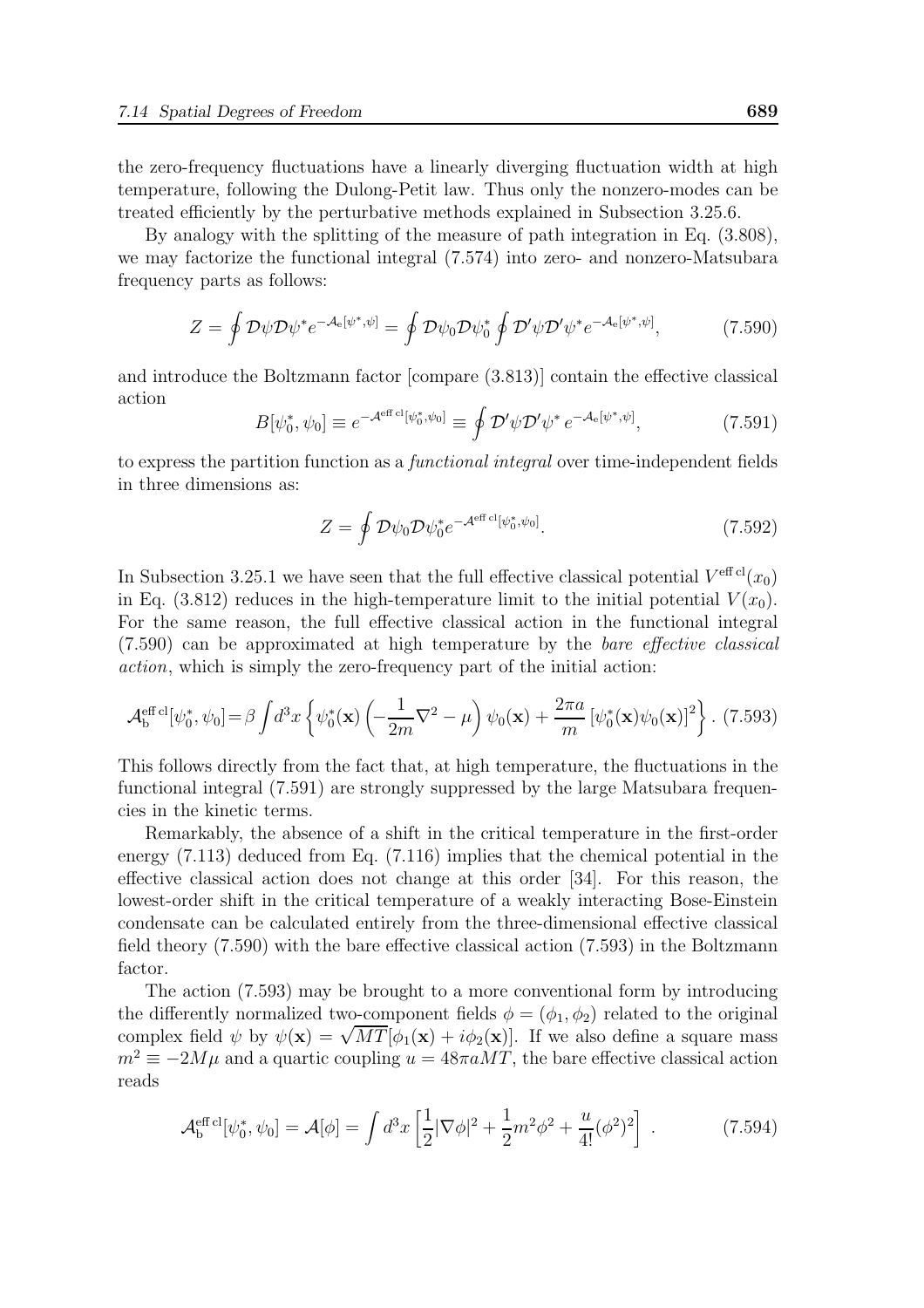the zero-frequency fluctuations have a linearly diverging fluctuation width at high temperature, following the Dulong-Petit law. Thus only the nonzero-modes can be treated efficiently by the perturbative methods explained in Subsection 3.25.6.

By analogy with the splitting of the measure of path integration in Eq. (3.808), we may factorize the functional integral (7.574) into zero- and nonzero-Matsubara frequency parts as follows:

$$Z = \oint \mathcal{D}\psi \mathcal{D}\psi^* e^{-\mathcal{A}_e[\psi^*,\psi]} = \oint \mathcal{D}\psi_0 \mathcal{D}\psi_0^* \oint \mathcal{D}'\psi \mathcal{D}'\psi^* e^{-\mathcal{A}_e[\psi^*,\psi]}, \tag{7.590}$$

and introduce the Boltzmann factor [compare (3.813)] contain the effective classical action

$$B[\psi_0^*, \psi_0] \equiv e^{-\mathcal{A}^{\text{eff cl}}[\psi_0^*,\psi_0]} \equiv \oint \mathcal{D}'\psi \mathcal{D}'\psi^* \, e^{-\mathcal{A}_e[\psi^*,\psi]}, \tag{7.591}$$

to express the partition function as a *functional integral* over time-independent fields in three dimensions as:

$$Z = \oint \mathcal{D}\psi_0 \mathcal{D}\psi_0^* e^{-\mathcal{A}^{\text{eff cl}}[\psi_0^*,\psi_0]}. \tag{7.592}$$

In Subsection 3.25.1 we have seen that the full effective classical potential $V^{\text{eff cl}}(x_0)$ in Eq. (3.812) reduces in the high-temperature limit to the initial potential $V(x_0)$. For the same reason, the full effective classical action in the functional integral (7.590) can be approximated at high temperature by the *bare effective classical action*, which is simply the zero-frequency part of the initial action:

$$\mathcal{A}_{\text{b}}^{\text{eff cl}}[\psi_0^*, \psi_0] = \beta \int d^3x \left\{ \psi_0^*(\mathbf{x}) \left( -\frac{1}{2m}\nabla^2 - \mu \right) \psi_0(\mathbf{x}) + \frac{2\pi a}{m} \left[ \psi_0^*(\mathbf{x}) \psi_0(\mathbf{x}) \right]^2 \right\}. \tag{7.593}$$

This follows directly from the fact that, at high temperature, the fluctuations in the functional integral (7.591) are strongly suppressed by the large Matsubara frequencies in the kinetic terms.

Remarkably, the absence of a shift in the critical temperature in the first-order energy (7.113) deduced from Eq. (7.116) implies that the chemical potential in the effective classical action does not change at this order [34]. For this reason, the lowest-order shift in the critical temperature of a weakly interacting Bose-Einstein condensate can be calculated entirely from the three-dimensional effective classical field theory (7.590) with the bare effective classical action (7.593) in the Boltzmann factor.

The action (7.593) may be brought to a more conventional form by introducing the differently normalized two-component fields $\phi = (\phi_1, \phi_2)$ related to the original complex field $\psi$ by $\psi(\mathbf{x}) = \sqrt{MT}[\phi_1(\mathbf{x}) + i\phi_2(\mathbf{x})]$. If we also define a square mass $m^2 \equiv -2M\mu$ and a quartic coupling $u = 48\pi a MT$, the bare effective classical action reads

$$\mathcal{A}_{\text{b}}^{\text{eff cl}}[\psi_0^*, \psi_0] = \mathcal{A}[\phi] = \int d^3x \left[ \frac{1}{2}|\nabla\phi|^2 + \frac{1}{2}m^2\phi^2 + \frac{u}{4!}(\phi^2)^2 \right] . \tag{7.594}$$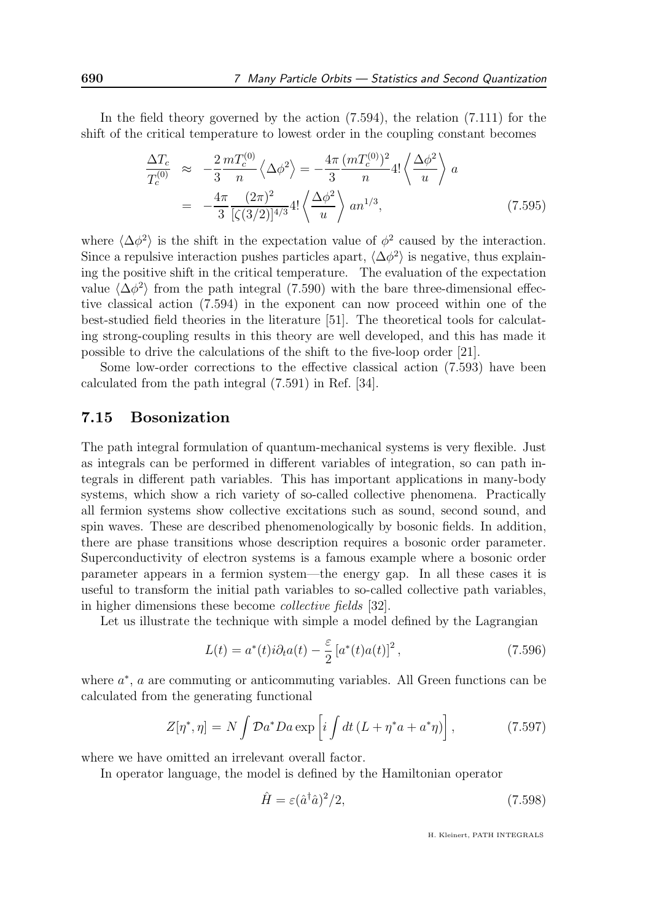In the field theory governed by the action (7.594), the relation (7.111) for the shift of the critical temperature to lowest order in the coupling constant becomes

$$
\begin{aligned}
\frac{\Delta T_c}{T_c^{(0)}} &\approx -\frac{2}{3}\frac{mT_c^{(0)}}{n}\left\langle \Delta\phi^2\right\rangle = -\frac{4\pi}{3}\frac{(mT_c^{(0)})^2}{n}4!\left\langle \frac{\Delta\phi^2}{u}\right\rangle a \\
&= -\frac{4\pi}{3}\frac{(2\pi)^2}{[\zeta(3/2)]^{4/3}}4!\left\langle \frac{\Delta\phi^2}{u}\right\rangle an^{1/3},
\end{aligned}
\tag{7.595}
$$

where $\langle\Delta\phi^2\rangle$ is the shift in the expectation value of $\phi^2$ caused by the interaction. Since a repulsive interaction pushes particles apart, $\langle\Delta\phi^2\rangle$ is negative, thus explaining the positive shift in the critical temperature. The evaluation of the expectation value $\langle\Delta\phi^2\rangle$ from the path integral (7.590) with the bare three-dimensional effective classical action (7.594) in the exponent can now proceed within one of the best-studied field theories in the literature [51]. The theoretical tools for calculating strong-coupling results in this theory are well developed, and this has made it possible to drive the calculations of the shift to the five-loop order [21].

Some low-order corrections to the effective classical action (7.593) have been calculated from the path integral (7.591) in Ref. [34].

## 7.15 Bosonization

The path integral formulation of quantum-mechanical systems is very flexible. Just as integrals can be performed in different variables of integration, so can path integrals in different path variables. This has important applications in many-body systems, which show a rich variety of so-called collective phenomena. Practically all fermion systems show collective excitations such as sound, second sound, and spin waves. These are described phenomenologically by bosonic fields. In addition, there are phase transitions whose description requires a bosonic order parameter. Superconductivity of electron systems is a famous example where a bosonic order parameter appears in a fermion system—the energy gap. In all these cases it is useful to transform the initial path variables to so-called collective path variables, in higher dimensions these become *collective fields* [32].

Let us illustrate the technique with simple a model defined by the Lagrangian

$$
L(t) = a^*(t)i\partial_t a(t) - \frac{\varepsilon}{2}\left[a^*(t)a(t)\right]^2,
\tag{7.596}
$$

where $a^*$, $a$ are commuting or anticommuting variables. All Green functions can be calculated from the generating functional

$$
Z[\eta^*,\eta] = N\int \mathcal{D}a^* Da \exp\left[i\int dt\,(L+\eta^* a + a^*\eta)\right],
\tag{7.597}
$$

where we have omitted an irrelevant overall factor.

In operator language, the model is defined by the Hamiltonian operator

$$
\hat{H} = \varepsilon(\hat{a}^\dagger\hat{a})^2/2,
\tag{7.598}
$$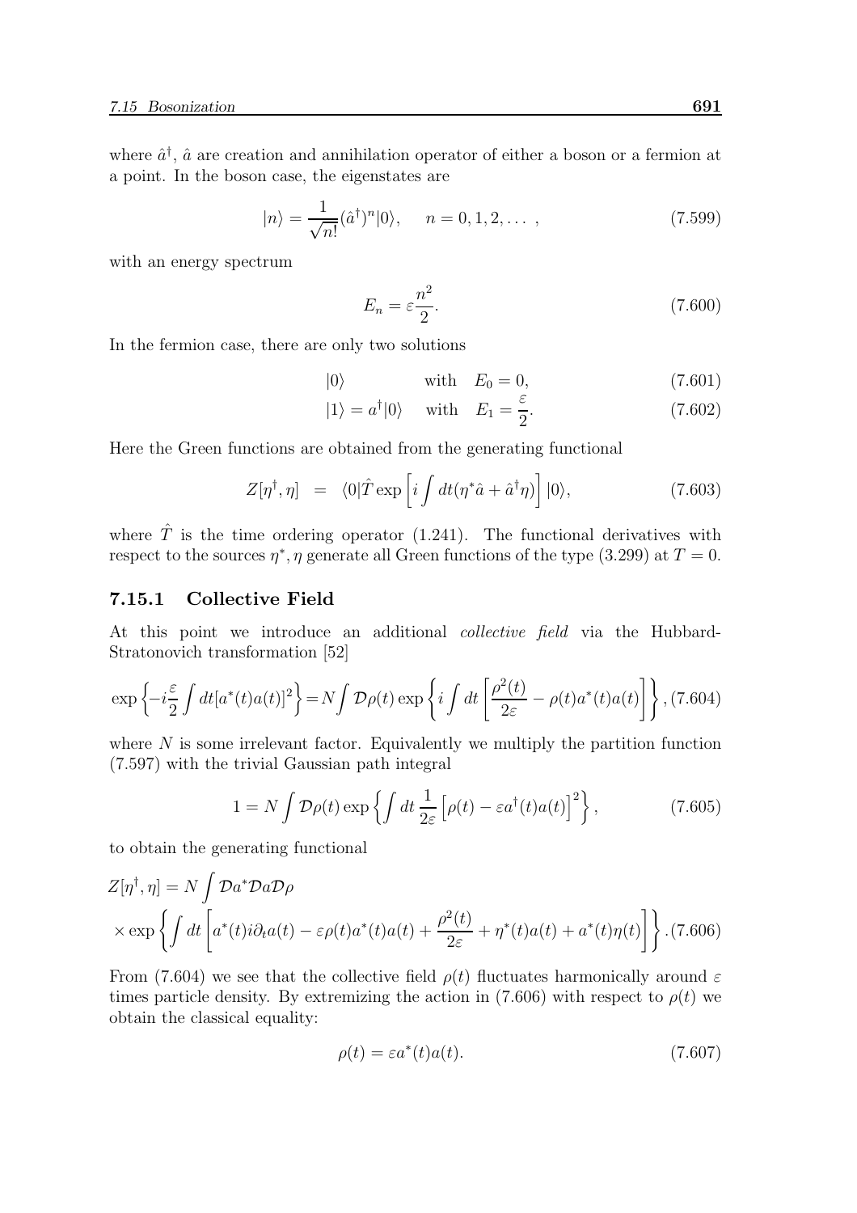where $\hat{a}^\dagger$, $\hat{a}$ are creation and annihilation operator of either a boson or a fermion at a point. In the boson case, the eigenstates are

$$|n\rangle = \frac{1}{\sqrt{n!}}(\hat{a}^\dagger)^n|0\rangle, \qquad n = 0, 1, 2, \dots\ , \tag{7.599}$$

with an energy spectrum

$$E_n = \varepsilon \frac{n^2}{2}. \tag{7.600}$$

In the fermion case, there are only two solutions

$$|0\rangle \qquad \text{with} \quad E_0 = 0, \tag{7.601}$$

$$|1\rangle = a^\dagger|0\rangle \quad \text{with} \quad E_1 = \frac{\varepsilon}{2}. \tag{7.602}$$

Here the Green functions are obtained from the generating functional

$$Z[\eta^\dagger, \eta] \;\; = \;\; \langle 0|\hat{T} \exp\left[i\int dt(\eta^* \hat{a} + \hat{a}^\dagger \eta)\right]|0\rangle, \tag{7.603}$$

where $\hat{T}$ is the time ordering operator (1.241). The functional derivatives with respect to the sources $\eta^*, \eta$ generate all Green functions of the type (3.299) at $T = 0$.

### 7.15.1 Collective Field

At this point we introduce an additional *collective field* via the Hubbard-Stratonovich transformation [52]

$$\exp\left\{-i\frac{\varepsilon}{2}\int dt[a^*(t)a(t)]^2\right\} = N\int \mathcal{D}\rho(t) \exp\left\{i\int dt\left[\frac{\rho^2(t)}{2\varepsilon} - \rho(t)a^*(t)a(t)\right]\right\}, \tag{7.604}$$

where $N$ is some irrelevant factor. Equivalently we multiply the partition function (7.597) with the trivial Gaussian path integral

$$1 = N\int \mathcal{D}\rho(t) \exp\left\{\int dt\, \frac{1}{2\varepsilon}\left[\rho(t) - \varepsilon a^\dagger(t)a(t)\right]^2\right\}, \tag{7.605}$$

to obtain the generating functional

$$Z[\eta^\dagger, \eta] = N\int \mathcal{D}a^*\mathcal{D}a\mathcal{D}\rho$$
$$\times \exp\left\{\int dt\left[a^*(t)i\partial_t a(t) - \varepsilon\rho(t)a^*(t)a(t) + \frac{\rho^2(t)}{2\varepsilon} + \eta^*(t)a(t) + a^*(t)\eta(t)\right]\right\}. \tag{7.606}$$

From (7.604) we see that the collective field $\rho(t)$ fluctuates harmonically around $\varepsilon$ times particle density. By extremizing the action in (7.606) with respect to $\rho(t)$ we obtain the classical equality:

$$\rho(t) = \varepsilon a^*(t)a(t). \tag{7.607}$$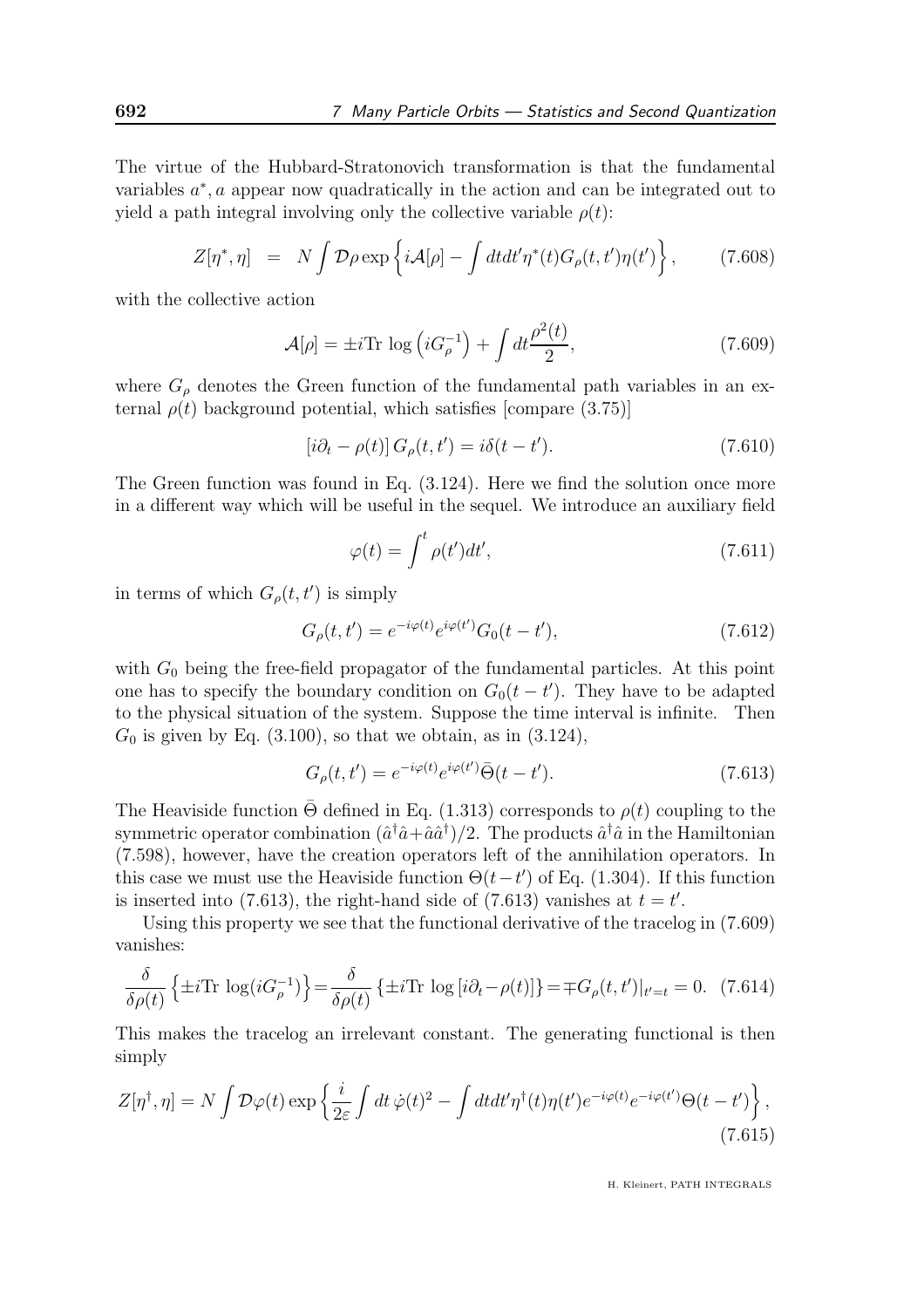The virtue of the Hubbard-Stratonovich transformation is that the fundamental variables $a^*, a$ appear now quadratically in the action and can be integrated out to yield a path integral involving only the collective variable $\rho(t)$:

$$
Z[\eta^*, \eta] \;\; = \;\; N \int \mathcal{D}\rho \exp\left\{ i\mathcal{A}[\rho] - \int dt dt' \eta^*(t) G_\rho(t, t') \eta(t') \right\}, \qquad (7.608)
$$

with the collective action

$$
\mathcal{A}[\rho] = \pm i \text{Tr} \log\left(iG_\rho^{-1}\right) + \int dt \frac{\rho^2(t)}{2}, \qquad (7.609)
$$

where $G_\rho$ denotes the Green function of the fundamental path variables in an external $\rho(t)$ background potential, which satisfies [compare (3.75)]

$$
\left[i\partial_t - \rho(t)\right] G_\rho(t, t') = i\delta(t - t'). \qquad (7.610)
$$

The Green function was found in Eq. (3.124). Here we find the solution once more in a different way which will be useful in the sequel. We introduce an auxiliary field

$$
\varphi(t) = \int^t \rho(t') dt', \qquad (7.611)
$$

in terms of which $G_\rho(t, t')$ is simply

$$
G_\rho(t, t') = e^{-i\varphi(t)} e^{i\varphi(t')} G_0(t - t'), \qquad (7.612)
$$

with $G_0$ being the free-field propagator of the fundamental particles. At this point one has to specify the boundary condition on $G_0(t - t')$. They have to be adapted to the physical situation of the system. Suppose the time interval is infinite. Then $G_0$ is given by Eq. (3.100), so that we obtain, as in (3.124),

$$
G_\rho(t, t') = e^{-i\varphi(t)} e^{i\varphi(t')} \bar{\Theta}(t - t'). \qquad (7.613)
$$

The Heaviside function $\bar{\Theta}$ defined in Eq. (1.313) corresponds to $\rho(t)$ coupling to the symmetric operator combination $(\hat{a}^\dagger \hat{a} + \hat{a}\hat{a}^\dagger)/2$. The products $\hat{a}^\dagger \hat{a}$ in the Hamiltonian (7.598), however, have the creation operators left of the annihilation operators. In this case we must use the Heaviside function $\Theta(t - t')$ of Eq. (1.304). If this function is inserted into (7.613), the right-hand side of (7.613) vanishes at $t = t'$.

Using this property we see that the functional derivative of the tracelog in (7.609) vanishes:

$$
\frac{\delta}{\delta\rho(t)} \left\{ \pm i \text{Tr} \log(iG_\rho^{-1}) \right\} = \frac{\delta}{\delta\rho(t)} \left\{ \pm i \text{Tr} \log\left[i\partial_t - \rho(t)\right] \right\} = \mp G_\rho(t, t')|_{t'=t} = 0. \quad (7.614)
$$

This makes the tracelog an irrelevant constant. The generating functional is then simply

$$
Z[\eta^\dagger, \eta] = N \int \mathcal{D}\varphi(t) \exp\left\{ \frac{i}{2\varepsilon} \int dt\, \dot{\varphi}(t)^2 - \int dt dt' \eta^\dagger(t) \eta(t') e^{-i\varphi(t)} e^{-i\varphi(t')} \Theta(t - t') \right\}, \qquad (7.615)
$$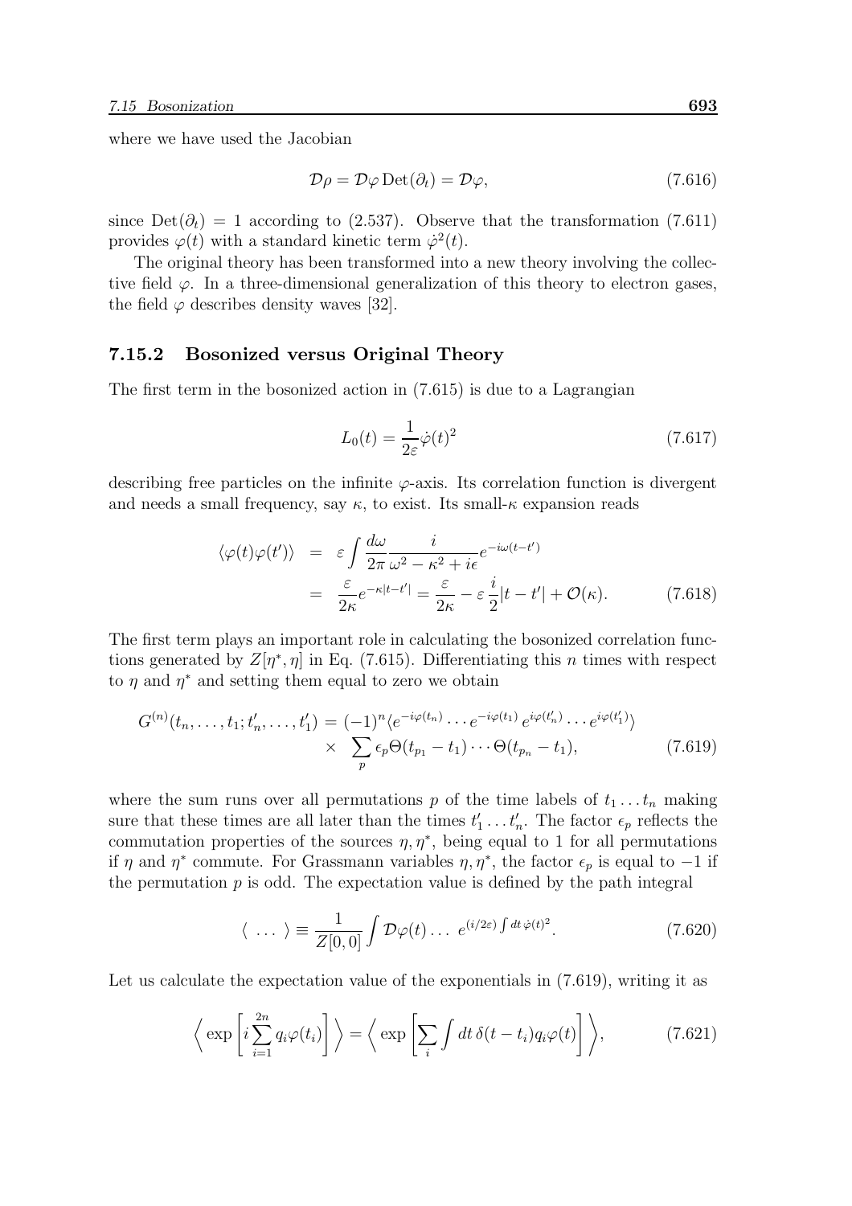where we have used the Jacobian

$$\mathcal{D}\rho = \mathcal{D}\varphi \, \mathrm{Det}(\partial_t) = \mathcal{D}\varphi, \tag{7.616}$$

since $\mathrm{Det}(\partial_t) = 1$ according to (2.537). Observe that the transformation (7.611) provides $\varphi(t)$ with a standard kinetic term $\dot{\varphi}^2(t)$.

The original theory has been transformed into a new theory involving the collective field $\varphi$. In a three-dimensional generalization of this theory to electron gases, the field $\varphi$ describes density waves [32].

### 7.15.2 Bosonized versus Original Theory

The first term in the bosonized action in (7.615) is due to a Lagrangian

$$L_0(t) = \frac{1}{2\varepsilon}\dot{\varphi}(t)^2 \tag{7.617}$$

describing free particles on the infinite $\varphi$-axis. Its correlation function is divergent and needs a small frequency, say $\kappa$, to exist. Its small-$\kappa$ expansion reads

$$\begin{aligned}
\langle \varphi(t)\varphi(t')\rangle &= \varepsilon \int \frac{d\omega}{2\pi} \frac{i}{\omega^2 - \kappa^2 + i\epsilon} e^{-i\omega(t-t')} \\
&= \frac{\varepsilon}{2\kappa} e^{-\kappa|t-t'|} = \frac{\varepsilon}{2\kappa} - \varepsilon\,\frac{i}{2}|t-t'| + \mathcal{O}(\kappa).
\end{aligned} \tag{7.618}$$

The first term plays an important role in calculating the bosonized correlation functions generated by $Z[\eta^*, \eta]$ in Eq. (7.615). Differentiating this $n$ times with respect to $\eta$ and $\eta^*$ and setting them equal to zero we obtain

$$\begin{aligned}
G^{(n)}(t_n, \dots, t_1; t'_n, \dots, t'_1) &= (-1)^n \langle e^{-i\varphi(t_n)} \cdots e^{-i\varphi(t_1)}\, e^{i\varphi(t'_n)} \cdots e^{i\varphi(t'_1)} \rangle \\
&\quad \times \sum_p \epsilon_p \Theta(t_{p_1} - t_1) \cdots \Theta(t_{p_n} - t_1),
\end{aligned} \tag{7.619}$$

where the sum runs over all permutations $p$ of the time labels of $t_1 \dots t_n$ making sure that these times are all later than the times $t'_1 \dots t'_n$. The factor $\epsilon_p$ reflects the commutation properties of the sources $\eta, \eta^*$, being equal to 1 for all permutations if $\eta$ and $\eta^*$ commute. For Grassmann variables $\eta, \eta^*$, the factor $\epsilon_p$ is equal to $-1$ if the permutation $p$ is odd. The expectation value is defined by the path integral

$$\langle \ \dots \ \rangle \equiv \frac{1}{Z[0,0]} \int \mathcal{D}\varphi(t) \dots \ e^{(i/2\varepsilon)\int dt\, \dot{\varphi}(t)^2}. \tag{7.620}$$

Let us calculate the expectation value of the exponentials in (7.619), writing it as

$$\left\langle \exp\left[ i \sum_{i=1}^{2n} q_i \varphi(t_i) \right] \right\rangle = \left\langle \exp\left[ \sum_i \int dt\, \delta(t - t_i) q_i \varphi(t) \right] \right\rangle, \tag{7.621}$$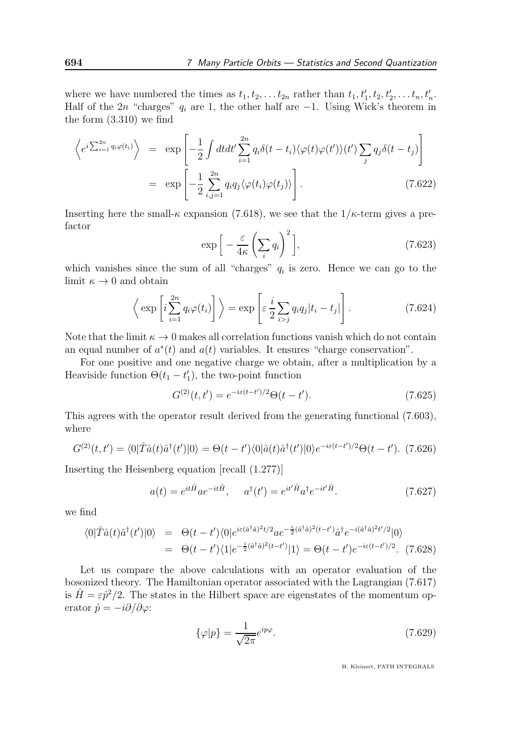where we have numbered the times as $t_1, t_2, \ldots t_{2n}$ rather than $t_1, t'_1, t_2, t'_2, \ldots t_n, t'_n$. Half of the $2n$ "charges" $q_i$ are 1, the other half are $-1$. Using Wick's theorem in the form (3.310) we find

$$\left\langle e^{i\sum_{i=1}^{2n} q_i\varphi(t_i)}\right\rangle = \exp\left[-\frac{1}{2}\int dt dt' \sum_{i=1}^{2n} q_i \delta(t-t_i)\langle\varphi(t)\varphi(t')\rangle(t')\sum_j q_j\delta(t-t_j)\right]$$
$$= \exp\left[-\frac{1}{2}\sum_{i,j=1}^{2n} q_i q_j \langle\varphi(t_i)\varphi(t_j)\rangle\right]. \tag{7.622}$$

Inserting here the small-$\kappa$ expansion (7.618), we see that the $1/\kappa$-term gives a prefactor

$$\exp\Big[-\frac{\varepsilon}{4\kappa}\left(\sum_i q_i\right)^2\Big], \tag{7.623}$$

which vanishes since the sum of all "charges" $q_i$ is zero. Hence we can go to the limit $\kappa \to 0$ and obtain

$$\Big\langle \exp\left[i\sum_{i=1}^{2n} q_i\varphi(t_i)\right]\Big\rangle = \exp\left[\varepsilon\frac{i}{2}\sum_{i>j} q_i q_j |t_i - t_j|\right]. \tag{7.624}$$

Note that the limit $\kappa \to 0$ makes all correlation functions vanish which do not contain an equal number of $a^*(t)$ and $a(t)$ variables. It ensures "charge conservation".

For one positive and one negative charge we obtain, after a multiplication by a Heaviside function $\Theta(t_1 - t'_1)$, the two-point function

$$G^{(2)}(t,t') = e^{-i\varepsilon(t-t')/2}\Theta(t-t'). \tag{7.625}$$

This agrees with the operator result derived from the generating functional (7.603), where

$$G^{(2)}(t,t') = \langle 0|\hat{T}\hat{a}(t)\hat{a}^\dagger(t')|0\rangle = \Theta(t-t')\langle 0|\hat{a}(t)\hat{a}^\dagger(t')|0\rangle e^{-i\varepsilon(t-t')/2}\Theta(t-t'). \tag{7.626}$$

Inserting the Heisenberg equation [recall (1.277)]

$$a(t) = e^{it\hat{H}}ae^{-it\hat{H}}, \quad a^\dagger(t') = e^{it'\hat{H}}a^\dagger e^{-it'\hat{H}}. \tag{7.627}$$

we find

$$\langle 0|\hat{T}\hat{a}(t)\hat{a}^\dagger(t')|0\rangle = \Theta(t-t')\langle 0|e^{i\varepsilon(\hat{a}^\dagger\hat{a})^2 t/2}ae^{-\frac{i}{2}(\hat{a}^\dagger\hat{a})^2(t-t')}\hat{a}^\dagger e^{-i(\hat{a}^\dagger\hat{a})^2 t'/2}|0\rangle$$
$$= \Theta(t-t')\langle 1|e^{-\frac{i}{2}(\hat{a}^\dagger\hat{a})^2(t-t')}|1\rangle = \Theta(t-t')e^{-i\varepsilon(t-t')/2}. \tag{7.628}$$

Let us compare the above calculations with an operator evaluation of the bosonized theory. The Hamiltonian operator associated with the Lagrangian (7.617) is $\hat{H} = \varepsilon\hat{p}^2/2$. The states in the Hilbert space are eigenstates of the momentum operator $\hat{p} = -i\partial/\partial\varphi$:

$$\{\varphi|p\} = \frac{1}{\sqrt{2\pi}}e^{ip\varphi}. \tag{7.629}$$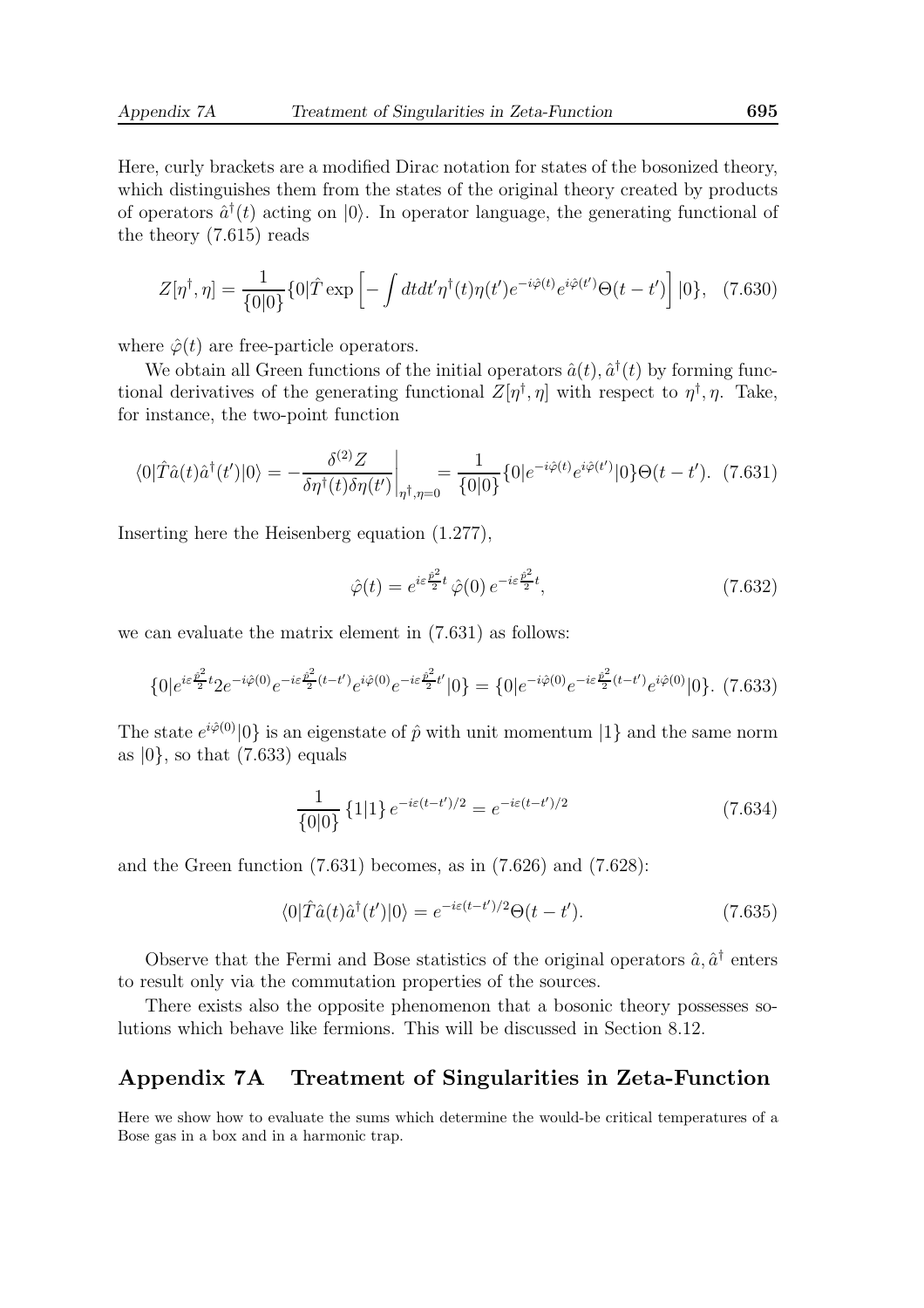Here, curly brackets are a modified Dirac notation for states of the bosonized theory, which distinguishes them from the states of the original theory created by products of operators $\hat{a}^\dagger(t)$ acting on $|0\rangle$. In operator language, the generating functional of the theory (7.615) reads

$$Z[\eta^\dagger,\eta]=\frac{1}{\{0|0\}}\{0|\hat{T}\exp\left[-\int dtdt'\eta^\dagger(t)\eta(t')e^{-i\hat{\varphi}(t)}e^{i\hat{\varphi}(t')}\Theta(t-t')\right]|0\},\quad(7.630)$$

where $\hat{\varphi}(t)$ are free-particle operators.

We obtain all Green functions of the initial operators $\hat{a}(t),\hat{a}^\dagger(t)$ by forming functional derivatives of the generating functional $Z[\eta^\dagger,\eta]$ with respect to $\eta^\dagger,\eta$. Take, for instance, the two-point function

$$\langle 0|\hat{T}\hat{a}(t)\hat{a}^\dagger(t')|0\rangle=-\left.\frac{\delta^{(2)}Z}{\delta\eta^\dagger(t)\delta\eta(t')}\right|_{\eta^\dagger,\eta=0}=\frac{1}{\{0|0\}}\{0|e^{-i\hat{\varphi}(t)}e^{i\hat{\varphi}(t')}|0\}\Theta(t-t').\quad(7.631)$$

Inserting here the Heisenberg equation (1.277),

$$\hat{\varphi}(t)=e^{i\varepsilon\frac{\hat{p}^2}{2}t}\,\hat{\varphi}(0)\,e^{-i\varepsilon\frac{\hat{p}^2}{2}t},\quad(7.632)$$

we can evaluate the matrix element in (7.631) as follows:

$$\{0|e^{i\varepsilon\frac{\hat{p}^2}{2}t}2e^{-i\hat{\varphi}(0)}e^{-i\varepsilon\frac{\hat{p}^2}{2}(t-t')}e^{i\hat{\varphi}(0)}e^{-i\varepsilon\frac{\hat{p}^2}{2}t'}|0\}=\{0|e^{-i\hat{\varphi}(0)}e^{-i\varepsilon\frac{\hat{p}^2}{2}(t-t')}e^{i\hat{\varphi}(0)}|0\}.\quad(7.633)$$

The state $e^{i\hat{\varphi}(0)}|0\}$ is an eigenstate of $\hat{p}$ with unit momentum $|1\}$ and the same norm as $|0\}$, so that (7.633) equals

$$\frac{1}{\{0|0\}}\,\{1|1\}\,e^{-i\varepsilon(t-t')/2}=e^{-i\varepsilon(t-t')/2}\quad(7.634)$$

and the Green function (7.631) becomes, as in (7.626) and (7.628):

$$\langle 0|\hat{T}\hat{a}(t)\hat{a}^\dagger(t')|0\rangle=e^{-i\varepsilon(t-t')/2}\Theta(t-t').\quad(7.635)$$

Observe that the Fermi and Bose statistics of the original operators $\hat{a},\hat{a}^\dagger$ enters to result only via the commutation properties of the sources.

There exists also the opposite phenomenon that a bosonic theory possesses solutions which behave like fermions. This will be discussed in Section 8.12.

## Appendix 7A Treatment of Singularities in Zeta-Function

Here we show how to evaluate the sums which determine the would-be critical temperatures of a Bose gas in a box and in a harmonic trap.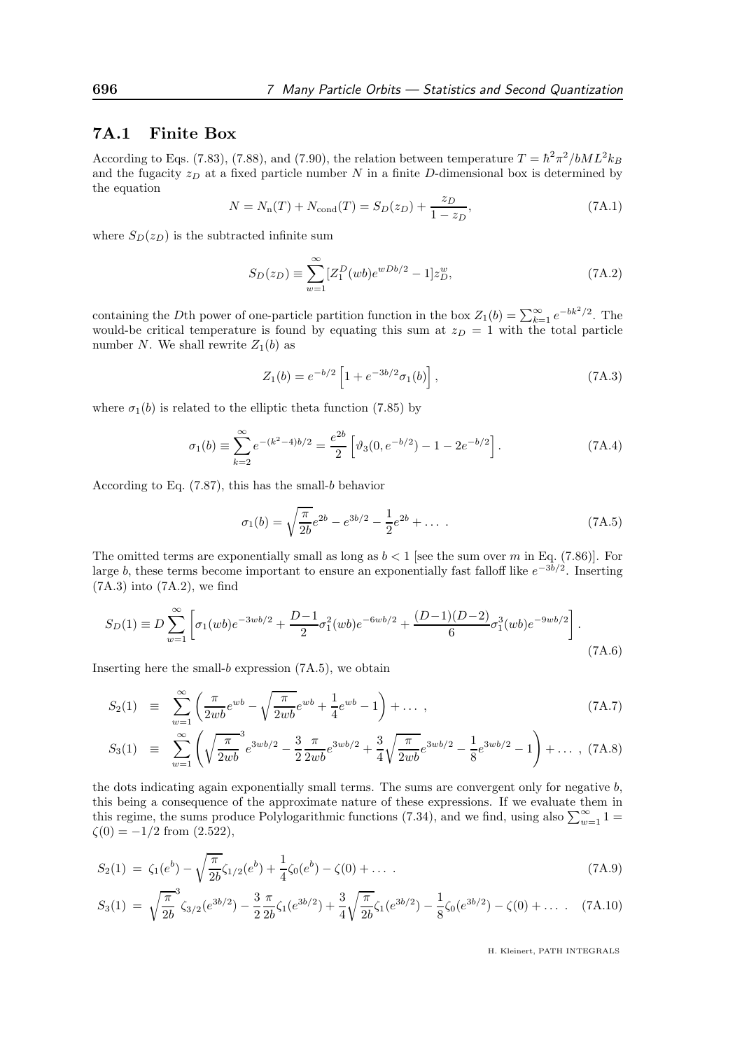## 7A.1 Finite Box

According to Eqs. (7.83), (7.88), and (7.90), the relation between temperature $T = \hbar^2\pi^2/bML^2k_B$ and the fugacity $z_D$ at a fixed particle number $N$ in a finite $D$-dimensional box is determined by the equation

$$N = N_{\rm n}(T) + N_{\rm cond}(T) = S_D(z_D) + \frac{z_D}{1-z_D}, \tag{7A.1}$$

where $S_D(z_D)$ is the subtracted infinite sum

$$S_D(z_D) \equiv \sum_{w=1}^{\infty} [Z_1^D(wb)e^{wDb/2} - 1]z_D^w, \tag{7A.2}$$

containing the $D$th power of one-particle partition function in the box $Z_1(b) = \sum_{k=1}^{\infty} e^{-bk^2/2}$. The would-be critical temperature is found by equating this sum at $z_D = 1$ with the total particle number $N$. We shall rewrite $Z_1(b)$ as

$$Z_1(b) = e^{-b/2}\left[1 + e^{-3b/2}\sigma_1(b)\right], \tag{7A.3}$$

where $\sigma_1(b)$ is related to the elliptic theta function (7.85) by

$$\sigma_1(b) \equiv \sum_{k=2}^{\infty} e^{-(k^2-4)b/2} = \frac{e^{2b}}{2}\left[\vartheta_3(0, e^{-b/2}) - 1 - 2e^{-b/2}\right]. \tag{7A.4}$$

According to Eq. (7.87), this has the small-$b$ behavior

$$\sigma_1(b) = \sqrt{\frac{\pi}{2b}}e^{2b} - e^{3b/2} - \frac{1}{2}e^{2b} + \dots\ . \tag{7A.5}$$

The omitted terms are exponentially small as long as $b < 1$ [see the sum over $m$ in Eq. (7.86)]. For large $b$, these terms become important to ensure an exponentially fast falloff like $e^{-3b/2}$. Inserting (7A.3) into (7A.2), we find

$$S_D(1) \equiv D\sum_{w=1}^{\infty}\left[\sigma_1(wb)e^{-3wb/2} + \frac{D-1}{2}\sigma_1^2(wb)e^{-6wb/2} + \frac{(D-1)(D-2)}{6}\sigma_1^3(wb)e^{-9wb/2}\right]. \tag{7A.6}$$

Inserting here the small-$b$ expression (7A.5), we obtain

$$S_2(1) \equiv \sum_{w=1}^{\infty}\left(\frac{\pi}{2wb}e^{wb} - \sqrt{\frac{\pi}{2wb}}e^{wb} + \frac{1}{4}e^{wb} - 1\right) + \dots\ , \tag{7A.7}$$

$$S_3(1) \equiv \sum_{w=1}^{\infty}\left(\sqrt{\frac{\pi}{2wb}}^3 e^{3wb/2} - \frac{3}{2}\frac{\pi}{2wb}e^{3wb/2} + \frac{3}{4}\sqrt{\frac{\pi}{2wb}}e^{3wb/2} - \frac{1}{8}e^{3wb/2} - 1\right) + \dots\ , \tag{7A.8}$$

the dots indicating again exponentially small terms. The sums are convergent only for negative $b$, this being a consequence of the approximate nature of these expressions. If we evaluate them in this regime, the sums produce Polylogarithmic functions (7.34), and we find, using also $\sum_{w=1}^{\infty} 1 = \zeta(0) = -1/2$ from (2.522),

$$S_2(1) = \zeta_1(e^b) - \sqrt{\frac{\pi}{2b}}\zeta_{1/2}(e^b) + \frac{1}{4}\zeta_0(e^b) - \zeta(0) + \dots\ . \tag{7A.9}$$

$$S_3(1) = \sqrt{\frac{\pi}{2b}}^3\zeta_{3/2}(e^{3b/2}) - \frac{3}{2}\frac{\pi}{2b}\zeta_1(e^{3b/2}) + \frac{3}{4}\sqrt{\frac{\pi}{2b}}\zeta_1(e^{3b/2}) - \frac{1}{8}\zeta_0(e^{3b/2}) - \zeta(0) + \dots\ . \tag{7A.10}$$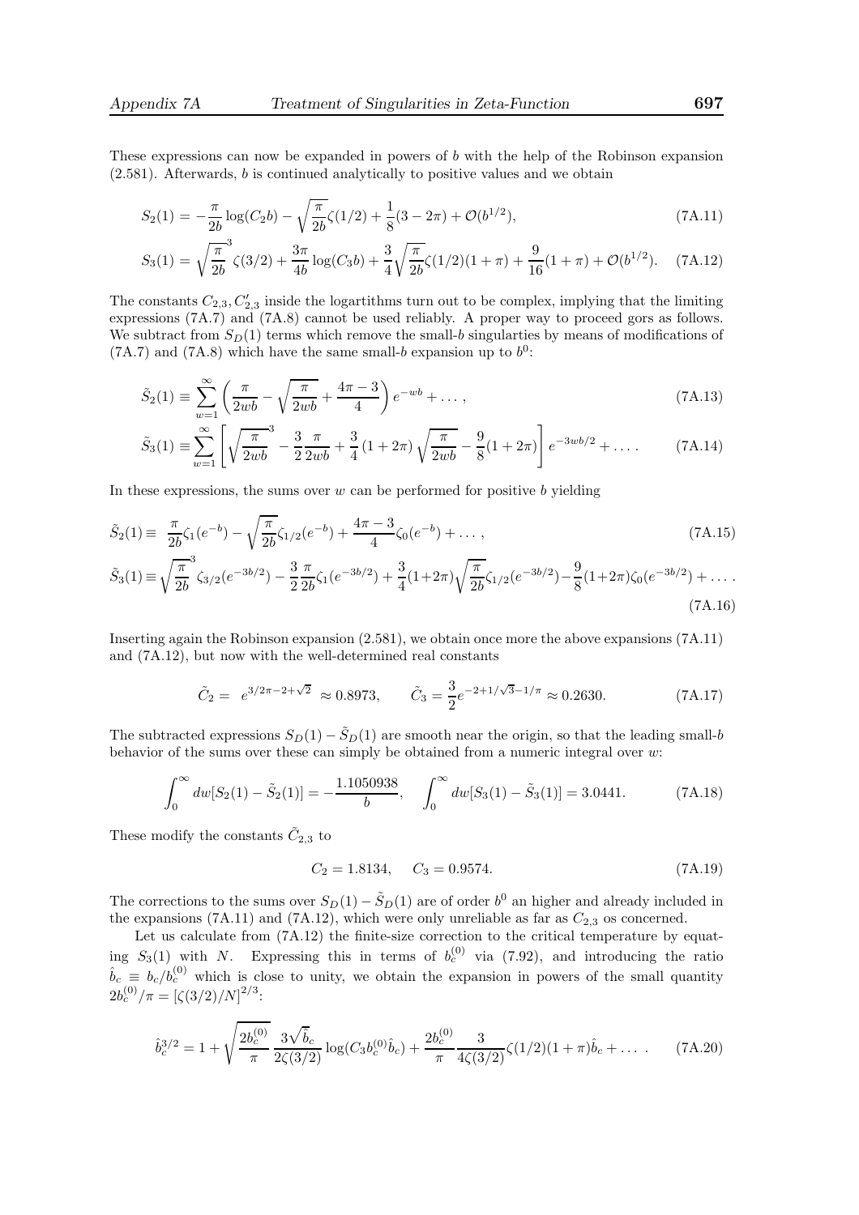These expressions can now be expanded in powers of $b$ with the help of the Robinson expansion (2.581). Afterwards, $b$ is continued analytically to positive values and we obtain

$$S_2(1) = -\frac{\pi}{2b}\log(C_2 b) - \sqrt{\frac{\pi}{2b}}\zeta(1/2) + \frac{1}{8}(3-2\pi) + \mathcal{O}(b^{1/2}), \tag{7A.11}$$

$$S_3(1) = \sqrt{\frac{\pi}{2b}}^3 \zeta(3/2) + \frac{3\pi}{4b}\log(C_3 b) + \frac{3}{4}\sqrt{\frac{\pi}{2b}}\zeta(1/2)(1+\pi) + \frac{9}{16}(1+\pi) + \mathcal{O}(b^{1/2}). \tag{7A.12}$$

The constants $C_{2,3}, C'_{2,3}$ inside the logartithms turn out to be complex, implying that the limiting expressions (7A.7) and (7A.8) cannot be used reliably. A proper way to proceed gors as follows. We subtract from $S_D(1)$ terms which remove the small-$b$ singularties by means of modifications of (7A.7) and (7A.8) which have the same small-$b$ expansion up to $b^0$:

$$\tilde{S}_2(1) \equiv \sum_{w=1}^{\infty}\left(\frac{\pi}{2wb} - \sqrt{\frac{\pi}{2wb}} + \frac{4\pi-3}{4}\right)e^{-wb} + \dots\,, \tag{7A.13}$$

$$\tilde{S}_3(1) \equiv \sum_{w=1}^{\infty}\left[\sqrt{\frac{\pi}{2wb}}^3 - \frac{3}{2}\frac{\pi}{2wb} + \frac{3}{4}\left(1+2\pi\right)\sqrt{\frac{\pi}{2wb}} - \frac{9}{8}(1+2\pi)\right]e^{-3wb/2} + \dots\,. \tag{7A.14}$$

In these expressions, the sums over $w$ can be performed for positive $b$ yielding

$$\tilde{S}_2(1) \equiv \frac{\pi}{2b}\zeta_1(e^{-b}) - \sqrt{\frac{\pi}{2b}}\zeta_{1/2}(e^{-b}) + \frac{4\pi-3}{4}\zeta_0(e^{-b}) + \dots\,, \tag{7A.15}$$

$$\tilde{S}_3(1) \equiv \sqrt{\frac{\pi}{2b}}^3 \zeta_{3/2}(e^{-3b/2}) - \frac{3}{2}\frac{\pi}{2b}\zeta_1(e^{-3b/2}) + \frac{3}{4}(1+2\pi)\sqrt{\frac{\pi}{2b}}\zeta_{1/2}(e^{-3b/2}) - \frac{9}{8}(1+2\pi)\zeta_0(e^{-3b/2}) + \dots\,. \tag{7A.16}$$

Inserting again the Robinson expansion (2.581), we obtain once more the above expansions (7A.11) and (7A.12), but now with the well-determined real constants

$$\tilde{C}_2 = e^{3/2\pi - 2 + \sqrt{2}} \approx 0.8973, \qquad \tilde{C}_3 = \frac{3}{2}e^{-2+1/\sqrt{3}-1/\pi} \approx 0.2630. \tag{7A.17}$$

The subtracted expressions $S_D(1) - \tilde{S}_D(1)$ are smooth near the origin, so that the leading small-$b$ behavior of the sums over these can simply be obtained from a numeric integral over $w$:

$$\int_0^\infty dw[S_2(1) - \tilde{S}_2(1)] = -\frac{1.1050938}{b}, \quad \int_0^\infty dw[S_3(1) - \tilde{S}_3(1)] = 3.0441. \tag{7A.18}$$

These modify the constants $\tilde{C}_{2,3}$ to

$$C_2 = 1.8134, \quad C_3 = 0.9574. \tag{7A.19}$$

The corrections to the sums over $S_D(1) - \tilde{S}_D(1)$ are of order $b^0$ an higher and already included in the expansions (7A.11) and (7A.12), which were only unreliable as far as $C_{2,3}$ os concerned.

Let us calculate from (7A.12) the finite-size correction to the critical temperature by equating $S_3(1)$ with $N$. Expressing this in terms of $b_c^{(0)}$ via (7.92), and introducing the ratio $\hat{b}_c \equiv b_c/b_c^{(0)}$ which is close to unity, we obtain the expansion in powers of the small quantity $2b_c^{(0)}/\pi = [\zeta(3/2)/N]^{2/3}$:

$$\hat{b}_c^{3/2} = 1 + \sqrt{\frac{2b_c^{(0)}}{\pi}}\frac{3\sqrt{\hat{b}_c}}{2\zeta(3/2)}\log(C_3 b_c^{(0)}\hat{b}_c) + \frac{2b_c^{(0)}}{\pi}\frac{3}{4\zeta(3/2)}\zeta(1/2)(1+\pi)\hat{b}_c + \dots\ . \tag{7A.20}$$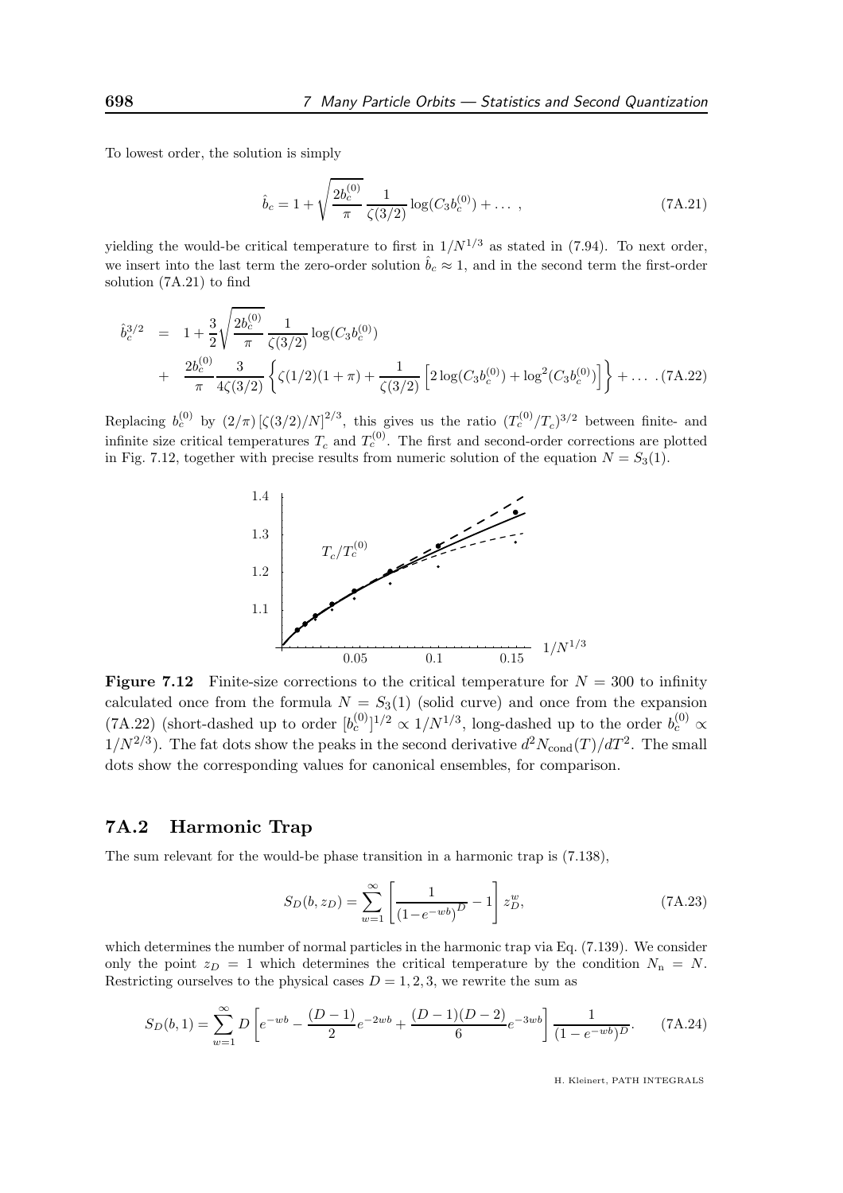To lowest order, the solution is simply

$$\hat{b}_c = 1 + \sqrt{\frac{2b_c^{(0)}}{\pi}} \frac{1}{\zeta(3/2)} \log(C_3 b_c^{(0)}) + \dots \;, \tag{7A.21}$$

yielding the would-be critical temperature to first in $1/N^{1/3}$ as stated in (7.94). To next order, we insert into the last term the zero-order solution $\hat{b}_c \approx 1$, and in the second term the first-order solution (7A.21) to find

$$\begin{aligned}
\hat{b}_c^{3/2} &= 1 + \frac{3}{2}\sqrt{\frac{2b_c^{(0)}}{\pi}} \frac{1}{\zeta(3/2)} \log(C_3 b_c^{(0)}) \\
&+ \frac{2b_c^{(0)}}{\pi} \frac{3}{4\zeta(3/2)} \left\{ \zeta(1/2)(1+\pi) + \frac{1}{\zeta(3/2)} \left[ 2\log(C_3 b_c^{(0)}) + \log^2(C_3 b_c^{(0)}) \right] \right\} + \dots \;. \tag{7A.22}
\end{aligned}$$

Replacing $b_c^{(0)}$ by $(2/\pi)\,[\zeta(3/2)/N]^{2/3}$, this gives us the ratio $(T_c^{(0)}/T_c)^{3/2}$ between finite- and infinite size critical temperatures $T_c$ and $T_c^{(0)}$. The first and second-order corrections are plotted in Fig. 7.12, together with precise results from numeric solution of the equation $N = S_3(1)$.

**Figure 7.12** Finite-size corrections to the critical temperature for $N = 300$ to infinity calculated once from the formula $N = S_3(1)$ (solid curve) and once from the expansion (7A.22) (short-dashed up to order $[b_c^{(0)}]^{1/2} \propto 1/N^{1/3}$, long-dashed up to the order $b_c^{(0)} \propto 1/N^{2/3}$). The fat dots show the peaks in the second derivative $d^2 N_{\rm cond}(T)/dT^2$. The small dots show the corresponding values for canonical ensembles, for comparison.

## 7A.2 Harmonic Trap

The sum relevant for the would-be phase transition in a harmonic trap is (7.138),

$$S_D(b, z_D) = \sum_{w=1}^{\infty} \left[ \frac{1}{\left(1 - e^{-wb}\right)^D} - 1 \right] z_D^w, \tag{7A.23}$$

which determines the number of normal particles in the harmonic trap via Eq. (7.139). We consider only the point $z_D = 1$ which determines the critical temperature by the condition $N_{\rm n} = N$. Restricting ourselves to the physical cases $D = 1, 2, 3$, we rewrite the sum as

$$S_D(b, 1) = \sum_{w=1}^{\infty} D \left[ e^{-wb} - \frac{(D-1)}{2} e^{-2wb} + \frac{(D-1)(D-2)}{6} e^{-3wb} \right] \frac{1}{(1 - e^{-wb})^D}. \tag{7A.24}$$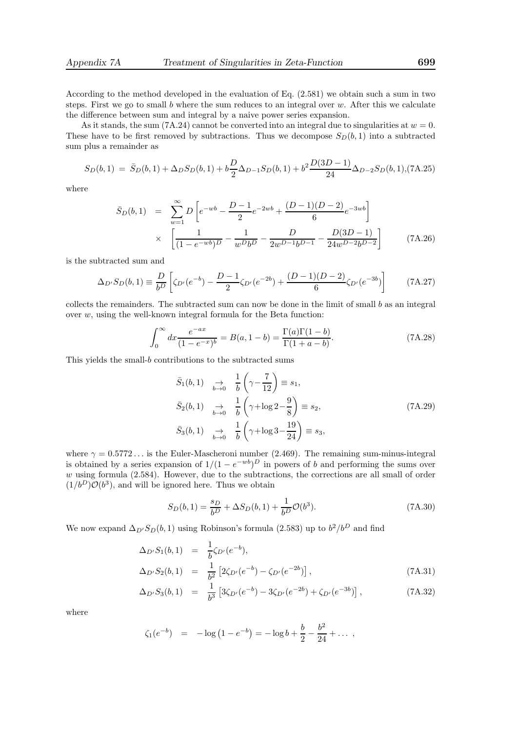According to the method developed in the evaluation of Eq. (2.581) we obtain such a sum in two steps. First we go to small $b$ where the sum reduces to an integral over $w$. After this we calculate the difference between sum and integral by a naive power series expansion.

As it stands, the sum (7A.24) cannot be converted into an integral due to singularities at $w = 0$. These have to be first removed by subtractions. Thus we decompose $S_D(b,1)$ into a subtracted sum plus a remainder as

$$S_D(b,1) \;=\; \bar{S}_D(b,1) + \Delta_D S_D(b,1) + b\frac{D}{2}\Delta_{D-1}S_D(b,1) + b^2\frac{D(3D-1)}{24}\Delta_{D-2}S_D(b,1), \tag{7A.25}$$

where

$$\begin{aligned}\bar{S}_D(b,1) \;&=\; \sum_{w=1}^{\infty} D\left[e^{-wb} - \frac{D-1}{2}e^{-2wb} + \frac{(D-1)(D-2)}{6}e^{-3wb}\right]\\ &\times\;\left[\frac{1}{(1-e^{-wb})^D} - \frac{1}{w^D b^D} - \frac{D}{2w^{D-1}b^{D-1}} - \frac{D(3D-1)}{24w^{D-2}b^{D-2}}\right]\end{aligned} \tag{7A.26}$$

is the subtracted sum and

$$\Delta_{D'}S_D(b,1) \equiv \frac{D}{b^D}\left[\zeta_{D'}(e^{-b}) - \frac{D-1}{2}\zeta_{D'}(e^{-2b}) + \frac{(D-1)(D-2)}{6}\zeta_{D'}(e^{-3b})\right] \tag{7A.27}$$

collects the remainders. The subtracted sum can now be done in the limit of small $b$ as an integral over $w$, using the well-known integral formula for the Beta function:

$$\int_0^\infty dx\frac{e^{-ax}}{(1-e^{-x})^b} = B(a, 1-b) = \frac{\Gamma(a)\Gamma(1-b)}{\Gamma(1+a-b)}. \tag{7A.28}$$

This yields the small-$b$ contributions to the subtracted sums

$$\begin{aligned}\bar{S}_1(b,1) \;&\underset{b\to 0}{\to}\; \frac{1}{b}\left(\gamma - \frac{7}{12}\right) \equiv s_1,\\ \bar{S}_2(b,1) \;&\underset{b\to 0}{\to}\; \frac{1}{b}\left(\gamma + \log 2 - \frac{9}{8}\right) \equiv s_2,\\ \bar{S}_3(b,1) \;&\underset{b\to 0}{\to}\; \frac{1}{b}\left(\gamma + \log 3 - \frac{19}{24}\right) \equiv s_3,\end{aligned} \tag{7A.29}$$

where $\gamma = 0.5772\ldots$ is the Euler-Mascheroni number (2.469). The remaining sum-minus-integral is obtained by a series expansion of $1/(1-e^{-wb})^D$ in powers of $b$ and performing the sums over $w$ using formula (2.584). However, due to the subtractions, the corrections are all small of order $(1/b^D)\mathcal{O}(b^3)$, and will be ignored here. Thus we obtain

$$S_D(b,1) = \frac{s_D}{b^D} + \Delta S_D(b,1) + \frac{1}{b^D}\mathcal{O}(b^3). \tag{7A.30}$$

We now expand $\Delta_{D'}S_D(b,1)$ using Robinson's formula (2.583) up to $b^2/b^D$ and find

$$\begin{aligned}\Delta_{D'}S_1(b,1) \;&=\; \frac{1}{b}\zeta_{D'}(e^{-b}),\\ \Delta_{D'}S_2(b,1) \;&=\; \frac{1}{b^2}\left[2\zeta_{D'}(e^{-b}) - \zeta_{D'}(e^{-2b})\right],\end{aligned} \tag{7A.31}$$

$$\Delta_{D'}S_3(b,1) \;=\; \frac{1}{b^3}\left[3\zeta_{D'}(e^{-b}) - 3\zeta_{D'}(e^{-2b}) + \zeta_{D'}(e^{-3b})\right], \tag{7A.32}$$

where

$$\zeta_1(e^{-b}) \;=\; -\log\left(1-e^{-b}\right) = -\log b + \frac{b}{2} - \frac{b^2}{24} + \ldots\;,$$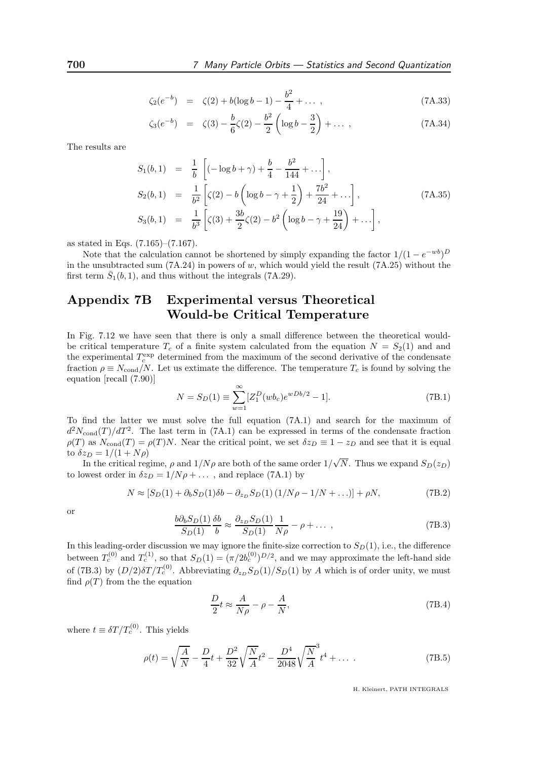$$\zeta_2(e^{-b}) = \zeta(2) + b(\log b - 1) - \frac{b^2}{4} + \dots\,, \tag{7A.33}$$

$$\zeta_3(e^{-b}) = \zeta(3) - \frac{b}{6}\zeta(2) - \frac{b^2}{2}\left(\log b - \frac{3}{2}\right) + \dots\,, \tag{7A.34}$$

The results are

$$\begin{aligned}
S_1(b,1) &= \frac{1}{b}\left[(-\log b + \gamma) + \frac{b}{4} - \frac{b^2}{144} + \dots\right],\\
S_2(b,1) &= \frac{1}{b^2}\left[\zeta(2) - b\left(\log b - \gamma + \frac{1}{2}\right) + \frac{7b^2}{24} + \dots\right],\\
S_3(b,1) &= \frac{1}{b^3}\left[\zeta(3) + \frac{3b}{2}\zeta(2) - b^2\left(\log b - \gamma + \frac{19}{24}\right) + \dots\right],
\end{aligned} \tag{7A.35}$$

as stated in Eqs. (7.165)–(7.167).

Note that the calculation cannot be shortened by simply expanding the factor $1/(1-e^{-wb})^D$ in the unsubtracted sum (7A.24) in powers of $w$, which would yield the result (7A.25) without the first term $\bar{S}_1(b,1)$, and thus without the integrals (7A.29).

## Appendix 7B Experimental versus Theoretical Would-be Critical Temperature

In Fig. 7.12 we have seen that there is only a small difference between the theoretical would-be critical temperature $T_c$ of a finite system calculated from the equation $N = S_2(1)$ and and the experimental $T_c^{\rm exp}$ determined from the maximum of the second derivative of the condensate fraction $\rho \equiv N_{\rm cond}/N$. Let us estimate the difference. The temperature $T_c$ is found by solving the equation [recall (7.90)]

$$N = S_D(1) \equiv \sum_{w=1}^{\infty}[Z_1^D(wb_c)e^{wDb/2} - 1]. \tag{7B.1}$$

To find the latter we must solve the full equation (7A.1) and search for the maximum of $d^2N_{\rm cond}(T)/dT^2$. The last term in (7A.1) can be expressed in terms of the condensate fraction $\rho(T)$ as $N_{\rm cond}(T) = \rho(T)N$. Near the critical point, we set $\delta z_D \equiv 1 - z_D$ and see that it is equal to $\delta z_D = 1/(1+N\rho)$

In the critical regime, $\rho$ and $1/N\rho$ are both of the same order $1/\sqrt{N}$. Thus we expand $S_D(z_D)$ to lowest order in $\delta z_D = 1/N\rho + \dots$ , and replace (7A.1) by

$$N \approx [S_D(1) + \partial_b S_D(1)\delta b - \partial_{z_D} S_D(1)\,(1/N\rho - 1/N + \dots)] + \rho N, \tag{7B.2}$$

or

$$\frac{b\partial_b S_D(1)}{S_D(1)}\frac{\delta b}{b} \approx \frac{\partial_{z_D} S_D(1)}{S_D(1)}\frac{1}{N\rho} - \rho + \dots\,, \tag{7B.3}$$

In this leading-order discussion we may ignore the finite-size correction to $S_D(1)$, i.e., the difference between $T_c^{(0)}$ and $T_c^{(1)}$, so that $S_D(1) = (\pi/2b_c^{(0)})^{D/2}$, and we may approximate the left-hand side of (7B.3) by $(D/2)\delta T/T_c^{(0)}$. Abbreviating $\partial_{z_D} S_D(1)/S_D(1)$ by $A$ which is of order unity, we must find $\rho(T)$ from the the equation

$$\frac{D}{2}t \approx \frac{A}{N\rho} - \rho - \frac{A}{N}, \tag{7B.4}$$

where $t \equiv \delta T/T_c^{(0)}$. This yields

$$\rho(t) = \sqrt{\frac{A}{N}} - \frac{D}{4}t + \frac{D^2}{32}\sqrt{\frac{N}{A}}t^2 - \frac{D^4}{2048}\sqrt{\frac{N}{A}}^3\,t^4 + \dots\,. \tag{7B.5}$$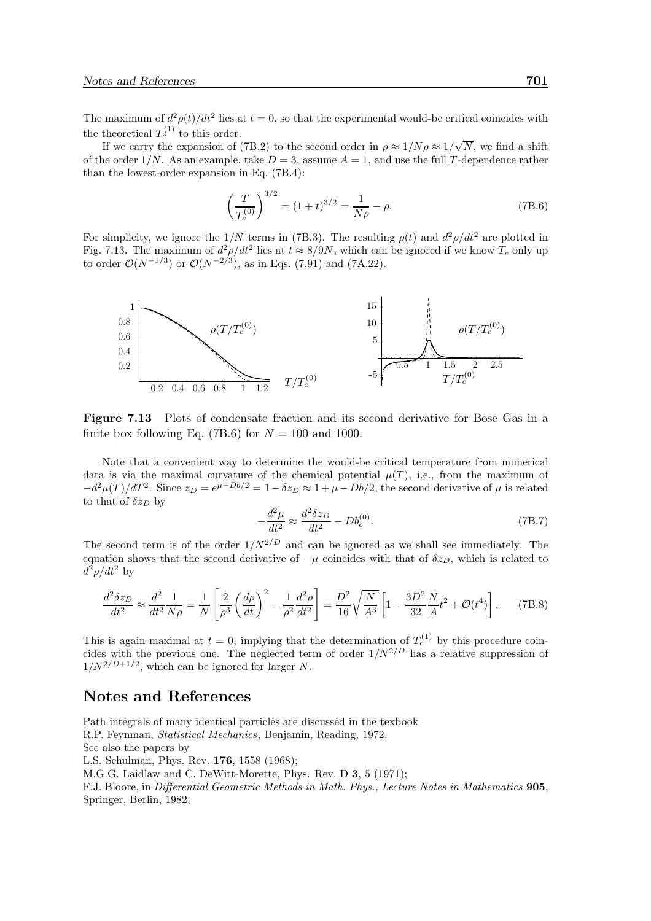The maximum of $d^2\rho(t)/dt^2$ lies at $t = 0$, so that the experimental would-be critical coincides with the theoretical $T_c^{(1)}$ to this order.

If we carry the expansion of (7B.2) to the second order in $\rho \approx 1/N\rho \approx 1/\sqrt{N}$, we find a shift of the order $1/N$. As an example, take $D = 3$, assume $A = 1$, and use the full $T$-dependence rather than the lowest-order expansion in Eq. (7B.4):

$$\left(\frac{T}{T_c^{(0)}}\right)^{3/2} = (1+t)^{3/2} = \frac{1}{N\rho} - \rho. \tag{7B.6}$$

For simplicity, we ignore the $1/N$ terms in (7B.3). The resulting $\rho(t)$ and $d^2\rho/dt^2$ are plotted in Fig. 7.13. The maximum of $d^2\rho/dt^2$ lies at $t \approx 8/9N$, which can be ignored if we know $T_c$ only up to order $\mathcal{O}(N^{-1/3})$ or $\mathcal{O}(N^{-2/3})$, as in Eqs. (7.91) and (7A.22).

**Figure 7.13** Plots of condensate fraction and its second derivative for Bose Gas in a finite box following Eq. (7B.6) for $N = 100$ and 1000.

Note that a convenient way to determine the would-be critical temperature from numerical data is via the maximal curvature of the chemical potential $\mu(T)$, i.e., from the maximum of $-d^2\mu(T)/dT^2$. Since $z_D = e^{\mu - Db/2} = 1 - \delta z_D \approx 1 + \mu - Db/2$, the second derivative of $\mu$ is related to that of $\delta z_D$ by

$$-\frac{d^2\mu}{dt^2} \approx \frac{d^2\delta z_D}{dt^2} - Db_c^{(0)}. \tag{7B.7}$$

The second term is of the order $1/N^{2/D}$ and can be ignored as we shall see immediately. The equation shows that the second derivative of $-\mu$ coincides with that of $\delta z_D$, which is related to $d^2\rho/dt^2$ by

$$\frac{d^2\delta z_D}{dt^2} \approx \frac{d^2}{dt^2}\frac{1}{N\rho} = \frac{1}{N}\left[\frac{2}{\rho^3}\left(\frac{d\rho}{dt}\right)^2 - \frac{1}{\rho^2}\frac{d^2\rho}{dt^2}\right] = \frac{D^2}{16}\sqrt{\frac{N}{A^3}}\left[1 - \frac{3D^2}{32}\frac{N}{A}t^2 + \mathcal{O}(t^4)\right]. \tag{7B.8}$$

This is again maximal at $t = 0$, implying that the determination of $T_c^{(1)}$ by this procedure coincides with the previous one. The neglected term of order $1/N^{2/D}$ has a relative suppression of $1/N^{2/D+1/2}$, which can be ignored for larger $N$.

## Notes and References

Path integrals of many identical particles are discussed in the texbook
R.P. Feynman, *Statistical Mechanics*, Benjamin, Reading, 1972.
See also the papers by
L.S. Schulman, Phys. Rev. **176**, 1558 (1968);
M.G.G. Laidlaw and C. DeWitt-Morette, Phys. Rev. D **3**, 5 (1971);
F.J. Bloore, in *Differential Geometric Methods in Math. Phys., Lecture Notes in Mathematics* **905**, Springer, Berlin, 1982;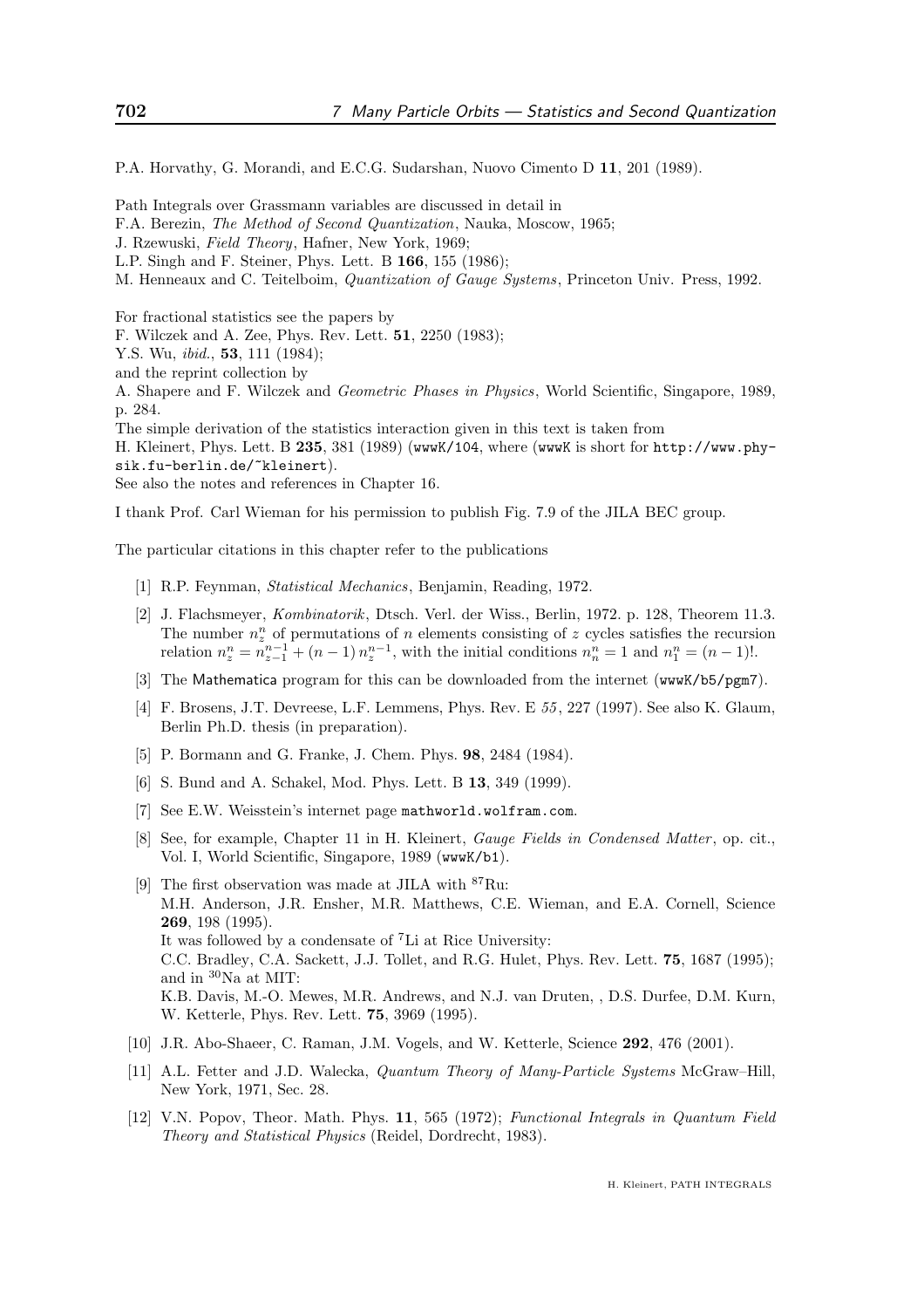P.A. Horvathy, G. Morandi, and E.C.G. Sudarshan, Nuovo Cimento D **11**, 201 (1989).

Path Integrals over Grassmann variables are discussed in detail in
F.A. Berezin, *The Method of Second Quantization*, Nauka, Moscow, 1965;
J. Rzewuski, *Field Theory*, Hafner, New York, 1969;
L.P. Singh and F. Steiner, Phys. Lett. B **166**, 155 (1986);
M. Henneaux and C. Teitelboim, *Quantization of Gauge Systems*, Princeton Univ. Press, 1992.

For fractional statistics see the papers by
F. Wilczek and A. Zee, Phys. Rev. Lett. **51**, 2250 (1983);
Y.S. Wu, *ibid.*, **53**, 111 (1984);
and the reprint collection by
A. Shapere and F. Wilczek and *Geometric Phases in Physics*, World Scientific, Singapore, 1989, p. 284.
The simple derivation of the statistics interaction given in this text is taken from
H. Kleinert, Phys. Lett. B **235**, 381 (1989) (`wwwK/104`, where (`wwwK` is short for `http://www.physik.fu-berlin.de/~kleinert`).
See also the notes and references in Chapter 16.

I thank Prof. Carl Wieman for his permission to publish Fig. 7.9 of the JILA BEC group.

The particular citations in this chapter refer to the publications

[1] R.P. Feynman, *Statistical Mechanics*, Benjamin, Reading, 1972.

[2] J. Flachsmeyer, *Kombinatorik*, Dtsch. Verl. der Wiss., Berlin, 1972. p. 128, Theorem 11.3. The number $n_z^n$ of permutations of $n$ elements consisting of $z$ cycles satisfies the recursion relation $n_z^n = n_{z-1}^{n-1} + (n-1)\, n_z^{n-1}$, with the initial conditions $n_n^n = 1$ and $n_1^n = (n-1)!$.

[3] The Mathematica program for this can be downloaded from the internet (`wwwK/b5/pgm7`).

[4] F. Brosens, J.T. Devreese, L.F. Lemmens, Phys. Rev. E *55*, 227 (1997). See also K. Glaum, Berlin Ph.D. thesis (in preparation).

[5] P. Bormann and G. Franke, J. Chem. Phys. **98**, 2484 (1984).

[6] S. Bund and A. Schakel, Mod. Phys. Lett. B **13**, 349 (1999).

[7] See E.W. Weisstein's internet page `mathworld.wolfram.com`.

[8] See, for example, Chapter 11 in H. Kleinert, *Gauge Fields in Condensed Matter*, op. cit., Vol. I, World Scientific, Singapore, 1989 (`wwwK/b1`).

[9] The first observation was made at JILA with $^{87}$Ru:
M.H. Anderson, J.R. Ensher, M.R. Matthews, C.E. Wieman, and E.A. Cornell, Science **269**, 198 (1995).
It was followed by a condensate of $^{7}$Li at Rice University:
C.C. Bradley, C.A. Sackett, J.J. Tollet, and R.G. Hulet, Phys. Rev. Lett. **75**, 1687 (1995); and in $^{30}$Na at MIT:
K.B. Davis, M.-O. Mewes, M.R. Andrews, and N.J. van Druten, , D.S. Durfee, D.M. Kurn, W. Ketterle, Phys. Rev. Lett. **75**, 3969 (1995).

[10] J.R. Abo-Shaeer, C. Raman, J.M. Vogels, and W. Ketterle, Science **292**, 476 (2001).

[11] A.L. Fetter and J.D. Walecka, *Quantum Theory of Many-Particle Systems* McGraw–Hill, New York, 1971, Sec. 28.

[12] V.N. Popov, Theor. Math. Phys. **11**, 565 (1972); *Functional Integrals in Quantum Field Theory and Statistical Physics* (Reidel, Dordrecht, 1983).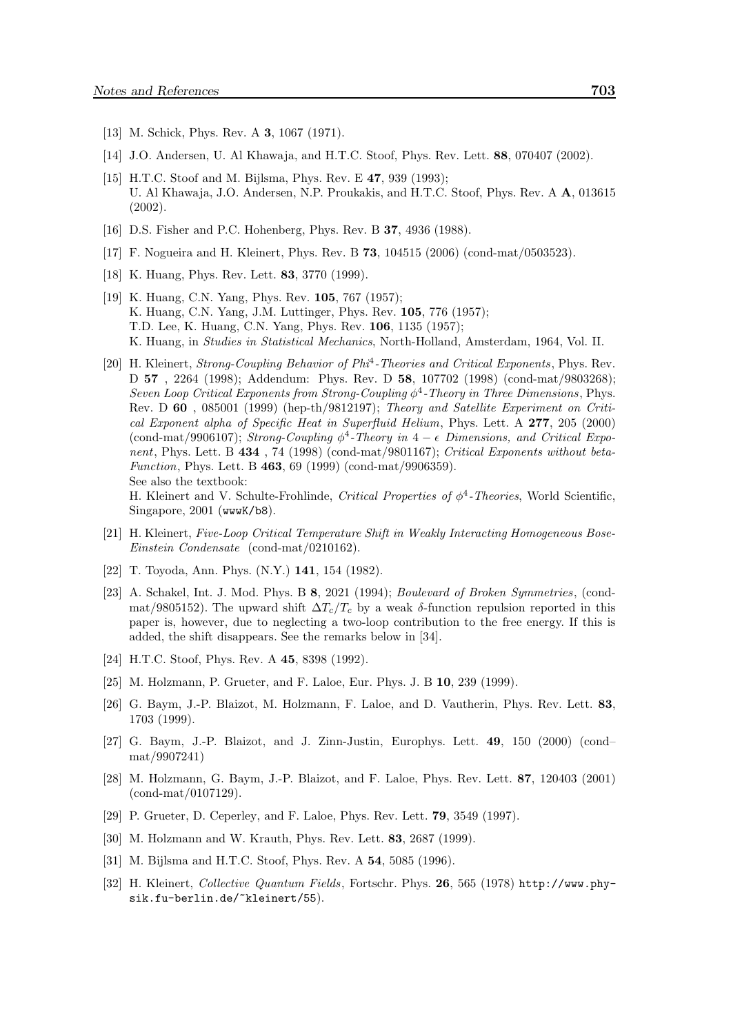[13] M. Schick, Phys. Rev. A **3**, 1067 (1971).

[14] J.O. Andersen, U. Al Khawaja, and H.T.C. Stoof, Phys. Rev. Lett. **88**, 070407 (2002).

[15] H.T.C. Stoof and M. Bijlsma, Phys. Rev. E **47**, 939 (1993);
U. Al Khawaja, J.O. Andersen, N.P. Proukakis, and H.T.C. Stoof, Phys. Rev. A **A**, 013615 (2002).

[16] D.S. Fisher and P.C. Hohenberg, Phys. Rev. B **37**, 4936 (1988).

[17] F. Nogueira and H. Kleinert, Phys. Rev. B **73**, 104515 (2006) (cond-mat/0503523).

[18] K. Huang, Phys. Rev. Lett. **83**, 3770 (1999).

[19] K. Huang, C.N. Yang, Phys. Rev. **105**, 767 (1957);
K. Huang, C.N. Yang, J.M. Luttinger, Phys. Rev. **105**, 776 (1957);
T.D. Lee, K. Huang, C.N. Yang, Phys. Rev. **106**, 1135 (1957);
K. Huang, in *Studies in Statistical Mechanics*, North-Holland, Amsterdam, 1964, Vol. II.

[20] H. Kleinert, *Strong-Coupling Behavior of Phi$^4$-Theories and Critical Exponents*, Phys. Rev. D **57** , 2264 (1998); Addendum: Phys. Rev. D **58**, 107702 (1998) (cond-mat/9803268); *Seven Loop Critical Exponents from Strong-Coupling $\phi^4$-Theory in Three Dimensions*, Phys. Rev. D **60** , 085001 (1999) (hep-th/9812197); *Theory and Satellite Experiment on Critical Exponent alpha of Specific Heat in Superfluid Helium*, Phys. Lett. A **277**, 205 (2000) (cond-mat/9906107); *Strong-Coupling $\phi^4$-Theory in $4-\epsilon$ Dimensions, and Critical Exponent*, Phys. Lett. B **434** , 74 (1998) (cond-mat/9801167); *Critical Exponents without beta-Function*, Phys. Lett. B **463**, 69 (1999) (cond-mat/9906359).
See also the textbook:
H. Kleinert and V. Schulte-Frohlinde, *Critical Properties of $\phi^4$-Theories*, World Scientific, Singapore, 2001 (wwwK/b8).

[21] H. Kleinert, *Five-Loop Critical Temperature Shift in Weakly Interacting Homogeneous Bose-Einstein Condensate* (cond-mat/0210162).

[22] T. Toyoda, Ann. Phys. (N.Y.) **141**, 154 (1982).

[23] A. Schakel, Int. J. Mod. Phys. B **8**, 2021 (1994); *Boulevard of Broken Symmetries*, (cond-mat/9805152). The upward shift $\Delta T_c/T_c$ by a weak $\delta$-function repulsion reported in this paper is, however, due to neglecting a two-loop contribution to the free energy. If this is added, the shift disappears. See the remarks below in [34].

[24] H.T.C. Stoof, Phys. Rev. A **45**, 8398 (1992).

[25] M. Holzmann, P. Grueter, and F. Laloe, Eur. Phys. J. B **10**, 239 (1999).

[26] G. Baym, J.-P. Blaizot, M. Holzmann, F. Laloe, and D. Vautherin, Phys. Rev. Lett. **83**, 1703 (1999).

[27] G. Baym, J.-P. Blaizot, and J. Zinn-Justin, Europhys. Lett. **49**, 150 (2000) (cond–mat/9907241)

[28] M. Holzmann, G. Baym, J.-P. Blaizot, and F. Laloe, Phys. Rev. Lett. **87**, 120403 (2001) (cond-mat/0107129).

[29] P. Grueter, D. Ceperley, and F. Laloe, Phys. Rev. Lett. **79**, 3549 (1997).

[30] M. Holzmann and W. Krauth, Phys. Rev. Lett. **83**, 2687 (1999).

[31] M. Bijlsma and H.T.C. Stoof, Phys. Rev. A **54**, 5085 (1996).

[32] H. Kleinert, *Collective Quantum Fields*, Fortschr. Phys. **26**, 565 (1978) http://www.physik.fu-berlin.de/~kleinert/55).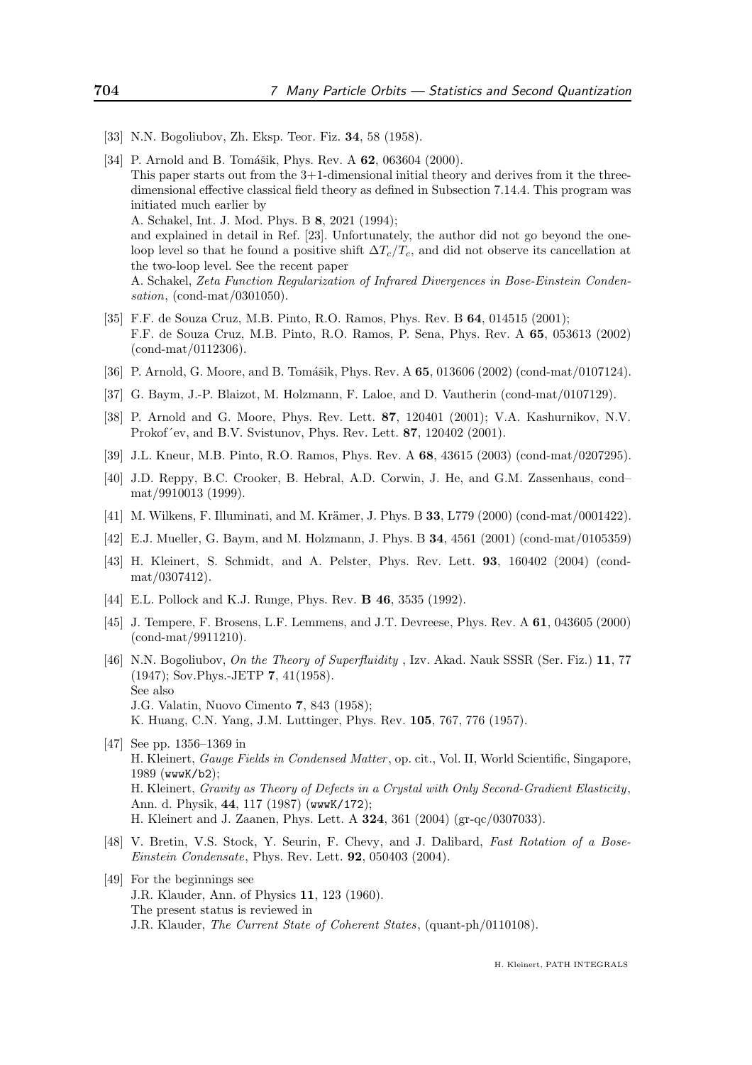[33] N.N. Bogoliubov, Zh. Eksp. Teor. Fiz. **34**, 58 (1958).

[34] P. Arnold and B. Tomášik, Phys. Rev. A **62**, 063604 (2000).
This paper starts out from the 3+1-dimensional initial theory and derives from it the three-dimensional effective classical field theory as defined in Subsection 7.14.4. This program was initiated much earlier by
A. Schakel, Int. J. Mod. Phys. B **8**, 2021 (1994);
and explained in detail in Ref. [23]. Unfortunately, the author did not go beyond the one-loop level so that he found a positive shift $\Delta T_c/T_c$, and did not observe its cancellation at the two-loop level. See the recent paper
A. Schakel, *Zeta Function Regularization of Infrared Divergences in Bose-Einstein Condensation*, (cond-mat/0301050).

[35] F.F. de Souza Cruz, M.B. Pinto, R.O. Ramos, Phys. Rev. B **64**, 014515 (2001);
F.F. de Souza Cruz, M.B. Pinto, R.O. Ramos, P. Sena, Phys. Rev. A **65**, 053613 (2002) (cond-mat/0112306).

[36] P. Arnold, G. Moore, and B. Tomášik, Phys. Rev. A **65**, 013606 (2002) (cond-mat/0107124).

[37] G. Baym, J.-P. Blaizot, M. Holzmann, F. Laloe, and D. Vautherin (cond-mat/0107129).

[38] P. Arnold and G. Moore, Phys. Rev. Lett. **87**, 120401 (2001); V.A. Kashurnikov, N.V. Prokof´ev, and B.V. Svistunov, Phys. Rev. Lett. **87**, 120402 (2001).

[39] J.L. Kneur, M.B. Pinto, R.O. Ramos, Phys. Rev. A **68**, 43615 (2003) (cond-mat/0207295).

[40] J.D. Reppy, B.C. Crooker, B. Hebral, A.D. Corwin, J. He, and G.M. Zassenhaus, cond–mat/9910013 (1999).

[41] M. Wilkens, F. Illuminati, and M. Krämer, J. Phys. B **33**, L779 (2000) (cond-mat/0001422).

[42] E.J. Mueller, G. Baym, and M. Holzmann, J. Phys. B **34**, 4561 (2001) (cond-mat/0105359)

[43] H. Kleinert, S. Schmidt, and A. Pelster, Phys. Rev. Lett. **93**, 160402 (2004) (cond-mat/0307412).

[44] E.L. Pollock and K.J. Runge, Phys. Rev. **B 46**, 3535 (1992).

[45] J. Tempere, F. Brosens, L.F. Lemmens, and J.T. Devreese, Phys. Rev. A **61**, 043605 (2000) (cond-mat/9911210).

[46] N.N. Bogoliubov, *On the Theory of Superfluidity* , Izv. Akad. Nauk SSSR (Ser. Fiz.) **11**, 77 (1947); Sov.Phys.-JETP **7**, 41(1958).
See also
J.G. Valatin, Nuovo Cimento **7**, 843 (1958);
K. Huang, C.N. Yang, J.M. Luttinger, Phys. Rev. **105**, 767, 776 (1957).

[47] See pp. 1356–1369 in
H. Kleinert, *Gauge Fields in Condensed Matter*, op. cit., Vol. II, World Scientific, Singapore, 1989 (`wwwK/b2`);
H. Kleinert, *Gravity as Theory of Defects in a Crystal with Only Second-Gradient Elasticity*, Ann. d. Physik, **44**, 117 (1987) (`wwwK/172`);
H. Kleinert and J. Zaanen, Phys. Lett. A **324**, 361 (2004) (gr-qc/0307033).

[48] V. Bretin, V.S. Stock, Y. Seurin, F. Chevy, and J. Dalibard, *Fast Rotation of a Bose-Einstein Condensate*, Phys. Rev. Lett. **92**, 050403 (2004).

[49] For the beginnings see
J.R. Klauder, Ann. of Physics **11**, 123 (1960).
The present status is reviewed in
J.R. Klauder, *The Current State of Coherent States*, (quant-ph/0110108).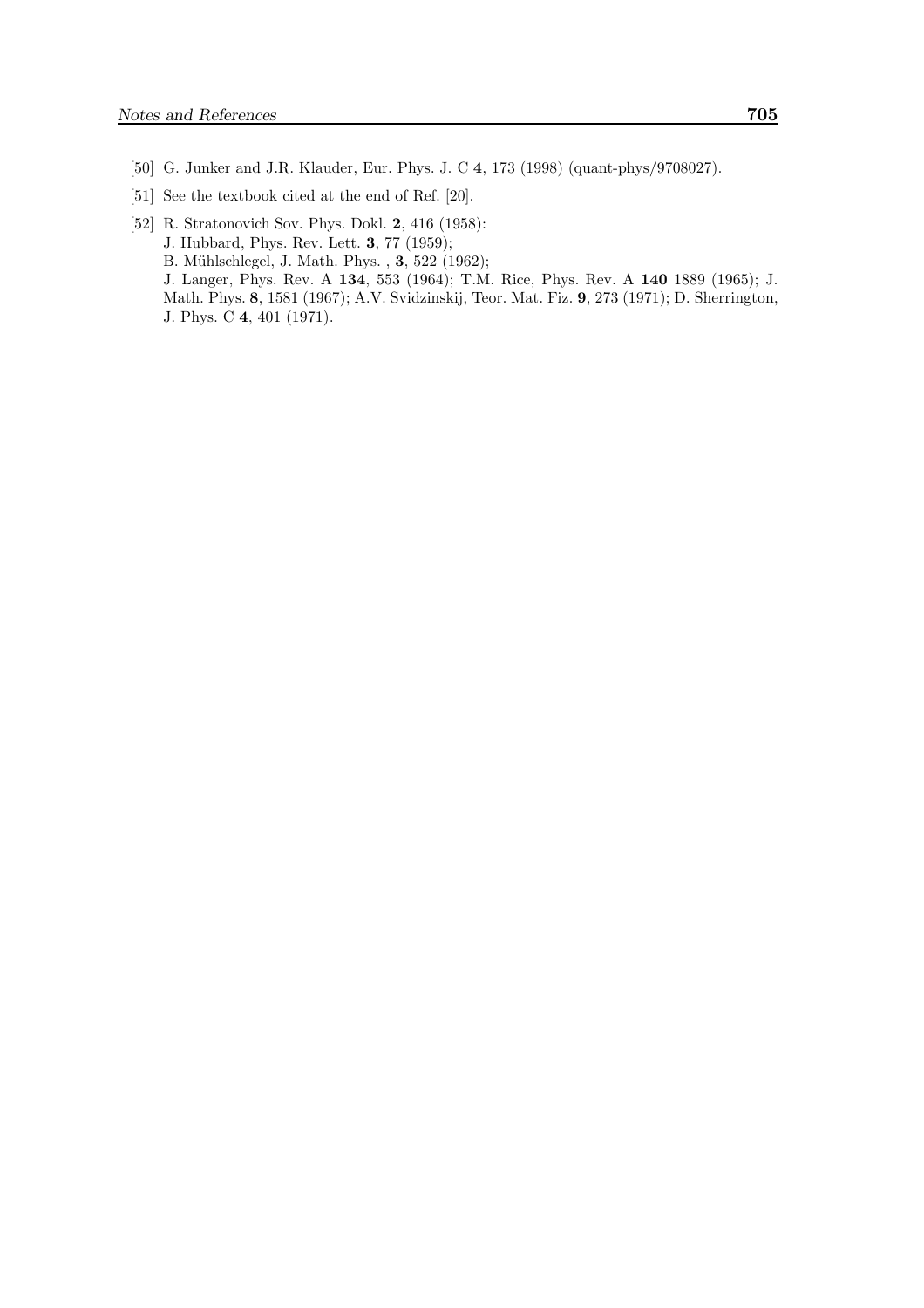[50] G. Junker and J.R. Klauder, Eur. Phys. J. C **4**, 173 (1998) (quant-phys/9708027).

[51] See the textbook cited at the end of Ref. [20].

[52] R. Stratonovich Sov. Phys. Dokl. **2**, 416 (1958):
J. Hubbard, Phys. Rev. Lett. **3**, 77 (1959);
B. Mühlschlegel, J. Math. Phys. , **3**, 522 (1962);
J. Langer, Phys. Rev. A **134**, 553 (1964); T.M. Rice, Phys. Rev. A **140** 1889 (1965); J. Math. Phys. **8**, 1581 (1967); A.V. Svidzinskij, Teor. Mat. Fiz. **9**, 273 (1971); D. Sherrington, J. Phys. C **4**, 401 (1971).